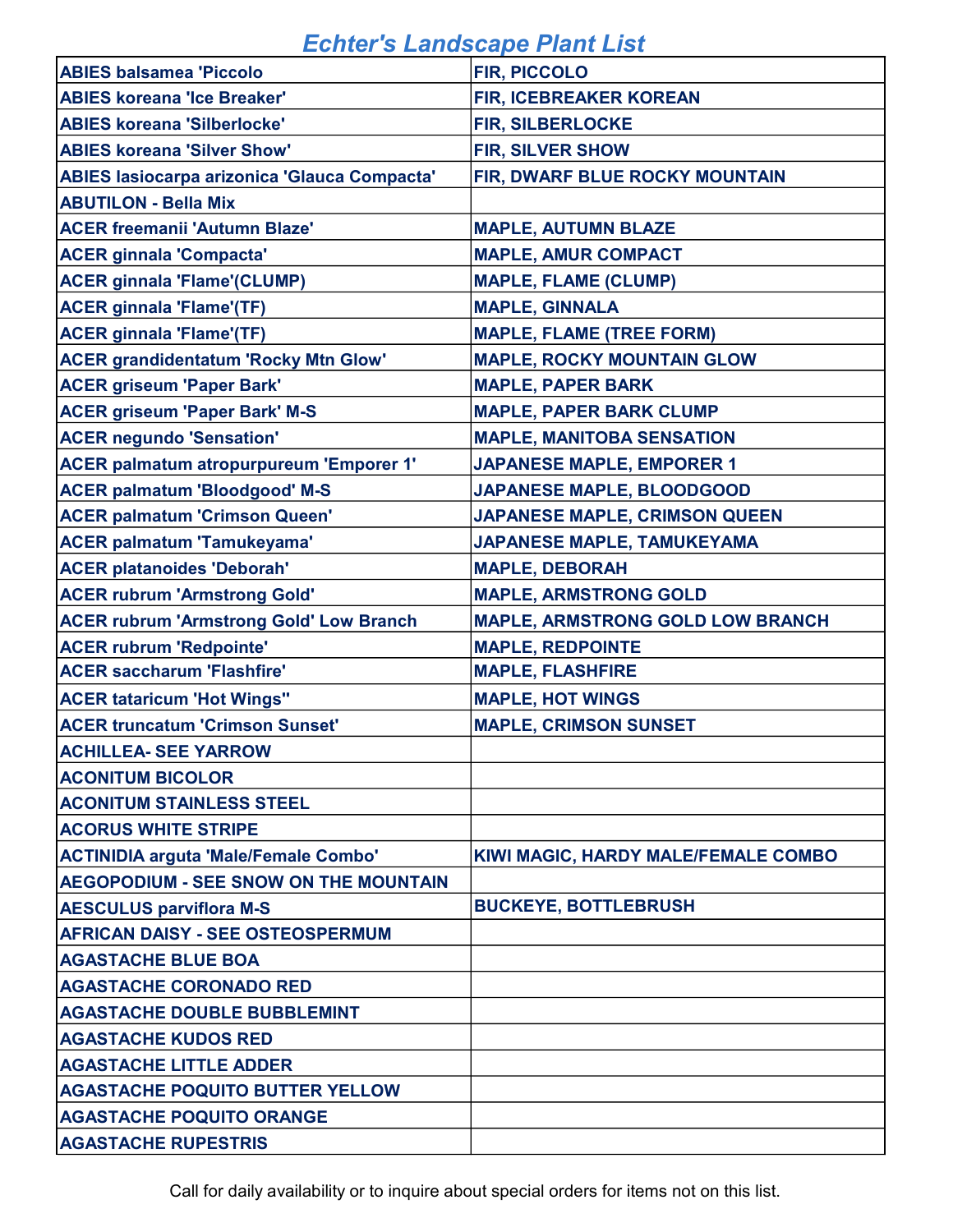# Echter's Landscape Plant List

| ABIES balsamea 'Piccolo | FIR, PICCOLO |
|---|---|
| ABIES koreana 'Ice Breaker' | FIR, ICEBREAKER KOREAN |
| ABIES koreana 'Silberlocke' | FIR, SILBERLOCKE |
| ABIES koreana 'Silver Show' | FIR, SILVER SHOW |
| ABIES lasiocarpa arizonica 'Glauca Compacta' | FIR, DWARF BLUE ROCKY MOUNTAIN |
| ABUTILON - Bella Mix | |
| ACER freemanii 'Autumn Blaze' | MAPLE, AUTUMN BLAZE |
| ACER ginnala 'Compacta' | MAPLE, AMUR COMPACT |
| ACER ginnala 'Flame'(CLUMP) | MAPLE, FLAME (CLUMP) |
| ACER ginnala 'Flame'(TF) | MAPLE, GINNALA |
| ACER ginnala 'Flame'(TF) | MAPLE, FLAME (TREE FORM) |
| ACER grandidentatum 'Rocky Mtn Glow' | MAPLE, ROCKY MOUNTAIN GLOW |
| ACER griseum 'Paper Bark' | MAPLE, PAPER BARK |
| ACER griseum 'Paper Bark' M-S | MAPLE, PAPER BARK CLUMP |
| ACER negundo 'Sensation' | MAPLE, MANITOBA SENSATION |
| ACER palmatum atropurpureum 'Emporer 1' | JAPANESE MAPLE, EMPORER 1 |
| ACER palmatum 'Bloodgood' M-S | JAPANESE MAPLE, BLOODGOOD |
| ACER palmatum 'Crimson Queen' | JAPANESE MAPLE, CRIMSON QUEEN |
| ACER palmatum 'Tamukeyama' | JAPANESE MAPLE, TAMUKEYAMA |
| ACER platanoides 'Deborah' | MAPLE, DEBORAH |
| ACER rubrum 'Armstrong Gold' | MAPLE, ARMSTRONG GOLD |
| ACER rubrum 'Armstrong Gold' Low Branch | MAPLE, ARMSTRONG GOLD LOW BRANCH |
| ACER rubrum 'Redpointe' | MAPLE, REDPOINTE |
| ACER saccharum 'Flashfire' | MAPLE, FLASHFIRE |
| ACER tataricum 'Hot Wings" | MAPLE, HOT WINGS |
| ACER truncatum 'Crimson Sunset' | MAPLE, CRIMSON SUNSET |
| ACHILLEA- SEE YARROW | |
| ACONITUM BICOLOR | |
| ACONITUM STAINLESS STEEL | |
| ACORUS WHITE STRIPE | |
| ACTINIDIA arguta 'Male/Female Combo' | KIWI MAGIC, HARDY MALE/FEMALE COMBO |
| AEGOPODIUM - SEE SNOW ON THE MOUNTAIN | |
| AESCULUS parviflora M-S | BUCKEYE, BOTTLEBRUSH |
| AFRICAN DAISY - SEE OSTEOSPERMUM | |
| AGASTACHE BLUE BOA | |
| AGASTACHE CORONADO RED | |
| AGASTACHE DOUBLE BUBBLEMINT | |
| AGASTACHE KUDOS RED | |
| AGASTACHE LITTLE ADDER | |
| AGASTACHE POQUITO BUTTER YELLOW | |
| AGASTACHE POQUITO ORANGE | |
| AGASTACHE RUPESTRIS | |

Call for daily availability or to inquire about special orders for items not on this list.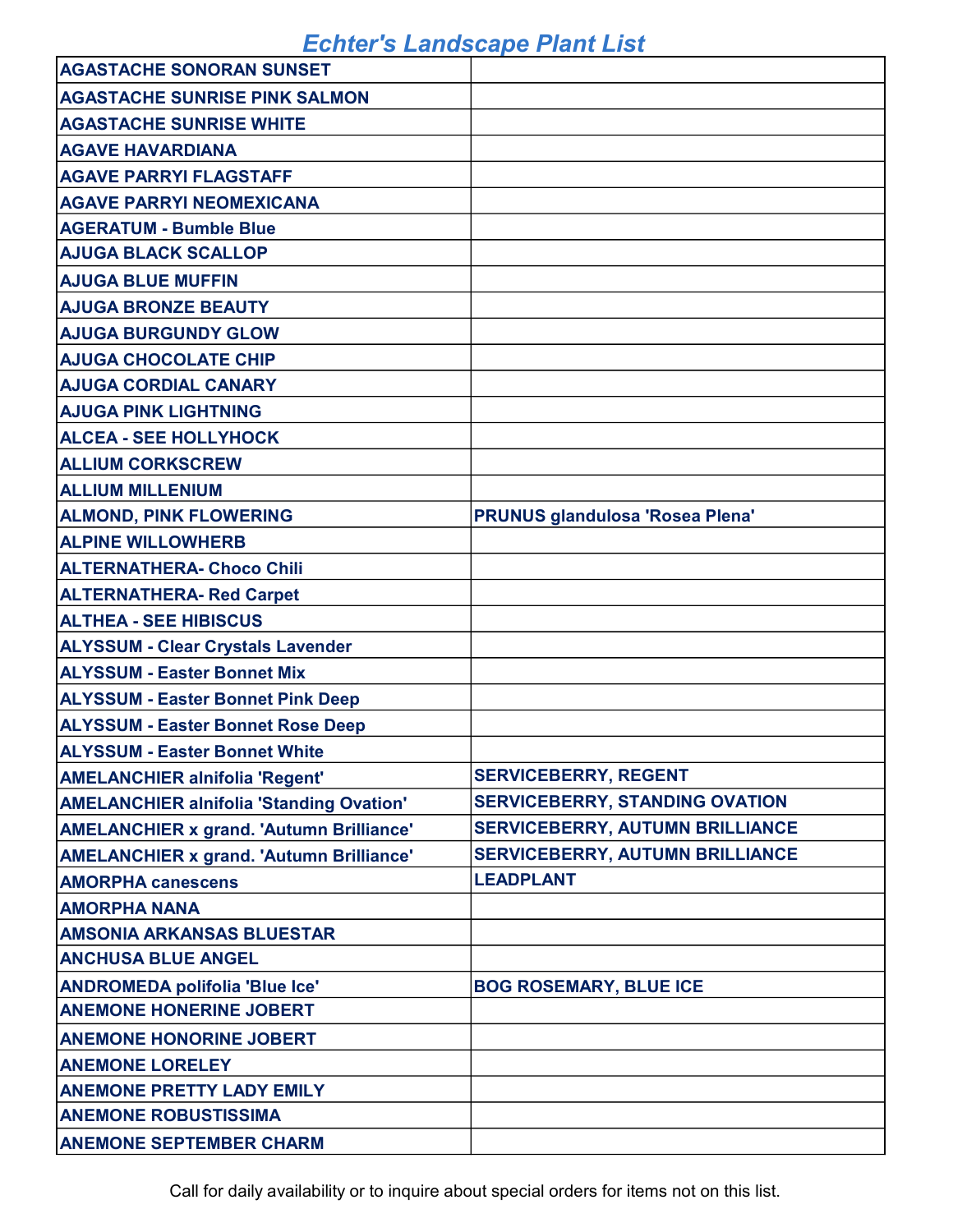# Echter's Landscape Plant List

| | |
|---|---|
| AGASTACHE SONORAN SUNSET | |
| AGASTACHE SUNRISE PINK SALMON | |
| AGASTACHE SUNRISE WHITE | |
| AGAVE HAVARDIANA | |
| AGAVE PARRYI FLAGSTAFF | |
| AGAVE PARRYI NEOMEXICANA | |
| AGERATUM - Bumble Blue | |
| AJUGA BLACK SCALLOP | |
| AJUGA BLUE MUFFIN | |
| AJUGA BRONZE BEAUTY | |
| AJUGA BURGUNDY GLOW | |
| AJUGA CHOCOLATE CHIP | |
| AJUGA CORDIAL CANARY | |
| AJUGA PINK LIGHTNING | |
| ALCEA - SEE HOLLYHOCK | |
| ALLIUM CORKSCREW | |
| ALLIUM MILLENIUM | |
| ALMOND, PINK FLOWERING | PRUNUS glandulosa 'Rosea Plena' |
| ALPINE WILLOWHERB | |
| ALTERNATHERA- Choco Chili | |
| ALTERNATHERA- Red Carpet | |
| ALTHEA - SEE HIBISCUS | |
| ALYSSUM - Clear Crystals Lavender | |
| ALYSSUM - Easter Bonnet Mix | |
| ALYSSUM - Easter Bonnet Pink Deep | |
| ALYSSUM - Easter Bonnet Rose Deep | |
| ALYSSUM - Easter Bonnet White | |
| AMELANCHIER alnifolia 'Regent' | SERVICEBERRY, REGENT |
| AMELANCHIER alnifolia 'Standing Ovation' | SERVICEBERRY, STANDING OVATION |
| AMELANCHIER x grand. 'Autumn Brilliance' | SERVICEBERRY, AUTUMN BRILLIANCE |
| AMELANCHIER x grand. 'Autumn Brilliance' | SERVICEBERRY, AUTUMN BRILLIANCE |
| AMORPHA canescens | LEADPLANT |
| AMORPHA NANA | |
| AMSONIA ARKANSAS BLUESTAR | |
| ANCHUSA BLUE ANGEL | |
| ANDROMEDA polifolia 'Blue Ice' | BOG ROSEMARY, BLUE ICE |
| ANEMONE HONERINE JOBERT | |
| ANEMONE HONORINE JOBERT | |
| ANEMONE LORELEY | |
| ANEMONE PRETTY LADY EMILY | |
| ANEMONE ROBUSTISSIMA | |
| ANEMONE SEPTEMBER CHARM | |

Call for daily availability or to inquire about special orders for items not on this list.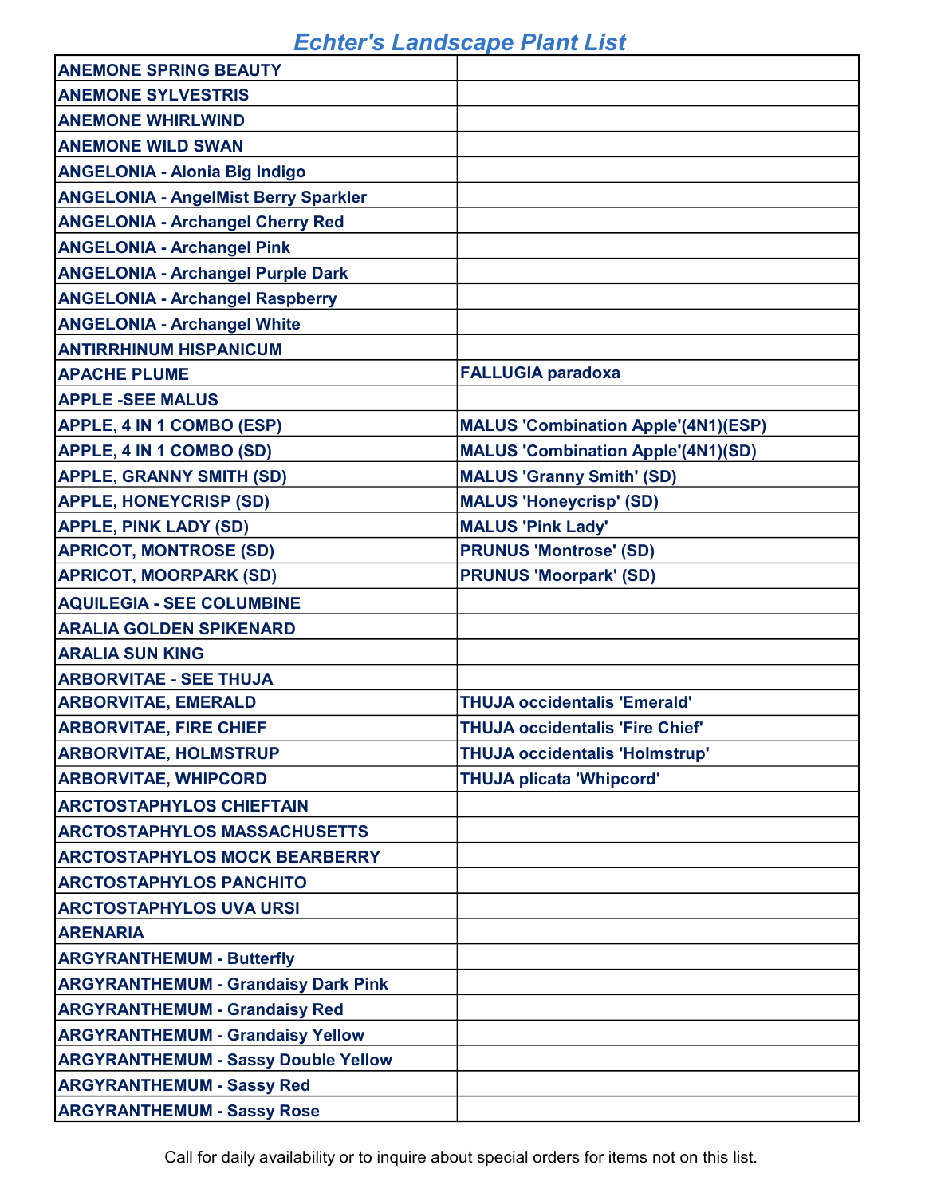# Echter's Landscape Plant List

| | |
|---|---|
| ANEMONE SPRING BEAUTY | |
| ANEMONE SYLVESTRIS | |
| ANEMONE WHIRLWIND | |
| ANEMONE WILD SWAN | |
| ANGELONIA - Alonia Big Indigo | |
| ANGELONIA - AngelMist Berry Sparkler | |
| ANGELONIA - Archangel Cherry Red | |
| ANGELONIA - Archangel Pink | |
| ANGELONIA - Archangel Purple Dark | |
| ANGELONIA - Archangel Raspberry | |
| ANGELONIA - Archangel White | |
| ANTIRRHINUM HISPANICUM | |
| APACHE PLUME | FALLUGIA paradoxa |
| APPLE -SEE MALUS | |
| APPLE, 4 IN 1 COMBO (ESP) | MALUS 'Combination Apple'(4N1)(ESP) |
| APPLE, 4 IN 1 COMBO (SD) | MALUS 'Combination Apple'(4N1)(SD) |
| APPLE, GRANNY SMITH (SD) | MALUS 'Granny Smith' (SD) |
| APPLE, HONEYCRISP (SD) | MALUS 'Honeycrisp' (SD) |
| APPLE, PINK LADY (SD) | MALUS 'Pink Lady' |
| APRICOT, MONTROSE (SD) | PRUNUS 'Montrose' (SD) |
| APRICOT, MOORPARK (SD) | PRUNUS 'Moorpark' (SD) |
| AQUILEGIA - SEE COLUMBINE | |
| ARALIA GOLDEN SPIKENARD | |
| ARALIA SUN KING | |
| ARBORVITAE - SEE THUJA | |
| ARBORVITAE, EMERALD | THUJA occidentalis 'Emerald' |
| ARBORVITAE, FIRE CHIEF | THUJA occidentalis 'Fire Chief' |
| ARBORVITAE, HOLMSTRUP | THUJA occidentalis 'Holmstrup' |
| ARBORVITAE, WHIPCORD | THUJA plicata 'Whipcord' |
| ARCTOSTAPHYLOS CHIEFTAIN | |
| ARCTOSTAPHYLOS MASSACHUSETTS | |
| ARCTOSTAPHYLOS MOCK BEARBERRY | |
| ARCTOSTAPHYLOS PANCHITO | |
| ARCTOSTAPHYLOS UVA URSI | |
| ARENARIA | |
| ARGYRANTHEMUM - Butterfly | |
| ARGYRANTHEMUM - Grandaisy Dark Pink | |
| ARGYRANTHEMUM - Grandaisy Red | |
| ARGYRANTHEMUM - Grandaisy Yellow | |
| ARGYRANTHEMUM - Sassy Double Yellow | |
| ARGYRANTHEMUM - Sassy Red | |
| ARGYRANTHEMUM - Sassy Rose | |

Call for daily availability or to inquire about special orders for items not on this list.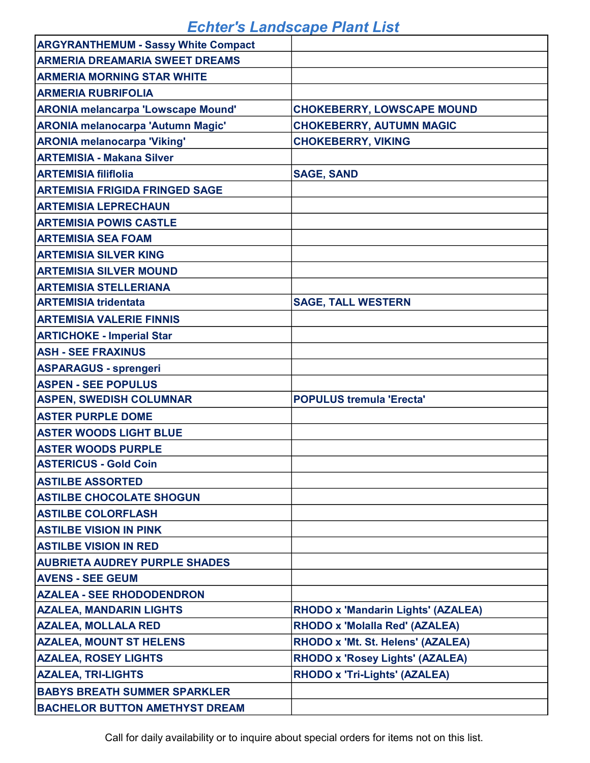# Echter's Landscape Plant List

| | |
|---|---|
| ARGYRANTHEMUM - Sassy White Compact | |
| ARMERIA DREAMARIA SWEET DREAMS | |
| ARMERIA MORNING STAR WHITE | |
| ARMERIA RUBRIFOLIA | |
| ARONIA melancarpa 'Lowscape Mound' | CHOKEBERRY, LOWSCAPE MOUND |
| ARONIA melanocarpa 'Autumn Magic' | CHOKEBERRY, AUTUMN MAGIC |
| ARONIA melanocarpa 'Viking' | CHOKEBERRY, VIKING |
| ARTEMISIA - Makana Silver | |
| ARTEMISIA filiflolia | SAGE, SAND |
| ARTEMISIA FRIGIDA FRINGED SAGE | |
| ARTEMISIA LEPRECHAUN | |
| ARTEMISIA POWIS CASTLE | |
| ARTEMISIA SEA FOAM | |
| ARTEMISIA SILVER KING | |
| ARTEMISIA SILVER MOUND | |
| ARTEMISIA STELLERIANA | |
| ARTEMISIA tridentata | SAGE, TALL WESTERN |
| ARTEMISIA VALERIE FINNIS | |
| ARTICHOKE - Imperial Star | |
| ASH - SEE FRAXINUS | |
| ASPARAGUS - sprengeri | |
| ASPEN - SEE POPULUS | |
| ASPEN, SWEDISH COLUMNAR | POPULUS tremula 'Erecta' |
| ASTER PURPLE DOME | |
| ASTER WOODS LIGHT BLUE | |
| ASTER WOODS PURPLE | |
| ASTERICUS - Gold Coin | |
| ASTILBE ASSORTED | |
| ASTILBE CHOCOLATE SHOGUN | |
| ASTILBE COLORFLASH | |
| ASTILBE VISION IN PINK | |
| ASTILBE VISION IN RED | |
| AUBRIETA AUDREY PURPLE SHADES | |
| AVENS - SEE GEUM | |
| AZALEA - SEE RHODODENDRON | |
| AZALEA, MANDARIN LIGHTS | RHODO x 'Mandarin Lights' (AZALEA) |
| AZALEA, MOLLALA RED | RHODO x 'Molalla Red' (AZALEA) |
| AZALEA, MOUNT ST HELENS | RHODO x 'Mt. St. Helens' (AZALEA) |
| AZALEA, ROSEY LIGHTS | RHODO x 'Rosey Lights' (AZALEA) |
| AZALEA, TRI-LIGHTS | RHODO x 'Tri-Lights' (AZALEA) |
| BABYS BREATH SUMMER SPARKLER | |
| BACHELOR BUTTON AMETHYST DREAM | |

Call for daily availability or to inquire about special orders for items not on this list.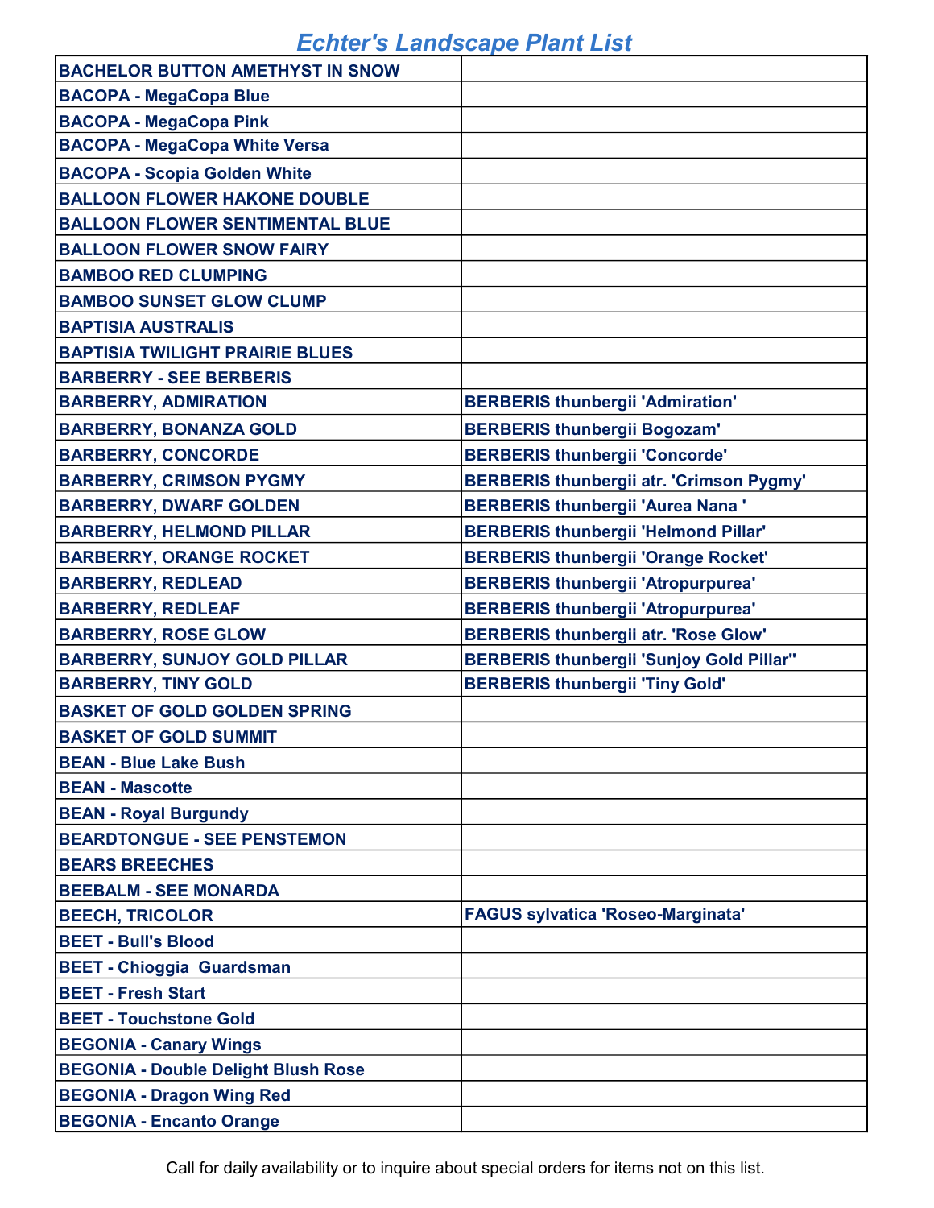# Echter's Landscape Plant List

| | |
|---|---|
| BACHELOR BUTTON AMETHYST IN SNOW | |
| BACOPA - MegaCopa Blue | |
| BACOPA - MegaCopa Pink | |
| BACOPA - MegaCopa White Versa | |
| BACOPA - Scopia Golden White | |
| BALLOON FLOWER HAKONE DOUBLE | |
| BALLOON FLOWER SENTIMENTAL BLUE | |
| BALLOON FLOWER SNOW FAIRY | |
| BAMBOO RED CLUMPING | |
| BAMBOO SUNSET GLOW CLUMP | |
| BAPTISIA AUSTRALIS | |
| BAPTISIA TWILIGHT PRAIRIE BLUES | |
| BARBERRY - SEE BERBERIS | |
| BARBERRY, ADMIRATION | BERBERIS thunbergii 'Admiration' |
| BARBERRY, BONANZA GOLD | BERBERIS thunbergii Bogozam' |
| BARBERRY, CONCORDE | BERBERIS thunbergii 'Concorde' |
| BARBERRY, CRIMSON PYGMY | BERBERIS thunbergii atr. 'Crimson Pygmy' |
| BARBERRY, DWARF GOLDEN | BERBERIS thunbergii 'Aurea Nana ' |
| BARBERRY, HELMOND PILLAR | BERBERIS thunbergii 'Helmond Pillar' |
| BARBERRY, ORANGE ROCKET | BERBERIS thunbergii 'Orange Rocket' |
| BARBERRY, REDLEAD | BERBERIS thunbergii 'Atropurpurea' |
| BARBERRY, REDLEAF | BERBERIS thunbergii 'Atropurpurea' |
| BARBERRY, ROSE GLOW | BERBERIS thunbergii atr. 'Rose Glow' |
| BARBERRY, SUNJOY GOLD PILLAR | BERBERIS thunbergii 'Sunjoy Gold Pillar'' |
| BARBERRY, TINY GOLD | BERBERIS thunbergii 'Tiny Gold' |
| BASKET OF GOLD GOLDEN SPRING | |
| BASKET OF GOLD SUMMIT | |
| BEAN - Blue Lake Bush | |
| BEAN - Mascotte | |
| BEAN - Royal Burgundy | |
| BEARDTONGUE - SEE PENSTEMON | |
| BEARS BREECHES | |
| BEEBALM - SEE MONARDA | |
| BEECH, TRICOLOR | FAGUS sylvatica 'Roseo-Marginata' |
| BEET - Bull's Blood | |
| BEET - Chioggia Guardsman | |
| BEET - Fresh Start | |
| BEET - Touchstone Gold | |
| BEGONIA - Canary Wings | |
| BEGONIA - Double Delight Blush Rose | |
| BEGONIA - Dragon Wing Red | |
| BEGONIA - Encanto Orange | |

Call for daily availability or to inquire about special orders for items not on this list.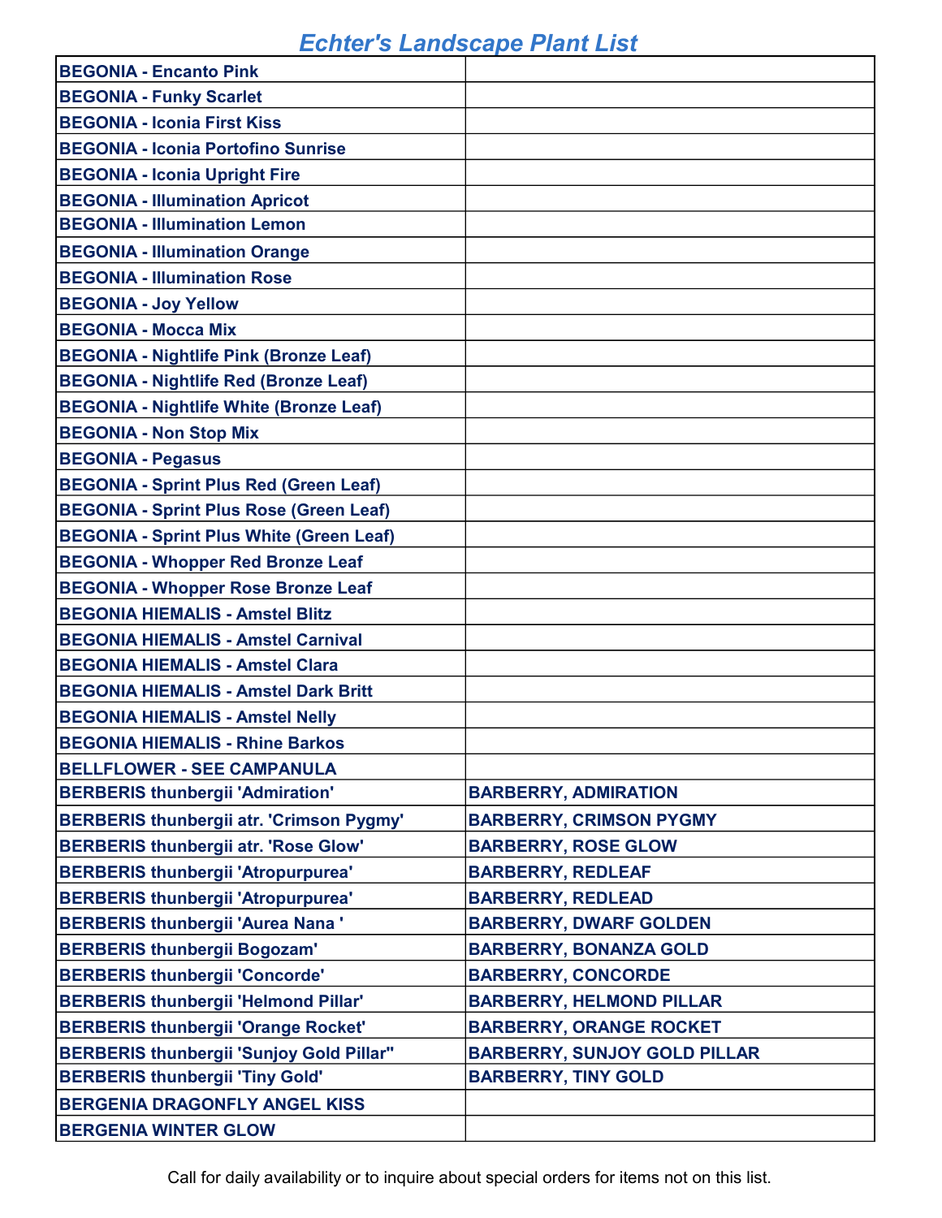# Echter's Landscape Plant List

| | |
|---|---|
| **BEGONIA - Encanto Pink** | |
| **BEGONIA - Funky Scarlet** | |
| **BEGONIA - Iconia First Kiss** | |
| **BEGONIA - Iconia Portofino Sunrise** | |
| **BEGONIA - Iconia Upright Fire** | |
| **BEGONIA - Illumination Apricot** | |
| **BEGONIA - Illumination Lemon** | |
| **BEGONIA - Illumination Orange** | |
| **BEGONIA - Illumination Rose** | |
| **BEGONIA - Joy Yellow** | |
| **BEGONIA - Mocca Mix** | |
| **BEGONIA - Nightlife Pink (Bronze Leaf)** | |
| **BEGONIA - Nightlife Red (Bronze Leaf)** | |
| **BEGONIA - Nightlife White (Bronze Leaf)** | |
| **BEGONIA - Non Stop Mix** | |
| **BEGONIA - Pegasus** | |
| **BEGONIA - Sprint Plus Red (Green Leaf)** | |
| **BEGONIA - Sprint Plus Rose (Green Leaf)** | |
| **BEGONIA - Sprint Plus White (Green Leaf)** | |
| **BEGONIA - Whopper Red Bronze Leaf** | |
| **BEGONIA - Whopper Rose Bronze Leaf** | |
| **BEGONIA HIEMALIS - Amstel Blitz** | |
| **BEGONIA HIEMALIS - Amstel Carnival** | |
| **BEGONIA HIEMALIS - Amstel Clara** | |
| **BEGONIA HIEMALIS - Amstel Dark Britt** | |
| **BEGONIA HIEMALIS - Amstel Nelly** | |
| **BEGONIA HIEMALIS - Rhine Barkos** | |
| **BELLFLOWER - SEE CAMPANULA** | |
| **BERBERIS thunbergii 'Admiration'** | **BARBERRY, ADMIRATION** |
| **BERBERIS thunbergii atr. 'Crimson Pygmy'** | **BARBERRY, CRIMSON PYGMY** |
| **BERBERIS thunbergii atr. 'Rose Glow'** | **BARBERRY, ROSE GLOW** |
| **BERBERIS thunbergii 'Atropurpurea'** | **BARBERRY, REDLEAF** |
| **BERBERIS thunbergii 'Atropurpurea'** | **BARBERRY, REDLEAD** |
| **BERBERIS thunbergii 'Aurea Nana '** | **BARBERRY, DWARF GOLDEN** |
| **BERBERIS thunbergii Bogozam'** | **BARBERRY, BONANZA GOLD** |
| **BERBERIS thunbergii 'Concorde'** | **BARBERRY, CONCORDE** |
| **BERBERIS thunbergii 'Helmond Pillar'** | **BARBERRY, HELMOND PILLAR** |
| **BERBERIS thunbergii 'Orange Rocket'** | **BARBERRY, ORANGE ROCKET** |
| **BERBERIS thunbergii 'Sunjoy Gold Pillar''** | **BARBERRY, SUNJOY GOLD PILLAR** |
| **BERBERIS thunbergii 'Tiny Gold'** | **BARBERRY, TINY GOLD** |
| **BERGENIA DRAGONFLY ANGEL KISS** | |
| **BERGENIA WINTER GLOW** | |

Call for daily availability or to inquire about special orders for items not on this list.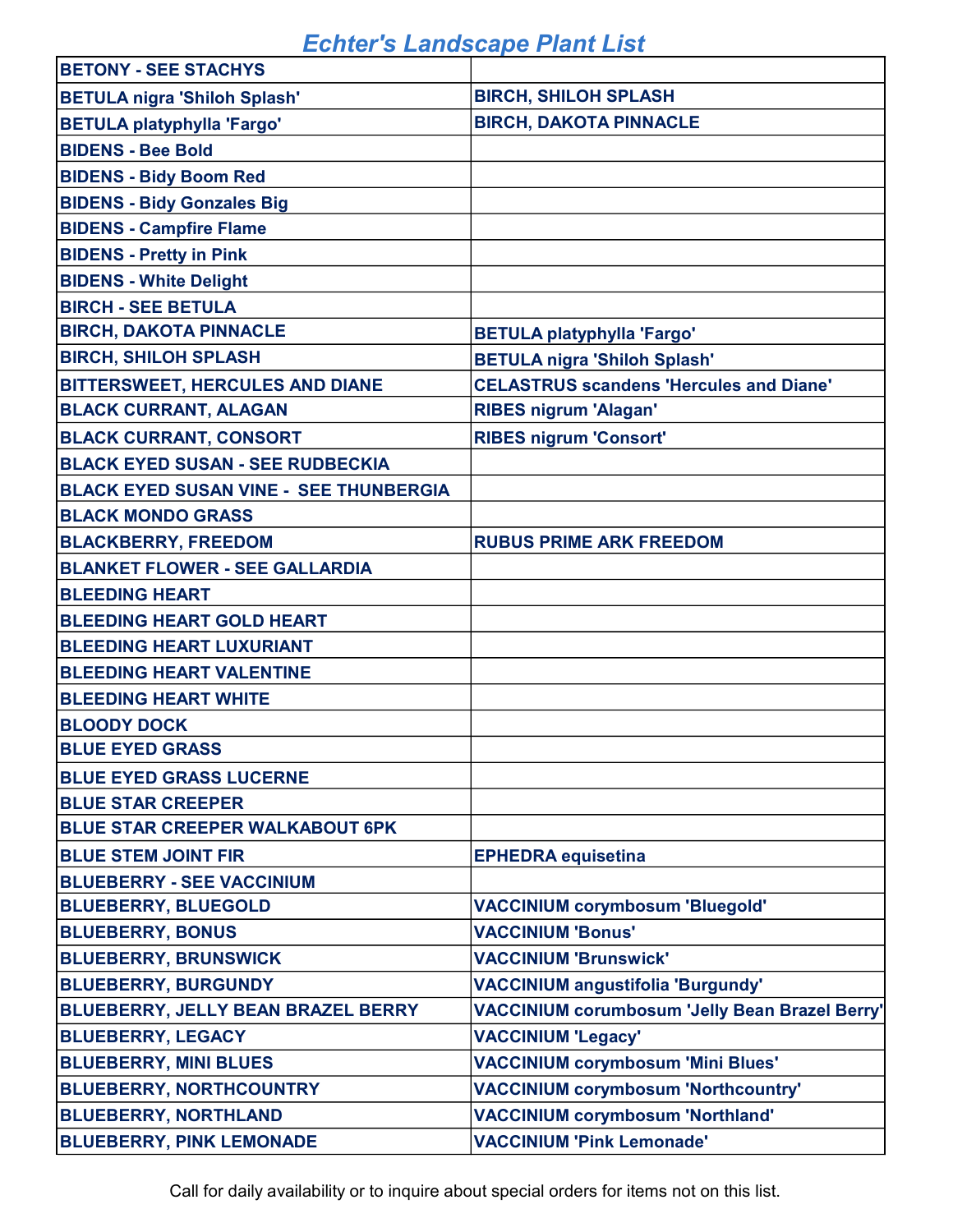# Echter's Landscape Plant List

| | |
|---|---|
| BETONY - SEE STACHYS | |
| BETULA nigra 'Shiloh Splash' | BIRCH, SHILOH SPLASH |
| BETULA platyphylla 'Fargo' | BIRCH, DAKOTA PINNACLE |
| BIDENS - Bee Bold | |
| BIDENS - Bidy Boom Red | |
| BIDENS - Bidy Gonzales Big | |
| BIDENS - Campfire Flame | |
| BIDENS - Pretty in Pink | |
| BIDENS - White Delight | |
| BIRCH - SEE BETULA | |
| BIRCH, DAKOTA PINNACLE | BETULA platyphylla 'Fargo' |
| BIRCH, SHILOH SPLASH | BETULA nigra 'Shiloh Splash' |
| BITTERSWEET, HERCULES AND DIANE | CELASTRUS scandens 'Hercules and Diane' |
| BLACK CURRANT, ALAGAN | RIBES nigrum 'Alagan' |
| BLACK CURRANT, CONSORT | RIBES nigrum 'Consort' |
| BLACK EYED SUSAN - SEE RUDBECKIA | |
| BLACK EYED SUSAN VINE - SEE THUNBERGIA | |
| BLACK MONDO GRASS | |
| BLACKBERRY, FREEDOM | RUBUS PRIME ARK FREEDOM |
| BLANKET FLOWER - SEE GALLARDIA | |
| BLEEDING HEART | |
| BLEEDING HEART GOLD HEART | |
| BLEEDING HEART LUXURIANT | |
| BLEEDING HEART VALENTINE | |
| BLEEDING HEART WHITE | |
| BLOODY DOCK | |
| BLUE EYED GRASS | |
| BLUE EYED GRASS LUCERNE | |
| BLUE STAR CREEPER | |
| BLUE STAR CREEPER WALKABOUT 6PK | |
| BLUE STEM JOINT FIR | EPHEDRA equisetina |
| BLUEBERRY - SEE VACCINIUM | |
| BLUEBERRY, BLUEGOLD | VACCINIUM corymbosum 'Bluegold' |
| BLUEBERRY, BONUS | VACCINIUM 'Bonus' |
| BLUEBERRY, BRUNSWICK | VACCINIUM 'Brunswick' |
| BLUEBERRY, BURGUNDY | VACCINIUM angustifolia 'Burgundy' |
| BLUEBERRY, JELLY BEAN BRAZEL BERRY | VACCINIUM corumbosum 'Jelly Bean Brazel Berry' |
| BLUEBERRY, LEGACY | VACCINIUM 'Legacy' |
| BLUEBERRY, MINI BLUES | VACCINIUM corymbosum 'Mini Blues' |
| BLUEBERRY, NORTHCOUNTRY | VACCINIUM corymbosum 'Northcountry' |
| BLUEBERRY, NORTHLAND | VACCINIUM corymbosum 'Northland' |
| BLUEBERRY, PINK LEMONADE | VACCINIUM 'Pink Lemonade' |

Call for daily availability or to inquire about special orders for items not on this list.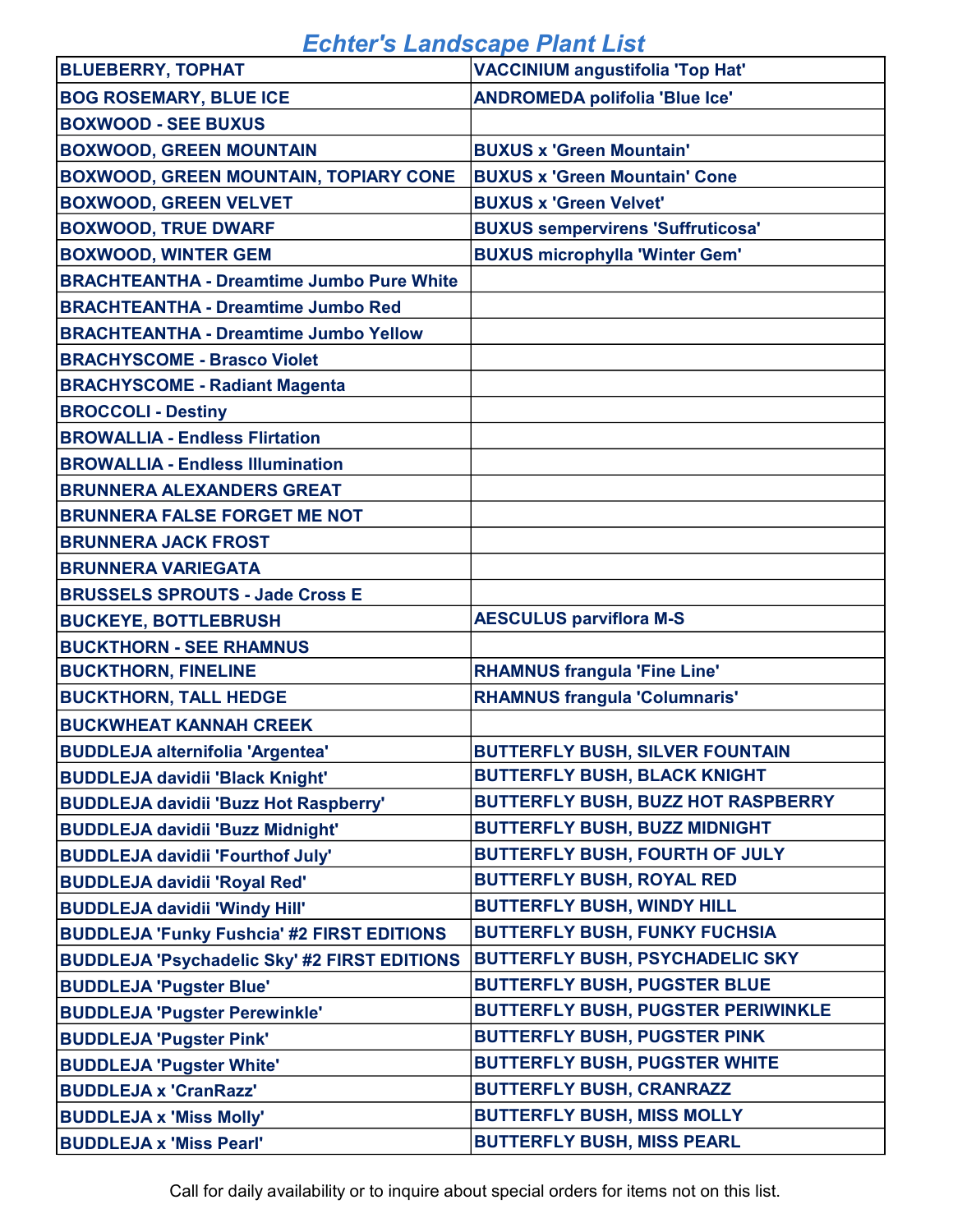# Echter's Landscape Plant List

| | |
|---|---|
| **BLUEBERRY, TOPHAT** | **VACCINIUM angustifolia 'Top Hat'** |
| **BOG ROSEMARY, BLUE ICE** | **ANDROMEDA polifolia 'Blue Ice'** |
| **BOXWOOD - SEE BUXUS** | |
| **BOXWOOD, GREEN MOUNTAIN** | **BUXUS x 'Green Mountain'** |
| **BOXWOOD, GREEN MOUNTAIN, TOPIARY CONE** | **BUXUS x 'Green Mountain' Cone** |
| **BOXWOOD, GREEN VELVET** | **BUXUS x 'Green Velvet'** |
| **BOXWOOD, TRUE DWARF** | **BUXUS sempervirens 'Suffruticosa'** |
| **BOXWOOD, WINTER GEM** | **BUXUS microphylla 'Winter Gem'** |
| **BRACHTEANTHA - Dreamtime Jumbo Pure White** | |
| **BRACHTEANTHA - Dreamtime Jumbo Red** | |
| **BRACHTEANTHA - Dreamtime Jumbo Yellow** | |
| **BRACHYSCOME - Brasco Violet** | |
| **BRACHYSCOME - Radiant Magenta** | |
| **BROCCOLI - Destiny** | |
| **BROWALLIA - Endless Flirtation** | |
| **BROWALLIA - Endless Illumination** | |
| **BRUNNERA ALEXANDERS GREAT** | |
| **BRUNNERA FALSE FORGET ME NOT** | |
| **BRUNNERA JACK FROST** | |
| **BRUNNERA VARIEGATA** | |
| **BRUSSELS SPROUTS - Jade Cross E** | |
| **BUCKEYE, BOTTLEBRUSH** | **AESCULUS parviflora M-S** |
| **BUCKTHORN - SEE RHAMNUS** | |
| **BUCKTHORN, FINELINE** | **RHAMNUS frangula 'Fine Line'** |
| **BUCKTHORN, TALL HEDGE** | **RHAMNUS frangula 'Columnaris'** |
| **BUCKWHEAT KANNAH CREEK** | |
| **BUDDLEJA alternifolia 'Argentea'** | **BUTTERFLY BUSH, SILVER FOUNTAIN** |
| **BUDDLEJA davidii 'Black Knight'** | **BUTTERFLY BUSH, BLACK KNIGHT** |
| **BUDDLEJA davidii 'Buzz Hot Raspberry'** | **BUTTERFLY BUSH, BUZZ HOT RASPBERRY** |
| **BUDDLEJA davidii 'Buzz Midnight'** | **BUTTERFLY BUSH, BUZZ MIDNIGHT** |
| **BUDDLEJA davidii 'Fourthof July'** | **BUTTERFLY BUSH, FOURTH OF JULY** |
| **BUDDLEJA davidii 'Royal Red'** | **BUTTERFLY BUSH, ROYAL RED** |
| **BUDDLEJA davidii 'Windy Hill'** | **BUTTERFLY BUSH, WINDY HILL** |
| **BUDDLEJA 'Funky Fushcia' #2 FIRST EDITIONS** | **BUTTERFLY BUSH, FUNKY FUCHSIA** |
| **BUDDLEJA 'Psychadelic Sky' #2 FIRST EDITIONS** | **BUTTERFLY BUSH, PSYCHADELIC SKY** |
| **BUDDLEJA 'Pugster Blue'** | **BUTTERFLY BUSH, PUGSTER BLUE** |
| **BUDDLEJA 'Pugster Perewinkle'** | **BUTTERFLY BUSH, PUGSTER PERIWINKLE** |
| **BUDDLEJA 'Pugster Pink'** | **BUTTERFLY BUSH, PUGSTER PINK** |
| **BUDDLEJA 'Pugster White'** | **BUTTERFLY BUSH, PUGSTER WHITE** |
| **BUDDLEJA x 'CranRazz'** | **BUTTERFLY BUSH, CRANRAZZ** |
| **BUDDLEJA x 'Miss Molly'** | **BUTTERFLY BUSH, MISS MOLLY** |
| **BUDDLEJA x 'Miss Pearl'** | **BUTTERFLY BUSH, MISS PEARL** |

Call for daily availability or to inquire about special orders for items not on this list.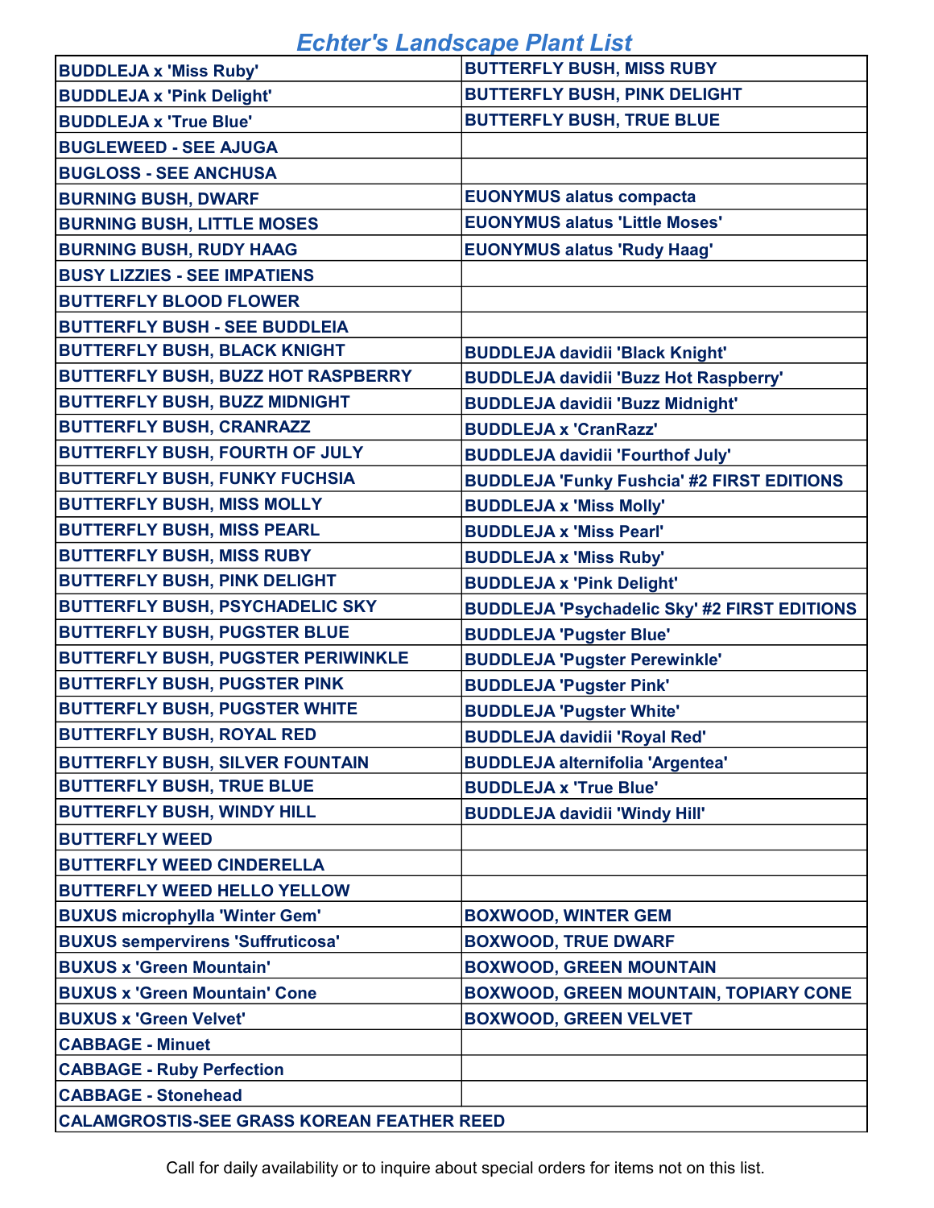# Echter's Landscape Plant List

| | |
|---|---|
| BUDDLEJA x 'Miss Ruby' | BUTTERFLY BUSH, MISS RUBY |
| BUDDLEJA x 'Pink Delight' | BUTTERFLY BUSH, PINK DELIGHT |
| BUDDLEJA x 'True Blue' | BUTTERFLY BUSH, TRUE BLUE |
| BUGLEWEED - SEE AJUGA | |
| BUGLOSS - SEE ANCHUSA | |
| BURNING BUSH, DWARF | EUONYMUS alatus compacta |
| BURNING BUSH, LITTLE MOSES | EUONYMUS alatus 'Little Moses' |
| BURNING BUSH, RUDY HAAG | EUONYMUS alatus 'Rudy Haag' |
| BUSY LIZZIES - SEE IMPATIENS | |
| BUTTERFLY BLOOD FLOWER | |
| BUTTERFLY BUSH - SEE BUDDLEIA | |
| BUTTERFLY BUSH, BLACK KNIGHT | BUDDLEJA davidii 'Black Knight' |
| BUTTERFLY BUSH, BUZZ HOT RASPBERRY | BUDDLEJA davidii 'Buzz Hot Raspberry' |
| BUTTERFLY BUSH, BUZZ MIDNIGHT | BUDDLEJA davidii 'Buzz Midnight' |
| BUTTERFLY BUSH, CRANRAZZ | BUDDLEJA x 'CranRazz' |
| BUTTERFLY BUSH, FOURTH OF JULY | BUDDLEJA davidii 'Fourthof July' |
| BUTTERFLY BUSH, FUNKY FUCHSIA | BUDDLEJA 'Funky Fushcia' #2 FIRST EDITIONS |
| BUTTERFLY BUSH, MISS MOLLY | BUDDLEJA x 'Miss Molly' |
| BUTTERFLY BUSH, MISS PEARL | BUDDLEJA x 'Miss Pearl' |
| BUTTERFLY BUSH, MISS RUBY | BUDDLEJA x 'Miss Ruby' |
| BUTTERFLY BUSH, PINK DELIGHT | BUDDLEJA x 'Pink Delight' |
| BUTTERFLY BUSH, PSYCHADELIC SKY | BUDDLEJA 'Psychadelic Sky' #2 FIRST EDITIONS |
| BUTTERFLY BUSH, PUGSTER BLUE | BUDDLEJA 'Pugster Blue' |
| BUTTERFLY BUSH, PUGSTER PERIWINKLE | BUDDLEJA 'Pugster Perewinkle' |
| BUTTERFLY BUSH, PUGSTER PINK | BUDDLEJA 'Pugster Pink' |
| BUTTERFLY BUSH, PUGSTER WHITE | BUDDLEJA 'Pugster White' |
| BUTTERFLY BUSH, ROYAL RED | BUDDLEJA davidii 'Royal Red' |
| BUTTERFLY BUSH, SILVER FOUNTAIN | BUDDLEJA alternifolia 'Argentea' |
| BUTTERFLY BUSH, TRUE BLUE | BUDDLEJA x 'True Blue' |
| BUTTERFLY BUSH, WINDY HILL | BUDDLEJA davidii 'Windy Hill' |
| BUTTERFLY WEED | |
| BUTTERFLY WEED CINDERELLA | |
| BUTTERFLY WEED HELLO YELLOW | |
| BUXUS microphylla 'Winter Gem' | BOXWOOD, WINTER GEM |
| BUXUS sempervirens 'Suffruticosa' | BOXWOOD, TRUE DWARF |
| BUXUS x 'Green Mountain' | BOXWOOD, GREEN MOUNTAIN |
| BUXUS x 'Green Mountain' Cone | BOXWOOD, GREEN MOUNTAIN, TOPIARY CONE |
| BUXUS x 'Green Velvet' | BOXWOOD, GREEN VELVET |
| CABBAGE - Minuet | |
| CABBAGE - Ruby Perfection | |
| CABBAGE - Stonehead | |
| CALAMGROSTIS-SEE GRASS KOREAN FEATHER REED | |

Call for daily availability or to inquire about special orders for items not on this list.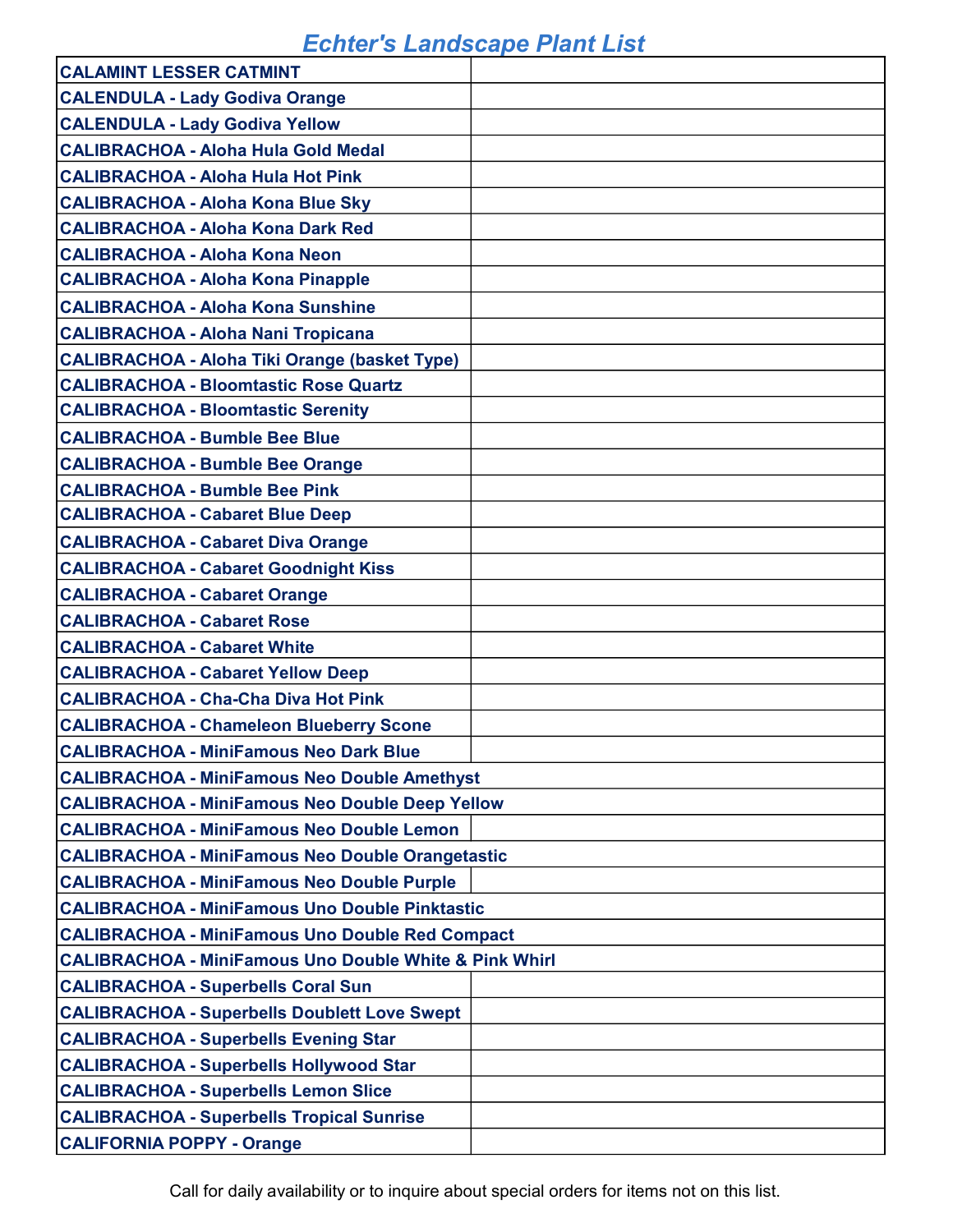# Echter's Landscape Plant List

| | |
|---|---|
| CALAMINT LESSER CATMINT | |
| CALENDULA - Lady Godiva Orange | |
| CALENDULA - Lady Godiva Yellow | |
| CALIBRACHOA - Aloha Hula Gold Medal | |
| CALIBRACHOA - Aloha Hula Hot Pink | |
| CALIBRACHOA - Aloha Kona Blue Sky | |
| CALIBRACHOA - Aloha Kona Dark Red | |
| CALIBRACHOA - Aloha Kona Neon | |
| CALIBRACHOA - Aloha Kona Pinapple | |
| CALIBRACHOA - Aloha Kona Sunshine | |
| CALIBRACHOA - Aloha Nani Tropicana | |
| CALIBRACHOA - Aloha Tiki Orange (basket Type) | |
| CALIBRACHOA - Bloomtastic Rose Quartz | |
| CALIBRACHOA - Bloomtastic Serenity | |
| CALIBRACHOA - Bumble Bee Blue | |
| CALIBRACHOA - Bumble Bee Orange | |
| CALIBRACHOA - Bumble Bee Pink | |
| CALIBRACHOA - Cabaret Blue Deep | |
| CALIBRACHOA - Cabaret Diva Orange | |
| CALIBRACHOA - Cabaret Goodnight Kiss | |
| CALIBRACHOA - Cabaret Orange | |
| CALIBRACHOA - Cabaret Rose | |
| CALIBRACHOA - Cabaret White | |
| CALIBRACHOA - Cabaret Yellow Deep | |
| CALIBRACHOA - Cha-Cha Diva Hot Pink | |
| CALIBRACHOA - Chameleon Blueberry Scone | |
| CALIBRACHOA - MiniFamous Neo Dark Blue | |
| CALIBRACHOA - MiniFamous Neo Double Amethyst | |
| CALIBRACHOA - MiniFamous Neo Double Deep Yellow | |
| CALIBRACHOA - MiniFamous Neo Double Lemon | |
| CALIBRACHOA - MiniFamous Neo Double Orangetastic | |
| CALIBRACHOA - MiniFamous Neo Double Purple | |
| CALIBRACHOA - MiniFamous Uno Double Pinktastic | |
| CALIBRACHOA - MiniFamous Uno Double Red Compact | |
| CALIBRACHOA - MiniFamous Uno Double White & Pink Whirl | |
| CALIBRACHOA - Superbells Coral Sun | |
| CALIBRACHOA - Superbells Doublett Love Swept | |
| CALIBRACHOA - Superbells Evening Star | |
| CALIBRACHOA - Superbells Hollywood Star | |
| CALIBRACHOA - Superbells Lemon Slice | |
| CALIBRACHOA - Superbells Tropical Sunrise | |
| CALIFORNIA POPPY - Orange | |

Call for daily availability or to inquire about special orders for items not on this list.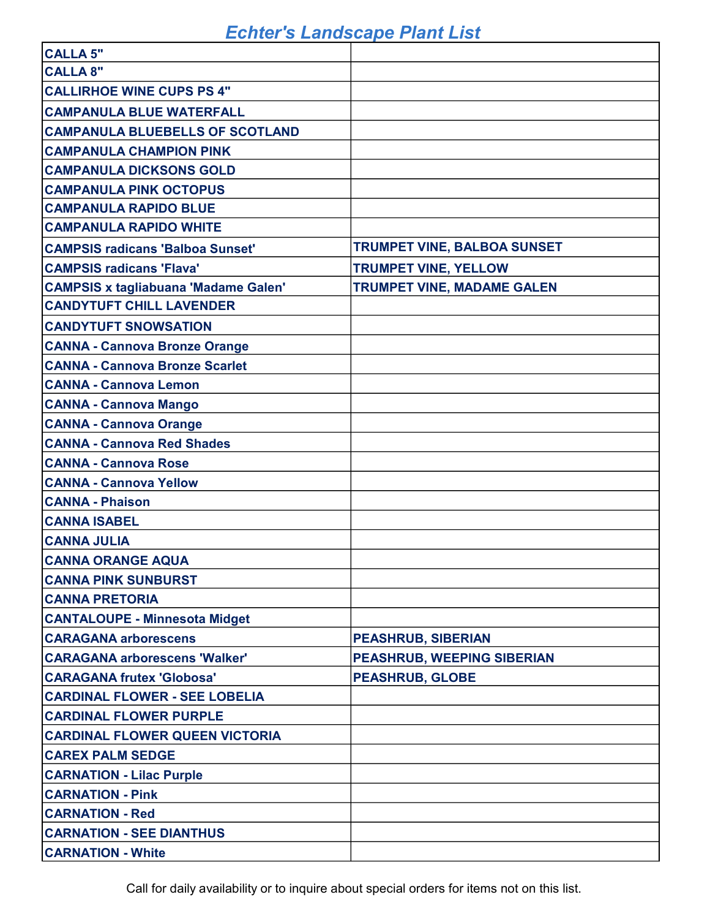# Echter's Landscape Plant List

| | |
|---|---|
| CALLA 5" | |
| CALLA 8" | |
| CALLIRHOE WINE CUPS PS 4" | |
| CAMPANULA BLUE WATERFALL | |
| CAMPANULA BLUEBELLS OF SCOTLAND | |
| CAMPANULA CHAMPION PINK | |
| CAMPANULA DICKSONS GOLD | |
| CAMPANULA PINK OCTOPUS | |
| CAMPANULA RAPIDO BLUE | |
| CAMPANULA RAPIDO WHITE | |
| CAMPSIS radicans 'Balboa Sunset' | TRUMPET VINE, BALBOA SUNSET |
| CAMPSIS radicans 'Flava' | TRUMPET VINE, YELLOW |
| CAMPSIS x tagliabuana 'Madame Galen' | TRUMPET VINE, MADAME GALEN |
| CANDYTUFT CHILL LAVENDER | |
| CANDYTUFT SNOWSATION | |
| CANNA - Cannova Bronze Orange | |
| CANNA - Cannova Bronze Scarlet | |
| CANNA - Cannova Lemon | |
| CANNA - Cannova Mango | |
| CANNA - Cannova Orange | |
| CANNA - Cannova Red Shades | |
| CANNA - Cannova Rose | |
| CANNA - Cannova Yellow | |
| CANNA - Phaison | |
| CANNA ISABEL | |
| CANNA JULIA | |
| CANNA ORANGE AQUA | |
| CANNA PINK SUNBURST | |
| CANNA PRETORIA | |
| CANTALOUPE - Minnesota Midget | |
| CARAGANA arborescens | PEASHRUB, SIBERIAN |
| CARAGANA arborescens 'Walker' | PEASHRUB, WEEPING SIBERIAN |
| CARAGANA frutex 'Globosa' | PEASHRUB, GLOBE |
| CARDINAL FLOWER - SEE LOBELIA | |
| CARDINAL FLOWER PURPLE | |
| CARDINAL FLOWER QUEEN VICTORIA | |
| CAREX PALM SEDGE | |
| CARNATION - Lilac Purple | |
| CARNATION - Pink | |
| CARNATION - Red | |
| CARNATION - SEE DIANTHUS | |
| CARNATION - White | |

Call for daily availability or to inquire about special orders for items not on this list.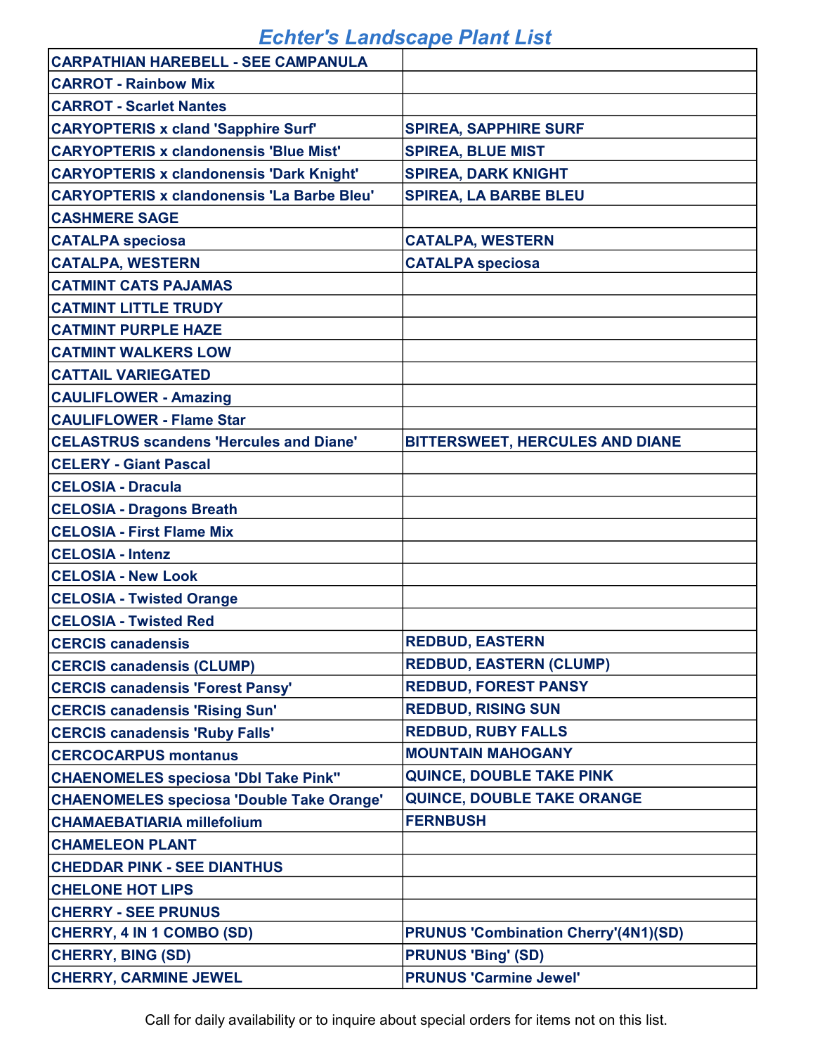# Echter's Landscape Plant List

| | |
|---|---|
| CARPATHIAN HAREBELL - SEE CAMPANULA | |
| CARROT - Rainbow Mix | |
| CARROT - Scarlet Nantes | |
| CARYOPTERIS x cland 'Sapphire Surf' | SPIREA, SAPPHIRE SURF |
| CARYOPTERIS x clandonensis 'Blue Mist' | SPIREA, BLUE MIST |
| CARYOPTERIS x clandonensis 'Dark Knight' | SPIREA, DARK KNIGHT |
| CARYOPTERIS x clandonensis 'La Barbe Bleu' | SPIREA, LA BARBE BLEU |
| CASHMERE SAGE | |
| CATALPA speciosa | CATALPA, WESTERN |
| CATALPA, WESTERN | CATALPA speciosa |
| CATMINT CATS PAJAMAS | |
| CATMINT LITTLE TRUDY | |
| CATMINT PURPLE HAZE | |
| CATMINT WALKERS LOW | |
| CATTAIL VARIEGATED | |
| CAULIFLOWER - Amazing | |
| CAULIFLOWER - Flame Star | |
| CELASTRUS scandens 'Hercules and Diane' | BITTERSWEET, HERCULES AND DIANE |
| CELERY - Giant Pascal | |
| CELOSIA - Dracula | |
| CELOSIA - Dragons Breath | |
| CELOSIA - First Flame Mix | |
| CELOSIA - Intenz | |
| CELOSIA - New Look | |
| CELOSIA - Twisted Orange | |
| CELOSIA - Twisted Red | |
| CERCIS canadensis | REDBUD, EASTERN |
| CERCIS canadensis (CLUMP) | REDBUD, EASTERN (CLUMP) |
| CERCIS canadensis 'Forest Pansy' | REDBUD, FOREST PANSY |
| CERCIS canadensis 'Rising Sun' | REDBUD, RISING SUN |
| CERCIS canadensis 'Ruby Falls' | REDBUD, RUBY FALLS |
| CERCOCARPUS montanus | MOUNTAIN MAHOGANY |
| CHAENOMELES speciosa 'Dbl Take Pink'' | QUINCE, DOUBLE TAKE PINK |
| CHAENOMELES speciosa 'Double Take Orange' | QUINCE, DOUBLE TAKE ORANGE |
| CHAMAEBATIARIA millefolium | FERNBUSH |
| CHAMELEON PLANT | |
| CHEDDAR PINK - SEE DIANTHUS | |
| CHELONE HOT LIPS | |
| CHERRY - SEE PRUNUS | |
| CHERRY, 4 IN 1 COMBO (SD) | PRUNUS 'Combination Cherry'(4N1)(SD) |
| CHERRY, BING (SD) | PRUNUS 'Bing' (SD) |
| CHERRY, CARMINE JEWEL | PRUNUS 'Carmine Jewel' |

Call for daily availability or to inquire about special orders for items not on this list.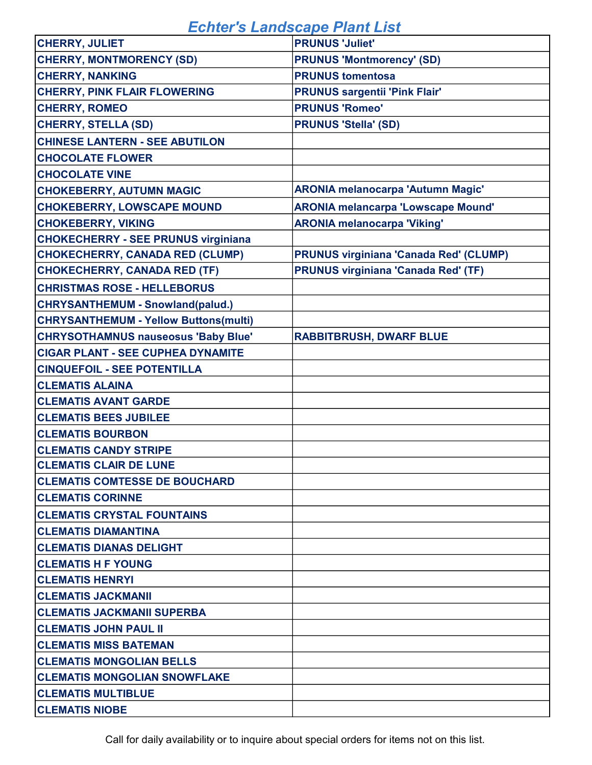# Echter's Landscape Plant List

| | |
|---|---|
| CHERRY, JULIET | PRUNUS 'Juliet' |
| CHERRY, MONTMORENCY (SD) | PRUNUS 'Montmorency' (SD) |
| CHERRY, NANKING | PRUNUS tomentosa |
| CHERRY, PINK FLAIR FLOWERING | PRUNUS sargentii 'Pink Flair' |
| CHERRY, ROMEO | PRUNUS 'Romeo' |
| CHERRY, STELLA (SD) | PRUNUS 'Stella' (SD) |
| CHINESE LANTERN - SEE ABUTILON | |
| CHOCOLATE FLOWER | |
| CHOCOLATE VINE | |
| CHOKEBERRY, AUTUMN MAGIC | ARONIA melanocarpa 'Autumn Magic' |
| CHOKEBERRY, LOWSCAPE MOUND | ARONIA melancarpa 'Lowscape Mound' |
| CHOKEBERRY, VIKING | ARONIA melanocarpa 'Viking' |
| CHOKECHERRY - SEE PRUNUS virginiana | |
| CHOKECHERRY, CANADA RED (CLUMP) | PRUNUS virginiana 'Canada Red' (CLUMP) |
| CHOKECHERRY, CANADA RED (TF) | PRUNUS virginiana 'Canada Red' (TF) |
| CHRISTMAS ROSE - HELLEBORUS | |
| CHRYSANTHEMUM - Snowland(palud.) | |
| CHRYSANTHEMUM - Yellow Buttons(multi) | |
| CHRYSOTHAMNUS nauseosus 'Baby Blue' | RABBITBRUSH, DWARF BLUE |
| CIGAR PLANT - SEE CUPHEA DYNAMITE | |
| CINQUEFOIL - SEE POTENTILLA | |
| CLEMATIS ALAINA | |
| CLEMATIS AVANT GARDE | |
| CLEMATIS BEES JUBILEE | |
| CLEMATIS BOURBON | |
| CLEMATIS CANDY STRIPE | |
| CLEMATIS CLAIR DE LUNE | |
| CLEMATIS COMTESSE DE BOUCHARD | |
| CLEMATIS CORINNE | |
| CLEMATIS CRYSTAL FOUNTAINS | |
| CLEMATIS DIAMANTINA | |
| CLEMATIS DIANAS DELIGHT | |
| CLEMATIS H F YOUNG | |
| CLEMATIS HENRYI | |
| CLEMATIS JACKMANII | |
| CLEMATIS JACKMANII SUPERBA | |
| CLEMATIS JOHN PAUL II | |
| CLEMATIS MISS BATEMAN | |
| CLEMATIS MONGOLIAN BELLS | |
| CLEMATIS MONGOLIAN SNOWFLAKE | |
| CLEMATIS MULTIBLUE | |
| CLEMATIS NIOBE | |

Call for daily availability or to inquire about special orders for items not on this list.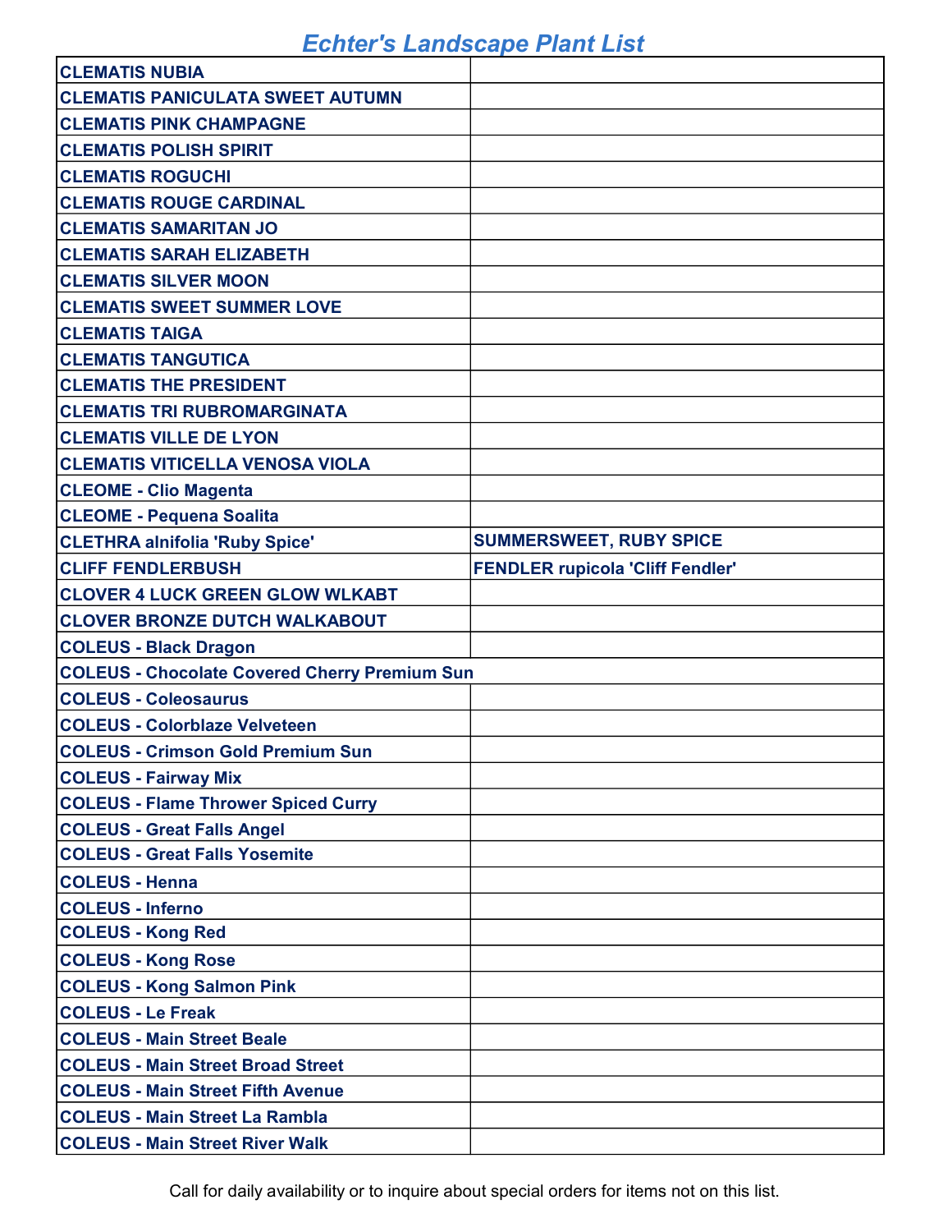# Echter's Landscape Plant List

| | |
|---|---|
| CLEMATIS NUBIA | |
| CLEMATIS PANICULATA SWEET AUTUMN | |
| CLEMATIS PINK CHAMPAGNE | |
| CLEMATIS POLISH SPIRIT | |
| CLEMATIS ROGUCHI | |
| CLEMATIS ROUGE CARDINAL | |
| CLEMATIS SAMARITAN JO | |
| CLEMATIS SARAH ELIZABETH | |
| CLEMATIS SILVER MOON | |
| CLEMATIS SWEET SUMMER LOVE | |
| CLEMATIS TAIGA | |
| CLEMATIS TANGUTICA | |
| CLEMATIS THE PRESIDENT | |
| CLEMATIS TRI RUBROMARGINATA | |
| CLEMATIS VILLE DE LYON | |
| CLEMATIS VITICELLA VENOSA VIOLA | |
| CLEOME - Clio Magenta | |
| CLEOME - Pequena Soalita | |
| CLETHRA alnifolia 'Ruby Spice' | SUMMERSWEET, RUBY SPICE |
| CLIFF FENDLERBUSH | FENDLER rupicola 'Cliff Fendler' |
| CLOVER 4 LUCK GREEN GLOW WLKABT | |
| CLOVER BRONZE DUTCH WALKABOUT | |
| COLEUS - Black Dragon | |
| COLEUS - Chocolate Covered Cherry Premium Sun | |
| COLEUS - Coleosaurus | |
| COLEUS - Colorblaze Velveteen | |
| COLEUS - Crimson Gold Premium Sun | |
| COLEUS - Fairway Mix | |
| COLEUS - Flame Thrower Spiced Curry | |
| COLEUS - Great Falls Angel | |
| COLEUS - Great Falls Yosemite | |
| COLEUS - Henna | |
| COLEUS - Inferno | |
| COLEUS - Kong Red | |
| COLEUS - Kong Rose | |
| COLEUS - Kong Salmon Pink | |
| COLEUS - Le Freak | |
| COLEUS - Main Street Beale | |
| COLEUS - Main Street Broad Street | |
| COLEUS - Main Street Fifth Avenue | |
| COLEUS - Main Street La Rambla | |
| COLEUS - Main Street River Walk | |

Call for daily availability or to inquire about special orders for items not on this list.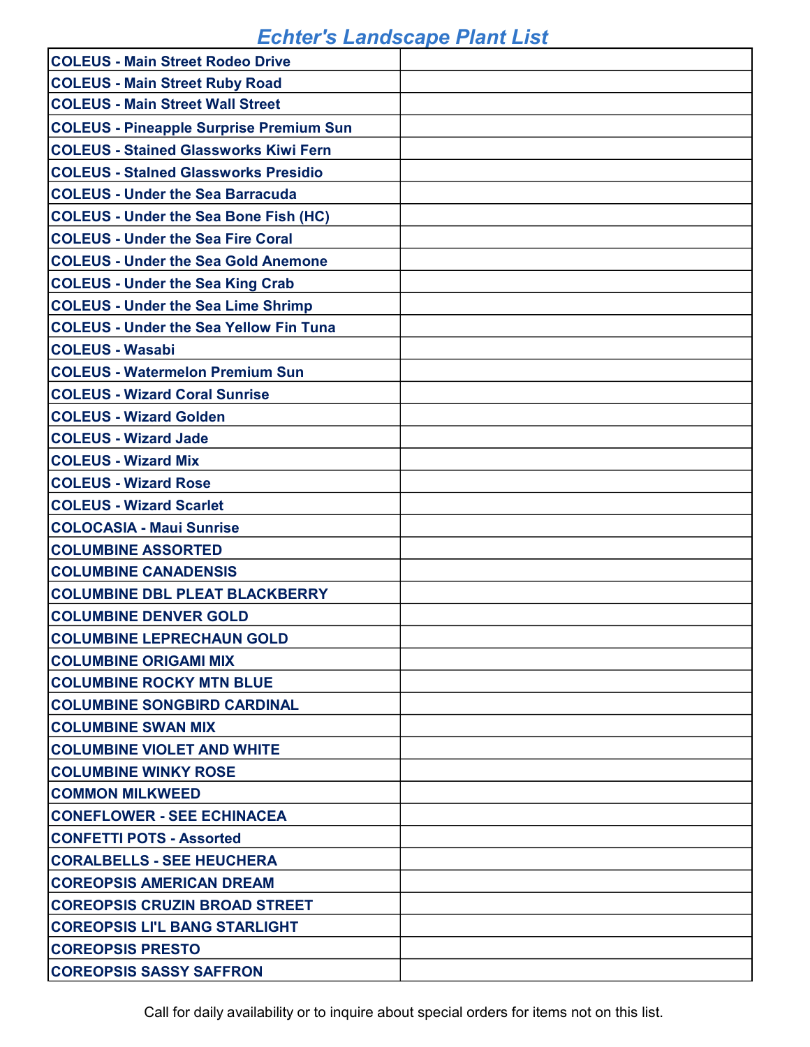# Echter's Landscape Plant List

| | |
|---|---|
| COLEUS - Main Street Rodeo Drive | |
| COLEUS - Main Street Ruby Road | |
| COLEUS - Main Street Wall Street | |
| COLEUS - Pineapple Surprise Premium Sun | |
| COLEUS - Stained Glassworks Kiwi Fern | |
| COLEUS - Stalned Glassworks Presidio | |
| COLEUS - Under the Sea Barracuda | |
| COLEUS - Under the Sea Bone Fish (HC) | |
| COLEUS - Under the Sea Fire Coral | |
| COLEUS - Under the Sea Gold Anemone | |
| COLEUS - Under the Sea King Crab | |
| COLEUS - Under the Sea Lime Shrimp | |
| COLEUS - Under the Sea Yellow Fin Tuna | |
| COLEUS - Wasabi | |
| COLEUS - Watermelon Premium Sun | |
| COLEUS - Wizard Coral Sunrise | |
| COLEUS - Wizard Golden | |
| COLEUS - Wizard Jade | |
| COLEUS - Wizard Mix | |
| COLEUS - Wizard Rose | |
| COLEUS - Wizard Scarlet | |
| COLOCASIA - Maui Sunrise | |
| COLUMBINE ASSORTED | |
| COLUMBINE CANADENSIS | |
| COLUMBINE DBL PLEAT BLACKBERRY | |
| COLUMBINE DENVER GOLD | |
| COLUMBINE LEPRECHAUN GOLD | |
| COLUMBINE ORIGAMI MIX | |
| COLUMBINE ROCKY MTN BLUE | |
| COLUMBINE SONGBIRD CARDINAL | |
| COLUMBINE SWAN MIX | |
| COLUMBINE VIOLET AND WHITE | |
| COLUMBINE WINKY ROSE | |
| COMMON MILKWEED | |
| CONEFLOWER - SEE ECHINACEA | |
| CONFETTI POTS - Assorted | |
| CORALBELLS - SEE HEUCHERA | |
| COREOPSIS AMERICAN DREAM | |
| COREOPSIS CRUZIN BROAD STREET | |
| COREOPSIS LI'L BANG STARLIGHT | |
| COREOPSIS PRESTO | |
| COREOPSIS SASSY SAFFRON | |

Call for daily availability or to inquire about special orders for items not on this list.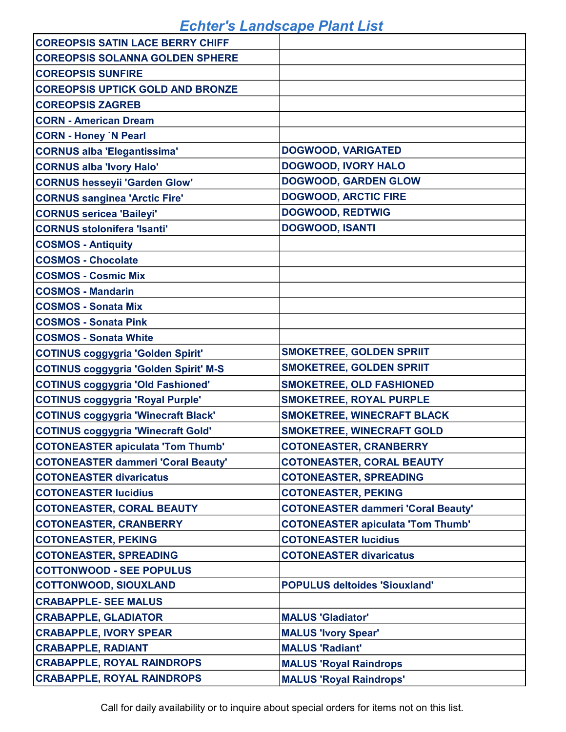# Echter's Landscape Plant List

| | |
|---|---|
| COREOPSIS SATIN LACE BERRY CHIFF | |
| COREOPSIS SOLANNA GOLDEN SPHERE | |
| COREOPSIS SUNFIRE | |
| COREOPSIS UPTICK GOLD AND BRONZE | |
| COREOPSIS ZAGREB | |
| CORN - American Dream | |
| CORN - Honey `N Pearl | |
| CORNUS alba 'Elegantissima' | DOGWOOD, VARIGATED |
| CORNUS alba 'Ivory Halo' | DOGWOOD, IVORY HALO |
| CORNUS hesseyii 'Garden Glow' | DOGWOOD, GARDEN GLOW |
| CORNUS sanginea 'Arctic Fire' | DOGWOOD, ARCTIC FIRE |
| CORNUS sericea 'Baileyi' | DOGWOOD, REDTWIG |
| CORNUS stolonifera 'Isanti' | DOGWOOD, ISANTI |
| COSMOS - Antiquity | |
| COSMOS - Chocolate | |
| COSMOS - Cosmic Mix | |
| COSMOS - Mandarin | |
| COSMOS - Sonata Mix | |
| COSMOS - Sonata Pink | |
| COSMOS - Sonata White | |
| COTINUS coggygria 'Golden Spirit' | SMOKETREE, GOLDEN SPRIIT |
| COTINUS coggygria 'Golden Spirit' M-S | SMOKETREE, GOLDEN SPRIIT |
| COTINUS coggygria 'Old Fashioned' | SMOKETREE, OLD FASHIONED |
| COTINUS coggygria 'Royal Purple' | SMOKETREE, ROYAL PURPLE |
| COTINUS coggygria 'Winecraft Black' | SMOKETREE, WINECRAFT BLACK |
| COTINUS coggygria 'Winecraft Gold' | SMOKETREE, WINECRAFT GOLD |
| COTONEASTER apiculata 'Tom Thumb' | COTONEASTER, CRANBERRY |
| COTONEASTER dammeri 'Coral Beauty' | COTONEASTER, CORAL BEAUTY |
| COTONEASTER divaricatus | COTONEASTER, SPREADING |
| COTONEASTER lucidius | COTONEASTER, PEKING |
| COTONEASTER, CORAL BEAUTY | COTONEASTER dammeri 'Coral Beauty' |
| COTONEASTER, CRANBERRY | COTONEASTER apiculata 'Tom Thumb' |
| COTONEASTER, PEKING | COTONEASTER lucidius |
| COTONEASTER, SPREADING | COTONEASTER divaricatus |
| COTTONWOOD - SEE POPULUS | |
| COTTONWOOD, SIOUXLAND | POPULUS deltoides 'Siouxland' |
| CRABAPPLE- SEE MALUS | |
| CRABAPPLE, GLADIATOR | MALUS 'Gladiator' |
| CRABAPPLE, IVORY SPEAR | MALUS 'Ivory Spear' |
| CRABAPPLE, RADIANT | MALUS 'Radiant' |
| CRABAPPLE, ROYAL RAINDROPS | MALUS 'Royal Raindrops |
| CRABAPPLE, ROYAL RAINDROPS | MALUS 'Royal Raindrops' |

Call for daily availability or to inquire about special orders for items not on this list.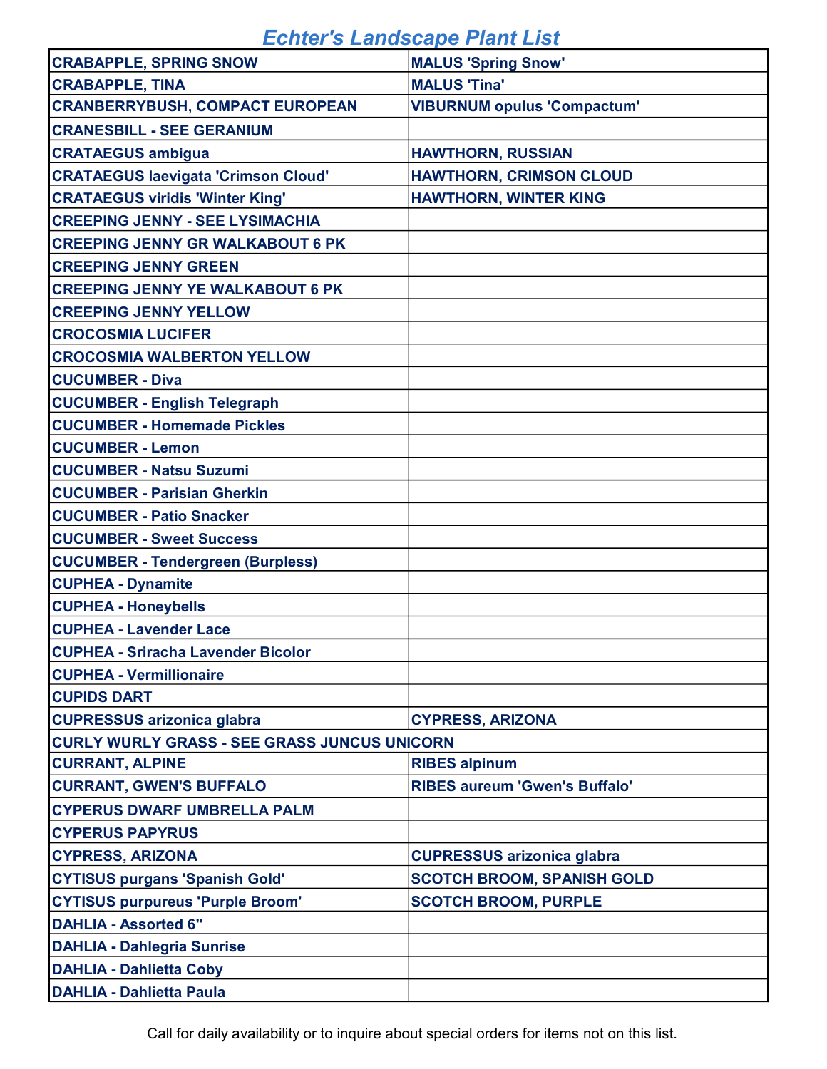# Echter's Landscape Plant List

| | |
|---|---|
| **CRABAPPLE, SPRING SNOW** | **MALUS 'Spring Snow'** |
| **CRABAPPLE, TINA** | **MALUS 'Tina'** |
| **CRANBERRYBUSH, COMPACT EUROPEAN** | **VIBURNUM opulus 'Compactum'** |
| **CRANESBILL - SEE GERANIUM** | |
| **CRATAEGUS ambigua** | **HAWTHORN, RUSSIAN** |
| **CRATAEGUS laevigata 'Crimson Cloud'** | **HAWTHORN, CRIMSON CLOUD** |
| **CRATAEGUS viridis 'Winter King'** | **HAWTHORN, WINTER KING** |
| **CREEPING JENNY - SEE LYSIMACHIA** | |
| **CREEPING JENNY GR WALKABOUT 6 PK** | |
| **CREEPING JENNY GREEN** | |
| **CREEPING JENNY YE WALKABOUT 6 PK** | |
| **CREEPING JENNY YELLOW** | |
| **CROCOSMIA LUCIFER** | |
| **CROCOSMIA WALBERTON YELLOW** | |
| **CUCUMBER - Diva** | |
| **CUCUMBER - English Telegraph** | |
| **CUCUMBER - Homemade Pickles** | |
| **CUCUMBER - Lemon** | |
| **CUCUMBER - Natsu Suzumi** | |
| **CUCUMBER - Parisian Gherkin** | |
| **CUCUMBER - Patio Snacker** | |
| **CUCUMBER - Sweet Success** | |
| **CUCUMBER - Tendergreen (Burpless)** | |
| **CUPHEA - Dynamite** | |
| **CUPHEA - Honeybells** | |
| **CUPHEA - Lavender Lace** | |
| **CUPHEA - Sriracha Lavender Bicolor** | |
| **CUPHEA - Vermillionaire** | |
| **CUPIDS DART** | |
| **CUPRESSUS arizonica glabra** | **CYPRESS, ARIZONA** |
| **CURLY WURLY GRASS - SEE GRASS JUNCUS UNICORN** | |
| **CURRANT, ALPINE** | **RIBES alpinum** |
| **CURRANT, GWEN'S BUFFALO** | **RIBES aureum 'Gwen's Buffalo'** |
| **CYPERUS DWARF UMBRELLA PALM** | |
| **CYPERUS PAPYRUS** | |
| **CYPRESS, ARIZONA** | **CUPRESSUS arizonica glabra** |
| **CYTISUS purgans 'Spanish Gold'** | **SCOTCH BROOM, SPANISH GOLD** |
| **CYTISUS purpureus 'Purple Broom'** | **SCOTCH BROOM, PURPLE** |
| **DAHLIA - Assorted 6"** | |
| **DAHLIA - Dahlegria Sunrise** | |
| **DAHLIA - Dahlietta Coby** | |
| **DAHLIA - Dahlietta Paula** | |

Call for daily availability or to inquire about special orders for items not on this list.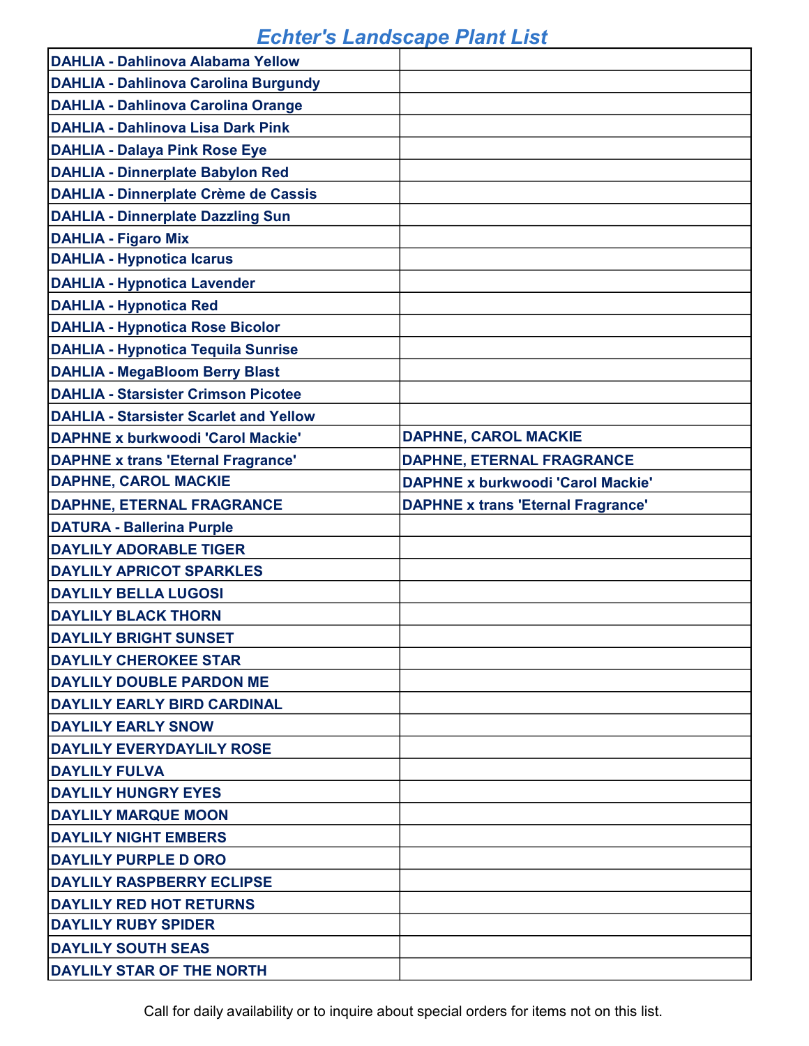# Echter's Landscape Plant List

| | |
|---|---|
| DAHLIA - Dahlinova Alabama Yellow | |
| DAHLIA - Dahlinova Carolina Burgundy | |
| DAHLIA - Dahlinova Carolina Orange | |
| DAHLIA - Dahlinova Lisa Dark Pink | |
| DAHLIA - Dalaya Pink Rose Eye | |
| DAHLIA - Dinnerplate Babylon Red | |
| DAHLIA - Dinnerplate Crème de Cassis | |
| DAHLIA - Dinnerplate Dazzling Sun | |
| DAHLIA - Figaro Mix | |
| DAHLIA - Hypnotica Icarus | |
| DAHLIA - Hypnotica Lavender | |
| DAHLIA - Hypnotica Red | |
| DAHLIA - Hypnotica Rose Bicolor | |
| DAHLIA - Hypnotica Tequila Sunrise | |
| DAHLIA - MegaBloom Berry Blast | |
| DAHLIA - Starsister Crimson Picotee | |
| DAHLIA - Starsister Scarlet and Yellow | |
| DAPHNE x burkwoodi 'Carol Mackie' | DAPHNE, CAROL MACKIE |
| DAPHNE x trans 'Eternal Fragrance' | DAPHNE, ETERNAL FRAGRANCE |
| DAPHNE, CAROL MACKIE | DAPHNE x burkwoodi 'Carol Mackie' |
| DAPHNE, ETERNAL FRAGRANCE | DAPHNE x trans 'Eternal Fragrance' |
| DATURA - Ballerina Purple | |
| DAYLILY ADORABLE TIGER | |
| DAYLILY APRICOT SPARKLES | |
| DAYLILY BELLA LUGOSI | |
| DAYLILY BLACK THORN | |
| DAYLILY BRIGHT SUNSET | |
| DAYLILY CHEROKEE STAR | |
| DAYLILY DOUBLE PARDON ME | |
| DAYLILY EARLY BIRD CARDINAL | |
| DAYLILY EARLY SNOW | |
| DAYLILY EVERYDAYLILY ROSE | |
| DAYLILY FULVA | |
| DAYLILY HUNGRY EYES | |
| DAYLILY MARQUE MOON | |
| DAYLILY NIGHT EMBERS | |
| DAYLILY PURPLE D ORO | |
| DAYLILY RASPBERRY ECLIPSE | |
| DAYLILY RED HOT RETURNS | |
| DAYLILY RUBY SPIDER | |
| DAYLILY SOUTH SEAS | |
| DAYLILY STAR OF THE NORTH | |

Call for daily availability or to inquire about special orders for items not on this list.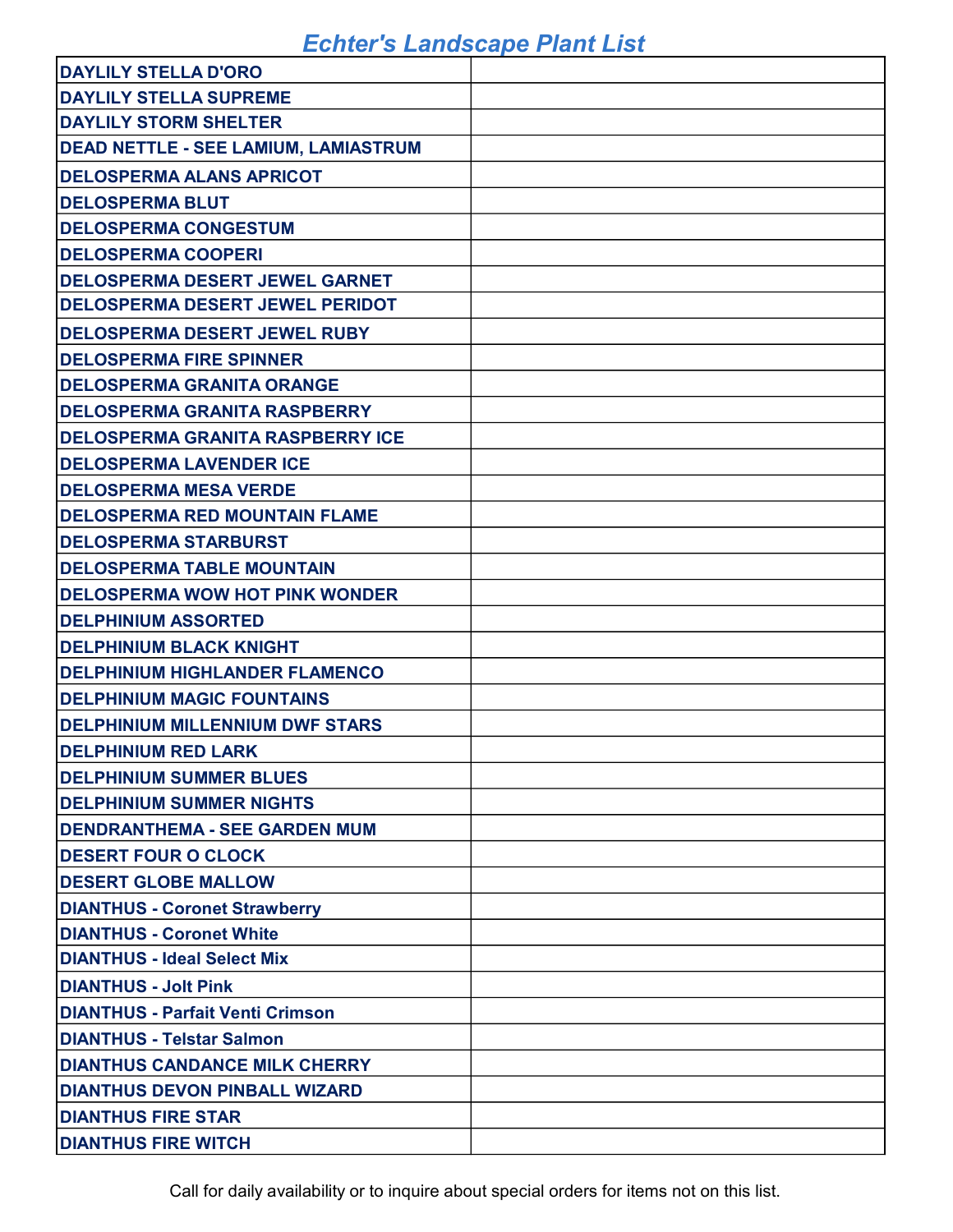# Echter's Landscape Plant List

| | |
|---|---|
| **DAYLILY STELLA D'ORO** | |
| **DAYLILY STELLA SUPREME** | |
| **DAYLILY STORM SHELTER** | |
| **DEAD NETTLE - SEE LAMIUM, LAMIASTRUM** | |
| **DELOSPERMA ALANS APRICOT** | |
| **DELOSPERMA BLUT** | |
| **DELOSPERMA CONGESTUM** | |
| **DELOSPERMA COOPERI** | |
| **DELOSPERMA DESERT JEWEL GARNET** | |
| **DELOSPERMA DESERT JEWEL PERIDOT** | |
| **DELOSPERMA DESERT JEWEL RUBY** | |
| **DELOSPERMA FIRE SPINNER** | |
| **DELOSPERMA GRANITA ORANGE** | |
| **DELOSPERMA GRANITA RASPBERRY** | |
| **DELOSPERMA GRANITA RASPBERRY ICE** | |
| **DELOSPERMA LAVENDER ICE** | |
| **DELOSPERMA MESA VERDE** | |
| **DELOSPERMA RED MOUNTAIN FLAME** | |
| **DELOSPERMA STARBURST** | |
| **DELOSPERMA TABLE MOUNTAIN** | |
| **DELOSPERMA WOW HOT PINK WONDER** | |
| **DELPHINIUM ASSORTED** | |
| **DELPHINIUM BLACK KNIGHT** | |
| **DELPHINIUM HIGHLANDER FLAMENCO** | |
| **DELPHINIUM MAGIC FOUNTAINS** | |
| **DELPHINIUM MILLENNIUM DWF STARS** | |
| **DELPHINIUM RED LARK** | |
| **DELPHINIUM SUMMER BLUES** | |
| **DELPHINIUM SUMMER NIGHTS** | |
| **DENDRANTHEMA - SEE GARDEN MUM** | |
| **DESERT FOUR O CLOCK** | |
| **DESERT GLOBE MALLOW** | |
| **DIANTHUS - Coronet Strawberry** | |
| **DIANTHUS - Coronet White** | |
| **DIANTHUS - Ideal Select Mix** | |
| **DIANTHUS - Jolt Pink** | |
| **DIANTHUS - Parfait Venti Crimson** | |
| **DIANTHUS - Telstar Salmon** | |
| **DIANTHUS CANDANCE MILK CHERRY** | |
| **DIANTHUS DEVON PINBALL WIZARD** | |
| **DIANTHUS FIRE STAR** | |
| **DIANTHUS FIRE WITCH** | |

Call for daily availability or to inquire about special orders for items not on this list.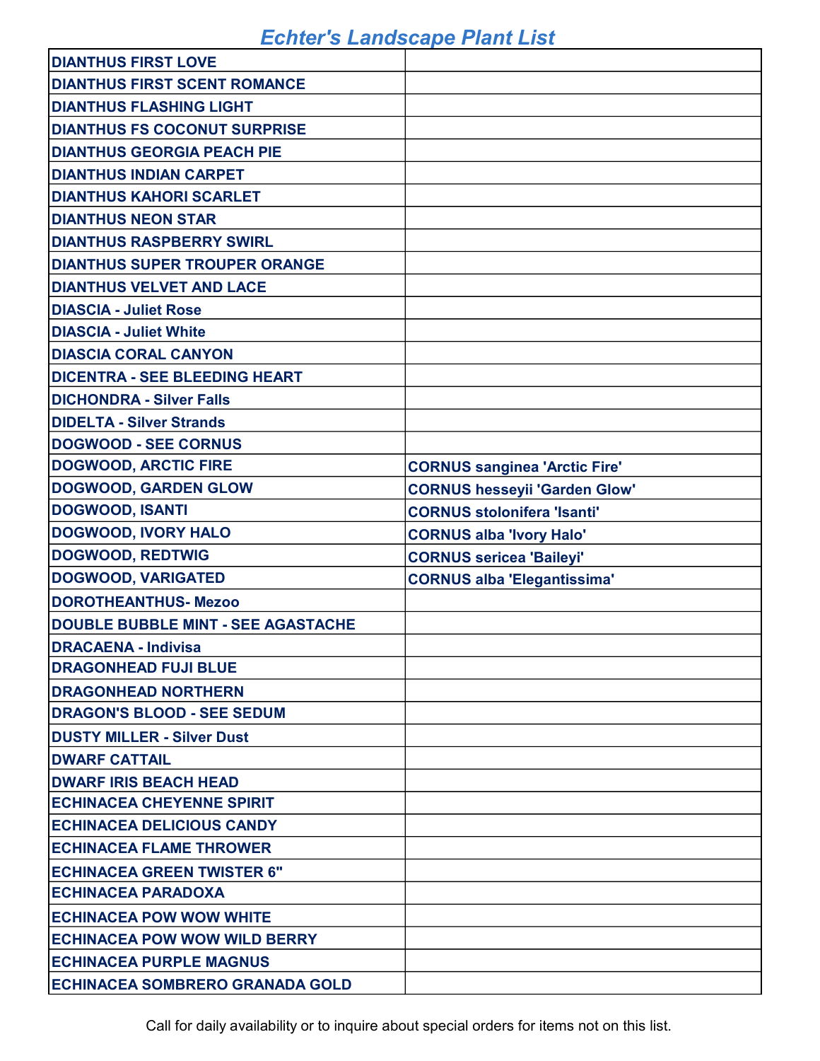# Echter's Landscape Plant List

| | |
|---|---|
| DIANTHUS FIRST LOVE | |
| DIANTHUS FIRST SCENT ROMANCE | |
| DIANTHUS FLASHING LIGHT | |
| DIANTHUS FS COCONUT SURPRISE | |
| DIANTHUS GEORGIA PEACH PIE | |
| DIANTHUS INDIAN CARPET | |
| DIANTHUS KAHORI SCARLET | |
| DIANTHUS NEON STAR | |
| DIANTHUS RASPBERRY SWIRL | |
| DIANTHUS SUPER TROUPER ORANGE | |
| DIANTHUS VELVET AND LACE | |
| DIASCIA - Juliet Rose | |
| DIASCIA - Juliet White | |
| DIASCIA CORAL CANYON | |
| DICENTRA - SEE BLEEDING HEART | |
| DICHONDRA - Silver Falls | |
| DIDELTA - Silver Strands | |
| DOGWOOD - SEE CORNUS | |
| DOGWOOD, ARCTIC FIRE | CORNUS sanginea 'Arctic Fire' |
| DOGWOOD, GARDEN GLOW | CORNUS hesseyii 'Garden Glow' |
| DOGWOOD, ISANTI | CORNUS stolonifera 'Isanti' |
| DOGWOOD, IVORY HALO | CORNUS alba 'Ivory Halo' |
| DOGWOOD, REDTWIG | CORNUS sericea 'Baileyi' |
| DOGWOOD, VARIGATED | CORNUS alba 'Elegantissima' |
| DOROTHEANTHUS- Mezoo | |
| DOUBLE BUBBLE MINT - SEE AGASTACHE | |
| DRACAENA - Indivisa | |
| DRAGONHEAD FUJI BLUE | |
| DRAGONHEAD NORTHERN | |
| DRAGON'S BLOOD - SEE SEDUM | |
| DUSTY MILLER - Silver Dust | |
| DWARF CATTAIL | |
| DWARF IRIS BEACH HEAD | |
| ECHINACEA CHEYENNE SPIRIT | |
| ECHINACEA DELICIOUS CANDY | |
| ECHINACEA FLAME THROWER | |
| ECHINACEA GREEN TWISTER 6" | |
| ECHINACEA PARADOXA | |
| ECHINACEA POW WOW WHITE | |
| ECHINACEA POW WOW WILD BERRY | |
| ECHINACEA PURPLE MAGNUS | |
| ECHINACEA SOMBRERO GRANADA GOLD | |

Call for daily availability or to inquire about special orders for items not on this list.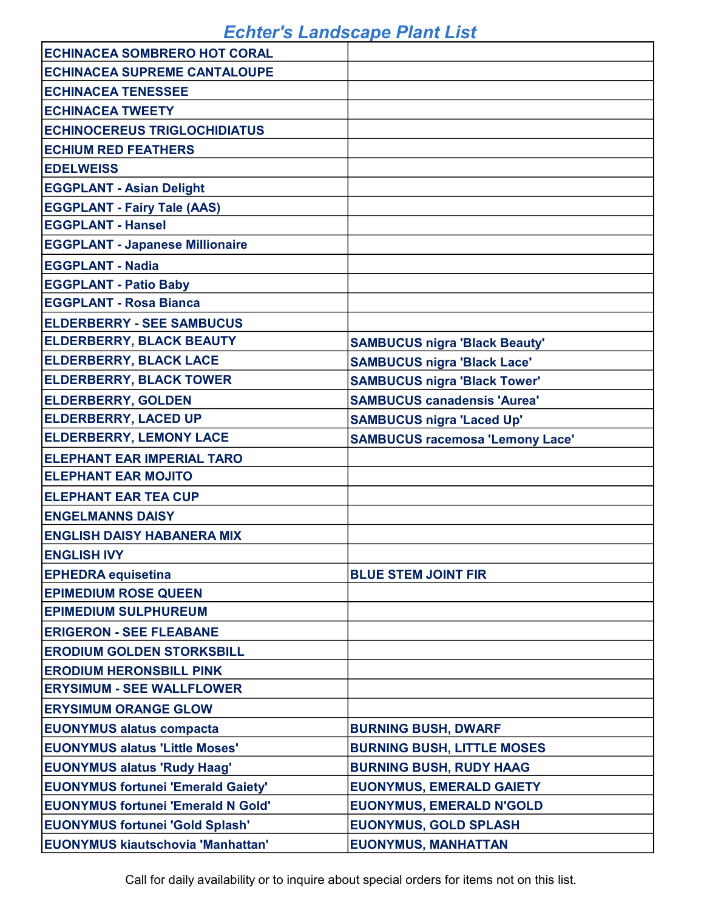# Echter's Landscape Plant List

| | |
|---|---|
| **ECHINACEA SOMBRERO HOT CORAL** | |
| **ECHINACEA SUPREME CANTALOUPE** | |
| **ECHINACEA TENESSEE** | |
| **ECHINACEA TWEETY** | |
| **ECHINOCEREUS TRIGLOCHIDIATUS** | |
| **ECHIUM RED FEATHERS** | |
| **EDELWEISS** | |
| **EGGPLANT - Asian Delight** | |
| **EGGPLANT - Fairy Tale (AAS)** | |
| **EGGPLANT - Hansel** | |
| **EGGPLANT - Japanese Millionaire** | |
| **EGGPLANT - Nadia** | |
| **EGGPLANT - Patio Baby** | |
| **EGGPLANT - Rosa Bianca** | |
| **ELDERBERRY - SEE SAMBUCUS** | |
| **ELDERBERRY, BLACK BEAUTY** | **SAMBUCUS nigra 'Black Beauty'** |
| **ELDERBERRY, BLACK LACE** | **SAMBUCUS nigra 'Black Lace'** |
| **ELDERBERRY, BLACK TOWER** | **SAMBUCUS nigra 'Black Tower'** |
| **ELDERBERRY, GOLDEN** | **SAMBUCUS canadensis 'Aurea'** |
| **ELDERBERRY, LACED UP** | **SAMBUCUS nigra 'Laced Up'** |
| **ELDERBERRY, LEMONY LACE** | **SAMBUCUS racemosa 'Lemony Lace'** |
| **ELEPHANT EAR IMPERIAL TARO** | |
| **ELEPHANT EAR MOJITO** | |
| **ELEPHANT EAR TEA CUP** | |
| **ENGELMANNS DAISY** | |
| **ENGLISH DAISY HABANERA MIX** | |
| **ENGLISH IVY** | |
| **EPHEDRA equisetina** | **BLUE STEM JOINT FIR** |
| **EPIMEDIUM ROSE QUEEN** | |
| **EPIMEDIUM SULPHUREUM** | |
| **ERIGERON - SEE FLEABANE** | |
| **ERODIUM GOLDEN STORKSBILL** | |
| **ERODIUM HERONSBILL PINK** | |
| **ERYSIMUM - SEE WALLFLOWER** | |
| **ERYSIMUM ORANGE GLOW** | |
| **EUONYMUS alatus compacta** | **BURNING BUSH, DWARF** |
| **EUONYMUS alatus 'Little Moses'** | **BURNING BUSH, LITTLE MOSES** |
| **EUONYMUS alatus 'Rudy Haag'** | **BURNING BUSH, RUDY HAAG** |
| **EUONYMUS fortunei 'Emerald Gaiety'** | **EUONYMUS, EMERALD GAIETY** |
| **EUONYMUS fortunei 'Emerald N Gold'** | **EUONYMUS, EMERALD N'GOLD** |
| **EUONYMUS fortunei 'Gold Splash'** | **EUONYMUS, GOLD SPLASH** |
| **EUONYMUS kiautschovia 'Manhattan'** | **EUONYMUS, MANHATTAN** |

Call for daily availability or to inquire about special orders for items not on this list.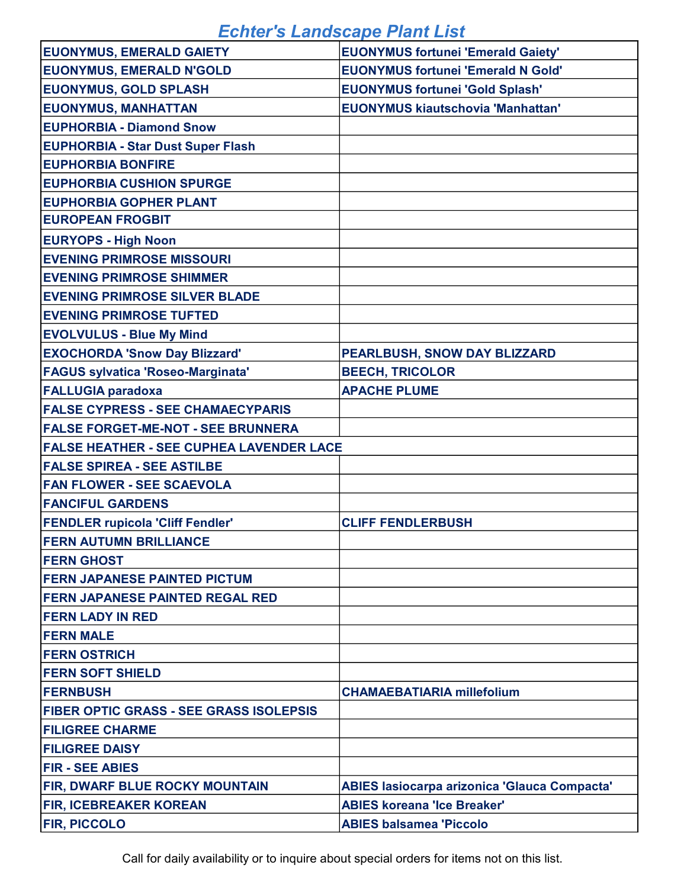# Echter's Landscape Plant List

| | |
|---|---|
| **EUONYMUS, EMERALD GAIETY** | **EUONYMUS fortunei 'Emerald Gaiety'** |
| **EUONYMUS, EMERALD N'GOLD** | **EUONYMUS fortunei 'Emerald N Gold'** |
| **EUONYMUS, GOLD SPLASH** | **EUONYMUS fortunei 'Gold Splash'** |
| **EUONYMUS, MANHATTAN** | **EUONYMUS kiautschovia 'Manhattan'** |
| **EUPHORBIA - Diamond Snow** | |
| **EUPHORBIA - Star Dust Super Flash** | |
| **EUPHORBIA BONFIRE** | |
| **EUPHORBIA CUSHION SPURGE** | |
| **EUPHORBIA GOPHER PLANT** | |
| **EUROPEAN FROGBIT** | |
| **EURYOPS - High Noon** | |
| **EVENING PRIMROSE MISSOURI** | |
| **EVENING PRIMROSE SHIMMER** | |
| **EVENING PRIMROSE SILVER BLADE** | |
| **EVENING PRIMROSE TUFTED** | |
| **EVOLVULUS - Blue My Mind** | |
| **EXOCHORDA 'Snow Day Blizzard'** | **PEARLBUSH, SNOW DAY BLIZZARD** |
| **FAGUS sylvatica 'Roseo-Marginata'** | **BEECH, TRICOLOR** |
| **FALLUGIA paradoxa** | **APACHE PLUME** |
| **FALSE CYPRESS - SEE CHAMAECYPARIS** | |
| **FALSE FORGET-ME-NOT - SEE BRUNNERA** | |
| **FALSE HEATHER - SEE CUPHEA LAVENDER LACE** | |
| **FALSE SPIREA - SEE ASTILBE** | |
| **FAN FLOWER - SEE SCAEVOLA** | |
| **FANCIFUL GARDENS** | |
| **FENDLER rupicola 'Cliff Fendler'** | **CLIFF FENDLERBUSH** |
| **FERN AUTUMN BRILLIANCE** | |
| **FERN GHOST** | |
| **FERN JAPANESE PAINTED PICTUM** | |
| **FERN JAPANESE PAINTED REGAL RED** | |
| **FERN LADY IN RED** | |
| **FERN MALE** | |
| **FERN OSTRICH** | |
| **FERN SOFT SHIELD** | |
| **FERNBUSH** | **CHAMAEBATIARIA millefolium** |
| **FIBER OPTIC GRASS - SEE GRASS ISOLEPSIS** | |
| **FILIGREE CHARME** | |
| **FILIGREE DAISY** | |
| **FIR - SEE ABIES** | |
| **FIR, DWARF BLUE ROCKY MOUNTAIN** | **ABIES lasiocarpa arizonica 'Glauca Compacta'** |
| **FIR, ICEBREAKER KOREAN** | **ABIES koreana 'Ice Breaker'** |
| **FIR, PICCOLO** | **ABIES balsamea 'Piccolo** |

Call for daily availability or to inquire about special orders for items not on this list.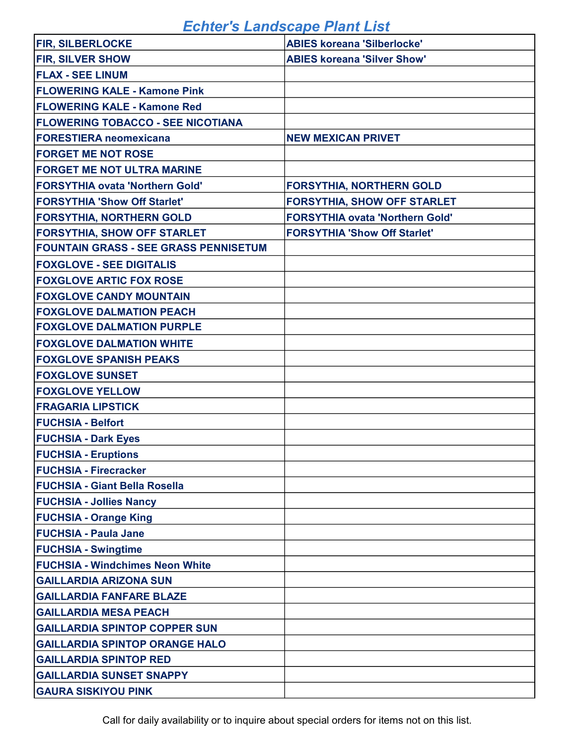# Echter's Landscape Plant List

| | |
|---|---|
| FIR, SILBERLOCKE | ABIES koreana 'Silberlocke' |
| FIR, SILVER SHOW | ABIES koreana 'Silver Show' |
| FLAX - SEE LINUM | |
| FLOWERING KALE - Kamone Pink | |
| FLOWERING KALE - Kamone Red | |
| FLOWERING TOBACCO - SEE NICOTIANA | |
| FORESTIERA neomexicana | NEW MEXICAN PRIVET |
| FORGET ME NOT ROSE | |
| FORGET ME NOT ULTRA MARINE | |
| FORSYTHIA ovata 'Northern Gold' | FORSYTHIA, NORTHERN GOLD |
| FORSYTHIA 'Show Off Starlet' | FORSYTHIA, SHOW OFF STARLET |
| FORSYTHIA, NORTHERN GOLD | FORSYTHIA ovata 'Northern Gold' |
| FORSYTHIA, SHOW OFF STARLET | FORSYTHIA 'Show Off Starlet' |
| FOUNTAIN GRASS - SEE GRASS PENNISETUM | |
| FOXGLOVE - SEE DIGITALIS | |
| FOXGLOVE ARTIC FOX ROSE | |
| FOXGLOVE CANDY MOUNTAIN | |
| FOXGLOVE DALMATION PEACH | |
| FOXGLOVE DALMATION PURPLE | |
| FOXGLOVE DALMATION WHITE | |
| FOXGLOVE SPANISH PEAKS | |
| FOXGLOVE SUNSET | |
| FOXGLOVE YELLOW | |
| FRAGARIA LIPSTICK | |
| FUCHSIA - Belfort | |
| FUCHSIA - Dark Eyes | |
| FUCHSIA - Eruptions | |
| FUCHSIA - Firecracker | |
| FUCHSIA - Giant Bella Rosella | |
| FUCHSIA - Jollies Nancy | |
| FUCHSIA - Orange King | |
| FUCHSIA - Paula Jane | |
| FUCHSIA - Swingtime | |
| FUCHSIA - Windchimes Neon White | |
| GAILLARDIA ARIZONA SUN | |
| GAILLARDIA FANFARE BLAZE | |
| GAILLARDIA MESA PEACH | |
| GAILLARDIA SPINTOP COPPER SUN | |
| GAILLARDIA SPINTOP ORANGE HALO | |
| GAILLARDIA SPINTOP RED | |
| GAILLARDIA SUNSET SNAPPY | |
| GAURA SISKIYOU PINK | |

Call for daily availability or to inquire about special orders for items not on this list.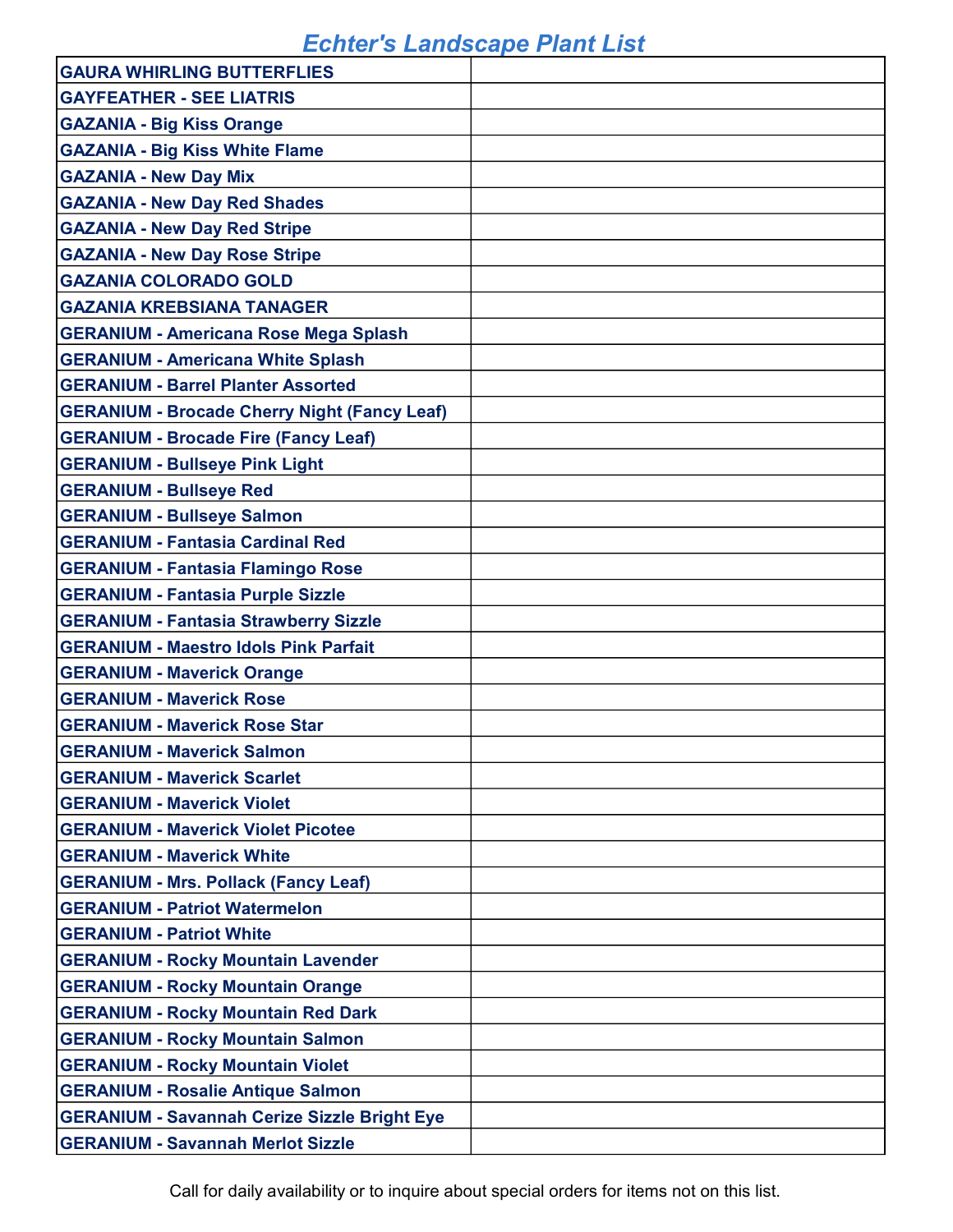# Echter's Landscape Plant List

| | |
|---|---|
| **GAURA WHIRLING BUTTERFLIES** | |
| **GAYFEATHER - SEE LIATRIS** | |
| **GAZANIA - Big Kiss Orange** | |
| **GAZANIA - Big Kiss White Flame** | |
| **GAZANIA - New Day Mix** | |
| **GAZANIA - New Day Red Shades** | |
| **GAZANIA - New Day Red Stripe** | |
| **GAZANIA - New Day Rose Stripe** | |
| **GAZANIA COLORADO GOLD** | |
| **GAZANIA KREBSIANA TANAGER** | |
| **GERANIUM - Americana Rose Mega Splash** | |
| **GERANIUM - Americana White Splash** | |
| **GERANIUM - Barrel Planter Assorted** | |
| **GERANIUM - Brocade Cherry Night (Fancy Leaf)** | |
| **GERANIUM - Brocade Fire (Fancy Leaf)** | |
| **GERANIUM - Bullseye Pink Light** | |
| **GERANIUM - Bullseye Red** | |
| **GERANIUM - Bullseye Salmon** | |
| **GERANIUM - Fantasia Cardinal Red** | |
| **GERANIUM - Fantasia Flamingo Rose** | |
| **GERANIUM - Fantasia Purple Sizzle** | |
| **GERANIUM - Fantasia Strawberry Sizzle** | |
| **GERANIUM - Maestro Idols Pink Parfait** | |
| **GERANIUM - Maverick Orange** | |
| **GERANIUM - Maverick Rose** | |
| **GERANIUM - Maverick Rose Star** | |
| **GERANIUM - Maverick Salmon** | |
| **GERANIUM - Maverick Scarlet** | |
| **GERANIUM - Maverick Violet** | |
| **GERANIUM - Maverick Violet Picotee** | |
| **GERANIUM - Maverick White** | |
| **GERANIUM - Mrs. Pollack (Fancy Leaf)** | |
| **GERANIUM - Patriot Watermelon** | |
| **GERANIUM - Patriot White** | |
| **GERANIUM - Rocky Mountain Lavender** | |
| **GERANIUM - Rocky Mountain Orange** | |
| **GERANIUM - Rocky Mountain Red Dark** | |
| **GERANIUM - Rocky Mountain Salmon** | |
| **GERANIUM - Rocky Mountain Violet** | |
| **GERANIUM - Rosalie Antique Salmon** | |
| **GERANIUM - Savannah Cerize Sizzle Bright Eye** | |
| **GERANIUM - Savannah Merlot Sizzle** | |

Call for daily availability or to inquire about special orders for items not on this list.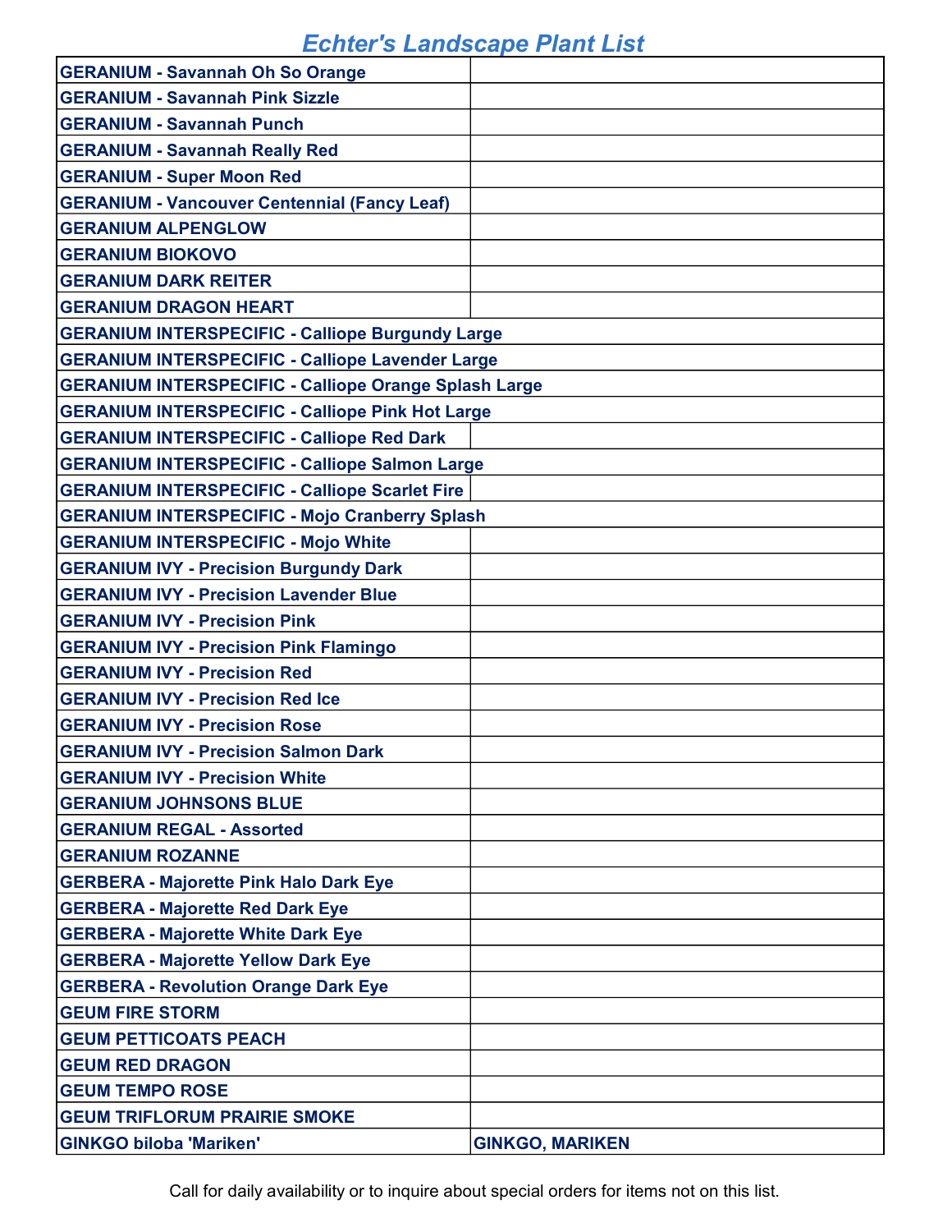# Echter's Landscape Plant List

| | |
|---|---|
| GERANIUM - Savannah Oh So Orange | |
| GERANIUM - Savannah Pink Sizzle | |
| GERANIUM - Savannah Punch | |
| GERANIUM - Savannah Really Red | |
| GERANIUM - Super Moon Red | |
| GERANIUM - Vancouver Centennial (Fancy Leaf) | |
| GERANIUM ALPENGLOW | |
| GERANIUM BIOKOVO | |
| GERANIUM DARK REITER | |
| GERANIUM DRAGON HEART | |
| GERANIUM INTERSPECIFIC - Calliope Burgundy Large | |
| GERANIUM INTERSPECIFIC - Calliope Lavender Large | |
| GERANIUM INTERSPECIFIC - Calliope Orange Splash Large | |
| GERANIUM INTERSPECIFIC - Calliope Pink Hot Large | |
| GERANIUM INTERSPECIFIC - Calliope Red Dark | |
| GERANIUM INTERSPECIFIC - Calliope Salmon Large | |
| GERANIUM INTERSPECIFIC - Calliope Scarlet Fire | |
| GERANIUM INTERSPECIFIC - Mojo Cranberry Splash | |
| GERANIUM INTERSPECIFIC - Mojo White | |
| GERANIUM IVY - Precision Burgundy Dark | |
| GERANIUM IVY - Precision Lavender Blue | |
| GERANIUM IVY - Precision Pink | |
| GERANIUM IVY - Precision Pink Flamingo | |
| GERANIUM IVY - Precision Red | |
| GERANIUM IVY - Precision Red Ice | |
| GERANIUM IVY - Precision Rose | |
| GERANIUM IVY - Precision Salmon Dark | |
| GERANIUM IVY - Precision White | |
| GERANIUM JOHNSONS BLUE | |
| GERANIUM REGAL - Assorted | |
| GERANIUM ROZANNE | |
| GERBERA - Majorette Pink Halo Dark Eye | |
| GERBERA - Majorette Red Dark Eye | |
| GERBERA - Majorette White Dark Eye | |
| GERBERA - Majorette Yellow Dark Eye | |
| GERBERA - Revolution Orange Dark Eye | |
| GEUM FIRE STORM | |
| GEUM PETTICOATS PEACH | |
| GEUM RED DRAGON | |
| GEUM TEMPO ROSE | |
| GEUM TRIFLORUM PRAIRIE SMOKE | |
| GINKGO biloba 'Mariken' | GINKGO, MARIKEN |

Call for daily availability or to inquire about special orders for items not on this list.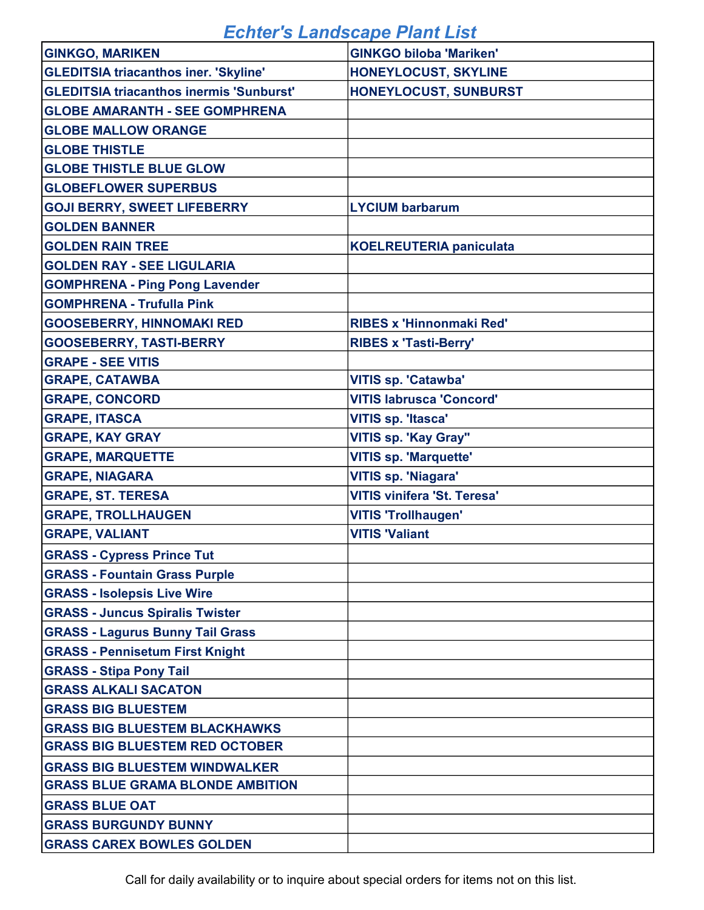# Echter's Landscape Plant List

| | |
|---|---|
| GINKGO, MARIKEN | GINKGO biloba 'Mariken' |
| GLEDITSIA triacanthos iner. 'Skyline' | HONEYLOCUST, SKYLINE |
| GLEDITSIA triacanthos inermis 'Sunburst' | HONEYLOCUST, SUNBURST |
| GLOBE AMARANTH - SEE GOMPHRENA | |
| GLOBE MALLOW ORANGE | |
| GLOBE THISTLE | |
| GLOBE THISTLE BLUE GLOW | |
| GLOBEFLOWER SUPERBUS | |
| GOJI BERRY, SWEET LIFEBERRY | LYCIUM barbarum |
| GOLDEN BANNER | |
| GOLDEN RAIN TREE | KOELREUTERIA paniculata |
| GOLDEN RAY - SEE LIGULARIA | |
| GOMPHRENA - Ping Pong Lavender | |
| GOMPHRENA - Trufulla Pink | |
| GOOSEBERRY, HINNOMAKI RED | RIBES x 'Hinnonmaki Red' |
| GOOSEBERRY, TASTI-BERRY | RIBES x 'Tasti-Berry' |
| GRAPE - SEE VITIS | |
| GRAPE, CATAWBA | VITIS sp. 'Catawba' |
| GRAPE, CONCORD | VITIS labrusca 'Concord' |
| GRAPE, ITASCA | VITIS sp. 'Itasca' |
| GRAPE, KAY GRAY | VITIS sp. 'Kay Gray" |
| GRAPE, MARQUETTE | VITIS sp. 'Marquette' |
| GRAPE, NIAGARA | VITIS sp. 'Niagara' |
| GRAPE, ST. TERESA | VITIS vinifera 'St. Teresa' |
| GRAPE, TROLLHAUGEN | VITIS 'Trollhaugen' |
| GRAPE, VALIANT | VITIS 'Valiant |
| GRASS - Cypress Prince Tut | |
| GRASS - Fountain Grass Purple | |
| GRASS - Isolepsis Live Wire | |
| GRASS - Juncus Spiralis Twister | |
| GRASS - Lagurus Bunny Tail Grass | |
| GRASS - Pennisetum First Knight | |
| GRASS - Stipa Pony Tail | |
| GRASS ALKALI SACATON | |
| GRASS BIG BLUESTEM | |
| GRASS BIG BLUESTEM BLACKHAWKS | |
| GRASS BIG BLUESTEM RED OCTOBER | |
| GRASS BIG BLUESTEM WINDWALKER | |
| GRASS BLUE GRAMA BLONDE AMBITION | |
| GRASS BLUE OAT | |
| GRASS BURGUNDY BUNNY | |
| GRASS CAREX BOWLES GOLDEN | |

Call for daily availability or to inquire about special orders for items not on this list.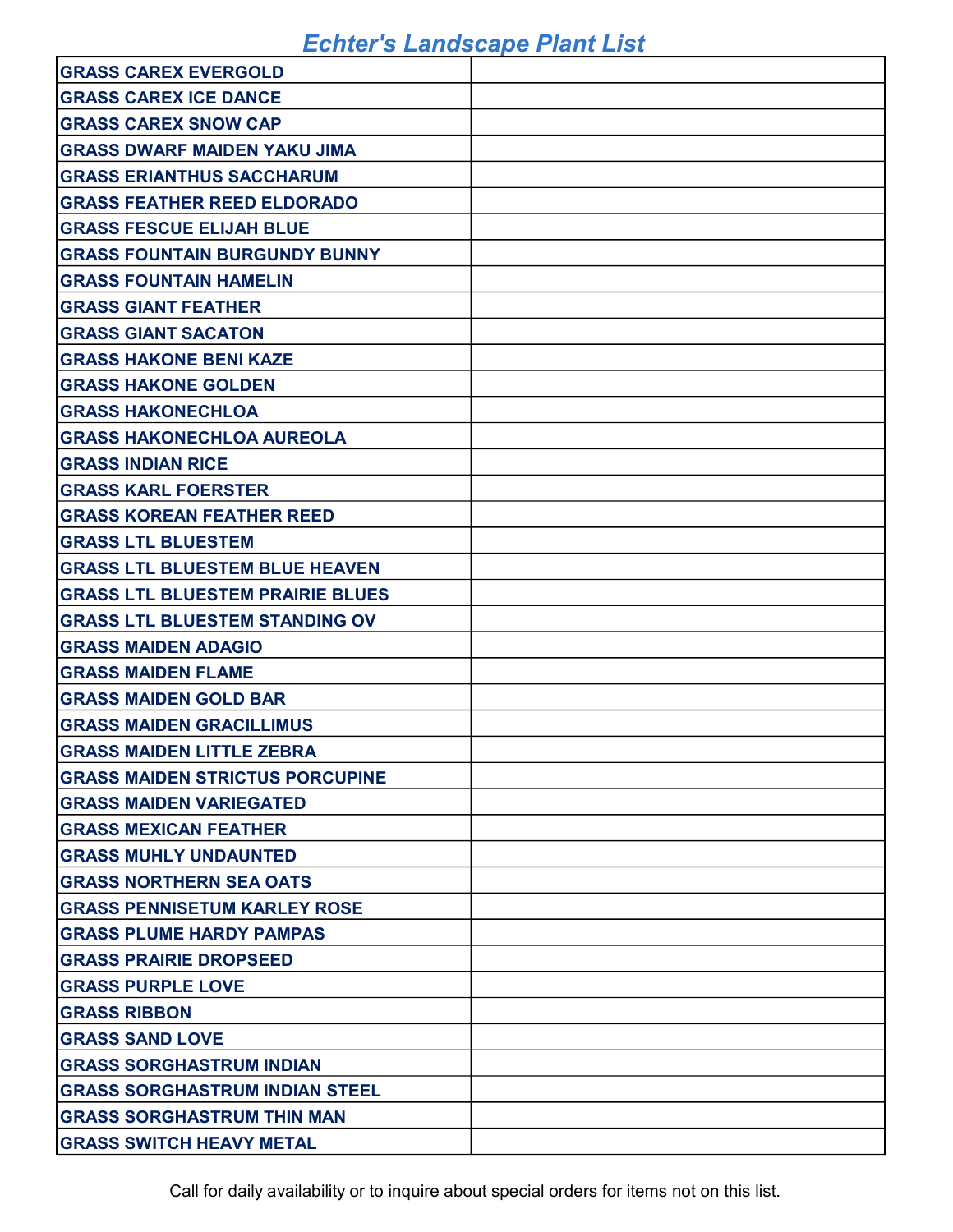# Echter's Landscape Plant List

| | |
|---|---|
| GRASS CAREX EVERGOLD | |
| GRASS CAREX ICE DANCE | |
| GRASS CAREX SNOW CAP | |
| GRASS DWARF MAIDEN YAKU JIMA | |
| GRASS ERIANTHUS SACCHARUM | |
| GRASS FEATHER REED ELDORADO | |
| GRASS FESCUE ELIJAH BLUE | |
| GRASS FOUNTAIN BURGUNDY BUNNY | |
| GRASS FOUNTAIN HAMELIN | |
| GRASS GIANT FEATHER | |
| GRASS GIANT SACATON | |
| GRASS HAKONE BENI KAZE | |
| GRASS HAKONE GOLDEN | |
| GRASS HAKONECHLOA | |
| GRASS HAKONECHLOA AUREOLA | |
| GRASS INDIAN RICE | |
| GRASS KARL FOERSTER | |
| GRASS KOREAN FEATHER REED | |
| GRASS LTL BLUESTEM | |
| GRASS LTL BLUESTEM BLUE HEAVEN | |
| GRASS LTL BLUESTEM PRAIRIE BLUES | |
| GRASS LTL BLUESTEM STANDING OV | |
| GRASS MAIDEN ADAGIO | |
| GRASS MAIDEN FLAME | |
| GRASS MAIDEN GOLD BAR | |
| GRASS MAIDEN GRACILLIMUS | |
| GRASS MAIDEN LITTLE ZEBRA | |
| GRASS MAIDEN STRICTUS PORCUPINE | |
| GRASS MAIDEN VARIEGATED | |
| GRASS MEXICAN FEATHER | |
| GRASS MUHLY UNDAUNTED | |
| GRASS NORTHERN SEA OATS | |
| GRASS PENNISETUM KARLEY ROSE | |
| GRASS PLUME HARDY PAMPAS | |
| GRASS PRAIRIE DROPSEED | |
| GRASS PURPLE LOVE | |
| GRASS RIBBON | |
| GRASS SAND LOVE | |
| GRASS SORGHASTRUM INDIAN | |
| GRASS SORGHASTRUM INDIAN STEEL | |
| GRASS SORGHASTRUM THIN MAN | |
| GRASS SWITCH HEAVY METAL | |

Call for daily availability or to inquire about special orders for items not on this list.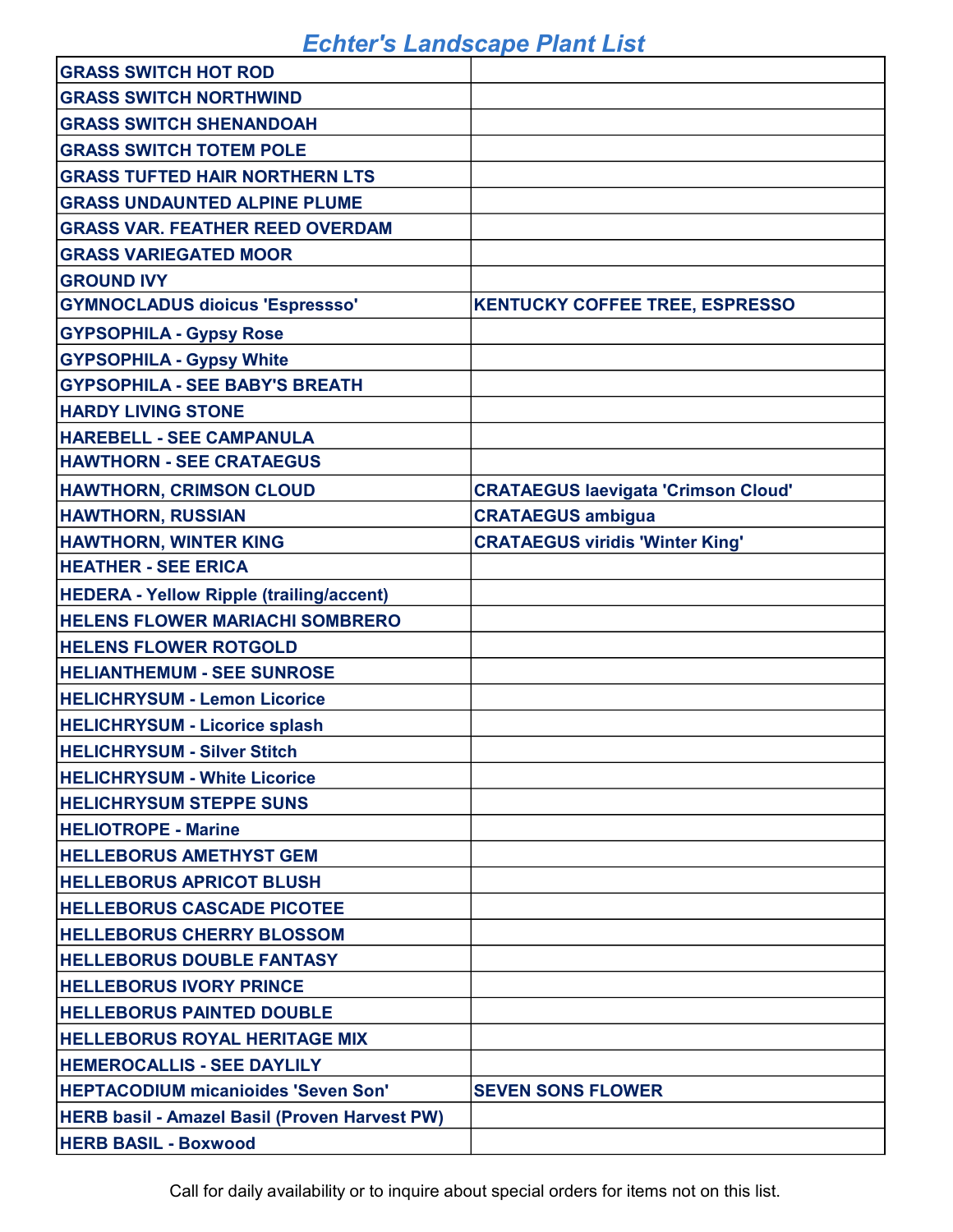# Echter's Landscape Plant List

| | |
|---|---|
| **GRASS SWITCH HOT ROD** | |
| **GRASS SWITCH NORTHWIND** | |
| **GRASS SWITCH SHENANDOAH** | |
| **GRASS SWITCH TOTEM POLE** | |
| **GRASS TUFTED HAIR NORTHERN LTS** | |
| **GRASS UNDAUNTED ALPINE PLUME** | |
| **GRASS VAR. FEATHER REED OVERDAM** | |
| **GRASS VARIEGATED MOOR** | |
| **GROUND IVY** | |
| **GYMNOCLADUS dioicus 'Espressso'** | **KENTUCKY COFFEE TREE, ESPRESSO** |
| **GYPSOPHILA - Gypsy Rose** | |
| **GYPSOPHILA - Gypsy White** | |
| **GYPSOPHILA - SEE BABY'S BREATH** | |
| **HARDY LIVING STONE** | |
| **HAREBELL - SEE CAMPANULA** | |
| **HAWTHORN - SEE CRATAEGUS** | |
| **HAWTHORN, CRIMSON CLOUD** | **CRATAEGUS laevigata 'Crimson Cloud'** |
| **HAWTHORN, RUSSIAN** | **CRATAEGUS ambigua** |
| **HAWTHORN, WINTER KING** | **CRATAEGUS viridis 'Winter King'** |
| **HEATHER - SEE ERICA** | |
| **HEDERA - Yellow Ripple (trailing/accent)** | |
| **HELENS FLOWER MARIACHI SOMBRERO** | |
| **HELENS FLOWER ROTGOLD** | |
| **HELIANTHEMUM - SEE SUNROSE** | |
| **HELICHRYSUM - Lemon Licorice** | |
| **HELICHRYSUM - Licorice splash** | |
| **HELICHRYSUM - Silver Stitch** | |
| **HELICHRYSUM - White Licorice** | |
| **HELICHRYSUM STEPPE SUNS** | |
| **HELIOTROPE - Marine** | |
| **HELLEBORUS AMETHYST GEM** | |
| **HELLEBORUS APRICOT BLUSH** | |
| **HELLEBORUS CASCADE PICOTEE** | |
| **HELLEBORUS CHERRY BLOSSOM** | |
| **HELLEBORUS DOUBLE FANTASY** | |
| **HELLEBORUS IVORY PRINCE** | |
| **HELLEBORUS PAINTED DOUBLE** | |
| **HELLEBORUS ROYAL HERITAGE MIX** | |
| **HEMEROCALLIS - SEE DAYLILY** | |
| **HEPTACODIUM micanioides 'Seven Son'** | **SEVEN SONS FLOWER** |
| **HERB basil - Amazel Basil (Proven Harvest PW)** | |
| **HERB BASIL - Boxwood** | |

Call for daily availability or to inquire about special orders for items not on this list.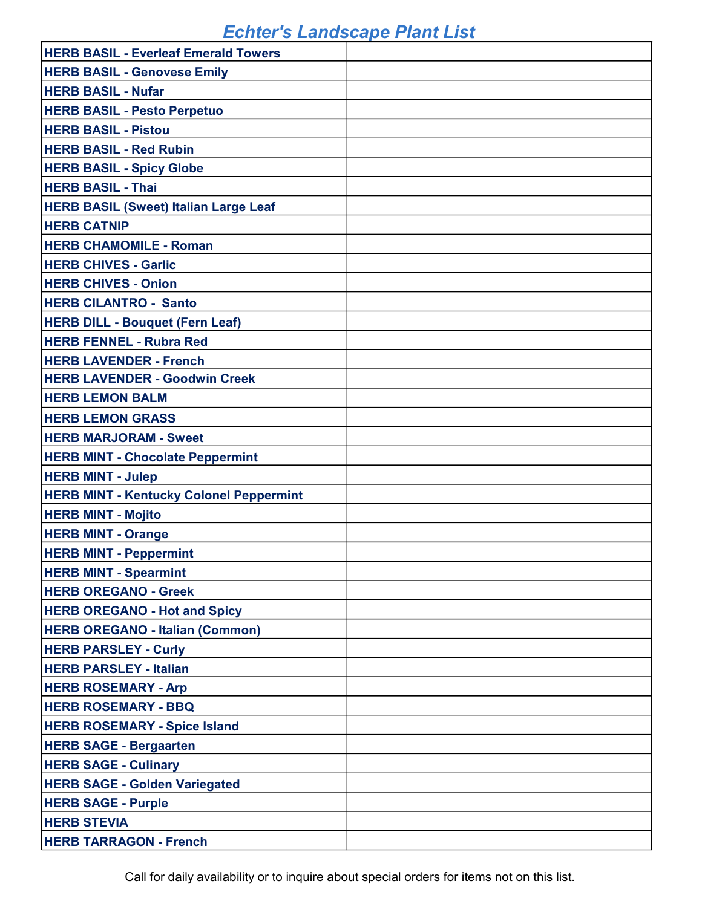# Echter's Landscape Plant List

| | |
|---|---|
| **HERB BASIL - Everleaf Emerald Towers** | |
| **HERB BASIL - Genovese Emily** | |
| **HERB BASIL - Nufar** | |
| **HERB BASIL - Pesto Perpetuo** | |
| **HERB BASIL - Pistou** | |
| **HERB BASIL - Red Rubin** | |
| **HERB BASIL - Spicy Globe** | |
| **HERB BASIL - Thai** | |
| **HERB BASIL (Sweet) Italian Large Leaf** | |
| **HERB CATNIP** | |
| **HERB CHAMOMILE - Roman** | |
| **HERB CHIVES - Garlic** | |
| **HERB CHIVES - Onion** | |
| **HERB CILANTRO - Santo** | |
| **HERB DILL - Bouquet (Fern Leaf)** | |
| **HERB FENNEL - Rubra Red** | |
| **HERB LAVENDER - French** | |
| **HERB LAVENDER - Goodwin Creek** | |
| **HERB LEMON BALM** | |
| **HERB LEMON GRASS** | |
| **HERB MARJORAM - Sweet** | |
| **HERB MINT - Chocolate Peppermint** | |
| **HERB MINT - Julep** | |
| **HERB MINT - Kentucky Colonel Peppermint** | |
| **HERB MINT - Mojito** | |
| **HERB MINT - Orange** | |
| **HERB MINT - Peppermint** | |
| **HERB MINT - Spearmint** | |
| **HERB OREGANO - Greek** | |
| **HERB OREGANO - Hot and Spicy** | |
| **HERB OREGANO - Italian (Common)** | |
| **HERB PARSLEY - Curly** | |
| **HERB PARSLEY - Italian** | |
| **HERB ROSEMARY - Arp** | |
| **HERB ROSEMARY - BBQ** | |
| **HERB ROSEMARY - Spice Island** | |
| **HERB SAGE - Bergaarten** | |
| **HERB SAGE - Culinary** | |
| **HERB SAGE - Golden Variegated** | |
| **HERB SAGE - Purple** | |
| **HERB STEVIA** | |
| **HERB TARRAGON - French** | |

Call for daily availability or to inquire about special orders for items not on this list.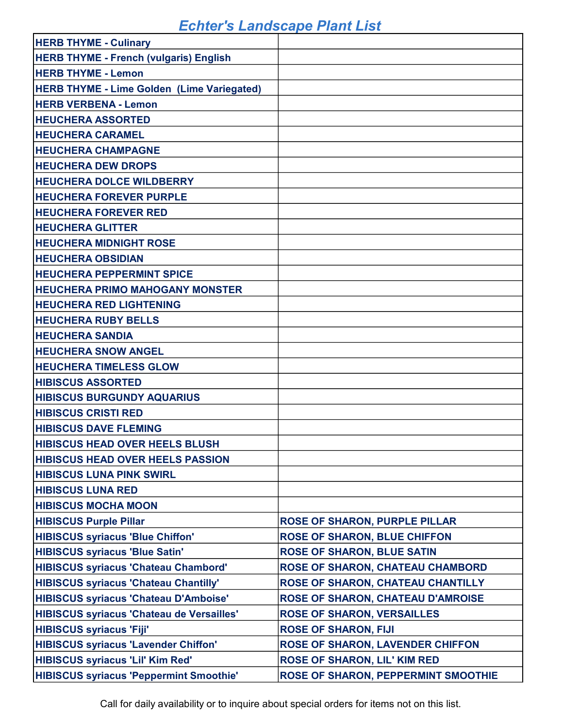# Echter's Landscape Plant List

| | |
|---|---|
| **HERB THYME - Culinary** | |
| **HERB THYME - French (vulgaris) English** | |
| **HERB THYME - Lemon** | |
| **HERB THYME - Lime Golden (Lime Variegated)** | |
| **HERB VERBENA - Lemon** | |
| **HEUCHERA ASSORTED** | |
| **HEUCHERA CARAMEL** | |
| **HEUCHERA CHAMPAGNE** | |
| **HEUCHERA DEW DROPS** | |
| **HEUCHERA DOLCE WILDBERRY** | |
| **HEUCHERA FOREVER PURPLE** | |
| **HEUCHERA FOREVER RED** | |
| **HEUCHERA GLITTER** | |
| **HEUCHERA MIDNIGHT ROSE** | |
| **HEUCHERA OBSIDIAN** | |
| **HEUCHERA PEPPERMINT SPICE** | |
| **HEUCHERA PRIMO MAHOGANY MONSTER** | |
| **HEUCHERA RED LIGHTENING** | |
| **HEUCHERA RUBY BELLS** | |
| **HEUCHERA SANDIA** | |
| **HEUCHERA SNOW ANGEL** | |
| **HEUCHERA TIMELESS GLOW** | |
| **HIBISCUS ASSORTED** | |
| **HIBISCUS BURGUNDY AQUARIUS** | |
| **HIBISCUS CRISTI RED** | |
| **HIBISCUS DAVE FLEMING** | |
| **HIBISCUS HEAD OVER HEELS BLUSH** | |
| **HIBISCUS HEAD OVER HEELS PASSION** | |
| **HIBISCUS LUNA PINK SWIRL** | |
| **HIBISCUS LUNA RED** | |
| **HIBISCUS MOCHA MOON** | |
| **HIBISCUS Purple Pillar** | **ROSE OF SHARON, PURPLE PILLAR** |
| **HIBISCUS syriacus 'Blue Chiffon'** | **ROSE OF SHARON, BLUE CHIFFON** |
| **HIBISCUS syriacus 'Blue Satin'** | **ROSE OF SHARON, BLUE SATIN** |
| **HIBISCUS syriacus 'Chateau Chambord'** | **ROSE OF SHARON, CHATEAU CHAMBORD** |
| **HIBISCUS syriacus 'Chateau Chantilly'** | **ROSE OF SHARON, CHATEAU CHANTILLY** |
| **HIBISCUS syriacus 'Chateau D'Amboise'** | **ROSE OF SHARON, CHATEAU D'AMROISE** |
| **HIBISCUS syriacus 'Chateau de Versailles'** | **ROSE OF SHARON, VERSAILLES** |
| **HIBISCUS syriacus 'Fiji'** | **ROSE OF SHARON, FIJI** |
| **HIBISCUS syriacus 'Lavender Chiffon'** | **ROSE OF SHARON, LAVENDER CHIFFON** |
| **HIBISCUS syriacus 'Lil' Kim Red'** | **ROSE OF SHARON, LIL' KIM RED** |
| **HIBISCUS syriacus 'Peppermint Smoothie'** | **ROSE OF SHARON, PEPPERMINT SMOOTHIE** |

Call for daily availability or to inquire about special orders for items not on this list.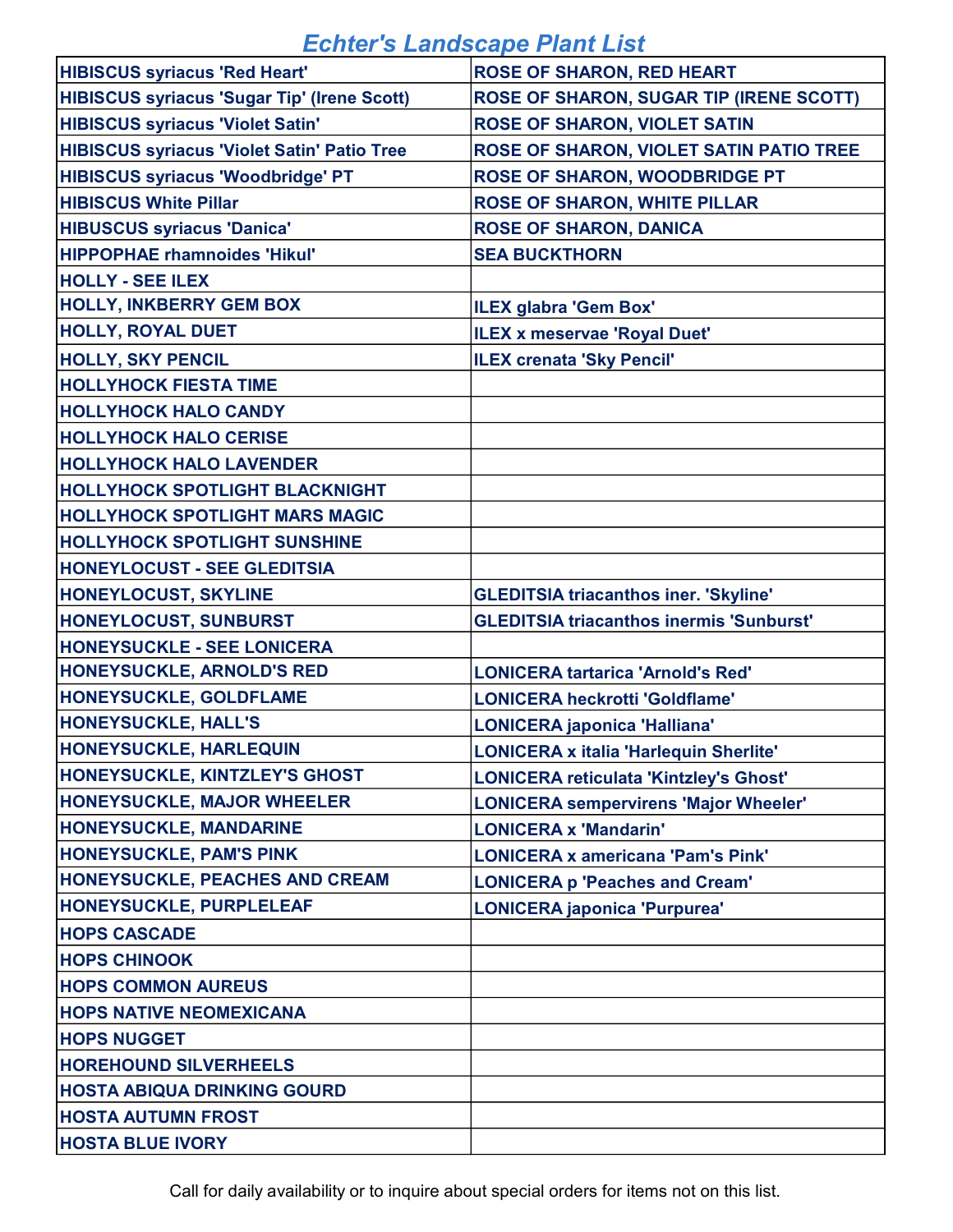# Echter's Landscape Plant List

| | |
|---|---|
| HIBISCUS syriacus 'Red Heart' | ROSE OF SHARON, RED HEART |
| HIBISCUS syriacus 'Sugar Tip' (Irene Scott) | ROSE OF SHARON, SUGAR TIP (IRENE SCOTT) |
| HIBISCUS syriacus 'Violet Satin' | ROSE OF SHARON, VIOLET SATIN |
| HIBISCUS syriacus 'Violet Satin' Patio Tree | ROSE OF SHARON, VIOLET SATIN PATIO TREE |
| HIBISCUS syriacus 'Woodbridge' PT | ROSE OF SHARON, WOODBRIDGE PT |
| HIBISCUS White Pillar | ROSE OF SHARON, WHITE PILLAR |
| HIBUSCUS syriacus 'Danica' | ROSE OF SHARON, DANICA |
| HIPPOPHAE rhamnoides 'Hikul' | SEA BUCKTHORN |
| HOLLY - SEE ILEX | |
| HOLLY, INKBERRY GEM BOX | ILEX glabra 'Gem Box' |
| HOLLY, ROYAL DUET | ILEX x meservae 'Royal Duet' |
| HOLLY, SKY PENCIL | ILEX crenata 'Sky Pencil' |
| HOLLYHOCK FIESTA TIME | |
| HOLLYHOCK HALO CANDY | |
| HOLLYHOCK HALO CERISE | |
| HOLLYHOCK HALO LAVENDER | |
| HOLLYHOCK SPOTLIGHT BLACKNIGHT | |
| HOLLYHOCK SPOTLIGHT MARS MAGIC | |
| HOLLYHOCK SPOTLIGHT SUNSHINE | |
| HONEYLOCUST - SEE GLEDITSIA | |
| HONEYLOCUST, SKYLINE | GLEDITSIA triacanthos iner. 'Skyline' |
| HONEYLOCUST, SUNBURST | GLEDITSIA triacanthos inermis 'Sunburst' |
| HONEYSUCKLE - SEE LONICERA | |
| HONEYSUCKLE, ARNOLD'S RED | LONICERA tartarica 'Arnold's Red' |
| HONEYSUCKLE, GOLDFLAME | LONICERA heckrotti 'Goldflame' |
| HONEYSUCKLE, HALL'S | LONICERA japonica 'Halliana' |
| HONEYSUCKLE, HARLEQUIN | LONICERA x italia 'Harlequin Sherlite' |
| HONEYSUCKLE, KINTZLEY'S GHOST | LONICERA reticulata 'Kintzley's Ghost' |
| HONEYSUCKLE, MAJOR WHEELER | LONICERA sempervirens 'Major Wheeler' |
| HONEYSUCKLE, MANDARINE | LONICERA x 'Mandarin' |
| HONEYSUCKLE, PAM'S PINK | LONICERA x americana 'Pam's Pink' |
| HONEYSUCKLE, PEACHES AND CREAM | LONICERA p 'Peaches and Cream' |
| HONEYSUCKLE, PURPLELEAF | LONICERA japonica 'Purpurea' |
| HOPS CASCADE | |
| HOPS CHINOOK | |
| HOPS COMMON AUREUS | |
| HOPS NATIVE NEOMEXICANA | |
| HOPS NUGGET | |
| HOREHOUND SILVERHEELS | |
| HOSTA ABIQUA DRINKING GOURD | |
| HOSTA AUTUMN FROST | |
| HOSTA BLUE IVORY | |

Call for daily availability or to inquire about special orders for items not on this list.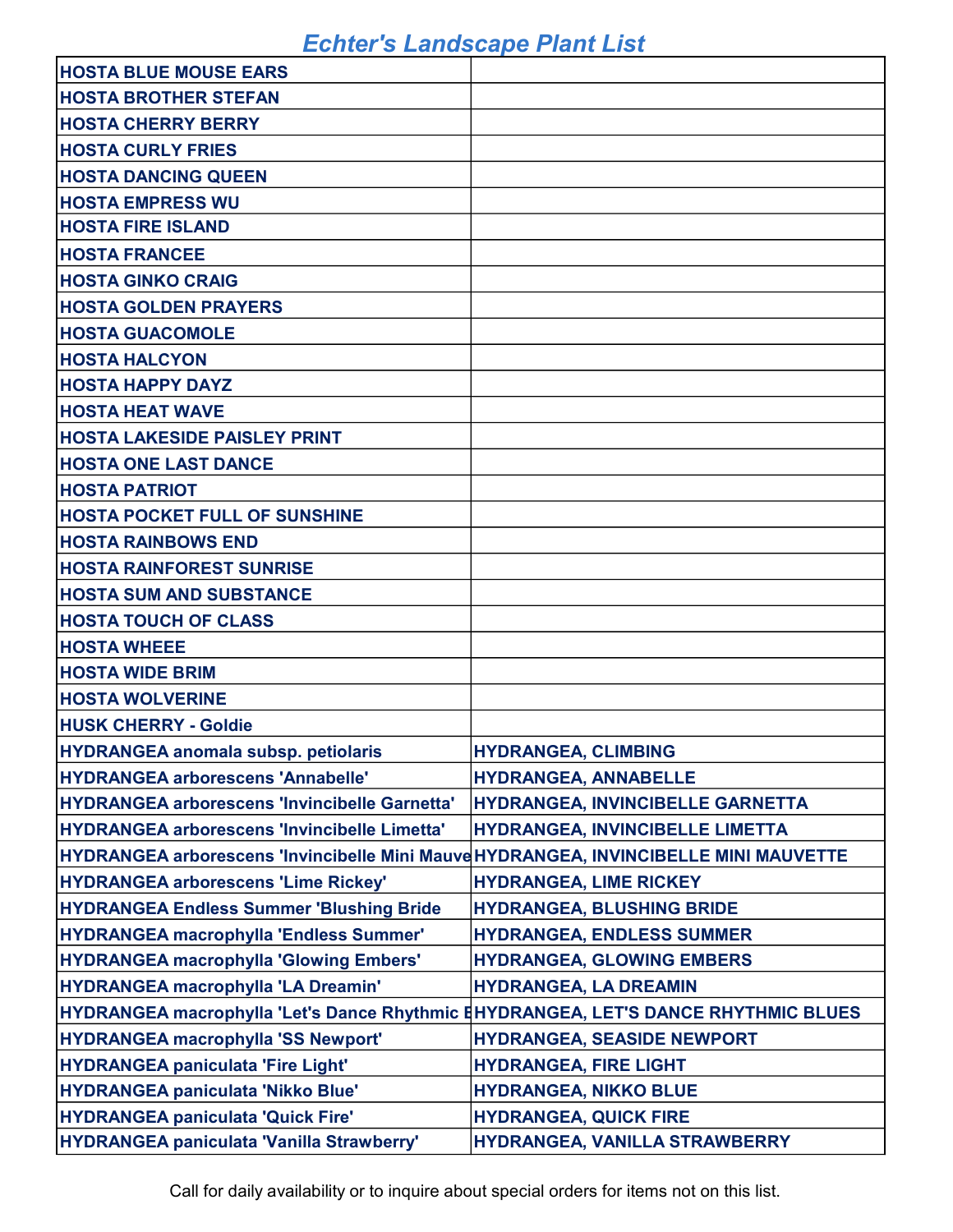# Echter's Landscape Plant List

| | |
|---|---|
| HOSTA BLUE MOUSE EARS | |
| HOSTA BROTHER STEFAN | |
| HOSTA CHERRY BERRY | |
| HOSTA CURLY FRIES | |
| HOSTA DANCING QUEEN | |
| HOSTA EMPRESS WU | |
| HOSTA FIRE ISLAND | |
| HOSTA FRANCEE | |
| HOSTA GINKO CRAIG | |
| HOSTA GOLDEN PRAYERS | |
| HOSTA GUACOMOLE | |
| HOSTA HALCYON | |
| HOSTA HAPPY DAYZ | |
| HOSTA HEAT WAVE | |
| HOSTA LAKESIDE PAISLEY PRINT | |
| HOSTA ONE LAST DANCE | |
| HOSTA PATRIOT | |
| HOSTA POCKET FULL OF SUNSHINE | |
| HOSTA RAINBOWS END | |
| HOSTA RAINFOREST SUNRISE | |
| HOSTA SUM AND SUBSTANCE | |
| HOSTA TOUCH OF CLASS | |
| HOSTA WHEEE | |
| HOSTA WIDE BRIM | |
| HOSTA WOLVERINE | |
| HUSK CHERRY - Goldie | |
| HYDRANGEA anomala subsp. petiolaris | HYDRANGEA, CLIMBING |
| HYDRANGEA arborescens 'Annabelle' | HYDRANGEA, ANNABELLE |
| HYDRANGEA arborescens 'Invincibelle Garnetta' | HYDRANGEA, INVINCIBELLE GARNETTA |
| HYDRANGEA arborescens 'Invincibelle Limetta' | HYDRANGEA, INVINCIBELLE LIMETTA |
| HYDRANGEA arborescens 'Invincibelle Mini Mauve | HYDRANGEA, INVINCIBELLE MINI MAUVETTE |
| HYDRANGEA arborescens 'Lime Rickey' | HYDRANGEA, LIME RICKEY |
| HYDRANGEA Endless Summer 'Blushing Bride | HYDRANGEA, BLUSHING BRIDE |
| HYDRANGEA macrophylla 'Endless Summer' | HYDRANGEA, ENDLESS SUMMER |
| HYDRANGEA macrophylla 'Glowing Embers' | HYDRANGEA, GLOWING EMBERS |
| HYDRANGEA macrophylla 'LA Dreamin' | HYDRANGEA, LA DREAMIN |
| HYDRANGEA macrophylla 'Let's Dance Rhythmic B | HYDRANGEA, LET'S DANCE RHYTHMIC BLUES |
| HYDRANGEA macrophylla 'SS Newport' | HYDRANGEA, SEASIDE NEWPORT |
| HYDRANGEA paniculata 'Fire Light' | HYDRANGEA, FIRE LIGHT |
| HYDRANGEA paniculata 'Nikko Blue' | HYDRANGEA, NIKKO BLUE |
| HYDRANGEA paniculata 'Quick Fire' | HYDRANGEA, QUICK FIRE |
| HYDRANGEA paniculata 'Vanilla Strawberry' | HYDRANGEA, VANILLA STRAWBERRY |

Call for daily availability or to inquire about special orders for items not on this list.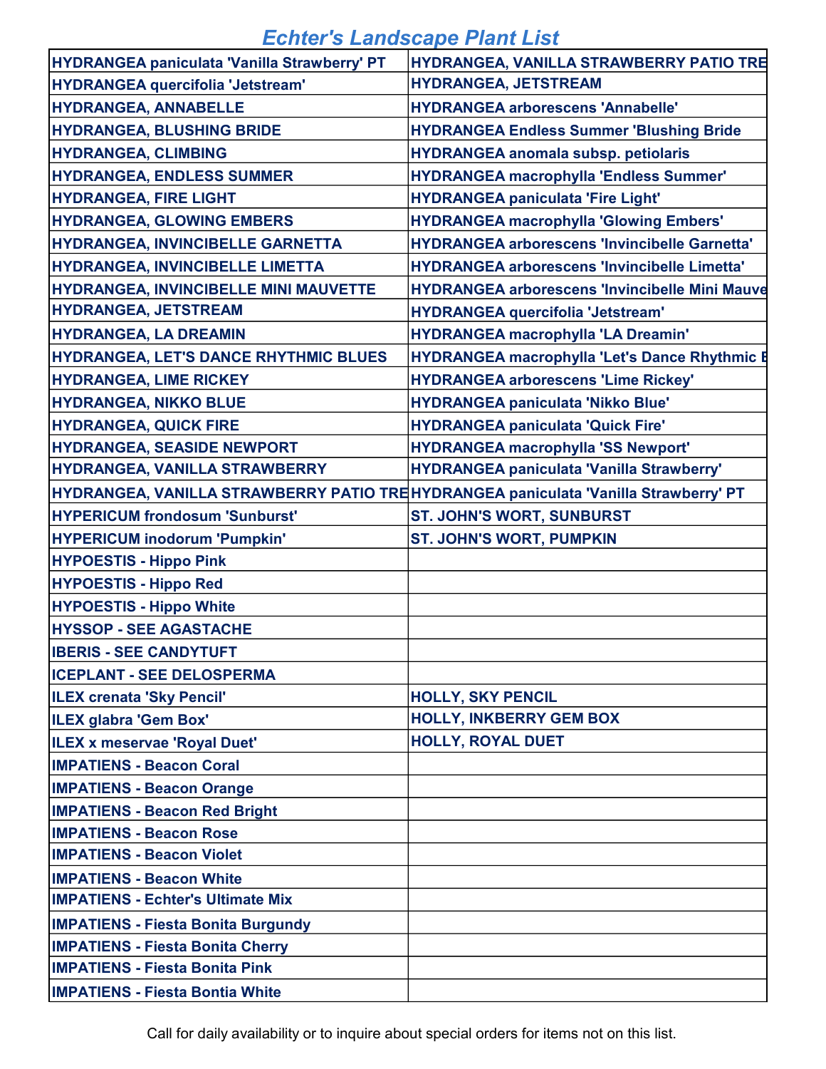# Echter's Landscape Plant List

| | |
|---|---|
| HYDRANGEA paniculata 'Vanilla Strawberry' PT | HYDRANGEA, VANILLA STRAWBERRY PATIO TRE |
| HYDRANGEA quercifolia 'Jetstream' | HYDRANGEA, JETSTREAM |
| HYDRANGEA, ANNABELLE | HYDRANGEA arborescens 'Annabelle' |
| HYDRANGEA, BLUSHING BRIDE | HYDRANGEA Endless Summer 'Blushing Bride |
| HYDRANGEA, CLIMBING | HYDRANGEA anomala subsp. petiolaris |
| HYDRANGEA, ENDLESS SUMMER | HYDRANGEA macrophylla 'Endless Summer' |
| HYDRANGEA, FIRE LIGHT | HYDRANGEA paniculata 'Fire Light' |
| HYDRANGEA, GLOWING EMBERS | HYDRANGEA macrophylla 'Glowing Embers' |
| HYDRANGEA, INVINCIBELLE GARNETTA | HYDRANGEA arborescens 'Invincibelle Garnetta' |
| HYDRANGEA, INVINCIBELLE LIMETTA | HYDRANGEA arborescens 'Invincibelle Limetta' |
| HYDRANGEA, INVINCIBELLE MINI MAUVETTE | HYDRANGEA arborescens 'Invincibelle Mini Mauve |
| HYDRANGEA, JETSTREAM | HYDRANGEA quercifolia 'Jetstream' |
| HYDRANGEA, LA DREAMIN | HYDRANGEA macrophylla 'LA Dreamin' |
| HYDRANGEA, LET'S DANCE RHYTHMIC BLUES | HYDRANGEA macrophylla 'Let's Dance Rhythmic B |
| HYDRANGEA, LIME RICKEY | HYDRANGEA arborescens 'Lime Rickey' |
| HYDRANGEA, NIKKO BLUE | HYDRANGEA paniculata 'Nikko Blue' |
| HYDRANGEA, QUICK FIRE | HYDRANGEA paniculata 'Quick Fire' |
| HYDRANGEA, SEASIDE NEWPORT | HYDRANGEA macrophylla 'SS Newport' |
| HYDRANGEA, VANILLA STRAWBERRY | HYDRANGEA paniculata 'Vanilla Strawberry' |
| HYDRANGEA, VANILLA STRAWBERRY PATIO TRE | HYDRANGEA paniculata 'Vanilla Strawberry' PT |
| HYPERICUM frondosum 'Sunburst' | ST. JOHN'S WORT, SUNBURST |
| HYPERICUM inodorum 'Pumpkin' | ST. JOHN'S WORT, PUMPKIN |
| HYPOESTIS - Hippo Pink | |
| HYPOESTIS - Hippo Red | |
| HYPOESTIS - Hippo White | |
| HYSSOP - SEE AGASTACHE | |
| IBERIS - SEE CANDYTUFT | |
| ICEPLANT - SEE DELOSPERMA | |
| ILEX crenata 'Sky Pencil' | HOLLY, SKY PENCIL |
| ILEX glabra 'Gem Box' | HOLLY, INKBERRY GEM BOX |
| ILEX x meservae 'Royal Duet' | HOLLY, ROYAL DUET |
| IMPATIENS - Beacon Coral | |
| IMPATIENS - Beacon Orange | |
| IMPATIENS - Beacon Red Bright | |
| IMPATIENS - Beacon Rose | |
| IMPATIENS - Beacon Violet | |
| IMPATIENS - Beacon White | |
| IMPATIENS - Echter's Ultimate Mix | |
| IMPATIENS - Fiesta Bonita Burgundy | |
| IMPATIENS - Fiesta Bonita Cherry | |
| IMPATIENS - Fiesta Bonita Pink | |
| IMPATIENS - Fiesta Bontia White | |

Call for daily availability or to inquire about special orders for items not on this list.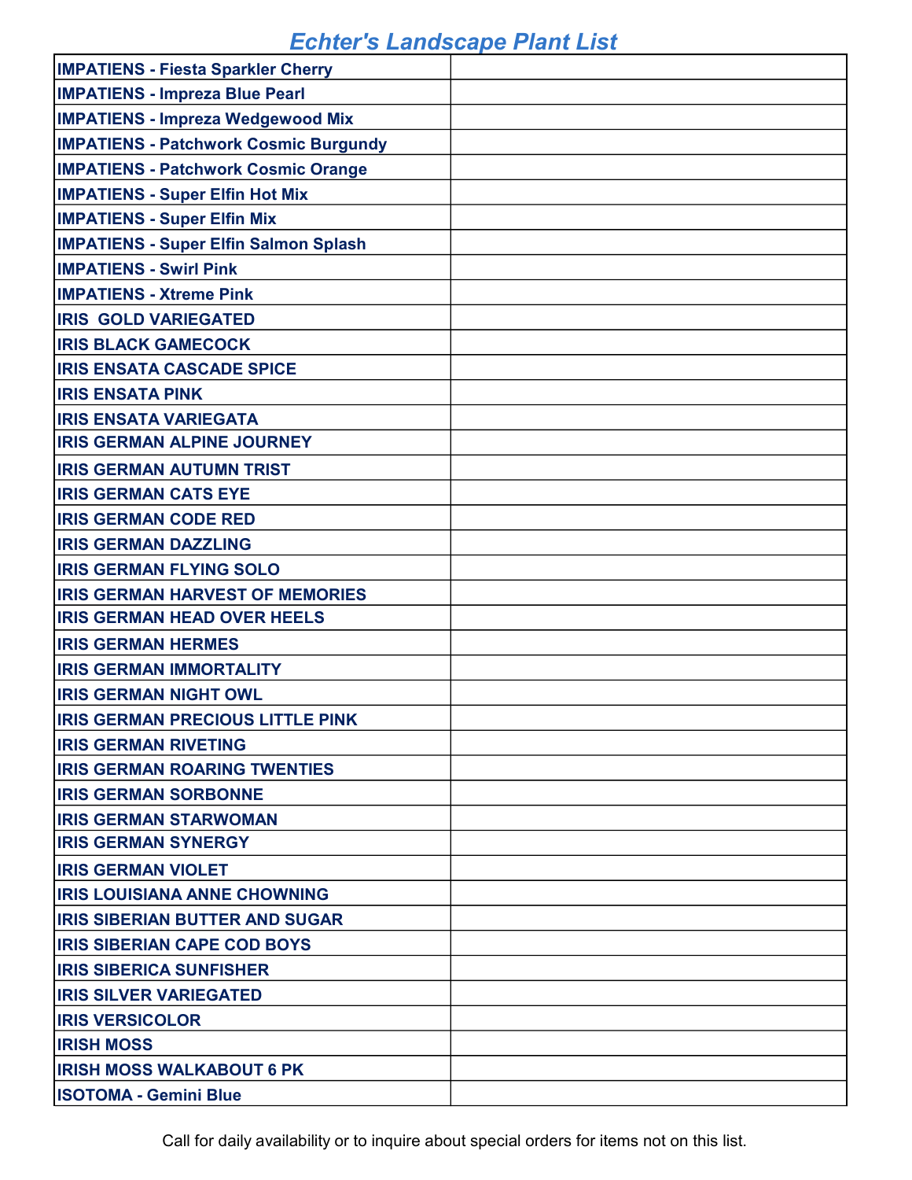# Echter's Landscape Plant List

| | |
|---|---|
| IMPATIENS - Fiesta Sparkler Cherry | |
| IMPATIENS - Impreza Blue Pearl | |
| IMPATIENS - Impreza Wedgewood Mix | |
| IMPATIENS - Patchwork Cosmic Burgundy | |
| IMPATIENS - Patchwork Cosmic Orange | |
| IMPATIENS - Super Elfin Hot Mix | |
| IMPATIENS - Super Elfin Mix | |
| IMPATIENS - Super Elfin Salmon Splash | |
| IMPATIENS - Swirl Pink | |
| IMPATIENS - Xtreme Pink | |
| IRIS  GOLD VARIEGATED | |
| IRIS BLACK GAMECOCK | |
| IRIS ENSATA CASCADE SPICE | |
| IRIS ENSATA PINK | |
| IRIS ENSATA VARIEGATA | |
| IRIS GERMAN ALPINE JOURNEY | |
| IRIS GERMAN AUTUMN TRIST | |
| IRIS GERMAN CATS EYE | |
| IRIS GERMAN CODE RED | |
| IRIS GERMAN DAZZLING | |
| IRIS GERMAN FLYING SOLO | |
| IRIS GERMAN HARVEST OF MEMORIES | |
| IRIS GERMAN HEAD OVER HEELS | |
| IRIS GERMAN HERMES | |
| IRIS GERMAN IMMORTALITY | |
| IRIS GERMAN NIGHT OWL | |
| IRIS GERMAN PRECIOUS LITTLE PINK | |
| IRIS GERMAN RIVETING | |
| IRIS GERMAN ROARING TWENTIES | |
| IRIS GERMAN SORBONNE | |
| IRIS GERMAN STARWOMAN | |
| IRIS GERMAN SYNERGY | |
| IRIS GERMAN VIOLET | |
| IRIS LOUISIANA ANNE CHOWNING | |
| IRIS SIBERIAN BUTTER AND SUGAR | |
| IRIS SIBERIAN CAPE COD BOYS | |
| IRIS SIBERICA SUNFISHER | |
| IRIS SILVER VARIEGATED | |
| IRIS VERSICOLOR | |
| IRISH MOSS | |
| IRISH MOSS WALKABOUT 6 PK | |
| ISOTOMA - Gemini Blue | |

Call for daily availability or to inquire about special orders for items not on this list.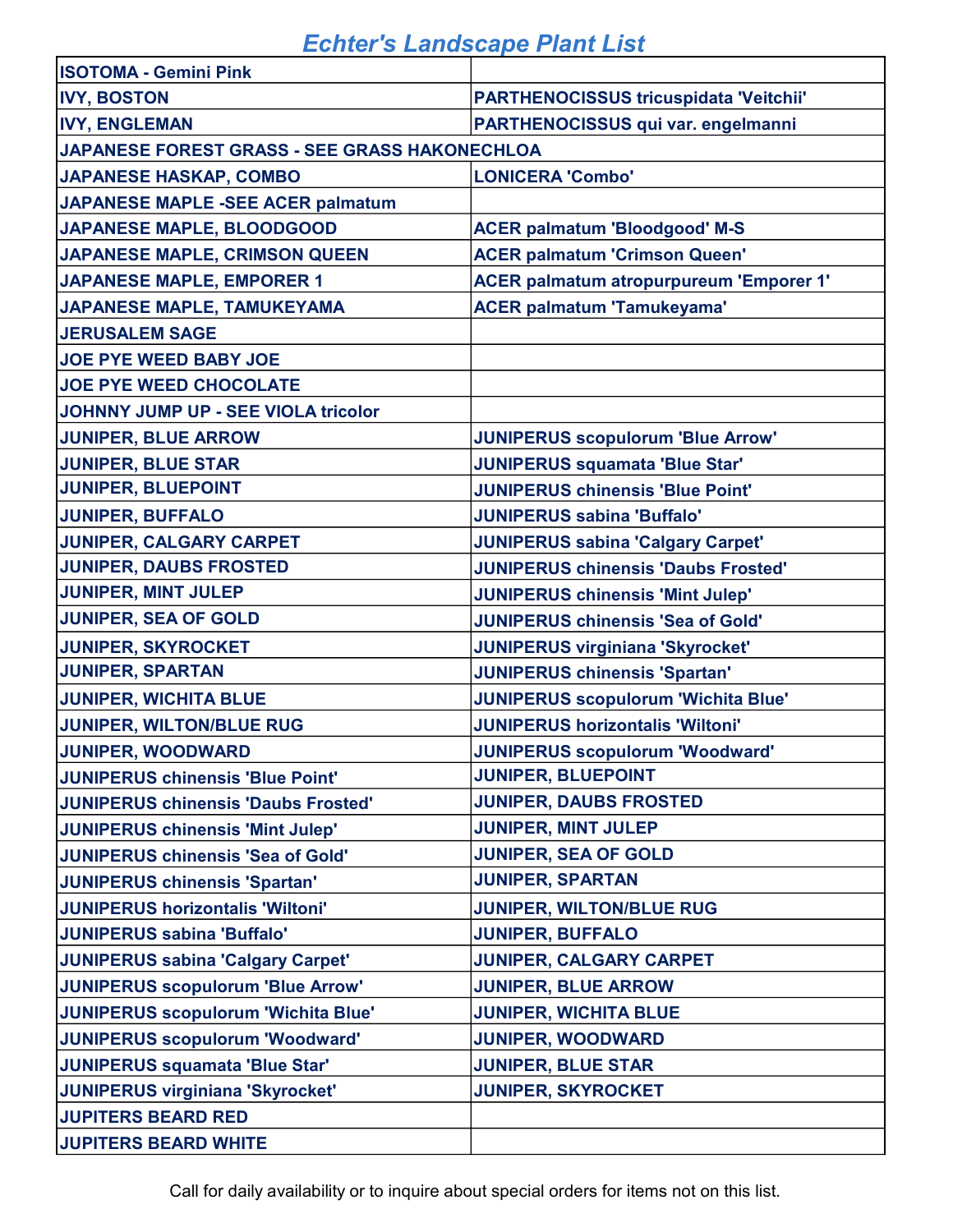# Echter's Landscape Plant List

| | |
|---|---|
| **ISOTOMA - Gemini Pink** | |
| **IVY, BOSTON** | **PARTHENOCISSUS tricuspidata 'Veitchii'** |
| **IVY, ENGLEMAN** | **PARTHENOCISSUS qui var. engelmanni** |
| **JAPANESE FOREST GRASS - SEE GRASS HAKONECHLOA** | |
| **JAPANESE HASKAP, COMBO** | **LONICERA 'Combo'** |
| **JAPANESE MAPLE -SEE ACER palmatum** | |
| **JAPANESE MAPLE, BLOODGOOD** | **ACER palmatum 'Bloodgood' M-S** |
| **JAPANESE MAPLE, CRIMSON QUEEN** | **ACER palmatum 'Crimson Queen'** |
| **JAPANESE MAPLE, EMPORER 1** | **ACER palmatum atropurpureum 'Emporer 1'** |
| **JAPANESE MAPLE, TAMUKEYAMA** | **ACER palmatum 'Tamukeyama'** |
| **JERUSALEM SAGE** | |
| **JOE PYE WEED BABY JOE** | |
| **JOE PYE WEED CHOCOLATE** | |
| **JOHNNY JUMP UP - SEE VIOLA tricolor** | |
| **JUNIPER, BLUE ARROW** | **JUNIPERUS scopulorum 'Blue Arrow'** |
| **JUNIPER, BLUE STAR** | **JUNIPERUS squamata 'Blue Star'** |
| **JUNIPER, BLUEPOINT** | **JUNIPERUS chinensis 'Blue Point'** |
| **JUNIPER, BUFFALO** | **JUNIPERUS sabina 'Buffalo'** |
| **JUNIPER, CALGARY CARPET** | **JUNIPERUS sabina 'Calgary Carpet'** |
| **JUNIPER, DAUBS FROSTED** | **JUNIPERUS chinensis 'Daubs Frosted'** |
| **JUNIPER, MINT JULEP** | **JUNIPERUS chinensis 'Mint Julep'** |
| **JUNIPER, SEA OF GOLD** | **JUNIPERUS chinensis 'Sea of Gold'** |
| **JUNIPER, SKYROCKET** | **JUNIPERUS virginiana 'Skyrocket'** |
| **JUNIPER, SPARTAN** | **JUNIPERUS chinensis 'Spartan'** |
| **JUNIPER, WICHITA BLUE** | **JUNIPERUS scopulorum 'Wichita Blue'** |
| **JUNIPER, WILTON/BLUE RUG** | **JUNIPERUS horizontalis 'Wiltoni'** |
| **JUNIPER, WOODWARD** | **JUNIPERUS scopulorum 'Woodward'** |
| **JUNIPERUS chinensis 'Blue Point'** | **JUNIPER, BLUEPOINT** |
| **JUNIPERUS chinensis 'Daubs Frosted'** | **JUNIPER, DAUBS FROSTED** |
| **JUNIPERUS chinensis 'Mint Julep'** | **JUNIPER, MINT JULEP** |
| **JUNIPERUS chinensis 'Sea of Gold'** | **JUNIPER, SEA OF GOLD** |
| **JUNIPERUS chinensis 'Spartan'** | **JUNIPER, SPARTAN** |
| **JUNIPERUS horizontalis 'Wiltoni'** | **JUNIPER, WILTON/BLUE RUG** |
| **JUNIPERUS sabina 'Buffalo'** | **JUNIPER, BUFFALO** |
| **JUNIPERUS sabina 'Calgary Carpet'** | **JUNIPER, CALGARY CARPET** |
| **JUNIPERUS scopulorum 'Blue Arrow'** | **JUNIPER, BLUE ARROW** |
| **JUNIPERUS scopulorum 'Wichita Blue'** | **JUNIPER, WICHITA BLUE** |
| **JUNIPERUS scopulorum 'Woodward'** | **JUNIPER, WOODWARD** |
| **JUNIPERUS squamata 'Blue Star'** | **JUNIPER, BLUE STAR** |
| **JUNIPERUS virginiana 'Skyrocket'** | **JUNIPER, SKYROCKET** |
| **JUPITERS BEARD RED** | |
| **JUPITERS BEARD WHITE** | |

Call for daily availability or to inquire about special orders for items not on this list.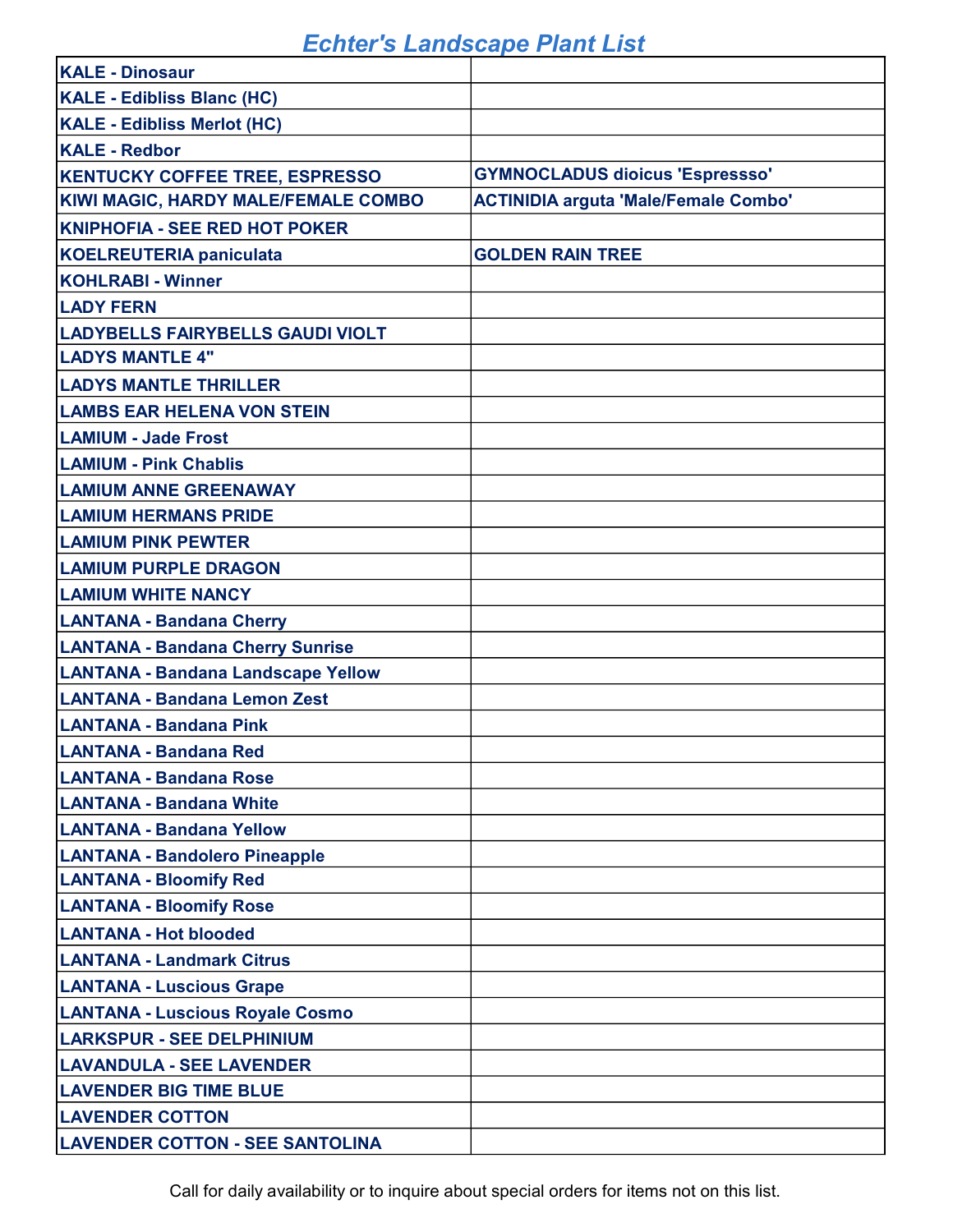# Echter's Landscape Plant List

| | |
|---|---|
| **KALE - Dinosaur** | |
| **KALE - Edibliss Blanc (HC)** | |
| **KALE - Edibliss Merlot (HC)** | |
| **KALE - Redbor** | |
| **KENTUCKY COFFEE TREE, ESPRESSO** | **GYMNOCLADUS dioicus 'Espressso'** |
| **KIWI MAGIC, HARDY MALE/FEMALE COMBO** | **ACTINIDIA arguta 'Male/Female Combo'** |
| **KNIPHOFIA - SEE RED HOT POKER** | |
| **KOELREUTERIA paniculata** | **GOLDEN RAIN TREE** |
| **KOHLRABI - Winner** | |
| **LADY FERN** | |
| **LADYBELLS FAIRYBELLS GAUDI VIOLT** | |
| **LADYS MANTLE 4"** | |
| **LADYS MANTLE THRILLER** | |
| **LAMBS EAR HELENA VON STEIN** | |
| **LAMIUM - Jade Frost** | |
| **LAMIUM - Pink Chablis** | |
| **LAMIUM ANNE GREENAWAY** | |
| **LAMIUM HERMANS PRIDE** | |
| **LAMIUM PINK PEWTER** | |
| **LAMIUM PURPLE DRAGON** | |
| **LAMIUM WHITE NANCY** | |
| **LANTANA - Bandana Cherry** | |
| **LANTANA - Bandana Cherry Sunrise** | |
| **LANTANA - Bandana Landscape Yellow** | |
| **LANTANA - Bandana Lemon Zest** | |
| **LANTANA - Bandana Pink** | |
| **LANTANA - Bandana Red** | |
| **LANTANA - Bandana Rose** | |
| **LANTANA - Bandana White** | |
| **LANTANA - Bandana Yellow** | |
| **LANTANA - Bandolero Pineapple** | |
| **LANTANA - Bloomify Red** | |
| **LANTANA - Bloomify Rose** | |
| **LANTANA - Hot blooded** | |
| **LANTANA - Landmark Citrus** | |
| **LANTANA - Luscious Grape** | |
| **LANTANA - Luscious Royale Cosmo** | |
| **LARKSPUR - SEE DELPHINIUM** | |
| **LAVANDULA - SEE LAVENDER** | |
| **LAVENDER BIG TIME BLUE** | |
| **LAVENDER COTTON** | |
| **LAVENDER COTTON - SEE SANTOLINA** | |

Call for daily availability or to inquire about special orders for items not on this list.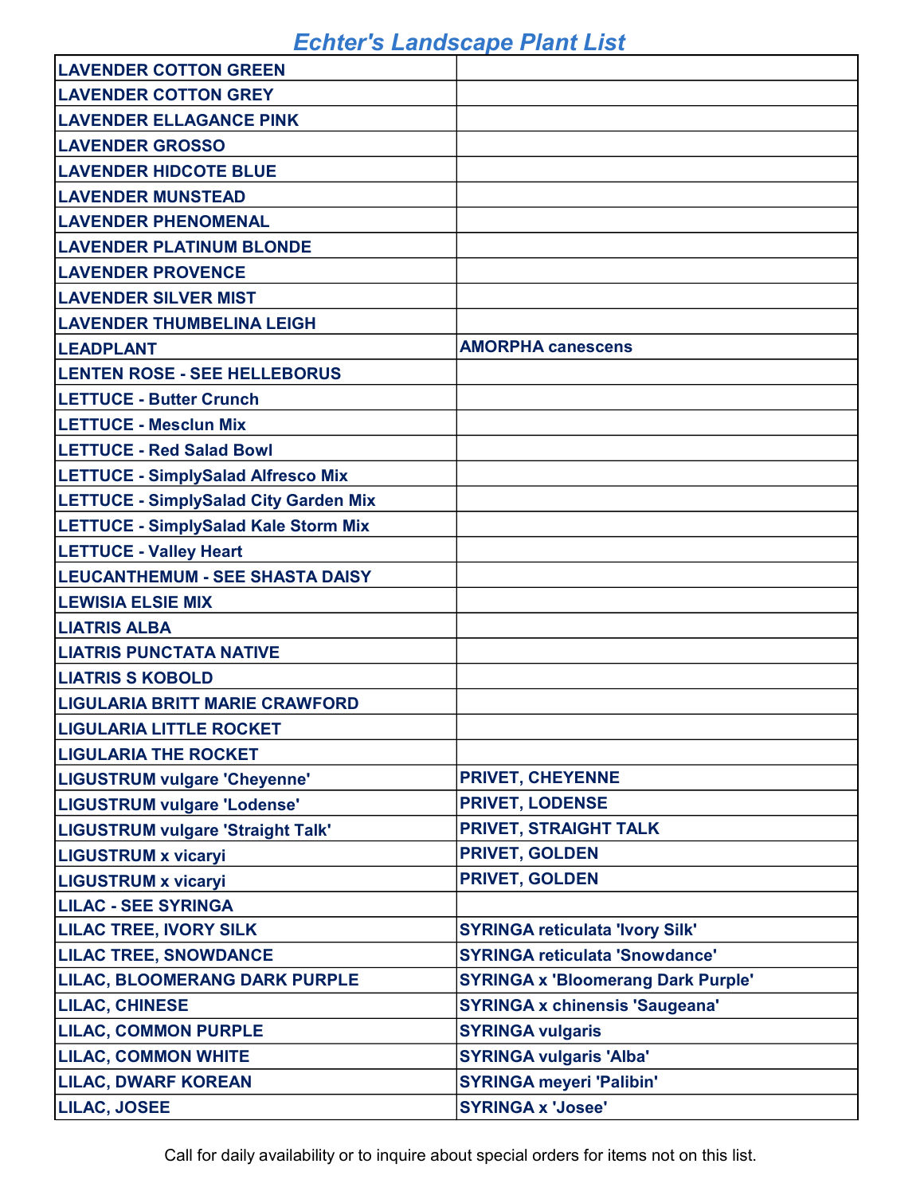# Echter's Landscape Plant List

| | |
|---|---|
| LAVENDER COTTON GREEN | |
| LAVENDER COTTON GREY | |
| LAVENDER ELLAGANCE PINK | |
| LAVENDER GROSSO | |
| LAVENDER HIDCOTE BLUE | |
| LAVENDER MUNSTEAD | |
| LAVENDER PHENOMENAL | |
| LAVENDER PLATINUM BLONDE | |
| LAVENDER PROVENCE | |
| LAVENDER SILVER MIST | |
| LAVENDER THUMBELINA LEIGH | |
| LEADPLANT | AMORPHA canescens |
| LENTEN ROSE - SEE HELLEBORUS | |
| LETTUCE - Butter Crunch | |
| LETTUCE - Mesclun Mix | |
| LETTUCE - Red Salad Bowl | |
| LETTUCE - SimplySalad Alfresco Mix | |
| LETTUCE - SimplySalad City Garden Mix | |
| LETTUCE - SimplySalad Kale Storm Mix | |
| LETTUCE - Valley Heart | |
| LEUCANTHEMUM - SEE SHASTA DAISY | |
| LEWISIA ELSIE MIX | |
| LIATRIS ALBA | |
| LIATRIS PUNCTATA NATIVE | |
| LIATRIS S KOBOLD | |
| LIGULARIA BRITT MARIE CRAWFORD | |
| LIGULARIA LITTLE ROCKET | |
| LIGULARIA THE ROCKET | |
| LIGUSTRUM vulgare 'Cheyenne' | PRIVET, CHEYENNE |
| LIGUSTRUM vulgare 'Lodense' | PRIVET, LODENSE |
| LIGUSTRUM vulgare 'Straight Talk' | PRIVET, STRAIGHT TALK |
| LIGUSTRUM x vicaryi | PRIVET, GOLDEN |
| LIGUSTRUM x vicaryi | PRIVET, GOLDEN |
| LILAC - SEE SYRINGA | |
| LILAC TREE, IVORY SILK | SYRINGA reticulata 'Ivory Silk' |
| LILAC TREE, SNOWDANCE | SYRINGA reticulata 'Snowdance' |
| LILAC, BLOOMERANG DARK PURPLE | SYRINGA x 'Bloomerang Dark Purple' |
| LILAC, CHINESE | SYRINGA x chinensis 'Saugeana' |
| LILAC, COMMON PURPLE | SYRINGA vulgaris |
| LILAC, COMMON WHITE | SYRINGA vulgaris 'Alba' |
| LILAC, DWARF KOREAN | SYRINGA meyeri 'Palibin' |
| LILAC, JOSEE | SYRINGA x 'Josee' |

Call for daily availability or to inquire about special orders for items not on this list.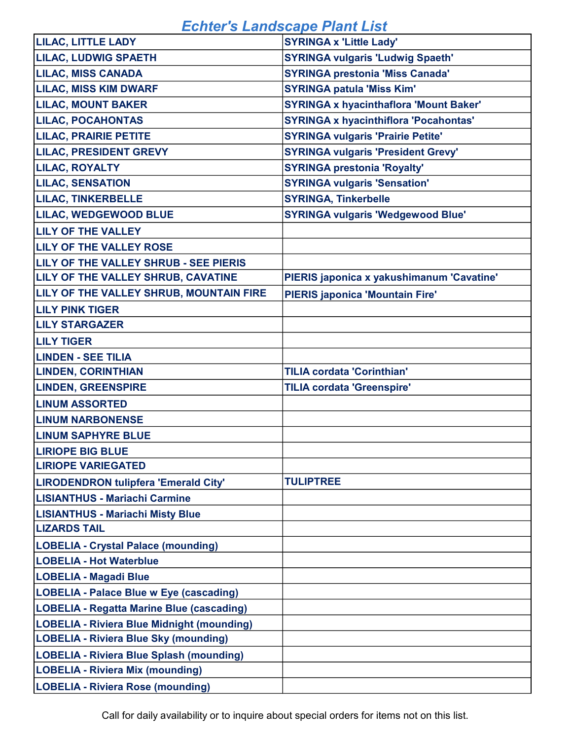# Echter's Landscape Plant List

| | |
|---|---|
| LILAC, LITTLE LADY | SYRINGA x 'Little Lady' |
| LILAC, LUDWIG SPAETH | SYRINGA vulgaris 'Ludwig Spaeth' |
| LILAC, MISS CANADA | SYRINGA prestonia 'Miss Canada' |
| LILAC, MISS KIM DWARF | SYRINGA patula 'Miss Kim' |
| LILAC, MOUNT BAKER | SYRINGA x hyacinthaflora 'Mount Baker' |
| LILAC, POCAHONTAS | SYRINGA x hyacinthiflora 'Pocahontas' |
| LILAC, PRAIRIE PETITE | SYRINGA vulgaris 'Prairie Petite' |
| LILAC, PRESIDENT GREVY | SYRINGA vulgaris 'President Grevy' |
| LILAC, ROYALTY | SYRINGA prestonia 'Royalty' |
| LILAC, SENSATION | SYRINGA vulgaris 'Sensation' |
| LILAC, TINKERBELLE | SYRINGA, Tinkerbelle |
| LILAC, WEDGEWOOD BLUE | SYRINGA vulgaris 'Wedgewood Blue' |
| LILY OF THE VALLEY | |
| LILY OF THE VALLEY ROSE | |
| LILY OF THE VALLEY SHRUB - SEE PIERIS | |
| LILY OF THE VALLEY SHRUB, CAVATINE | PIERIS japonica x yakushimanum 'Cavatine' |
| LILY OF THE VALLEY SHRUB, MOUNTAIN FIRE | PIERIS japonica 'Mountain Fire' |
| LILY PINK TIGER | |
| LILY STARGAZER | |
| LILY TIGER | |
| LINDEN - SEE TILIA | |
| LINDEN, CORINTHIAN | TILIA cordata 'Corinthian' |
| LINDEN, GREENSPIRE | TILIA cordata 'Greenspire' |
| LINUM ASSORTED | |
| LINUM NARBONENSE | |
| LINUM SAPHYRE BLUE | |
| LIRIOPE BIG BLUE | |
| LIRIOPE VARIEGATED | |
| LIRODENDRON tulipfera 'Emerald City' | TULIPTREE |
| LISIANTHUS - Mariachi Carmine | |
| LISIANTHUS - Mariachi Misty Blue | |
| LIZARDS TAIL | |
| LOBELIA - Crystal Palace (mounding) | |
| LOBELIA - Hot Waterblue | |
| LOBELIA - Magadi Blue | |
| LOBELIA - Palace Blue w Eye (cascading) | |
| LOBELIA - Regatta Marine Blue (cascading) | |
| LOBELIA - Riviera Blue Midnight (mounding) | |
| LOBELIA - Riviera Blue Sky (mounding) | |
| LOBELIA - Riviera Blue Splash (mounding) | |
| LOBELIA - Riviera Mix (mounding) | |
| LOBELIA - Riviera Rose (mounding) | |

Call for daily availability or to inquire about special orders for items not on this list.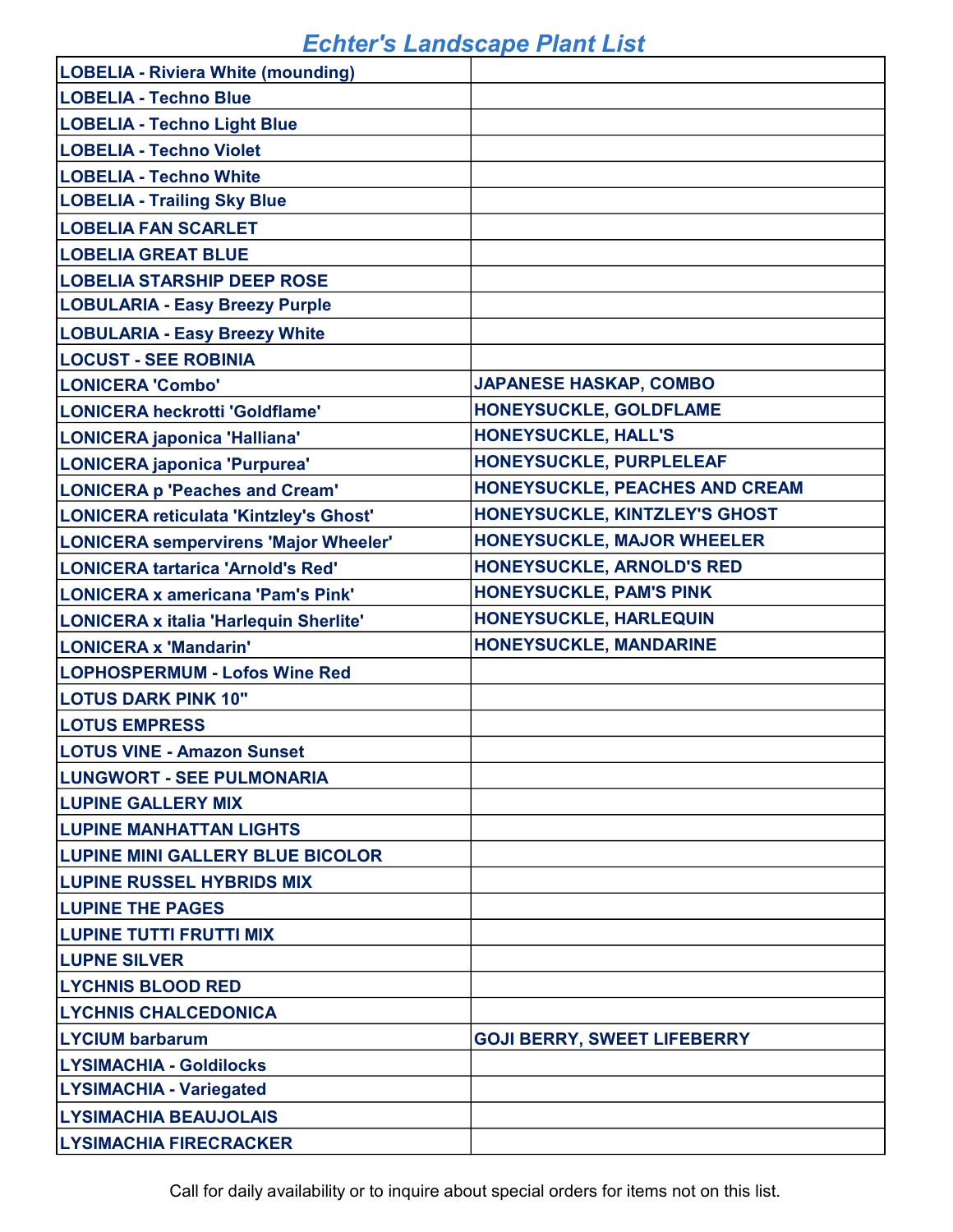# Echter's Landscape Plant List

| | |
|---|---|
| **LOBELIA - Riviera White (mounding)** | |
| **LOBELIA - Techno Blue** | |
| **LOBELIA - Techno Light Blue** | |
| **LOBELIA - Techno Violet** | |
| **LOBELIA - Techno White** | |
| **LOBELIA - Trailing Sky Blue** | |
| **LOBELIA FAN SCARLET** | |
| **LOBELIA GREAT BLUE** | |
| **LOBELIA STARSHIP DEEP ROSE** | |
| **LOBULARIA - Easy Breezy Purple** | |
| **LOBULARIA - Easy Breezy White** | |
| **LOCUST - SEE ROBINIA** | |
| **LONICERA 'Combo'** | **JAPANESE HASKAP, COMBO** |
| **LONICERA heckrotti 'Goldflame'** | **HONEYSUCKLE, GOLDFLAME** |
| **LONICERA japonica 'Halliana'** | **HONEYSUCKLE, HALL'S** |
| **LONICERA japonica 'Purpurea'** | **HONEYSUCKLE, PURPLELEAF** |
| **LONICERA p 'Peaches and Cream'** | **HONEYSUCKLE, PEACHES AND CREAM** |
| **LONICERA reticulata 'Kintzley's Ghost'** | **HONEYSUCKLE, KINTZLEY'S GHOST** |
| **LONICERA sempervirens 'Major Wheeler'** | **HONEYSUCKLE, MAJOR WHEELER** |
| **LONICERA tartarica 'Arnold's Red'** | **HONEYSUCKLE, ARNOLD'S RED** |
| **LONICERA x americana 'Pam's Pink'** | **HONEYSUCKLE, PAM'S PINK** |
| **LONICERA x italia 'Harlequin Sherlite'** | **HONEYSUCKLE, HARLEQUIN** |
| **LONICERA x 'Mandarin'** | **HONEYSUCKLE, MANDARINE** |
| **LOPHOSPERMUM - Lofos Wine Red** | |
| **LOTUS DARK PINK 10"** | |
| **LOTUS EMPRESS** | |
| **LOTUS VINE - Amazon Sunset** | |
| **LUNGWORT - SEE PULMONARIA** | |
| **LUPINE GALLERY MIX** | |
| **LUPINE MANHATTAN LIGHTS** | |
| **LUPINE MINI GALLERY BLUE BICOLOR** | |
| **LUPINE RUSSEL HYBRIDS MIX** | |
| **LUPINE THE PAGES** | |
| **LUPINE TUTTI FRUTTI MIX** | |
| **LUPNE SILVER** | |
| **LYCHNIS BLOOD RED** | |
| **LYCHNIS CHALCEDONICA** | |
| **LYCIUM barbarum** | **GOJI BERRY, SWEET LIFEBERRY** |
| **LYSIMACHIA - Goldilocks** | |
| **LYSIMACHIA - Variegated** | |
| **LYSIMACHIA BEAUJOLAIS** | |
| **LYSIMACHIA FIRECRACKER** | |

Call for daily availability or to inquire about special orders for items not on this list.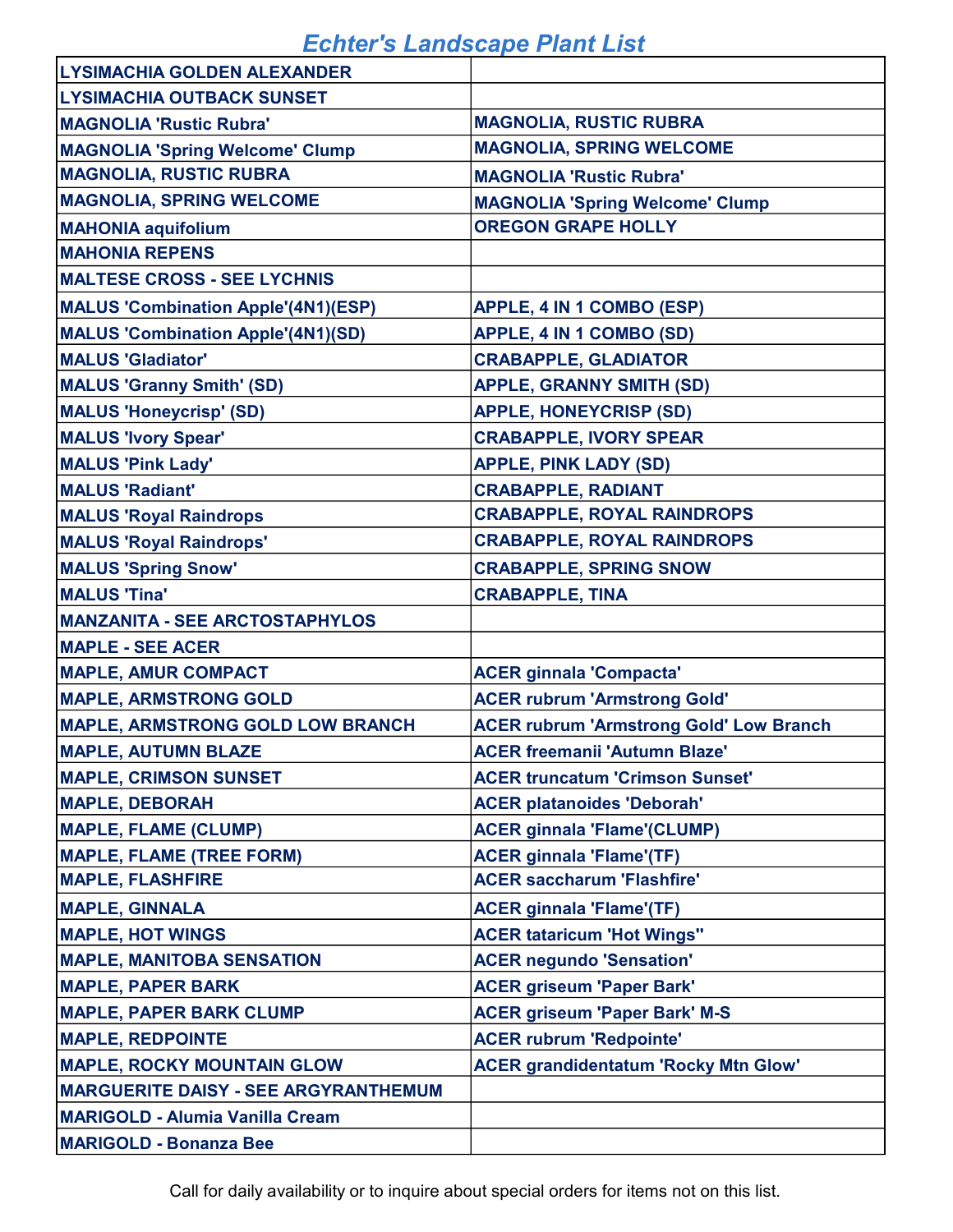# Echter's Landscape Plant List

| | |
|---|---|
| LYSIMACHIA GOLDEN ALEXANDER | |
| LYSIMACHIA OUTBACK SUNSET | |
| MAGNOLIA 'Rustic Rubra' | MAGNOLIA, RUSTIC RUBRA |
| MAGNOLIA 'Spring Welcome' Clump | MAGNOLIA, SPRING WELCOME |
| MAGNOLIA, RUSTIC RUBRA | MAGNOLIA 'Rustic Rubra' |
| MAGNOLIA, SPRING WELCOME | MAGNOLIA 'Spring Welcome' Clump |
| MAHONIA aquifolium | OREGON GRAPE HOLLY |
| MAHONIA REPENS | |
| MALTESE CROSS - SEE LYCHNIS | |
| MALUS 'Combination Apple'(4N1)(ESP) | APPLE, 4 IN 1 COMBO (ESP) |
| MALUS 'Combination Apple'(4N1)(SD) | APPLE, 4 IN 1 COMBO (SD) |
| MALUS 'Gladiator' | CRABAPPLE, GLADIATOR |
| MALUS 'Granny Smith' (SD) | APPLE, GRANNY SMITH (SD) |
| MALUS 'Honeycrisp' (SD) | APPLE, HONEYCRISP (SD) |
| MALUS 'Ivory Spear' | CRABAPPLE, IVORY SPEAR |
| MALUS 'Pink Lady' | APPLE, PINK LADY (SD) |
| MALUS 'Radiant' | CRABAPPLE, RADIANT |
| MALUS 'Royal Raindrops | CRABAPPLE, ROYAL RAINDROPS |
| MALUS 'Royal Raindrops' | CRABAPPLE, ROYAL RAINDROPS |
| MALUS 'Spring Snow' | CRABAPPLE, SPRING SNOW |
| MALUS 'Tina' | CRABAPPLE, TINA |
| MANZANITA - SEE ARCTOSTAPHYLOS | |
| MAPLE - SEE ACER | |
| MAPLE, AMUR COMPACT | ACER ginnala 'Compacta' |
| MAPLE, ARMSTRONG GOLD | ACER rubrum 'Armstrong Gold' |
| MAPLE, ARMSTRONG GOLD LOW BRANCH | ACER rubrum 'Armstrong Gold' Low Branch |
| MAPLE, AUTUMN BLAZE | ACER freemanii 'Autumn Blaze' |
| MAPLE, CRIMSON SUNSET | ACER truncatum 'Crimson Sunset' |
| MAPLE, DEBORAH | ACER platanoides 'Deborah' |
| MAPLE, FLAME (CLUMP) | ACER ginnala 'Flame'(CLUMP) |
| MAPLE, FLAME (TREE FORM) | ACER ginnala 'Flame'(TF) |
| MAPLE, FLASHFIRE | ACER saccharum 'Flashfire' |
| MAPLE, GINNALA | ACER ginnala 'Flame'(TF) |
| MAPLE, HOT WINGS | ACER tataricum 'Hot Wings'' |
| MAPLE, MANITOBA SENSATION | ACER negundo 'Sensation' |
| MAPLE, PAPER BARK | ACER griseum 'Paper Bark' |
| MAPLE, PAPER BARK CLUMP | ACER griseum 'Paper Bark' M-S |
| MAPLE, REDPOINTE | ACER rubrum 'Redpointe' |
| MAPLE, ROCKY MOUNTAIN GLOW | ACER grandidentatum 'Rocky Mtn Glow' |
| MARGUERITE DAISY - SEE ARGYRANTHEMUM | |
| MARIGOLD - Alumia Vanilla Cream | |
| MARIGOLD - Bonanza Bee | |

Call for daily availability or to inquire about special orders for items not on this list.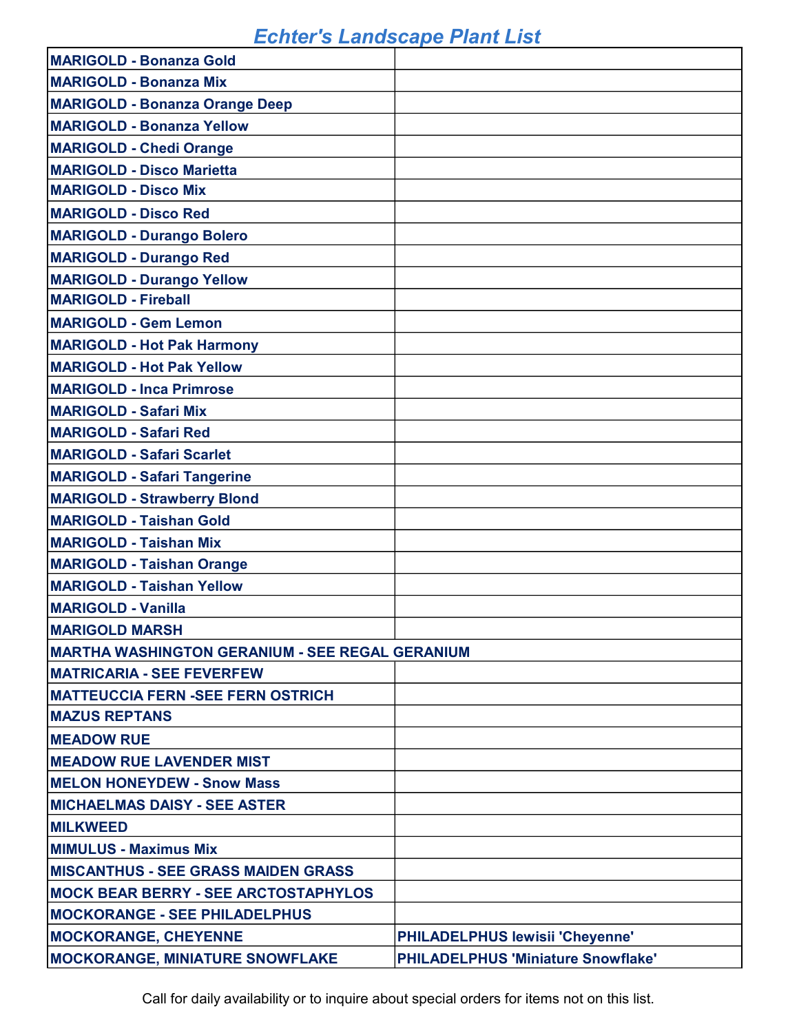# Echter's Landscape Plant List

| | |
|---|---|
| **MARIGOLD - Bonanza Gold** | |
| **MARIGOLD - Bonanza Mix** | |
| **MARIGOLD - Bonanza Orange Deep** | |
| **MARIGOLD - Bonanza Yellow** | |
| **MARIGOLD - Chedi Orange** | |
| **MARIGOLD - Disco Marietta** | |
| **MARIGOLD - Disco Mix** | |
| **MARIGOLD - Disco Red** | |
| **MARIGOLD - Durango Bolero** | |
| **MARIGOLD - Durango Red** | |
| **MARIGOLD - Durango Yellow** | |
| **MARIGOLD - Fireball** | |
| **MARIGOLD - Gem Lemon** | |
| **MARIGOLD - Hot Pak Harmony** | |
| **MARIGOLD - Hot Pak Yellow** | |
| **MARIGOLD - Inca Primrose** | |
| **MARIGOLD - Safari Mix** | |
| **MARIGOLD - Safari Red** | |
| **MARIGOLD - Safari Scarlet** | |
| **MARIGOLD - Safari Tangerine** | |
| **MARIGOLD - Strawberry Blond** | |
| **MARIGOLD - Taishan Gold** | |
| **MARIGOLD - Taishan Mix** | |
| **MARIGOLD - Taishan Orange** | |
| **MARIGOLD - Taishan Yellow** | |
| **MARIGOLD - Vanilla** | |
| **MARIGOLD MARSH** | |
| **MARTHA WASHINGTON GERANIUM - SEE REGAL GERANIUM** | |
| **MATRICARIA - SEE FEVERFEW** | |
| **MATTEUCCIA FERN -SEE FERN OSTRICH** | |
| **MAZUS REPTANS** | |
| **MEADOW RUE** | |
| **MEADOW RUE LAVENDER MIST** | |
| **MELON HONEYDEW - Snow Mass** | |
| **MICHAELMAS DAISY - SEE ASTER** | |
| **MILKWEED** | |
| **MIMULUS - Maximus Mix** | |
| **MISCANTHUS - SEE GRASS MAIDEN GRASS** | |
| **MOCK BEAR BERRY - SEE ARCTOSTAPHYLOS** | |
| **MOCKORANGE - SEE PHILADELPHUS** | |
| **MOCKORANGE, CHEYENNE** | **PHILADELPHUS lewisii 'Cheyenne'** |
| **MOCKORANGE, MINIATURE SNOWFLAKE** | **PHILADELPHUS 'Miniature Snowflake'** |

Call for daily availability or to inquire about special orders for items not on this list.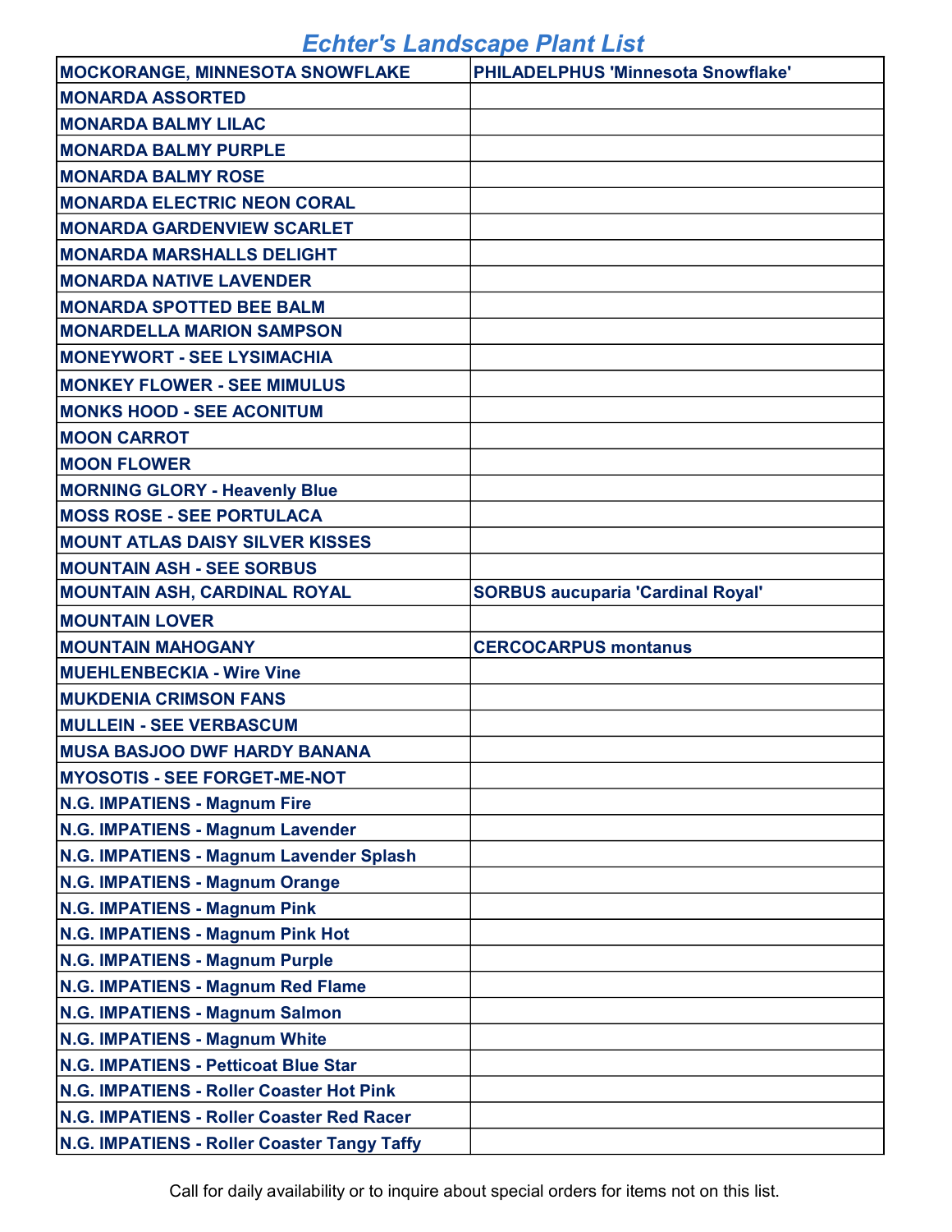# *Echter's Landscape Plant List*

| MOCKORANGE, MINNESOTA SNOWFLAKE | PHILADELPHUS 'Minnesota Snowflake' |
|---|---|
| MONARDA ASSORTED | |
| MONARDA BALMY LILAC | |
| MONARDA BALMY PURPLE | |
| MONARDA BALMY ROSE | |
| MONARDA ELECTRIC NEON CORAL | |
| MONARDA GARDENVIEW SCARLET | |
| MONARDA MARSHALLS DELIGHT | |
| MONARDA NATIVE LAVENDER | |
| MONARDA SPOTTED BEE BALM | |
| MONARDELLA MARION SAMPSON | |
| MONEYWORT - SEE LYSIMACHIA | |
| MONKEY FLOWER - SEE MIMULUS | |
| MONKS HOOD - SEE ACONITUM | |
| MOON CARROT | |
| MOON FLOWER | |
| MORNING GLORY - Heavenly Blue | |
| MOSS ROSE - SEE PORTULACA | |
| MOUNT ATLAS DAISY SILVER KISSES | |
| MOUNTAIN ASH - SEE SORBUS | |
| MOUNTAIN ASH, CARDINAL ROYAL | SORBUS aucuparia 'Cardinal Royal' |
| MOUNTAIN LOVER | |
| MOUNTAIN MAHOGANY | CERCOCARPUS montanus |
| MUEHLENBECKIA - Wire Vine | |
| MUKDENIA CRIMSON FANS | |
| MULLEIN - SEE VERBASCUM | |
| MUSA BASJOO DWF HARDY BANANA | |
| MYOSOTIS - SEE FORGET-ME-NOT | |
| N.G. IMPATIENS - Magnum Fire | |
| N.G. IMPATIENS - Magnum Lavender | |
| N.G. IMPATIENS - Magnum Lavender Splash | |
| N.G. IMPATIENS - Magnum Orange | |
| N.G. IMPATIENS - Magnum Pink | |
| N.G. IMPATIENS - Magnum Pink Hot | |
| N.G. IMPATIENS - Magnum Purple | |
| N.G. IMPATIENS - Magnum Red Flame | |
| N.G. IMPATIENS - Magnum Salmon | |
| N.G. IMPATIENS - Magnum White | |
| N.G. IMPATIENS - Petticoat Blue Star | |
| N.G. IMPATIENS - Roller Coaster Hot Pink | |
| N.G. IMPATIENS - Roller Coaster Red Racer | |
| N.G. IMPATIENS - Roller Coaster Tangy Taffy | |

Call for daily availability or to inquire about special orders for items not on this list.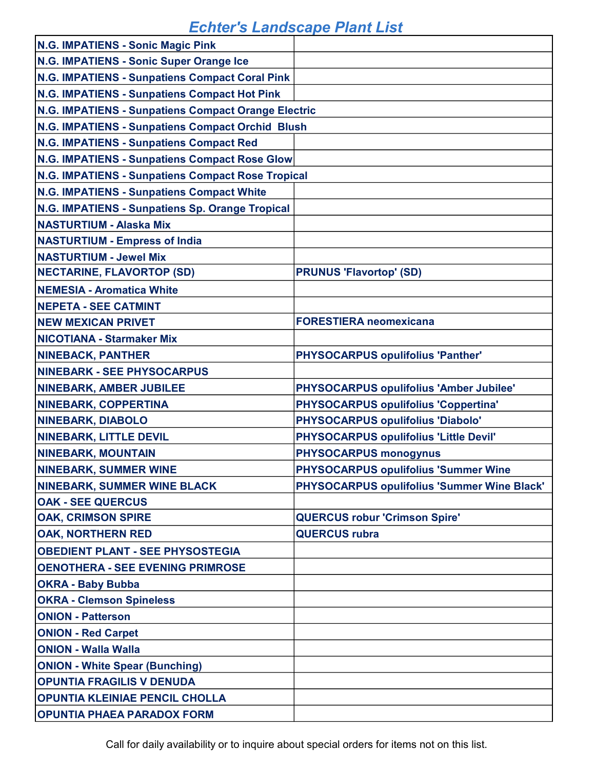# Echter's Landscape Plant List

| | |
|---|---|
| N.G. IMPATIENS - Sonic Magic Pink | |
| N.G. IMPATIENS - Sonic Super Orange Ice | |
| N.G. IMPATIENS - Sunpatiens Compact Coral Pink | |
| N.G. IMPATIENS - Sunpatiens Compact Hot Pink | |
| N.G. IMPATIENS - Sunpatiens Compact Orange Electric | |
| N.G. IMPATIENS - Sunpatiens Compact Orchid Blush | |
| N.G. IMPATIENS - Sunpatiens Compact Red | |
| N.G. IMPATIENS - Sunpatiens Compact Rose Glow | |
| N.G. IMPATIENS - Sunpatiens Compact Rose Tropical | |
| N.G. IMPATIENS - Sunpatiens Compact White | |
| N.G. IMPATIENS - Sunpatiens Sp. Orange Tropical | |
| NASTURTIUM - Alaska Mix | |
| NASTURTIUM - Empress of India | |
| NASTURTIUM - Jewel Mix | |
| NECTARINE, FLAVORTOP (SD) | PRUNUS 'Flavortop' (SD) |
| NEMESIA - Aromatica White | |
| NEPETA - SEE CATMINT | |
| NEW MEXICAN PRIVET | FORESTIERA neomexicana |
| NICOTIANA - Starmaker Mix | |
| NINEBACK, PANTHER | PHYSOCARPUS opulifolius 'Panther' |
| NINEBARK - SEE PHYSOCARPUS | |
| NINEBARK, AMBER JUBILEE | PHYSOCARPUS opulifolius 'Amber Jubilee' |
| NINEBARK, COPPERTINA | PHYSOCARPUS opulifolius 'Coppertina' |
| NINEBARK, DIABOLO | PHYSOCARPUS opulifolius 'Diabolo' |
| NINEBARK, LITTLE DEVIL | PHYSOCARPUS opulifolius 'Little Devil' |
| NINEBARK, MOUNTAIN | PHYSOCARPUS monogynus |
| NINEBARK, SUMMER WINE | PHYSOCARPUS opulifolius 'Summer Wine |
| NINEBARK, SUMMER WINE BLACK | PHYSOCARPUS opulifolius 'Summer Wine Black' |
| OAK - SEE QUERCUS | |
| OAK, CRIMSON SPIRE | QUERCUS robur 'Crimson Spire' |
| OAK, NORTHERN RED | QUERCUS rubra |
| OBEDIENT PLANT - SEE PHYSOSTEGIA | |
| OENOTHERA - SEE EVENING PRIMROSE | |
| OKRA - Baby Bubba | |
| OKRA - Clemson Spineless | |
| ONION - Patterson | |
| ONION - Red Carpet | |
| ONION - Walla Walla | |
| ONION - White Spear (Bunching) | |
| OPUNTIA FRAGILIS V DENUDA | |
| OPUNTIA KLEINIAE PENCIL CHOLLA | |
| OPUNTIA PHAEA PARADOX FORM | |

Call for daily availability or to inquire about special orders for items not on this list.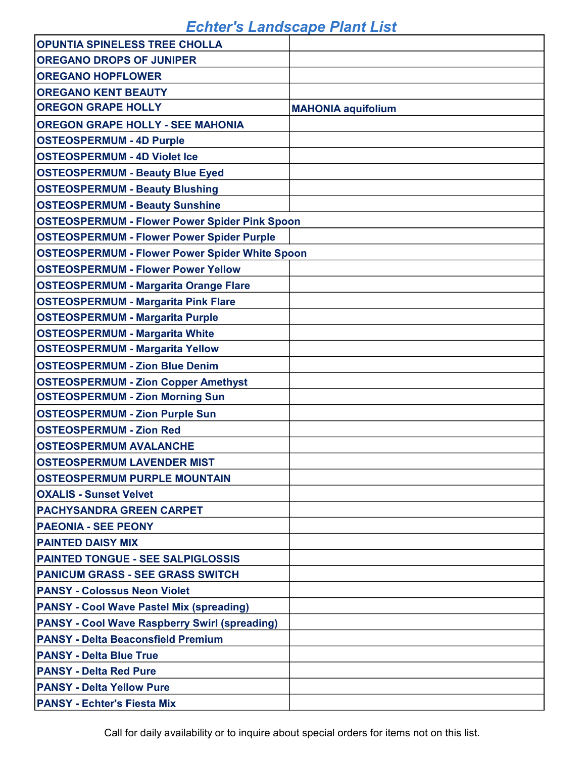# Echter's Landscape Plant List

| | |
|---|---|
| **OPUNTIA SPINELESS TREE CHOLLA** | |
| **OREGANO DROPS OF JUNIPER** | |
| **OREGANO HOPFLOWER** | |
| **OREGANO KENT BEAUTY** | |
| **OREGON GRAPE HOLLY** | **MAHONIA aquifolium** |
| **OREGON GRAPE HOLLY - SEE MAHONIA** | |
| **OSTEOSPERMUM - 4D Purple** | |
| **OSTEOSPERMUM - 4D Violet Ice** | |
| **OSTEOSPERMUM - Beauty Blue Eyed** | |
| **OSTEOSPERMUM - Beauty Blushing** | |
| **OSTEOSPERMUM - Beauty Sunshine** | |
| **OSTEOSPERMUM - Flower Power Spider Pink Spoon** | |
| **OSTEOSPERMUM - Flower Power Spider Purple** | |
| **OSTEOSPERMUM - Flower Power Spider White Spoon** | |
| **OSTEOSPERMUM - Flower Power Yellow** | |
| **OSTEOSPERMUM - Margarita Orange Flare** | |
| **OSTEOSPERMUM - Margarita Pink Flare** | |
| **OSTEOSPERMUM - Margarita Purple** | |
| **OSTEOSPERMUM - Margarita White** | |
| **OSTEOSPERMUM - Margarita Yellow** | |
| **OSTEOSPERMUM - Zion Blue Denim** | |
| **OSTEOSPERMUM - Zion Copper Amethyst** | |
| **OSTEOSPERMUM - Zion Morning Sun** | |
| **OSTEOSPERMUM - Zion Purple Sun** | |
| **OSTEOSPERMUM - Zion Red** | |
| **OSTEOSPERMUM AVALANCHE** | |
| **OSTEOSPERMUM LAVENDER MIST** | |
| **OSTEOSPERMUM PURPLE MOUNTAIN** | |
| **OXALIS - Sunset Velvet** | |
| **PACHYSANDRA GREEN CARPET** | |
| **PAEONIA - SEE PEONY** | |
| **PAINTED DAISY MIX** | |
| **PAINTED TONGUE - SEE SALPIGLOSSIS** | |
| **PANICUM GRASS - SEE GRASS SWITCH** | |
| **PANSY - Colossus Neon Violet** | |
| **PANSY - Cool Wave Pastel Mix (spreading)** | |
| **PANSY - Cool Wave Raspberry Swirl (spreading)** | |
| **PANSY - Delta Beaconsfield Premium** | |
| **PANSY - Delta Blue True** | |
| **PANSY - Delta Red Pure** | |
| **PANSY - Delta Yellow Pure** | |
| **PANSY - Echter's Fiesta Mix** | |

Call for daily availability or to inquire about special orders for items not on this list.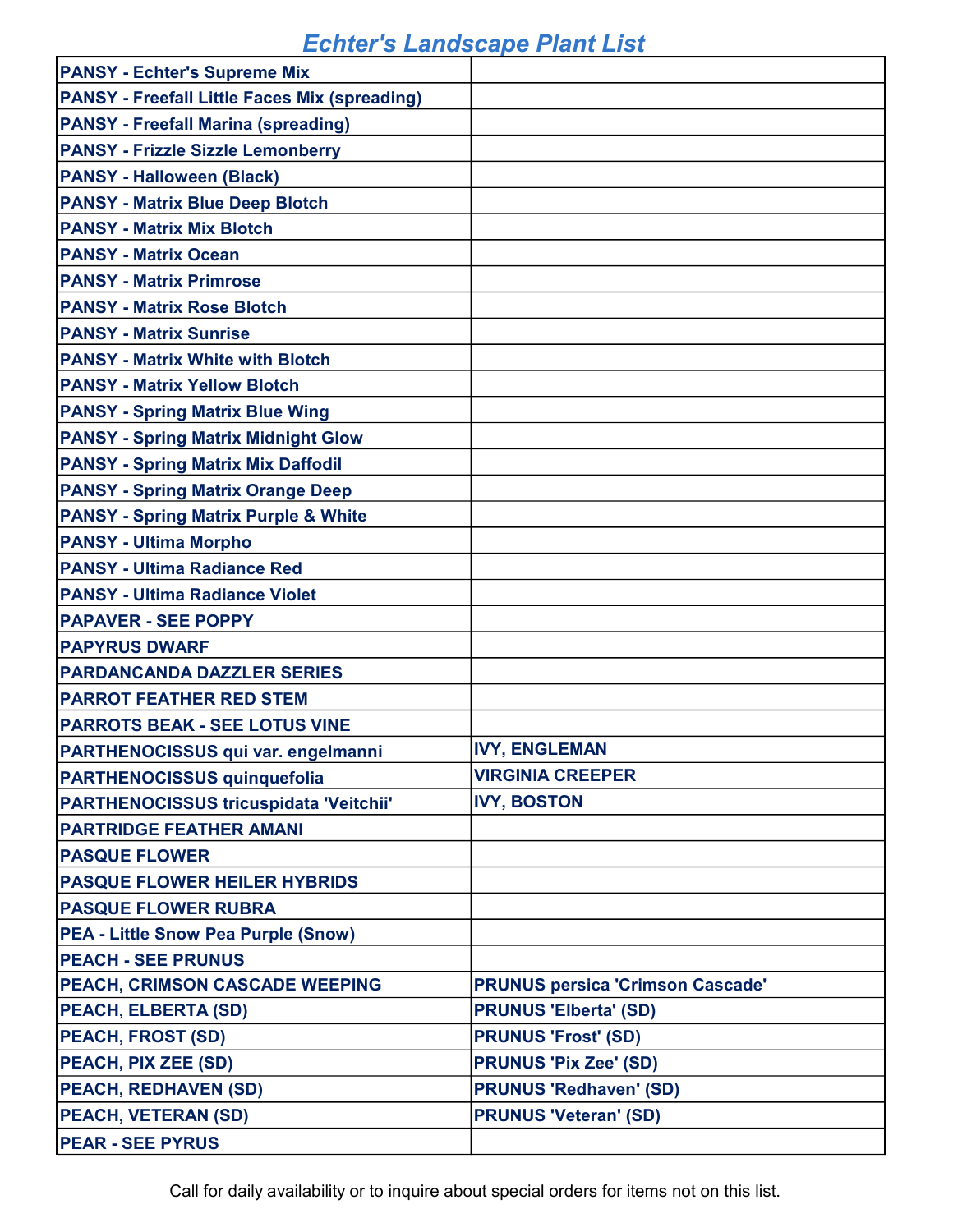# Echter's Landscape Plant List

| | |
|---|---|
| **PANSY - Echter's Supreme Mix** | |
| **PANSY - Freefall Little Faces Mix (spreading)** | |
| **PANSY - Freefall Marina (spreading)** | |
| **PANSY - Frizzle Sizzle Lemonberry** | |
| **PANSY - Halloween (Black)** | |
| **PANSY - Matrix Blue Deep Blotch** | |
| **PANSY - Matrix Mix Blotch** | |
| **PANSY - Matrix Ocean** | |
| **PANSY - Matrix Primrose** | |
| **PANSY - Matrix Rose Blotch** | |
| **PANSY - Matrix Sunrise** | |
| **PANSY - Matrix White with Blotch** | |
| **PANSY - Matrix Yellow Blotch** | |
| **PANSY - Spring Matrix Blue Wing** | |
| **PANSY - Spring Matrix Midnight Glow** | |
| **PANSY - Spring Matrix Mix Daffodil** | |
| **PANSY - Spring Matrix Orange Deep** | |
| **PANSY - Spring Matrix Purple & White** | |
| **PANSY - Ultima Morpho** | |
| **PANSY - Ultima Radiance Red** | |
| **PANSY - Ultima Radiance Violet** | |
| **PAPAVER - SEE POPPY** | |
| **PAPYRUS DWARF** | |
| **PARDANCANDA DAZZLER SERIES** | |
| **PARROT FEATHER RED STEM** | |
| **PARROTS BEAK - SEE LOTUS VINE** | |
| **PARTHENOCISSUS qui var. engelmanni** | **IVY, ENGLEMAN** |
| **PARTHENOCISSUS quinquefolia** | **VIRGINIA CREEPER** |
| **PARTHENOCISSUS tricuspidata 'Veitchii'** | **IVY, BOSTON** |
| **PARTRIDGE FEATHER AMANI** | |
| **PASQUE FLOWER** | |
| **PASQUE FLOWER HEILER HYBRIDS** | |
| **PASQUE FLOWER RUBRA** | |
| **PEA - Little Snow Pea Purple (Snow)** | |
| **PEACH - SEE PRUNUS** | |
| **PEACH, CRIMSON CASCADE WEEPING** | **PRUNUS persica 'Crimson Cascade'** |
| **PEACH, ELBERTA (SD)** | **PRUNUS 'Elberta' (SD)** |
| **PEACH, FROST (SD)** | **PRUNUS 'Frost' (SD)** |
| **PEACH, PIX ZEE (SD)** | **PRUNUS 'Pix Zee' (SD)** |
| **PEACH, REDHAVEN (SD)** | **PRUNUS 'Redhaven' (SD)** |
| **PEACH, VETERAN (SD)** | **PRUNUS 'Veteran' (SD)** |
| **PEAR - SEE PYRUS** | |

Call for daily availability or to inquire about special orders for items not on this list.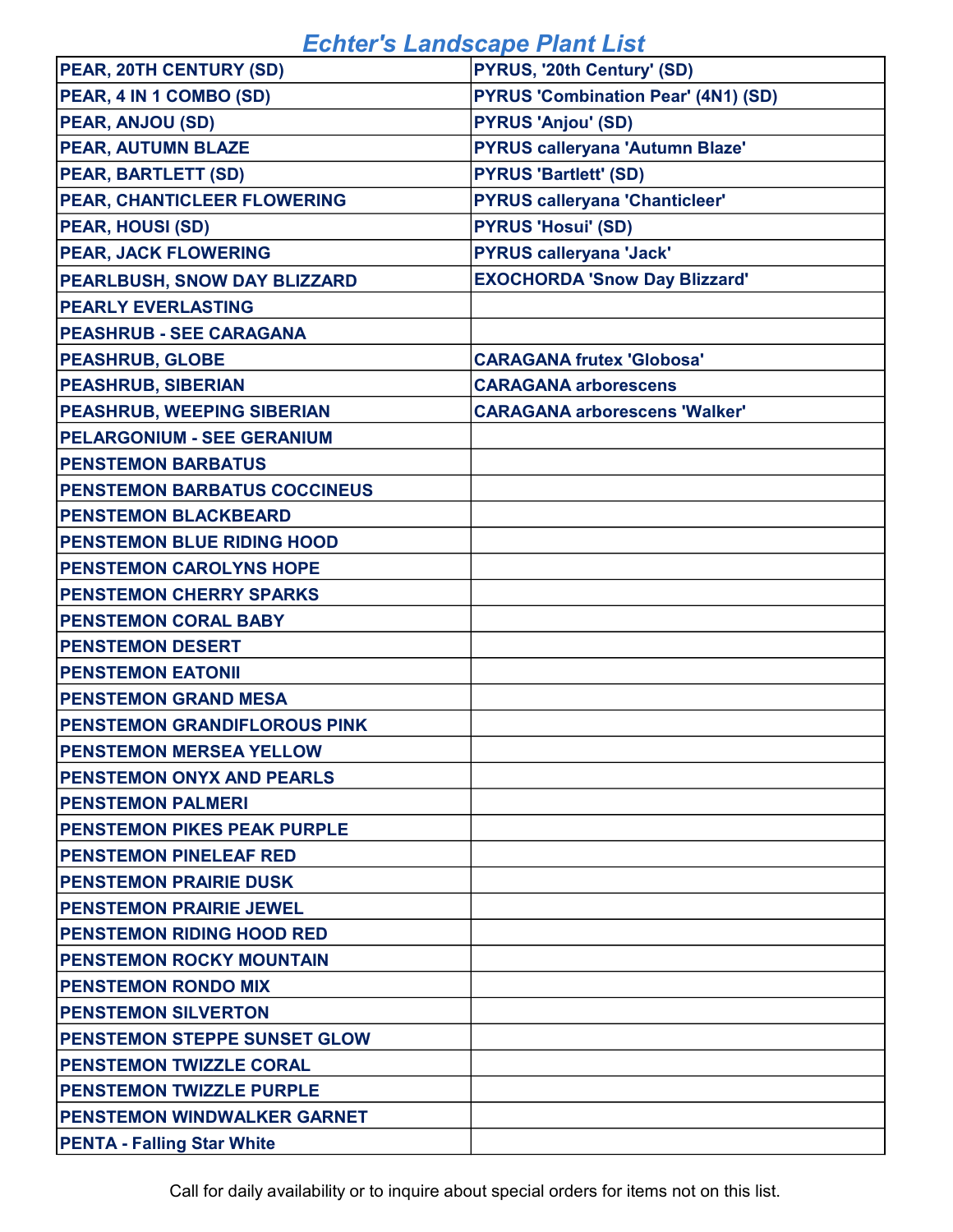# Echter's Landscape Plant List

| | |
|---|---|
| PEAR, 20TH CENTURY (SD) | PYRUS, '20th Century' (SD) |
| PEAR, 4 IN 1 COMBO (SD) | PYRUS 'Combination Pear' (4N1) (SD) |
| PEAR, ANJOU (SD) | PYRUS 'Anjou' (SD) |
| PEAR, AUTUMN BLAZE | PYRUS calleryana 'Autumn Blaze' |
| PEAR, BARTLETT (SD) | PYRUS 'Bartlett' (SD) |
| PEAR, CHANTICLEER FLOWERING | PYRUS calleryana 'Chanticleer' |
| PEAR, HOUSI (SD) | PYRUS 'Hosui' (SD) |
| PEAR, JACK FLOWERING | PYRUS calleryana 'Jack' |
| PEARLBUSH, SNOW DAY BLIZZARD | EXOCHORDA 'Snow Day Blizzard' |
| PEARLY EVERLASTING | |
| PEASHRUB - SEE CARAGANA | |
| PEASHRUB, GLOBE | CARAGANA frutex 'Globosa' |
| PEASHRUB, SIBERIAN | CARAGANA arborescens |
| PEASHRUB, WEEPING SIBERIAN | CARAGANA arborescens 'Walker' |
| PELARGONIUM - SEE GERANIUM | |
| PENSTEMON BARBATUS | |
| PENSTEMON BARBATUS COCCINEUS | |
| PENSTEMON BLACKBEARD | |
| PENSTEMON BLUE RIDING HOOD | |
| PENSTEMON CAROLYNS HOPE | |
| PENSTEMON CHERRY SPARKS | |
| PENSTEMON CORAL BABY | |
| PENSTEMON DESERT | |
| PENSTEMON EATONII | |
| PENSTEMON GRAND MESA | |
| PENSTEMON GRANDIFLOROUS PINK | |
| PENSTEMON MERSEA YELLOW | |
| PENSTEMON ONYX AND PEARLS | |
| PENSTEMON PALMERI | |
| PENSTEMON PIKES PEAK PURPLE | |
| PENSTEMON PINELEAF RED | |
| PENSTEMON PRAIRIE DUSK | |
| PENSTEMON PRAIRIE JEWEL | |
| PENSTEMON RIDING HOOD RED | |
| PENSTEMON ROCKY MOUNTAIN | |
| PENSTEMON RONDO MIX | |
| PENSTEMON SILVERTON | |
| PENSTEMON STEPPE SUNSET GLOW | |
| PENSTEMON TWIZZLE CORAL | |
| PENSTEMON TWIZZLE PURPLE | |
| PENSTEMON WINDWALKER GARNET | |
| PENTA - Falling Star White | |

Call for daily availability or to inquire about special orders for items not on this list.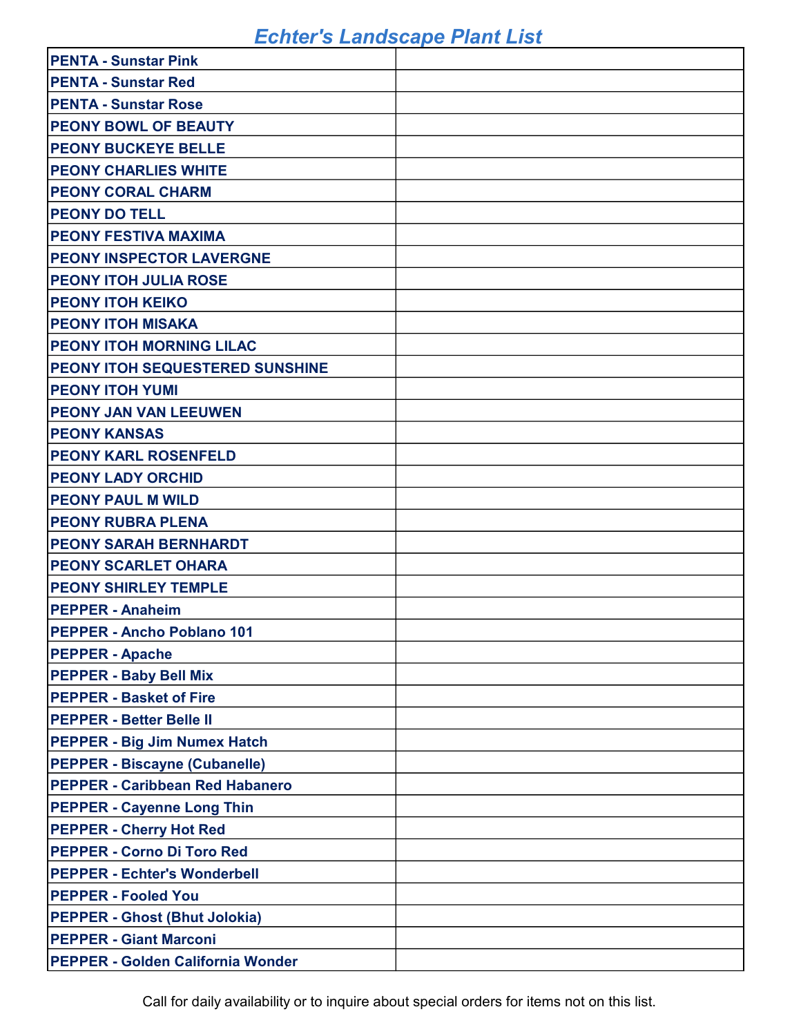# Echter's Landscape Plant List

| | |
|---|---|
| **PENTA - Sunstar Pink** | |
| **PENTA - Sunstar Red** | |
| **PENTA - Sunstar Rose** | |
| **PEONY BOWL OF BEAUTY** | |
| **PEONY BUCKEYE BELLE** | |
| **PEONY CHARLIES WHITE** | |
| **PEONY CORAL CHARM** | |
| **PEONY DO TELL** | |
| **PEONY FESTIVA MAXIMA** | |
| **PEONY INSPECTOR LAVERGNE** | |
| **PEONY ITOH JULIA ROSE** | |
| **PEONY ITOH KEIKO** | |
| **PEONY ITOH MISAKA** | |
| **PEONY ITOH MORNING LILAC** | |
| **PEONY ITOH SEQUESTERED SUNSHINE** | |
| **PEONY ITOH YUMI** | |
| **PEONY JAN VAN LEEUWEN** | |
| **PEONY KANSAS** | |
| **PEONY KARL ROSENFELD** | |
| **PEONY LADY ORCHID** | |
| **PEONY PAUL M WILD** | |
| **PEONY RUBRA PLENA** | |
| **PEONY SARAH BERNHARDT** | |
| **PEONY SCARLET OHARA** | |
| **PEONY SHIRLEY TEMPLE** | |
| **PEPPER - Anaheim** | |
| **PEPPER - Ancho Poblano 101** | |
| **PEPPER - Apache** | |
| **PEPPER - Baby Bell Mix** | |
| **PEPPER - Basket of Fire** | |
| **PEPPER - Better Belle II** | |
| **PEPPER - Big Jim Numex Hatch** | |
| **PEPPER - Biscayne (Cubanelle)** | |
| **PEPPER - Caribbean Red Habanero** | |
| **PEPPER - Cayenne Long Thin** | |
| **PEPPER - Cherry Hot Red** | |
| **PEPPER - Corno Di Toro Red** | |
| **PEPPER - Echter's Wonderbell** | |
| **PEPPER - Fooled You** | |
| **PEPPER - Ghost (Bhut Jolokia)** | |
| **PEPPER - Giant Marconi** | |
| **PEPPER - Golden California Wonder** | |

Call for daily availability or to inquire about special orders for items not on this list.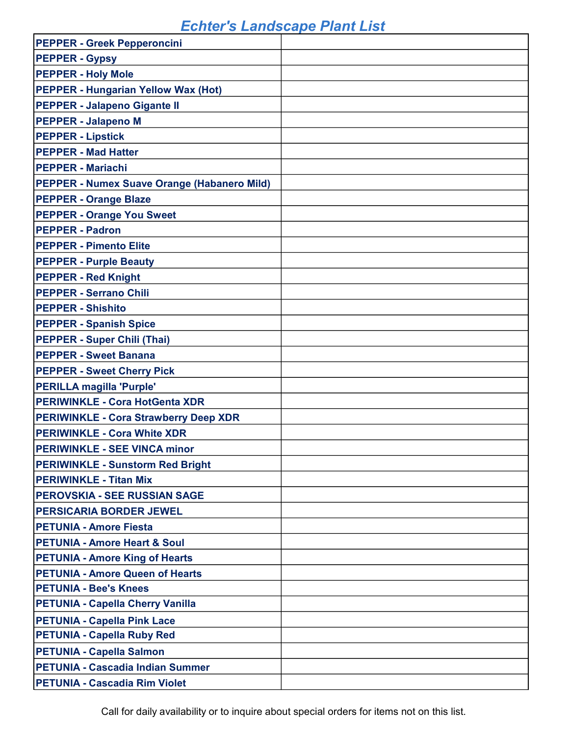# Echter's Landscape Plant List

| | |
|---|---|
| **PEPPER - Greek Pepperoncini** | |
| **PEPPER - Gypsy** | |
| **PEPPER - Holy Mole** | |
| **PEPPER - Hungarian Yellow Wax (Hot)** | |
| **PEPPER - Jalapeno Gigante II** | |
| **PEPPER - Jalapeno M** | |
| **PEPPER - Lipstick** | |
| **PEPPER - Mad Hatter** | |
| **PEPPER - Mariachi** | |
| **PEPPER - Numex Suave Orange (Habanero Mild)** | |
| **PEPPER - Orange Blaze** | |
| **PEPPER - Orange You Sweet** | |
| **PEPPER - Padron** | |
| **PEPPER - Pimento Elite** | |
| **PEPPER - Purple Beauty** | |
| **PEPPER - Red Knight** | |
| **PEPPER - Serrano Chili** | |
| **PEPPER - Shishito** | |
| **PEPPER - Spanish Spice** | |
| **PEPPER - Super Chili (Thai)** | |
| **PEPPER - Sweet Banana** | |
| **PEPPER - Sweet Cherry Pick** | |
| **PERILLA magilla 'Purple'** | |
| **PERIWINKLE - Cora HotGenta XDR** | |
| **PERIWINKLE - Cora Strawberry Deep XDR** | |
| **PERIWINKLE - Cora White XDR** | |
| **PERIWINKLE - SEE VINCA minor** | |
| **PERIWINKLE - Sunstorm Red Bright** | |
| **PERIWINKLE - Titan Mix** | |
| **PEROVSKIA - SEE RUSSIAN SAGE** | |
| **PERSICARIA BORDER JEWEL** | |
| **PETUNIA - Amore Fiesta** | |
| **PETUNIA - Amore Heart & Soul** | |
| **PETUNIA - Amore King of Hearts** | |
| **PETUNIA - Amore Queen of Hearts** | |
| **PETUNIA - Bee's Knees** | |
| **PETUNIA - Capella Cherry Vanilla** | |
| **PETUNIA - Capella Pink Lace** | |
| **PETUNIA - Capella Ruby Red** | |
| **PETUNIA - Capella Salmon** | |
| **PETUNIA - Cascadia Indian Summer** | |
| **PETUNIA - Cascadia Rim Violet** | |

Call for daily availability or to inquire about special orders for items not on this list.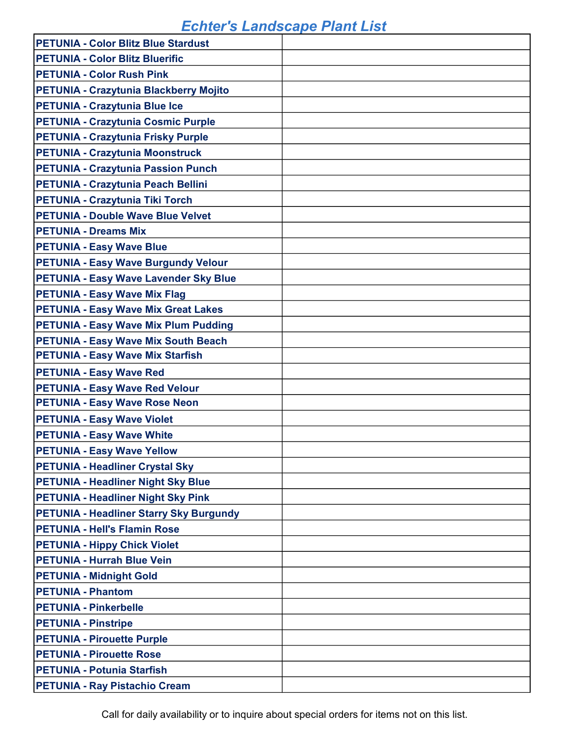# Echter's Landscape Plant List

| | |
|---|---|
| **PETUNIA - Color Blitz Blue Stardust** | |
| **PETUNIA - Color Blitz Bluerific** | |
| **PETUNIA - Color Rush Pink** | |
| **PETUNIA - Crazytunia Blackberry Mojito** | |
| **PETUNIA - Crazytunia Blue Ice** | |
| **PETUNIA - Crazytunia Cosmic Purple** | |
| **PETUNIA - Crazytunia Frisky Purple** | |
| **PETUNIA - Crazytunia Moonstruck** | |
| **PETUNIA - Crazytunia Passion Punch** | |
| **PETUNIA - Crazytunia Peach Bellini** | |
| **PETUNIA - Crazytunia Tiki Torch** | |
| **PETUNIA - Double Wave Blue Velvet** | |
| **PETUNIA - Dreams Mix** | |
| **PETUNIA - Easy Wave Blue** | |
| **PETUNIA - Easy Wave Burgundy Velour** | |
| **PETUNIA - Easy Wave Lavender Sky Blue** | |
| **PETUNIA - Easy Wave Mix Flag** | |
| **PETUNIA - Easy Wave Mix Great Lakes** | |
| **PETUNIA - Easy Wave Mix Plum Pudding** | |
| **PETUNIA - Easy Wave Mix South Beach** | |
| **PETUNIA - Easy Wave Mix Starfish** | |
| **PETUNIA - Easy Wave Red** | |
| **PETUNIA - Easy Wave Red Velour** | |
| **PETUNIA - Easy Wave Rose Neon** | |
| **PETUNIA - Easy Wave Violet** | |
| **PETUNIA - Easy Wave White** | |
| **PETUNIA - Easy Wave Yellow** | |
| **PETUNIA - Headliner Crystal Sky** | |
| **PETUNIA - Headliner Night Sky Blue** | |
| **PETUNIA - Headliner Night Sky Pink** | |
| **PETUNIA - Headliner Starry Sky Burgundy** | |
| **PETUNIA - Hell's Flamin Rose** | |
| **PETUNIA - Hippy Chick Violet** | |
| **PETUNIA - Hurrah Blue Vein** | |
| **PETUNIA - Midnight Gold** | |
| **PETUNIA - Phantom** | |
| **PETUNIA - Pinkerbelle** | |
| **PETUNIA - Pinstripe** | |
| **PETUNIA - Pirouette Purple** | |
| **PETUNIA - Pirouette Rose** | |
| **PETUNIA - Potunia Starfish** | |
| **PETUNIA - Ray Pistachio Cream** | |

Call for daily availability or to inquire about special orders for items not on this list.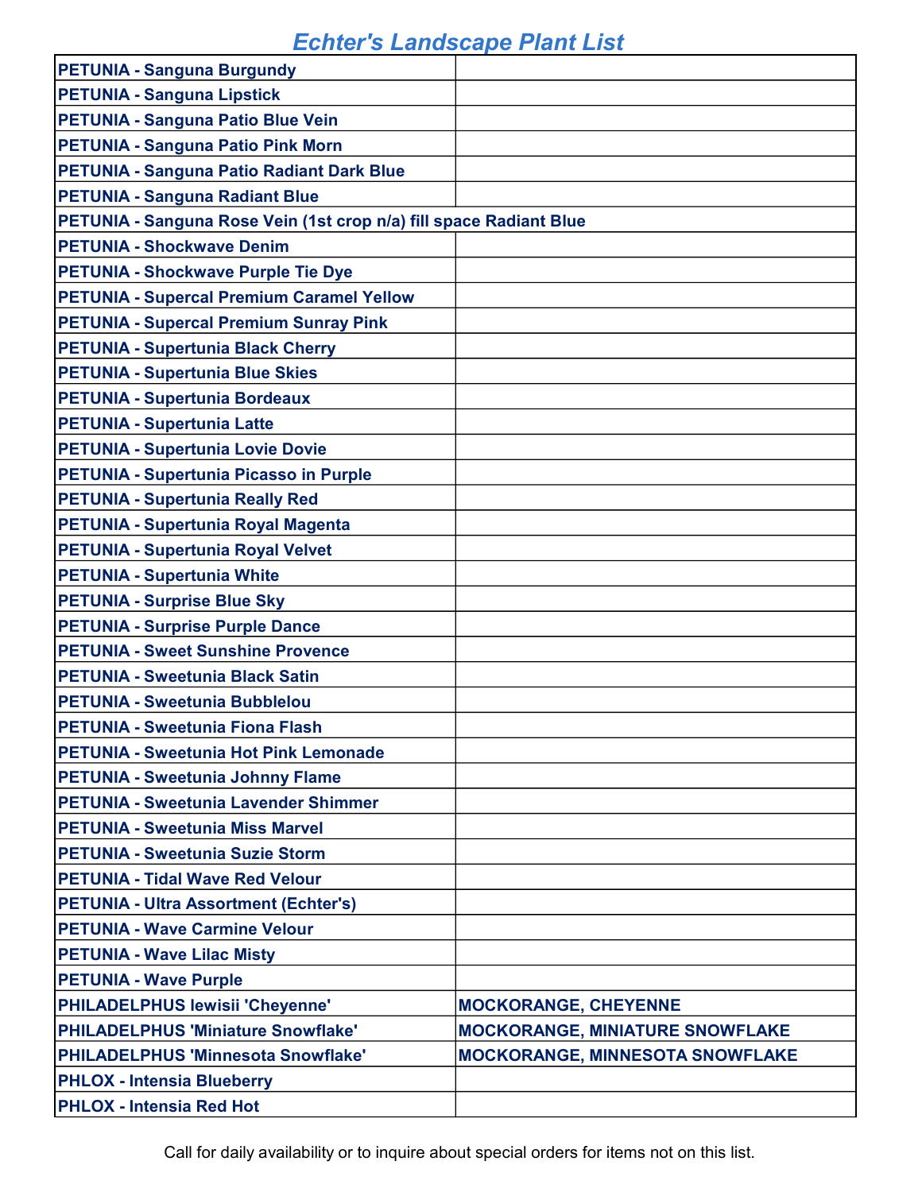# Echter's Landscape Plant List

| | |
|---|---|
| **PETUNIA - Sanguna Burgundy** | |
| **PETUNIA - Sanguna Lipstick** | |
| **PETUNIA - Sanguna Patio Blue Vein** | |
| **PETUNIA - Sanguna Patio Pink Morn** | |
| **PETUNIA - Sanguna Patio Radiant Dark Blue** | |
| **PETUNIA - Sanguna Radiant Blue** | |
| **PETUNIA - Sanguna Rose Vein (1st crop n/a) fill space Radiant Blue** | |
| **PETUNIA - Shockwave Denim** | |
| **PETUNIA - Shockwave Purple Tie Dye** | |
| **PETUNIA - Supercal Premium Caramel Yellow** | |
| **PETUNIA - Supercal Premium Sunray Pink** | |
| **PETUNIA - Supertunia Black Cherry** | |
| **PETUNIA - Supertunia Blue Skies** | |
| **PETUNIA - Supertunia Bordeaux** | |
| **PETUNIA - Supertunia Latte** | |
| **PETUNIA - Supertunia Lovie Dovie** | |
| **PETUNIA - Supertunia Picasso in Purple** | |
| **PETUNIA - Supertunia Really Red** | |
| **PETUNIA - Supertunia Royal Magenta** | |
| **PETUNIA - Supertunia Royal Velvet** | |
| **PETUNIA - Supertunia White** | |
| **PETUNIA - Surprise Blue Sky** | |
| **PETUNIA - Surprise Purple Dance** | |
| **PETUNIA - Sweet Sunshine Provence** | |
| **PETUNIA - Sweetunia Black Satin** | |
| **PETUNIA - Sweetunia Bubblelou** | |
| **PETUNIA - Sweetunia Fiona Flash** | |
| **PETUNIA - Sweetunia Hot Pink Lemonade** | |
| **PETUNIA - Sweetunia Johnny Flame** | |
| **PETUNIA - Sweetunia Lavender Shimmer** | |
| **PETUNIA - Sweetunia Miss Marvel** | |
| **PETUNIA - Sweetunia Suzie Storm** | |
| **PETUNIA - Tidal Wave Red Velour** | |
| **PETUNIA - Ultra Assortment (Echter's)** | |
| **PETUNIA - Wave Carmine Velour** | |
| **PETUNIA - Wave Lilac Misty** | |
| **PETUNIA - Wave Purple** | |
| **PHILADELPHUS lewisii 'Cheyenne'** | **MOCKORANGE, CHEYENNE** |
| **PHILADELPHUS 'Miniature Snowflake'** | **MOCKORANGE, MINIATURE SNOWFLAKE** |
| **PHILADELPHUS 'Minnesota Snowflake'** | **MOCKORANGE, MINNESOTA SNOWFLAKE** |
| **PHLOX - Intensia Blueberry** | |
| **PHLOX - Intensia Red Hot** | |

Call for daily availability or to inquire about special orders for items not on this list.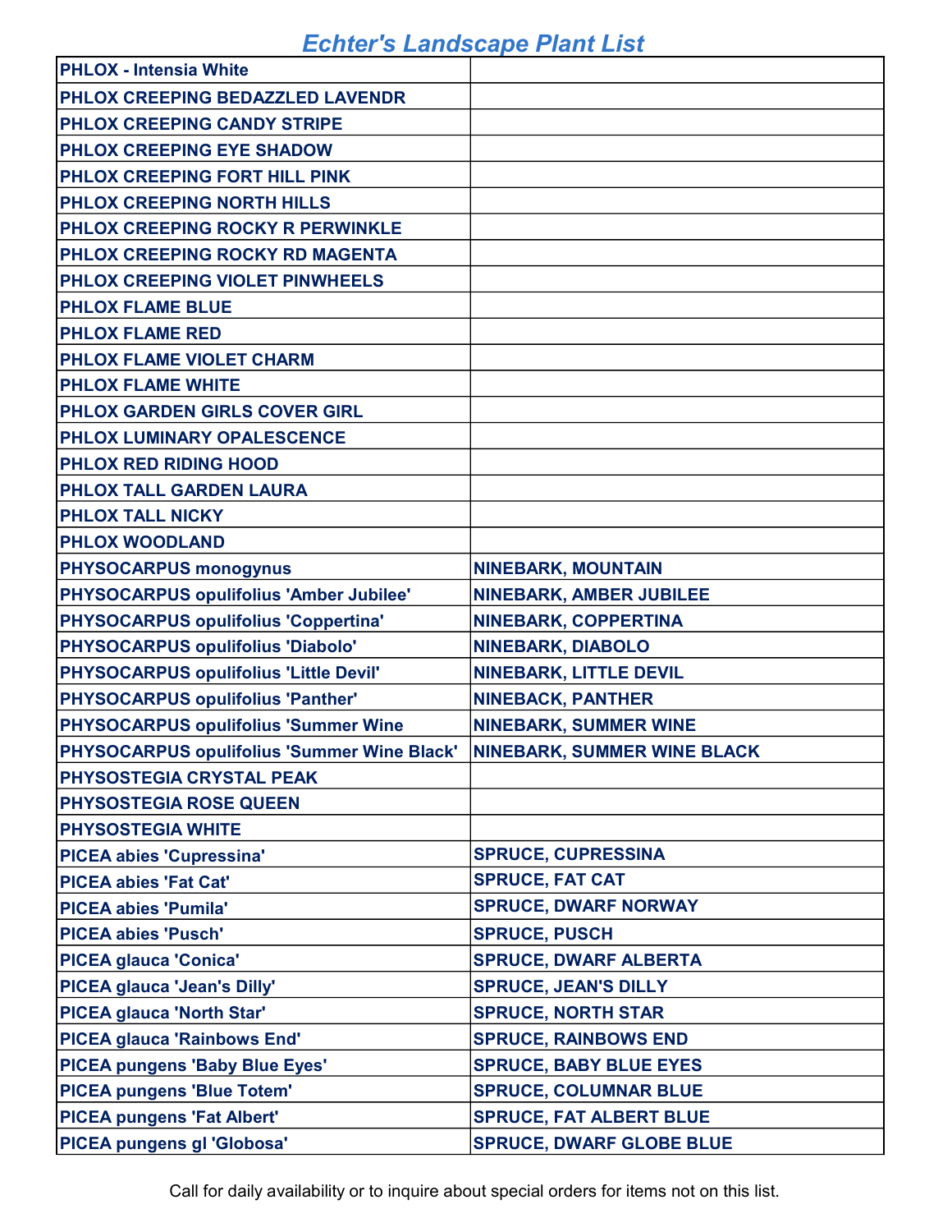# Echter's Landscape Plant List

| | |
|---|---|
| **PHLOX - Intensia White** | |
| **PHLOX CREEPING BEDAZZLED LAVENDR** | |
| **PHLOX CREEPING CANDY STRIPE** | |
| **PHLOX CREEPING EYE SHADOW** | |
| **PHLOX CREEPING FORT HILL PINK** | |
| **PHLOX CREEPING NORTH HILLS** | |
| **PHLOX CREEPING ROCKY R PERWINKLE** | |
| **PHLOX CREEPING ROCKY RD MAGENTA** | |
| **PHLOX CREEPING VIOLET PINWHEELS** | |
| **PHLOX FLAME BLUE** | |
| **PHLOX FLAME RED** | |
| **PHLOX FLAME VIOLET CHARM** | |
| **PHLOX FLAME WHITE** | |
| **PHLOX GARDEN GIRLS COVER GIRL** | |
| **PHLOX LUMINARY OPALESCENCE** | |
| **PHLOX RED RIDING HOOD** | |
| **PHLOX TALL GARDEN LAURA** | |
| **PHLOX TALL NICKY** | |
| **PHLOX WOODLAND** | |
| **PHYSOCARPUS monogynus** | **NINEBARK, MOUNTAIN** |
| **PHYSOCARPUS opulifolius 'Amber Jubilee'** | **NINEBARK, AMBER JUBILEE** |
| **PHYSOCARPUS opulifolius 'Coppertina'** | **NINEBARK, COPPERTINA** |
| **PHYSOCARPUS opulifolius 'Diabolo'** | **NINEBARK, DIABOLO** |
| **PHYSOCARPUS opulifolius 'Little Devil'** | **NINEBARK, LITTLE DEVIL** |
| **PHYSOCARPUS opulifolius 'Panther'** | **NINEBACK, PANTHER** |
| **PHYSOCARPUS opulifolius 'Summer Wine** | **NINEBARK, SUMMER WINE** |
| **PHYSOCARPUS opulifolius 'Summer Wine Black'** | **NINEBARK, SUMMER WINE BLACK** |
| **PHYSOSTEGIA CRYSTAL PEAK** | |
| **PHYSOSTEGIA ROSE QUEEN** | |
| **PHYSOSTEGIA WHITE** | |
| **PICEA abies 'Cupressina'** | **SPRUCE, CUPRESSINA** |
| **PICEA abies 'Fat Cat'** | **SPRUCE, FAT CAT** |
| **PICEA abies 'Pumila'** | **SPRUCE, DWARF NORWAY** |
| **PICEA abies 'Pusch'** | **SPRUCE, PUSCH** |
| **PICEA glauca 'Conica'** | **SPRUCE, DWARF ALBERTA** |
| **PICEA glauca 'Jean's Dilly'** | **SPRUCE, JEAN'S DILLY** |
| **PICEA glauca 'North Star'** | **SPRUCE, NORTH STAR** |
| **PICEA glauca 'Rainbows End'** | **SPRUCE, RAINBOWS END** |
| **PICEA pungens 'Baby Blue Eyes'** | **SPRUCE, BABY BLUE EYES** |
| **PICEA pungens 'Blue Totem'** | **SPRUCE, COLUMNAR BLUE** |
| **PICEA pungens 'Fat Albert'** | **SPRUCE, FAT ALBERT BLUE** |
| **PICEA pungens gl 'Globosa'** | **SPRUCE, DWARF GLOBE BLUE** |

Call for daily availability or to inquire about special orders for items not on this list.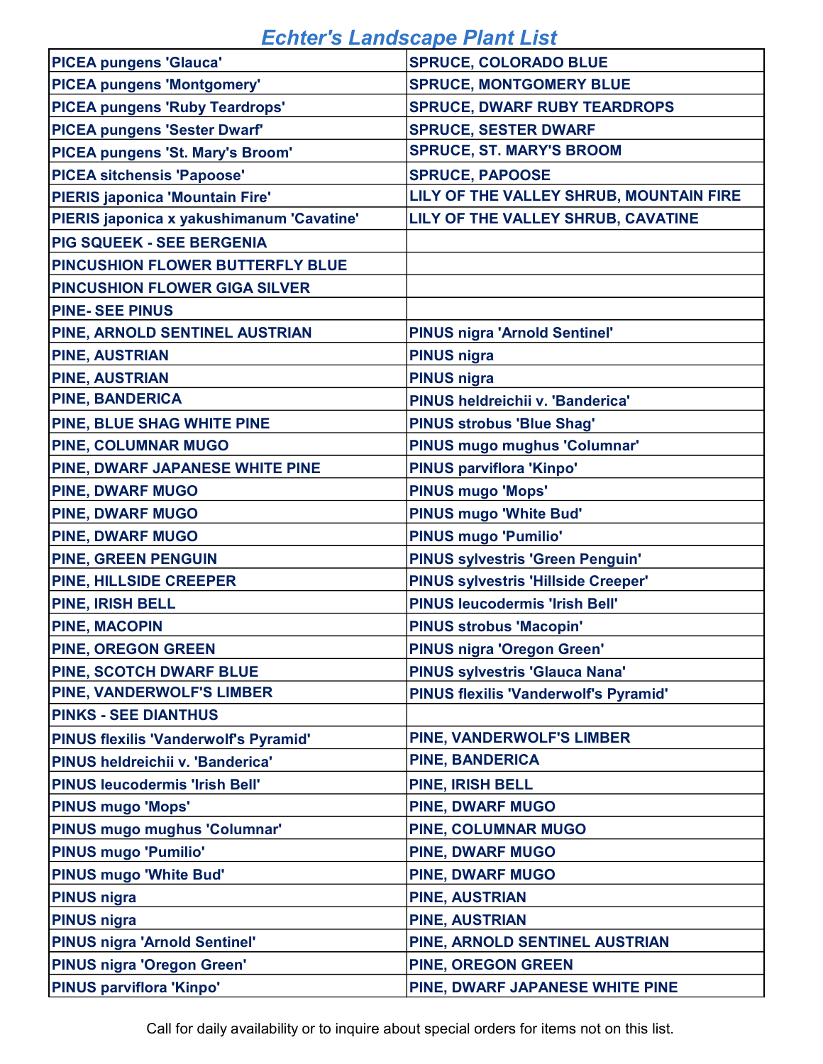# Echter's Landscape Plant List

| | |
|---|---|
| PICEA pungens 'Glauca' | SPRUCE, COLORADO BLUE |
| PICEA pungens 'Montgomery' | SPRUCE, MONTGOMERY BLUE |
| PICEA pungens 'Ruby Teardrops' | SPRUCE, DWARF RUBY TEARDROPS |
| PICEA pungens 'Sester Dwarf' | SPRUCE, SESTER DWARF |
| PICEA pungens 'St. Mary's Broom' | SPRUCE, ST. MARY'S BROOM |
| PICEA sitchensis 'Papoose' | SPRUCE, PAPOOSE |
| PIERIS japonica 'Mountain Fire' | LILY OF THE VALLEY SHRUB, MOUNTAIN FIRE |
| PIERIS japonica x yakushimanum 'Cavatine' | LILY OF THE VALLEY SHRUB, CAVATINE |
| PIG SQUEEK - SEE BERGENIA | |
| PINCUSHION FLOWER BUTTERFLY BLUE | |
| PINCUSHION FLOWER GIGA SILVER | |
| PINE- SEE PINUS | |
| PINE, ARNOLD SENTINEL AUSTRIAN | PINUS nigra 'Arnold Sentinel' |
| PINE, AUSTRIAN | PINUS nigra |
| PINE, AUSTRIAN | PINUS nigra |
| PINE, BANDERICA | PINUS heldreichii v. 'Banderica' |
| PINE, BLUE SHAG WHITE PINE | PINUS strobus 'Blue Shag' |
| PINE, COLUMNAR MUGO | PINUS mugo mughus 'Columnar' |
| PINE, DWARF JAPANESE WHITE PINE | PINUS parviflora 'Kinpo' |
| PINE, DWARF MUGO | PINUS mugo 'Mops' |
| PINE, DWARF MUGO | PINUS mugo 'White Bud' |
| PINE, DWARF MUGO | PINUS mugo 'Pumilio' |
| PINE, GREEN PENGUIN | PINUS sylvestris 'Green Penguin' |
| PINE, HILLSIDE CREEPER | PINUS sylvestris 'Hillside Creeper' |
| PINE, IRISH BELL | PINUS leucodermis 'Irish Bell' |
| PINE, MACOPIN | PINUS strobus 'Macopin' |
| PINE, OREGON GREEN | PINUS nigra 'Oregon Green' |
| PINE, SCOTCH DWARF BLUE | PINUS sylvestris 'Glauca Nana' |
| PINE, VANDERWOLF'S LIMBER | PINUS flexilis 'Vanderwolf's Pyramid' |
| PINKS - SEE DIANTHUS | |
| PINUS flexilis 'Vanderwolf's Pyramid' | PINE, VANDERWOLF'S LIMBER |
| PINUS heldreichii v. 'Banderica' | PINE, BANDERICA |
| PINUS leucodermis 'Irish Bell' | PINE, IRISH BELL |
| PINUS mugo 'Mops' | PINE, DWARF MUGO |
| PINUS mugo mughus 'Columnar' | PINE, COLUMNAR MUGO |
| PINUS mugo 'Pumilio' | PINE, DWARF MUGO |
| PINUS mugo 'White Bud' | PINE, DWARF MUGO |
| PINUS nigra | PINE, AUSTRIAN |
| PINUS nigra | PINE, AUSTRIAN |
| PINUS nigra 'Arnold Sentinel' | PINE, ARNOLD SENTINEL AUSTRIAN |
| PINUS nigra 'Oregon Green' | PINE, OREGON GREEN |
| PINUS parviflora 'Kinpo' | PINE, DWARF JAPANESE WHITE PINE |

Call for daily availability or to inquire about special orders for items not on this list.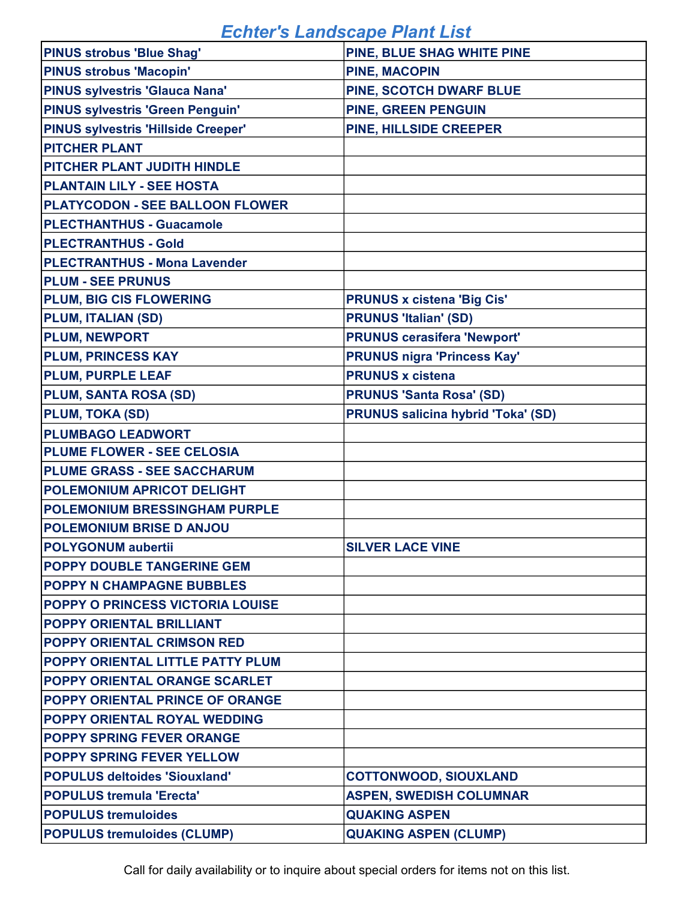# Echter's Landscape Plant List

| | |
|---|---|
| PINUS strobus 'Blue Shag' | PINE, BLUE SHAG WHITE PINE |
| PINUS strobus 'Macopin' | PINE, MACOPIN |
| PINUS sylvestris 'Glauca Nana' | PINE, SCOTCH DWARF BLUE |
| PINUS sylvestris 'Green Penguin' | PINE, GREEN PENGUIN |
| PINUS sylvestris 'Hillside Creeper' | PINE, HILLSIDE CREEPER |
| PITCHER PLANT | |
| PITCHER PLANT JUDITH HINDLE | |
| PLANTAIN LILY - SEE HOSTA | |
| PLATYCODON - SEE BALLOON FLOWER | |
| PLECTHANTHUS - Guacamole | |
| PLECTRANTHUS - Gold | |
| PLECTRANTHUS - Mona Lavender | |
| PLUM - SEE PRUNUS | |
| PLUM, BIG CIS FLOWERING | PRUNUS x cistena 'Big Cis' |
| PLUM, ITALIAN (SD) | PRUNUS 'Italian' (SD) |
| PLUM, NEWPORT | PRUNUS cerasifera 'Newport' |
| PLUM, PRINCESS KAY | PRUNUS nigra 'Princess Kay' |
| PLUM, PURPLE LEAF | PRUNUS x cistena |
| PLUM, SANTA ROSA (SD) | PRUNUS 'Santa Rosa' (SD) |
| PLUM, TOKA (SD) | PRUNUS salicina hybrid 'Toka' (SD) |
| PLUMBAGO LEADWORT | |
| PLUME FLOWER - SEE CELOSIA | |
| PLUME GRASS - SEE SACCHARUM | |
| POLEMONIUM APRICOT DELIGHT | |
| POLEMONIUM BRESSINGHAM PURPLE | |
| POLEMONIUM BRISE D ANJOU | |
| POLYGONUM aubertii | SILVER LACE VINE |
| POPPY DOUBLE TANGERINE GEM | |
| POPPY N CHAMPAGNE BUBBLES | |
| POPPY O PRINCESS VICTORIA LOUISE | |
| POPPY ORIENTAL BRILLIANT | |
| POPPY ORIENTAL CRIMSON RED | |
| POPPY ORIENTAL LITTLE PATTY PLUM | |
| POPPY ORIENTAL ORANGE SCARLET | |
| POPPY ORIENTAL PRINCE OF ORANGE | |
| POPPY ORIENTAL ROYAL WEDDING | |
| POPPY SPRING FEVER ORANGE | |
| POPPY SPRING FEVER YELLOW | |
| POPULUS deltoides 'Siouxland' | COTTONWOOD, SIOUXLAND |
| POPULUS tremula 'Erecta' | ASPEN, SWEDISH COLUMNAR |
| POPULUS tremuloides | QUAKING ASPEN |
| POPULUS tremuloides (CLUMP) | QUAKING ASPEN (CLUMP) |

Call for daily availability or to inquire about special orders for items not on this list.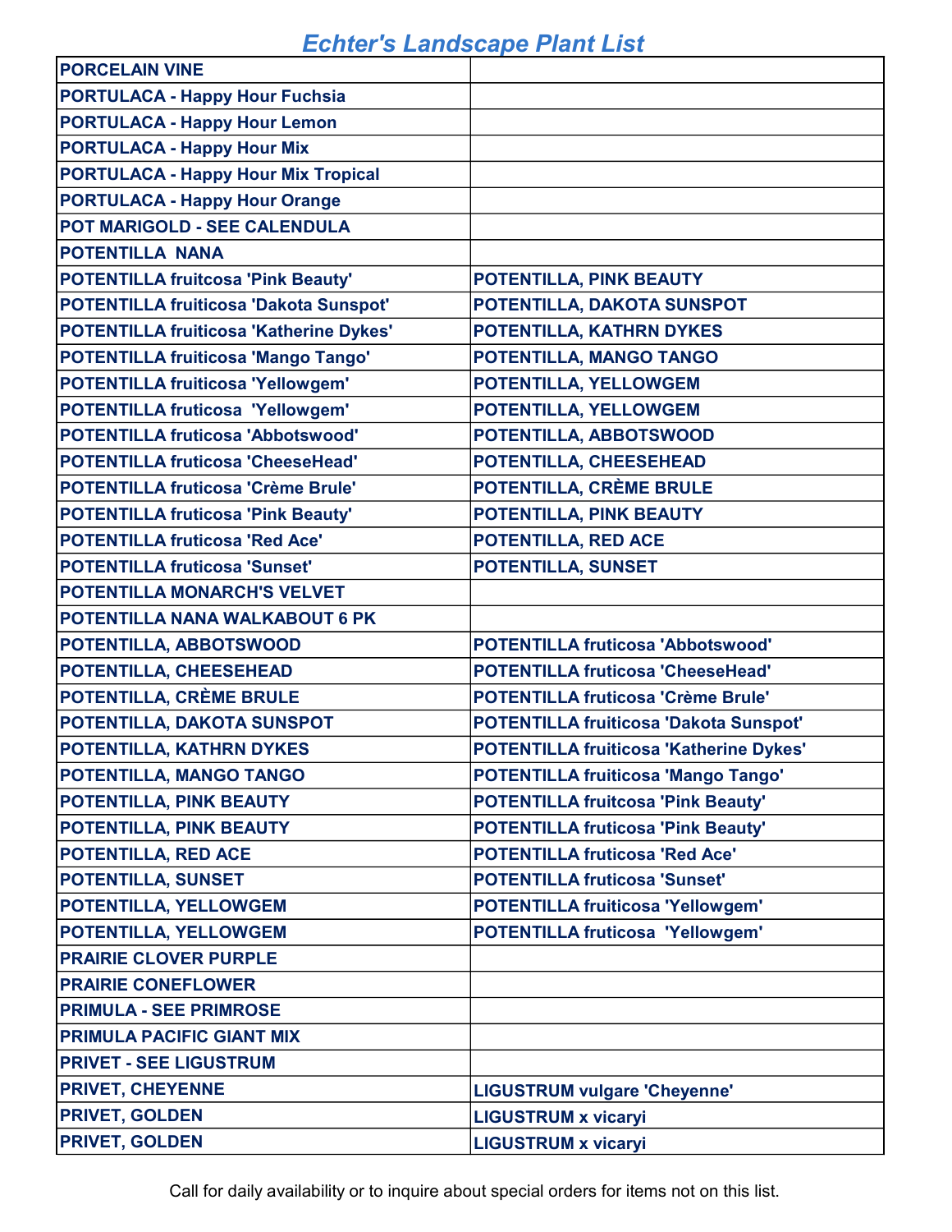# Echter's Landscape Plant List

| | |
|---|---|
| PORCELAIN VINE | |
| PORTULACA - Happy Hour Fuchsia | |
| PORTULACA - Happy Hour Lemon | |
| PORTULACA - Happy Hour Mix | |
| PORTULACA - Happy Hour Mix Tropical | |
| PORTULACA - Happy Hour Orange | |
| POT MARIGOLD - SEE CALENDULA | |
| POTENTILLA  NANA | |
| POTENTILLA fruitcosa 'Pink Beauty' | POTENTILLA, PINK BEAUTY |
| POTENTILLA fruiticosa 'Dakota Sunspot' | POTENTILLA, DAKOTA SUNSPOT |
| POTENTILLA fruiticosa 'Katherine Dykes' | POTENTILLA, KATHRN DYKES |
| POTENTILLA fruiticosa 'Mango Tango' | POTENTILLA, MANGO TANGO |
| POTENTILLA fruiticosa 'Yellowgem' | POTENTILLA, YELLOWGEM |
| POTENTILLA fruticosa  'Yellowgem' | POTENTILLA, YELLOWGEM |
| POTENTILLA fruticosa 'Abbotswood' | POTENTILLA, ABBOTSWOOD |
| POTENTILLA fruticosa 'CheeseHead' | POTENTILLA, CHEESEHEAD |
| POTENTILLA fruticosa 'Crème Brule' | POTENTILLA, CRÈME BRULE |
| POTENTILLA fruticosa 'Pink Beauty' | POTENTILLA, PINK BEAUTY |
| POTENTILLA fruticosa 'Red Ace' | POTENTILLA, RED ACE |
| POTENTILLA fruticosa 'Sunset' | POTENTILLA, SUNSET |
| POTENTILLA MONARCH'S VELVET | |
| POTENTILLA NANA WALKABOUT 6 PK | |
| POTENTILLA, ABBOTSWOOD | POTENTILLA fruticosa 'Abbotswood' |
| POTENTILLA, CHEESEHEAD | POTENTILLA fruticosa 'CheeseHead' |
| POTENTILLA, CRÈME BRULE | POTENTILLA fruticosa 'Crème Brule' |
| POTENTILLA, DAKOTA SUNSPOT | POTENTILLA fruiticosa 'Dakota Sunspot' |
| POTENTILLA, KATHRN DYKES | POTENTILLA fruiticosa 'Katherine Dykes' |
| POTENTILLA, MANGO TANGO | POTENTILLA fruiticosa 'Mango Tango' |
| POTENTILLA, PINK BEAUTY | POTENTILLA fruitcosa 'Pink Beauty' |
| POTENTILLA, PINK BEAUTY | POTENTILLA fruticosa 'Pink Beauty' |
| POTENTILLA, RED ACE | POTENTILLA fruticosa 'Red Ace' |
| POTENTILLA, SUNSET | POTENTILLA fruticosa 'Sunset' |
| POTENTILLA, YELLOWGEM | POTENTILLA fruiticosa 'Yellowgem' |
| POTENTILLA, YELLOWGEM | POTENTILLA fruticosa  'Yellowgem' |
| PRAIRIE CLOVER PURPLE | |
| PRAIRIE CONEFLOWER | |
| PRIMULA - SEE PRIMROSE | |
| PRIMULA PACIFIC GIANT MIX | |
| PRIVET - SEE LIGUSTRUM | |
| PRIVET, CHEYENNE | LIGUSTRUM vulgare 'Cheyenne' |
| PRIVET, GOLDEN | LIGUSTRUM x vicaryi |
| PRIVET, GOLDEN | LIGUSTRUM x vicaryi |

Call for daily availability or to inquire about special orders for items not on this list.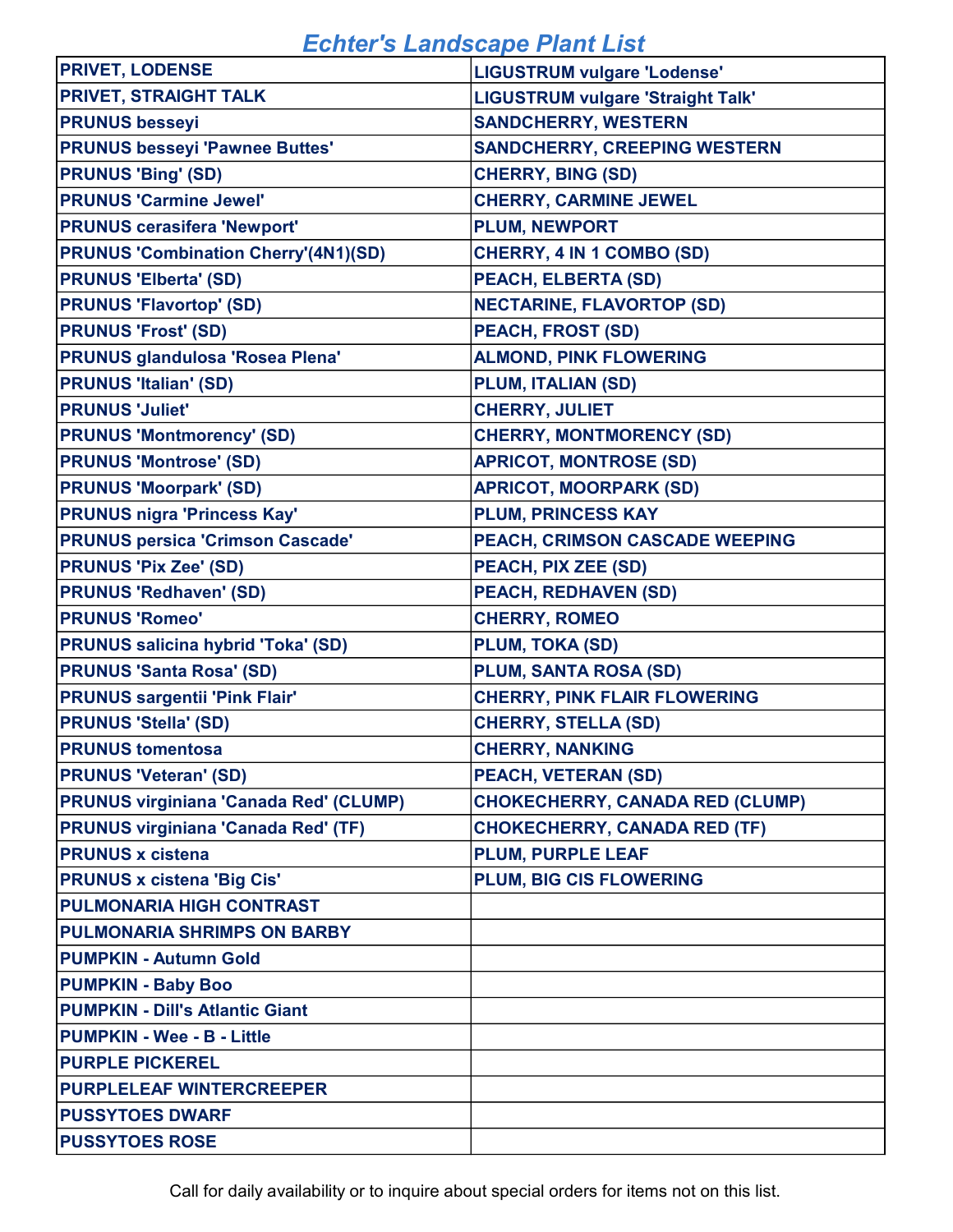# Echter's Landscape Plant List

| | |
|---|---|
| PRIVET, LODENSE | LIGUSTRUM vulgare 'Lodense' |
| PRIVET, STRAIGHT TALK | LIGUSTRUM vulgare 'Straight Talk' |
| PRUNUS besseyi | SANDCHERRY, WESTERN |
| PRUNUS besseyi 'Pawnee Buttes' | SANDCHERRY, CREEPING WESTERN |
| PRUNUS 'Bing' (SD) | CHERRY, BING (SD) |
| PRUNUS 'Carmine Jewel' | CHERRY, CARMINE JEWEL |
| PRUNUS cerasifera 'Newport' | PLUM, NEWPORT |
| PRUNUS 'Combination Cherry'(4N1)(SD) | CHERRY, 4 IN 1 COMBO (SD) |
| PRUNUS 'Elberta' (SD) | PEACH, ELBERTA (SD) |
| PRUNUS 'Flavortop' (SD) | NECTARINE, FLAVORTOP (SD) |
| PRUNUS 'Frost' (SD) | PEACH, FROST (SD) |
| PRUNUS glandulosa 'Rosea Plena' | ALMOND, PINK FLOWERING |
| PRUNUS 'Italian' (SD) | PLUM, ITALIAN (SD) |
| PRUNUS 'Juliet' | CHERRY, JULIET |
| PRUNUS 'Montmorency' (SD) | CHERRY, MONTMORENCY (SD) |
| PRUNUS 'Montrose' (SD) | APRICOT, MONTROSE (SD) |
| PRUNUS 'Moorpark' (SD) | APRICOT, MOORPARK (SD) |
| PRUNUS nigra 'Princess Kay' | PLUM, PRINCESS KAY |
| PRUNUS persica 'Crimson Cascade' | PEACH, CRIMSON CASCADE WEEPING |
| PRUNUS 'Pix Zee' (SD) | PEACH, PIX ZEE (SD) |
| PRUNUS 'Redhaven' (SD) | PEACH, REDHAVEN (SD) |
| PRUNUS 'Romeo' | CHERRY, ROMEO |
| PRUNUS salicina hybrid 'Toka' (SD) | PLUM, TOKA (SD) |
| PRUNUS 'Santa Rosa' (SD) | PLUM, SANTA ROSA (SD) |
| PRUNUS sargentii 'Pink Flair' | CHERRY, PINK FLAIR FLOWERING |
| PRUNUS 'Stella' (SD) | CHERRY, STELLA (SD) |
| PRUNUS tomentosa | CHERRY, NANKING |
| PRUNUS 'Veteran' (SD) | PEACH, VETERAN (SD) |
| PRUNUS virginiana 'Canada Red' (CLUMP) | CHOKECHERRY, CANADA RED (CLUMP) |
| PRUNUS virginiana 'Canada Red' (TF) | CHOKECHERRY, CANADA RED (TF) |
| PRUNUS x cistena | PLUM, PURPLE LEAF |
| PRUNUS x cistena 'Big Cis' | PLUM, BIG CIS FLOWERING |
| PULMONARIA HIGH CONTRAST | |
| PULMONARIA SHRIMPS ON BARBY | |
| PUMPKIN - Autumn Gold | |
| PUMPKIN - Baby Boo | |
| PUMPKIN - Dill's Atlantic Giant | |
| PUMPKIN - Wee - B - Little | |
| PURPLE PICKEREL | |
| PURPLELEAF WINTERCREEPER | |
| PUSSYTOES DWARF | |
| PUSSYTOES ROSE | |

Call for daily availability or to inquire about special orders for items not on this list.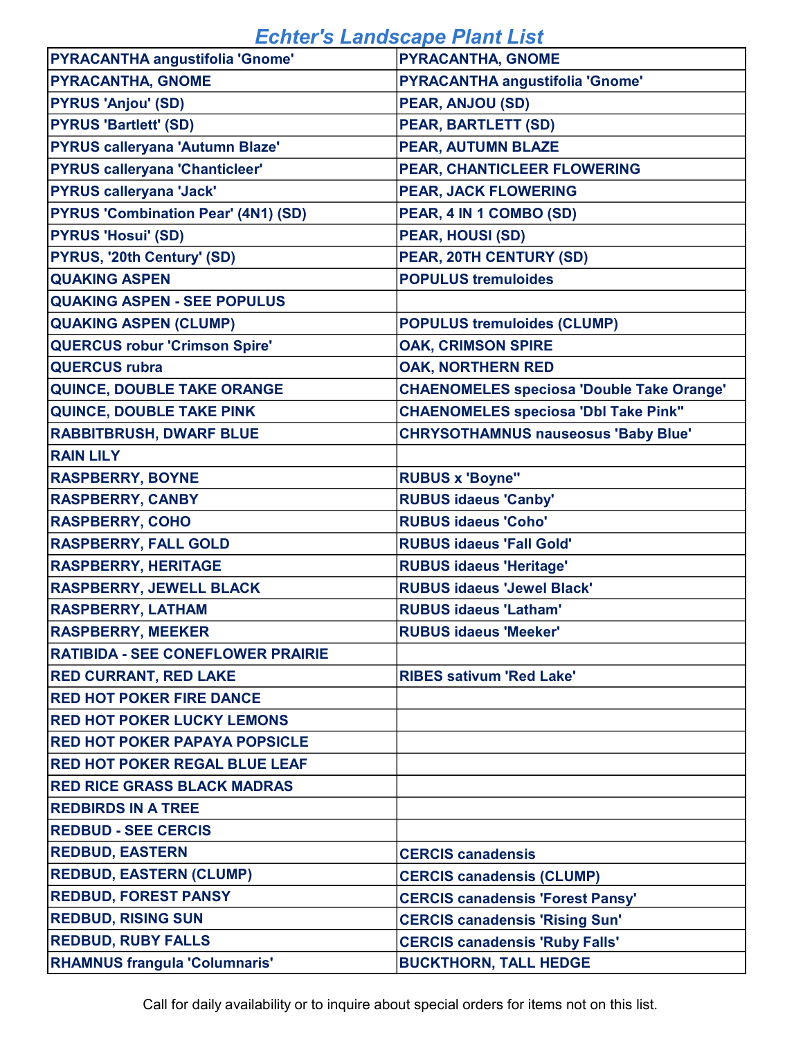# Echter's Landscape Plant List

| | |
|---|---|
| PYRACANTHA angustifolia 'Gnome' | PYRACANTHA, GNOME |
| PYRACANTHA, GNOME | PYRACANTHA angustifolia 'Gnome' |
| PYRUS 'Anjou' (SD) | PEAR, ANJOU (SD) |
| PYRUS 'Bartlett' (SD) | PEAR, BARTLETT (SD) |
| PYRUS calleryana 'Autumn Blaze' | PEAR, AUTUMN BLAZE |
| PYRUS calleryana 'Chanticleer' | PEAR, CHANTICLEER FLOWERING |
| PYRUS calleryana 'Jack' | PEAR, JACK FLOWERING |
| PYRUS 'Combination Pear' (4N1) (SD) | PEAR, 4 IN 1 COMBO (SD) |
| PYRUS 'Hosui' (SD) | PEAR, HOUSI (SD) |
| PYRUS, '20th Century' (SD) | PEAR, 20TH CENTURY (SD) |
| QUAKING ASPEN | POPULUS tremuloides |
| QUAKING ASPEN - SEE POPULUS | |
| QUAKING ASPEN (CLUMP) | POPULUS tremuloides (CLUMP) |
| QUERCUS robur 'Crimson Spire' | OAK, CRIMSON SPIRE |
| QUERCUS rubra | OAK, NORTHERN RED |
| QUINCE, DOUBLE TAKE ORANGE | CHAENOMELES speciosa 'Double Take Orange' |
| QUINCE, DOUBLE TAKE PINK | CHAENOMELES speciosa 'Dbl Take Pink" |
| RABBITBRUSH, DWARF BLUE | CHRYSOTHAMNUS nauseosus 'Baby Blue' |
| RAIN LILY | |
| RASPBERRY, BOYNE | RUBUS x 'Boyne" |
| RASPBERRY, CANBY | RUBUS idaeus 'Canby' |
| RASPBERRY, COHO | RUBUS idaeus 'Coho' |
| RASPBERRY, FALL GOLD | RUBUS idaeus 'Fall Gold' |
| RASPBERRY, HERITAGE | RUBUS idaeus 'Heritage' |
| RASPBERRY, JEWELL BLACK | RUBUS idaeus 'Jewel Black' |
| RASPBERRY, LATHAM | RUBUS idaeus 'Latham' |
| RASPBERRY, MEEKER | RUBUS idaeus 'Meeker' |
| RATIBIDA - SEE CONEFLOWER PRAIRIE | |
| RED CURRANT, RED LAKE | RIBES sativum 'Red Lake' |
| RED HOT POKER FIRE DANCE | |
| RED HOT POKER LUCKY LEMONS | |
| RED HOT POKER PAPAYA POPSICLE | |
| RED HOT POKER REGAL BLUE LEAF | |
| RED RICE GRASS BLACK MADRAS | |
| REDBIRDS IN A TREE | |
| REDBUD - SEE CERCIS | |
| REDBUD, EASTERN | CERCIS canadensis |
| REDBUD, EASTERN (CLUMP) | CERCIS canadensis (CLUMP) |
| REDBUD, FOREST PANSY | CERCIS canadensis 'Forest Pansy' |
| REDBUD, RISING SUN | CERCIS canadensis 'Rising Sun' |
| REDBUD, RUBY FALLS | CERCIS canadensis 'Ruby Falls' |
| RHAMNUS frangula 'Columnaris' | BUCKTHORN, TALL HEDGE |

Call for daily availability or to inquire about special orders for items not on this list.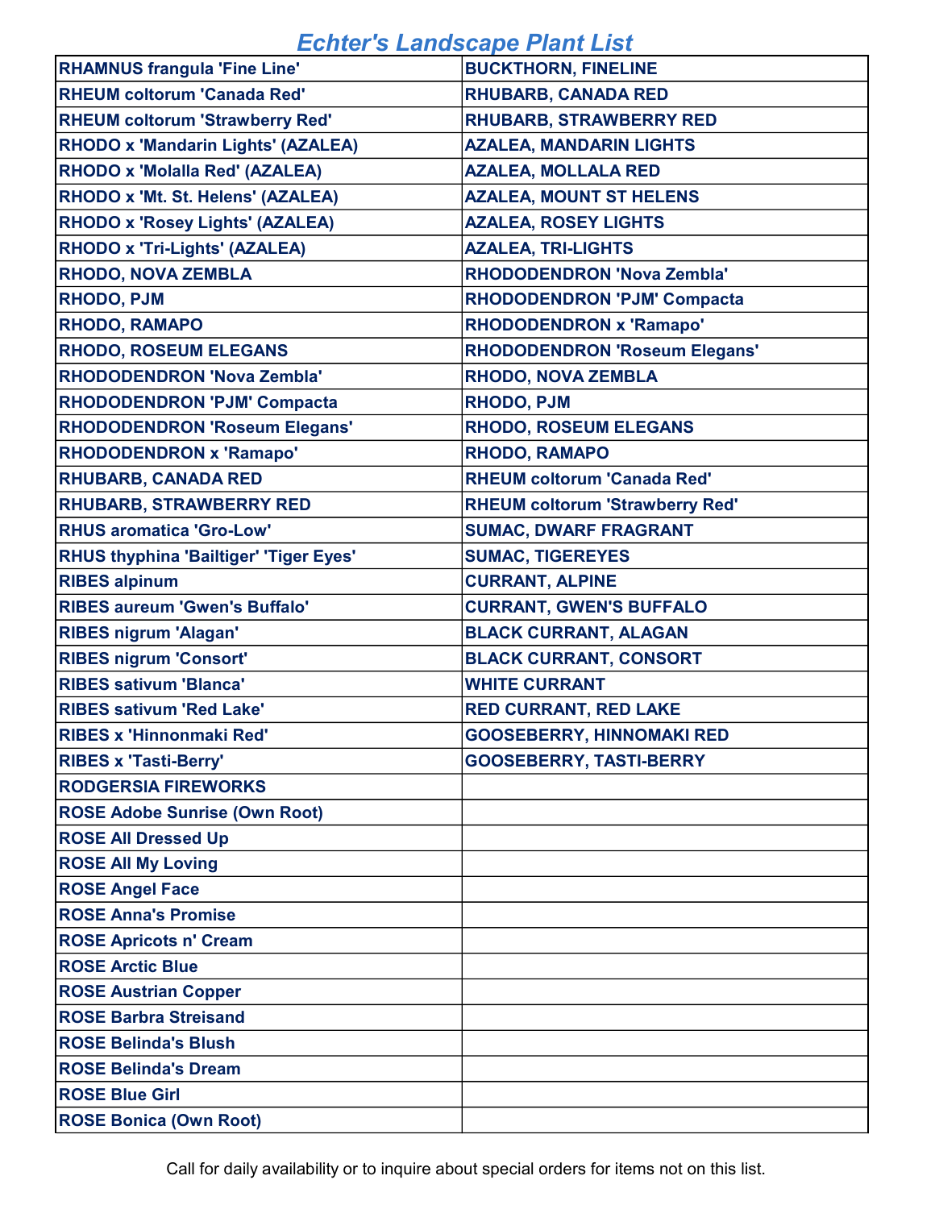# Echter's Landscape Plant List

| | |
|---|---|
| RHAMNUS frangula 'Fine Line' | BUCKTHORN, FINELINE |
| RHEUM coltorum 'Canada Red' | RHUBARB, CANADA RED |
| RHEUM coltorum 'Strawberry Red' | RHUBARB, STRAWBERRY RED |
| RHODO x 'Mandarin Lights' (AZALEA) | AZALEA, MANDARIN LIGHTS |
| RHODO x 'Molalla Red' (AZALEA) | AZALEA, MOLLALA RED |
| RHODO x 'Mt. St. Helens' (AZALEA) | AZALEA, MOUNT ST HELENS |
| RHODO x 'Rosey Lights' (AZALEA) | AZALEA, ROSEY LIGHTS |
| RHODO x 'Tri-Lights' (AZALEA) | AZALEA, TRI-LIGHTS |
| RHODO, NOVA ZEMBLA | RHODODENDRON 'Nova Zembla' |
| RHODO, PJM | RHODODENDRON 'PJM' Compacta |
| RHODO, RAMAPO | RHODODENDRON x 'Ramapo' |
| RHODO, ROSEUM ELEGANS | RHODODENDRON 'Roseum Elegans' |
| RHODODENDRON 'Nova Zembla' | RHODO, NOVA ZEMBLA |
| RHODODENDRON 'PJM' Compacta | RHODO, PJM |
| RHODODENDRON 'Roseum Elegans' | RHODO, ROSEUM ELEGANS |
| RHODODENDRON x 'Ramapo' | RHODO, RAMAPO |
| RHUBARB, CANADA RED | RHEUM coltorum 'Canada Red' |
| RHUBARB, STRAWBERRY RED | RHEUM coltorum 'Strawberry Red' |
| RHUS aromatica 'Gro-Low' | SUMAC, DWARF FRAGRANT |
| RHUS thyphina 'Bailtiger' 'Tiger Eyes' | SUMAC, TIGEREYES |
| RIBES alpinum | CURRANT, ALPINE |
| RIBES aureum 'Gwen's Buffalo' | CURRANT, GWEN'S BUFFALO |
| RIBES nigrum 'Alagan' | BLACK CURRANT, ALAGAN |
| RIBES nigrum 'Consort' | BLACK CURRANT, CONSORT |
| RIBES sativum 'Blanca' | WHITE CURRANT |
| RIBES sativum 'Red Lake' | RED CURRANT, RED LAKE |
| RIBES x 'Hinnonmaki Red' | GOOSEBERRY, HINNOMAKI RED |
| RIBES x 'Tasti-Berry' | GOOSEBERRY, TASTI-BERRY |
| RODGERSIA FIREWORKS | |
| ROSE Adobe Sunrise (Own Root) | |
| ROSE All Dressed Up | |
| ROSE All My Loving | |
| ROSE Angel Face | |
| ROSE Anna's Promise | |
| ROSE Apricots n' Cream | |
| ROSE Arctic Blue | |
| ROSE Austrian Copper | |
| ROSE Barbra Streisand | |
| ROSE Belinda's Blush | |
| ROSE Belinda's Dream | |
| ROSE Blue Girl | |
| ROSE Bonica (Own Root) | |

Call for daily availability or to inquire about special orders for items not on this list.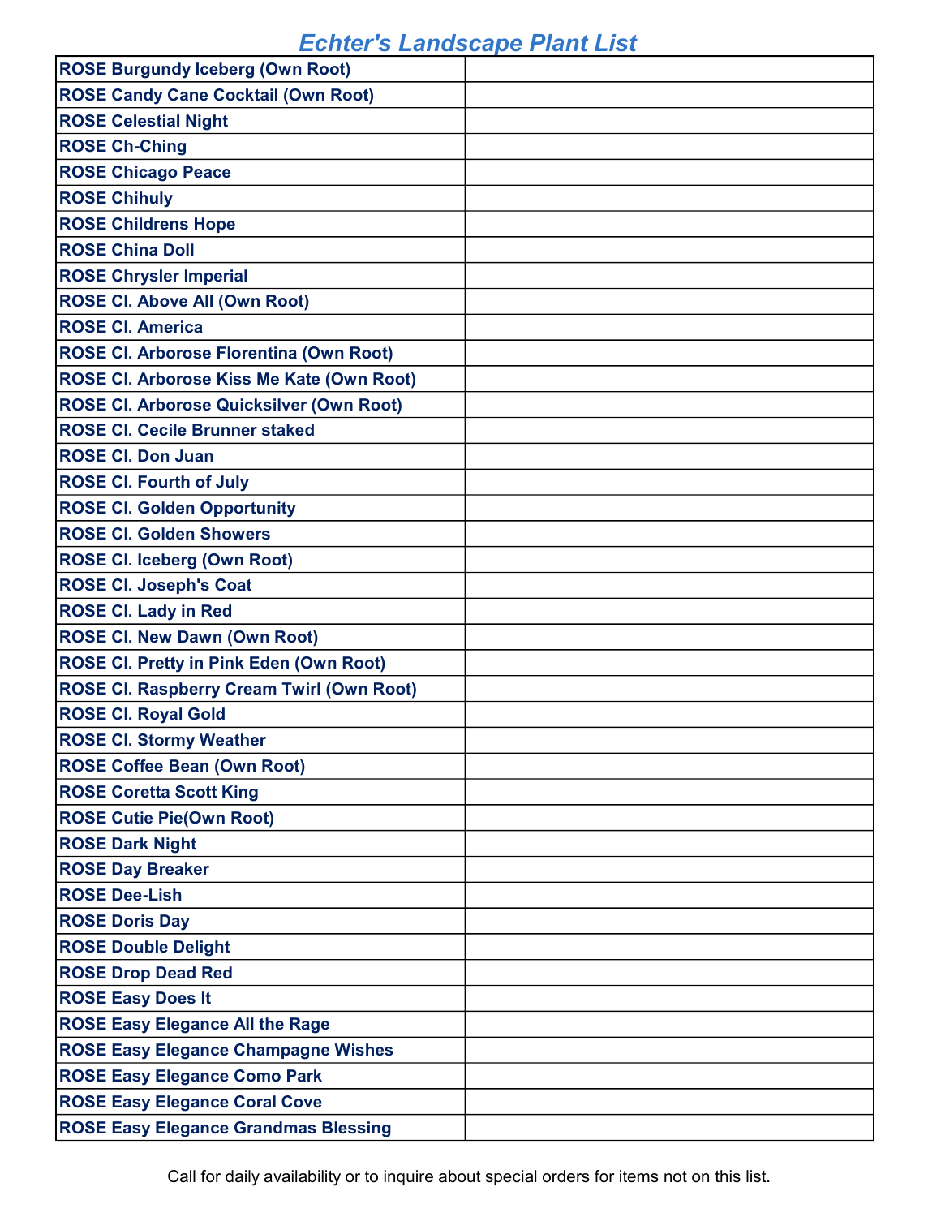# Echter's Landscape Plant List

| | |
|---|---|
| **ROSE Burgundy Iceberg (Own Root)** | |
| **ROSE Candy Cane Cocktail (Own Root)** | |
| **ROSE Celestial Night** | |
| **ROSE Ch-Ching** | |
| **ROSE Chicago Peace** | |
| **ROSE Chihuly** | |
| **ROSE Childrens Hope** | |
| **ROSE China Doll** | |
| **ROSE Chrysler Imperial** | |
| **ROSE Cl. Above All (Own Root)** | |
| **ROSE Cl. America** | |
| **ROSE Cl. Arborose Florentina (Own Root)** | |
| **ROSE Cl. Arborose Kiss Me Kate (Own Root)** | |
| **ROSE Cl. Arborose Quicksilver (Own Root)** | |
| **ROSE Cl. Cecile Brunner staked** | |
| **ROSE Cl. Don Juan** | |
| **ROSE Cl. Fourth of July** | |
| **ROSE Cl. Golden Opportunity** | |
| **ROSE Cl. Golden Showers** | |
| **ROSE Cl. Iceberg (Own Root)** | |
| **ROSE Cl. Joseph's Coat** | |
| **ROSE Cl. Lady in Red** | |
| **ROSE Cl. New Dawn (Own Root)** | |
| **ROSE Cl. Pretty in Pink Eden (Own Root)** | |
| **ROSE Cl. Raspberry Cream Twirl (Own Root)** | |
| **ROSE Cl. Royal Gold** | |
| **ROSE Cl. Stormy Weather** | |
| **ROSE Coffee Bean (Own Root)** | |
| **ROSE Coretta Scott King** | |
| **ROSE Cutie Pie(Own Root)** | |
| **ROSE Dark Night** | |
| **ROSE Day Breaker** | |
| **ROSE Dee-Lish** | |
| **ROSE Doris Day** | |
| **ROSE Double Delight** | |
| **ROSE Drop Dead Red** | |
| **ROSE Easy Does It** | |
| **ROSE Easy Elegance All the Rage** | |
| **ROSE Easy Elegance Champagne Wishes** | |
| **ROSE Easy Elegance Como Park** | |
| **ROSE Easy Elegance Coral Cove** | |
| **ROSE Easy Elegance Grandmas Blessing** | |

Call for daily availability or to inquire about special orders for items not on this list.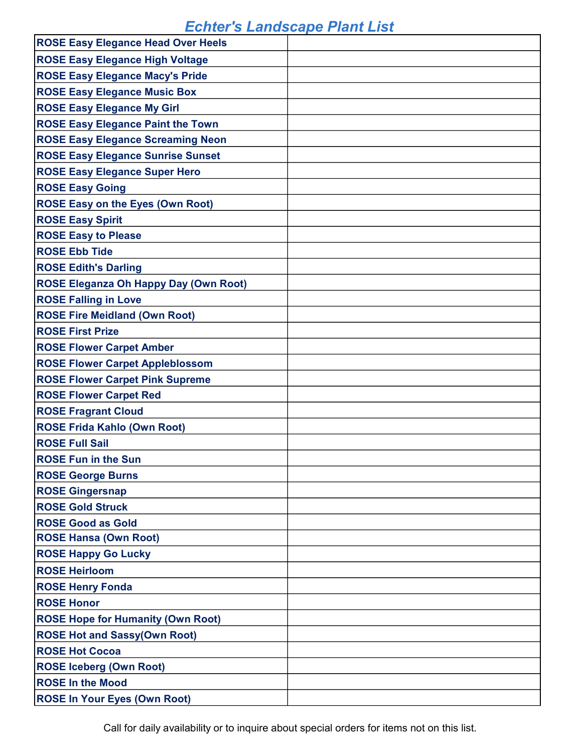# Echter's Landscape Plant List

| | |
|---|---|
| ROSE Easy Elegance Head Over Heels | |
| ROSE Easy Elegance High Voltage | |
| ROSE Easy Elegance Macy's Pride | |
| ROSE Easy Elegance Music Box | |
| ROSE Easy Elegance My Girl | |
| ROSE Easy Elegance Paint the Town | |
| ROSE Easy Elegance Screaming Neon | |
| ROSE Easy Elegance Sunrise Sunset | |
| ROSE Easy Elegance Super Hero | |
| ROSE Easy Going | |
| ROSE Easy on the Eyes (Own Root) | |
| ROSE Easy Spirit | |
| ROSE Easy to Please | |
| ROSE Ebb Tide | |
| ROSE Edith's Darling | |
| ROSE Eleganza Oh Happy Day (Own Root) | |
| ROSE Falling in Love | |
| ROSE Fire Meidland (Own Root) | |
| ROSE First Prize | |
| ROSE Flower Carpet Amber | |
| ROSE Flower Carpet Appleblossom | |
| ROSE Flower Carpet Pink Supreme | |
| ROSE Flower Carpet Red | |
| ROSE Fragrant Cloud | |
| ROSE Frida Kahlo (Own Root) | |
| ROSE Full Sail | |
| ROSE Fun in the Sun | |
| ROSE George Burns | |
| ROSE Gingersnap | |
| ROSE Gold Struck | |
| ROSE Good as Gold | |
| ROSE Hansa (Own Root) | |
| ROSE Happy Go Lucky | |
| ROSE Heirloom | |
| ROSE Henry Fonda | |
| ROSE Honor | |
| ROSE Hope for Humanity (Own Root) | |
| ROSE Hot and Sassy(Own Root) | |
| ROSE Hot Cocoa | |
| ROSE Iceberg (Own Root) | |
| ROSE In the Mood | |
| ROSE In Your Eyes (Own Root) | |

Call for daily availability or to inquire about special orders for items not on this list.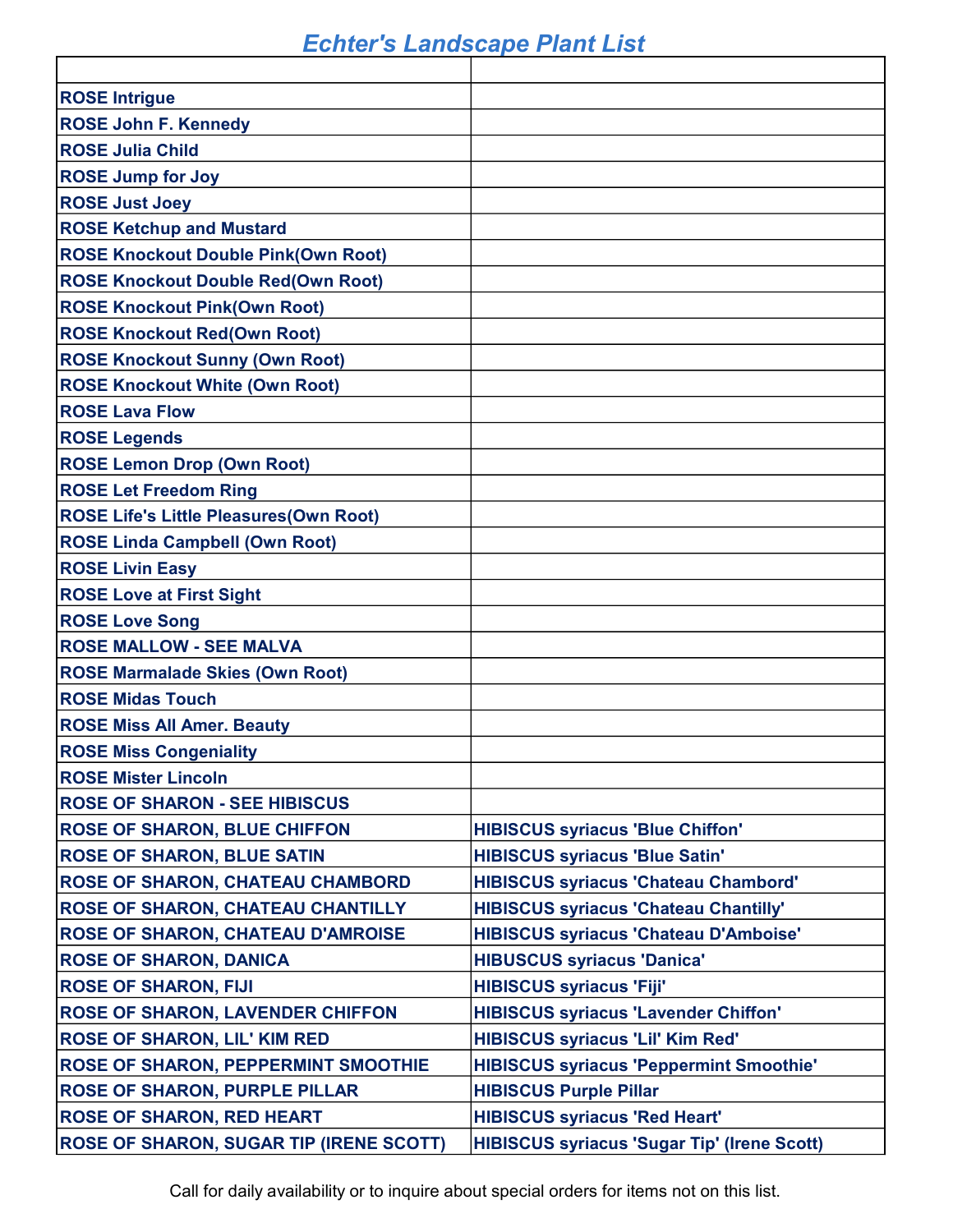# Echter's Landscape Plant List

| | |
|---|---|
| **ROSE Intrigue** | |
| **ROSE John F. Kennedy** | |
| **ROSE Julia Child** | |
| **ROSE Jump for Joy** | |
| **ROSE Just Joey** | |
| **ROSE Ketchup and Mustard** | |
| **ROSE Knockout Double Pink(Own Root)** | |
| **ROSE Knockout Double Red(Own Root)** | |
| **ROSE Knockout Pink(Own Root)** | |
| **ROSE Knockout Red(Own Root)** | |
| **ROSE Knockout Sunny (Own Root)** | |
| **ROSE Knockout White (Own Root)** | |
| **ROSE Lava Flow** | |
| **ROSE Legends** | |
| **ROSE Lemon Drop (Own Root)** | |
| **ROSE Let Freedom Ring** | |
| **ROSE Life's Little Pleasures(Own Root)** | |
| **ROSE Linda Campbell (Own Root)** | |
| **ROSE Livin Easy** | |
| **ROSE Love at First Sight** | |
| **ROSE Love Song** | |
| **ROSE MALLOW - SEE MALVA** | |
| **ROSE Marmalade Skies (Own Root)** | |
| **ROSE Midas Touch** | |
| **ROSE Miss All Amer. Beauty** | |
| **ROSE Miss Congeniality** | |
| **ROSE Mister Lincoln** | |
| **ROSE OF SHARON - SEE HIBISCUS** | |
| **ROSE OF SHARON, BLUE CHIFFON** | **HIBISCUS syriacus 'Blue Chiffon'** |
| **ROSE OF SHARON, BLUE SATIN** | **HIBISCUS syriacus 'Blue Satin'** |
| **ROSE OF SHARON, CHATEAU CHAMBORD** | **HIBISCUS syriacus 'Chateau Chambord'** |
| **ROSE OF SHARON, CHATEAU CHANTILLY** | **HIBISCUS syriacus 'Chateau Chantilly'** |
| **ROSE OF SHARON, CHATEAU D'AMROISE** | **HIBISCUS syriacus 'Chateau D'Amboise'** |
| **ROSE OF SHARON, DANICA** | **HIBUSCUS syriacus 'Danica'** |
| **ROSE OF SHARON, FIJI** | **HIBISCUS syriacus 'Fiji'** |
| **ROSE OF SHARON, LAVENDER CHIFFON** | **HIBISCUS syriacus 'Lavender Chiffon'** |
| **ROSE OF SHARON, LIL' KIM RED** | **HIBISCUS syriacus 'Lil' Kim Red'** |
| **ROSE OF SHARON, PEPPERMINT SMOOTHIE** | **HIBISCUS syriacus 'Peppermint Smoothie'** |
| **ROSE OF SHARON, PURPLE PILLAR** | **HIBISCUS Purple Pillar** |
| **ROSE OF SHARON, RED HEART** | **HIBISCUS syriacus 'Red Heart'** |
| **ROSE OF SHARON, SUGAR TIP (IRENE SCOTT)** | **HIBISCUS syriacus 'Sugar Tip' (Irene Scott)** |

Call for daily availability or to inquire about special orders for items not on this list.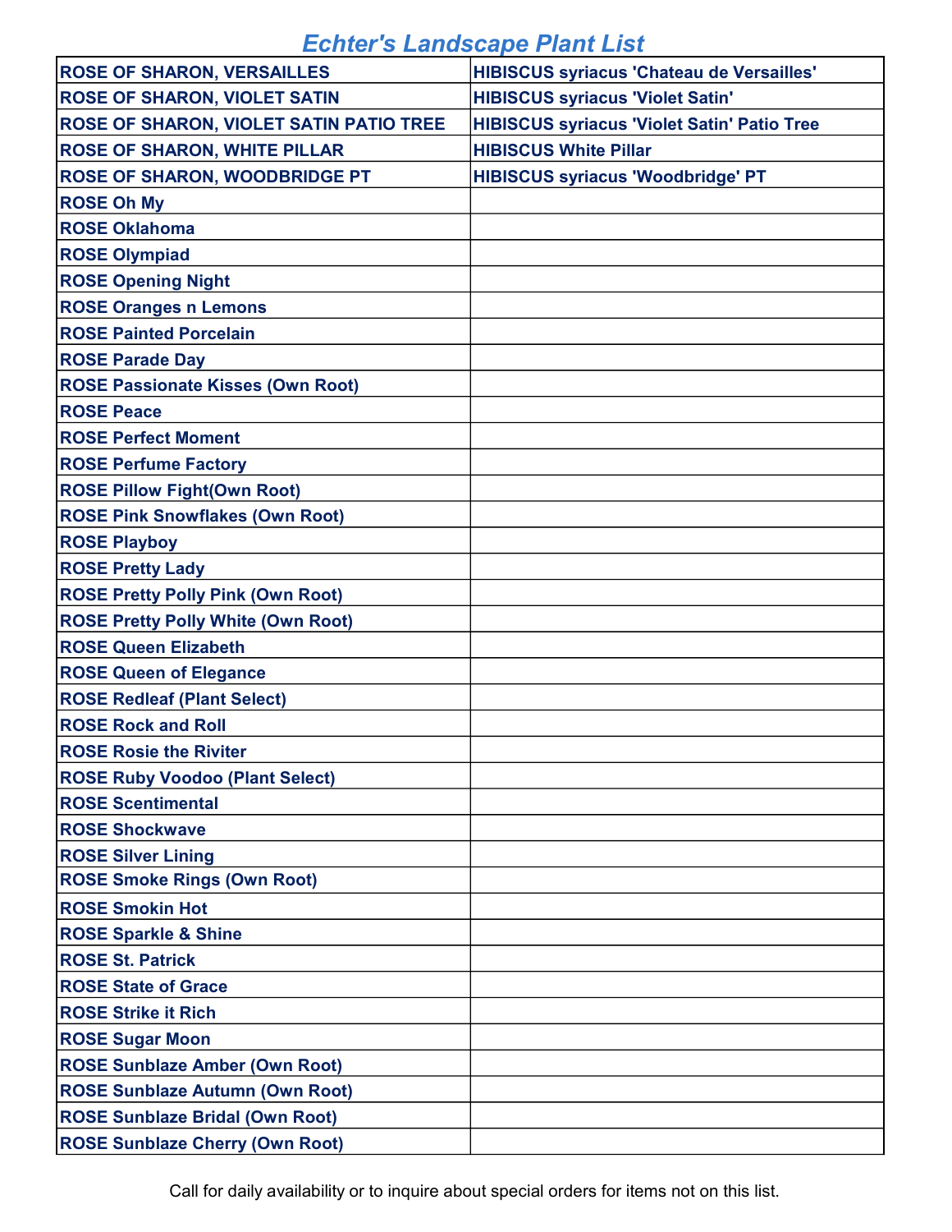# Echter's Landscape Plant List

| | |
|---|---|
| **ROSE OF SHARON, VERSAILLES** | **HIBISCUS syriacus 'Chateau de Versailles'** |
| **ROSE OF SHARON, VIOLET SATIN** | **HIBISCUS syriacus 'Violet Satin'** |
| **ROSE OF SHARON, VIOLET SATIN PATIO TREE** | **HIBISCUS syriacus 'Violet Satin' Patio Tree** |
| **ROSE OF SHARON, WHITE PILLAR** | **HIBISCUS White Pillar** |
| **ROSE OF SHARON, WOODBRIDGE PT** | **HIBISCUS syriacus 'Woodbridge' PT** |
| **ROSE Oh My** | |
| **ROSE Oklahoma** | |
| **ROSE Olympiad** | |
| **ROSE Opening Night** | |
| **ROSE Oranges n Lemons** | |
| **ROSE Painted Porcelain** | |
| **ROSE Parade Day** | |
| **ROSE Passionate Kisses (Own Root)** | |
| **ROSE Peace** | |
| **ROSE Perfect Moment** | |
| **ROSE Perfume Factory** | |
| **ROSE Pillow Fight(Own Root)** | |
| **ROSE Pink Snowflakes (Own Root)** | |
| **ROSE Playboy** | |
| **ROSE Pretty Lady** | |
| **ROSE Pretty Polly Pink (Own Root)** | |
| **ROSE Pretty Polly White (Own Root)** | |
| **ROSE Queen Elizabeth** | |
| **ROSE Queen of Elegance** | |
| **ROSE Redleaf (Plant Select)** | |
| **ROSE Rock and Roll** | |
| **ROSE Rosie the Riviter** | |
| **ROSE Ruby Voodoo (Plant Select)** | |
| **ROSE Scentimental** | |
| **ROSE Shockwave** | |
| **ROSE Silver Lining** | |
| **ROSE Smoke Rings (Own Root)** | |
| **ROSE Smokin Hot** | |
| **ROSE Sparkle & Shine** | |
| **ROSE St. Patrick** | |
| **ROSE State of Grace** | |
| **ROSE Strike it Rich** | |
| **ROSE Sugar Moon** | |
| **ROSE Sunblaze Amber (Own Root)** | |
| **ROSE Sunblaze Autumn (Own Root)** | |
| **ROSE Sunblaze Bridal (Own Root)** | |
| **ROSE Sunblaze Cherry (Own Root)** | |

Call for daily availability or to inquire about special orders for items not on this list.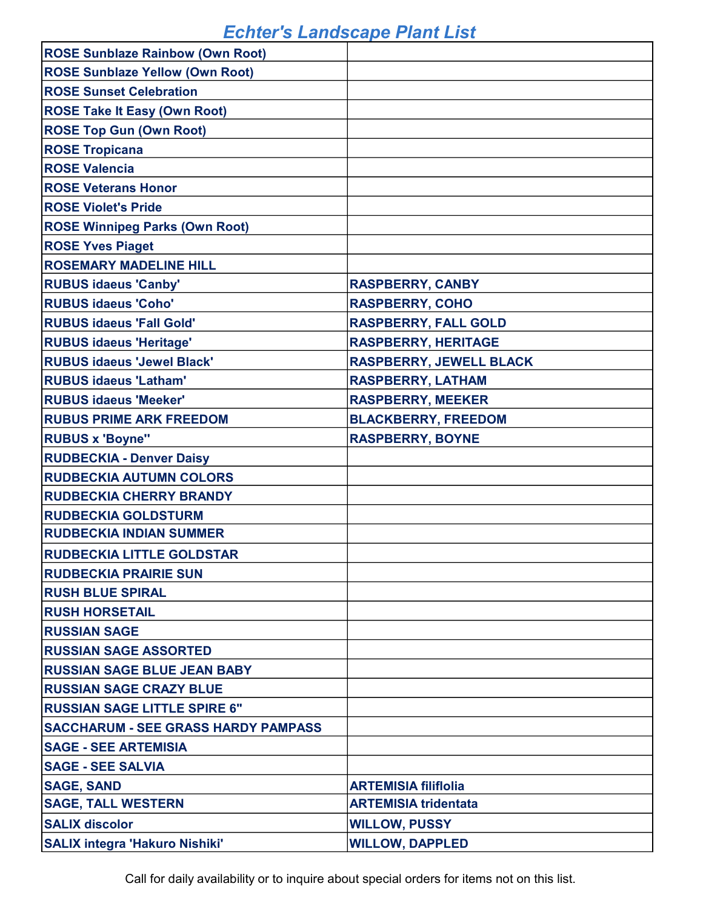# Echter's Landscape Plant List

| | |
|---|---|
| ROSE Sunblaze Rainbow (Own Root) | |
| ROSE Sunblaze Yellow (Own Root) | |
| ROSE Sunset Celebration | |
| ROSE Take It Easy (Own Root) | |
| ROSE Top Gun (Own Root) | |
| ROSE Tropicana | |
| ROSE Valencia | |
| ROSE Veterans Honor | |
| ROSE Violet's Pride | |
| ROSE Winnipeg Parks (Own Root) | |
| ROSE Yves Piaget | |
| ROSEMARY MADELINE HILL | |
| RUBUS idaeus 'Canby' | RASPBERRY, CANBY |
| RUBUS idaeus 'Coho' | RASPBERRY, COHO |
| RUBUS idaeus 'Fall Gold' | RASPBERRY, FALL GOLD |
| RUBUS idaeus 'Heritage' | RASPBERRY, HERITAGE |
| RUBUS idaeus 'Jewel Black' | RASPBERRY, JEWELL BLACK |
| RUBUS idaeus 'Latham' | RASPBERRY, LATHAM |
| RUBUS idaeus 'Meeker' | RASPBERRY, MEEKER |
| RUBUS PRIME ARK FREEDOM | BLACKBERRY, FREEDOM |
| RUBUS x 'Boyne'' | RASPBERRY, BOYNE |
| RUDBECKIA - Denver Daisy | |
| RUDBECKIA AUTUMN COLORS | |
| RUDBECKIA CHERRY BRANDY | |
| RUDBECKIA GOLDSTURM | |
| RUDBECKIA INDIAN SUMMER | |
| RUDBECKIA LITTLE GOLDSTAR | |
| RUDBECKIA PRAIRIE SUN | |
| RUSH BLUE SPIRAL | |
| RUSH HORSETAIL | |
| RUSSIAN SAGE | |
| RUSSIAN SAGE ASSORTED | |
| RUSSIAN SAGE BLUE JEAN BABY | |
| RUSSIAN SAGE CRAZY BLUE | |
| RUSSIAN SAGE LITTLE SPIRE 6" | |
| SACCHARUM - SEE GRASS HARDY PAMPASS | |
| SAGE - SEE ARTEMISIA | |
| SAGE - SEE SALVIA | |
| SAGE, SAND | ARTEMISIA filiflolia |
| SAGE, TALL WESTERN | ARTEMISIA tridentata |
| SALIX discolor | WILLOW, PUSSY |
| SALIX integra 'Hakuro Nishiki' | WILLOW, DAPPLED |

Call for daily availability or to inquire about special orders for items not on this list.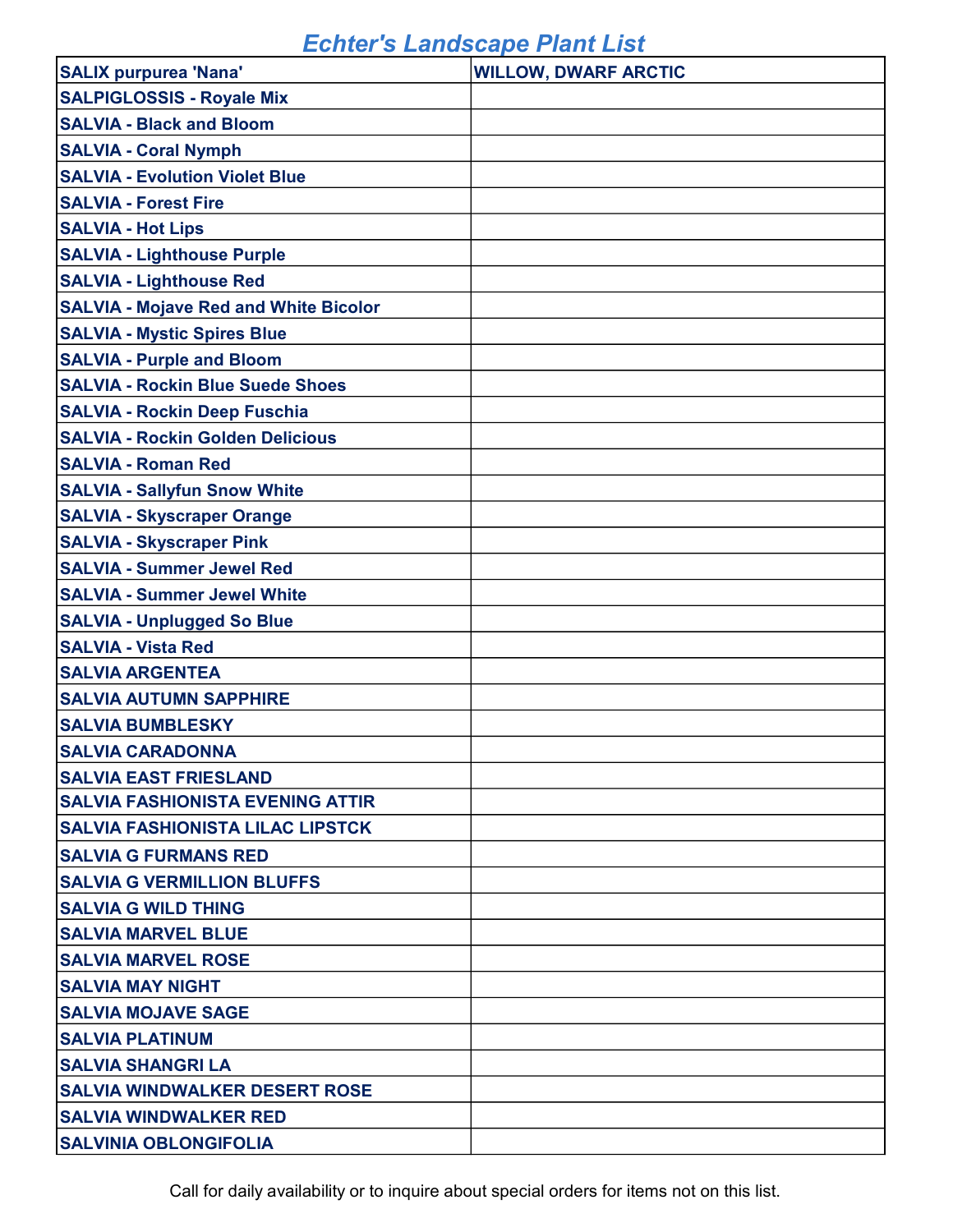# Echter's Landscape Plant List

| SALIX purpurea 'Nana' | WILLOW, DWARF ARCTIC |
|---|---|
| SALPIGLOSSIS - Royale Mix | |
| SALVIA - Black and Bloom | |
| SALVIA - Coral Nymph | |
| SALVIA - Evolution Violet Blue | |
| SALVIA - Forest Fire | |
| SALVIA - Hot Lips | |
| SALVIA - Lighthouse Purple | |
| SALVIA - Lighthouse Red | |
| SALVIA - Mojave Red and White Bicolor | |
| SALVIA - Mystic Spires Blue | |
| SALVIA - Purple and Bloom | |
| SALVIA - Rockin Blue Suede Shoes | |
| SALVIA - Rockin Deep Fuschia | |
| SALVIA - Rockin Golden Delicious | |
| SALVIA - Roman Red | |
| SALVIA - Sallyfun Snow White | |
| SALVIA - Skyscraper Orange | |
| SALVIA - Skyscraper Pink | |
| SALVIA - Summer Jewel Red | |
| SALVIA - Summer Jewel White | |
| SALVIA - Unplugged So Blue | |
| SALVIA - Vista Red | |
| SALVIA ARGENTEA | |
| SALVIA AUTUMN SAPPHIRE | |
| SALVIA BUMBLESKY | |
| SALVIA CARADONNA | |
| SALVIA EAST FRIESLAND | |
| SALVIA FASHIONISTA EVENING ATTIR | |
| SALVIA FASHIONISTA LILAC LIPSTCK | |
| SALVIA G FURMANS RED | |
| SALVIA G VERMILLION BLUFFS | |
| SALVIA G WILD THING | |
| SALVIA MARVEL BLUE | |
| SALVIA MARVEL ROSE | |
| SALVIA MAY NIGHT | |
| SALVIA MOJAVE SAGE | |
| SALVIA PLATINUM | |
| SALVIA SHANGRI LA | |
| SALVIA WINDWALKER DESERT ROSE | |
| SALVIA WINDWALKER RED | |
| SALVINIA OBLONGIFOLIA | |

Call for daily availability or to inquire about special orders for items not on this list.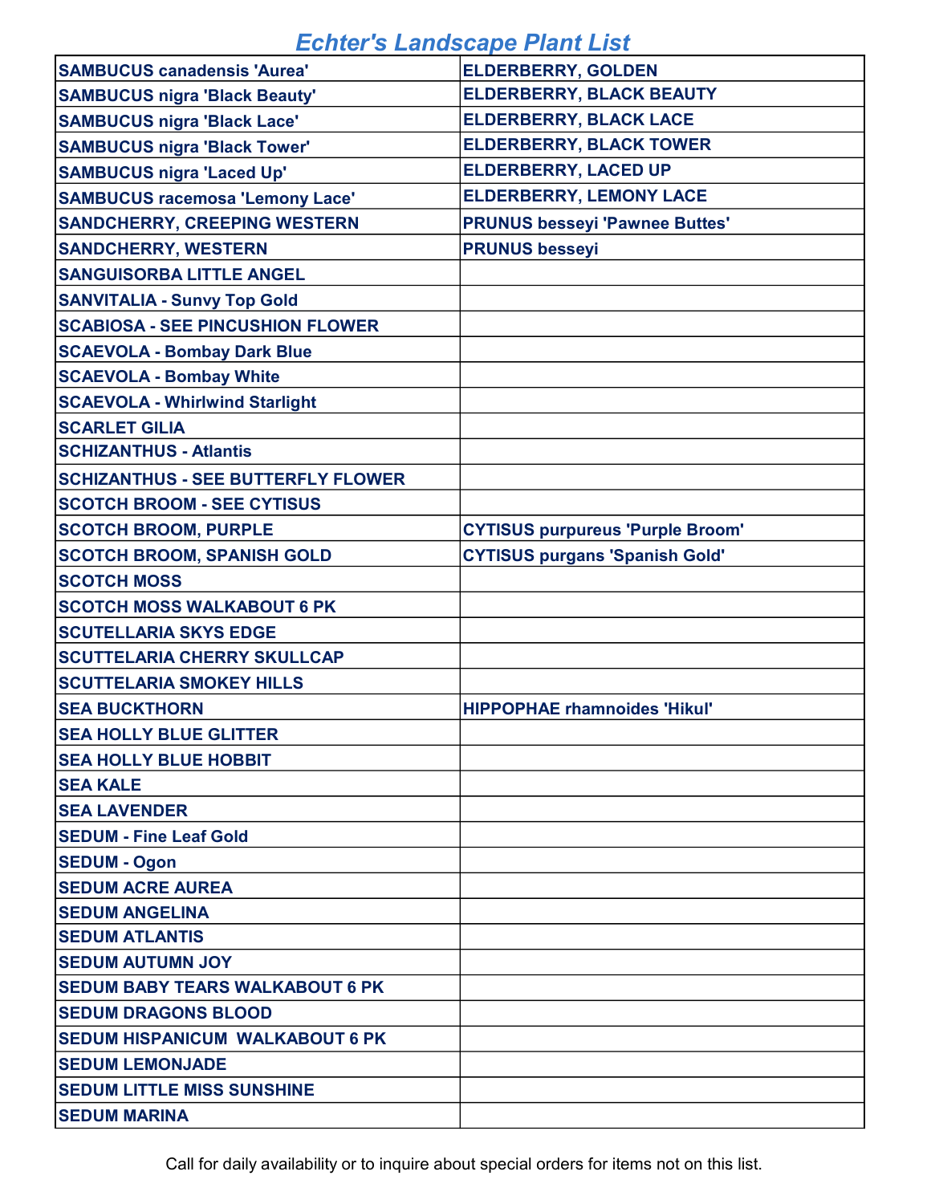# Echter's Landscape Plant List

| | |
|---|---|
| SAMBUCUS canadensis 'Aurea' | ELDERBERRY, GOLDEN |
| SAMBUCUS nigra 'Black Beauty' | ELDERBERRY, BLACK BEAUTY |
| SAMBUCUS nigra 'Black Lace' | ELDERBERRY, BLACK LACE |
| SAMBUCUS nigra 'Black Tower' | ELDERBERRY, BLACK TOWER |
| SAMBUCUS nigra 'Laced Up' | ELDERBERRY, LACED UP |
| SAMBUCUS racemosa 'Lemony Lace' | ELDERBERRY, LEMONY LACE |
| SANDCHERRY, CREEPING WESTERN | PRUNUS besseyi 'Pawnee Buttes' |
| SANDCHERRY, WESTERN | PRUNUS besseyi |
| SANGUISORBA LITTLE ANGEL | |
| SANVITALIA - Sunvy Top Gold | |
| SCABIOSA - SEE PINCUSHION FLOWER | |
| SCAEVOLA - Bombay Dark Blue | |
| SCAEVOLA - Bombay White | |
| SCAEVOLA - Whirlwind Starlight | |
| SCARLET GILIA | |
| SCHIZANTHUS - Atlantis | |
| SCHIZANTHUS - SEE BUTTERFLY FLOWER | |
| SCOTCH BROOM - SEE CYTISUS | |
| SCOTCH BROOM, PURPLE | CYTISUS purpureus 'Purple Broom' |
| SCOTCH BROOM, SPANISH GOLD | CYTISUS purgans 'Spanish Gold' |
| SCOTCH MOSS | |
| SCOTCH MOSS WALKABOUT 6 PK | |
| SCUTELLARIA SKYS EDGE | |
| SCUTTELARIA CHERRY SKULLCAP | |
| SCUTTELARIA SMOKEY HILLS | |
| SEA BUCKTHORN | HIPPOPHAE rhamnoides 'Hikul' |
| SEA HOLLY BLUE GLITTER | |
| SEA HOLLY BLUE HOBBIT | |
| SEA KALE | |
| SEA LAVENDER | |
| SEDUM - Fine Leaf Gold | |
| SEDUM - Ogon | |
| SEDUM ACRE AUREA | |
| SEDUM ANGELINA | |
| SEDUM ATLANTIS | |
| SEDUM AUTUMN JOY | |
| SEDUM BABY TEARS WALKABOUT 6 PK | |
| SEDUM DRAGONS BLOOD | |
| SEDUM HISPANICUM WALKABOUT 6 PK | |
| SEDUM LEMONJADE | |
| SEDUM LITTLE MISS SUNSHINE | |
| SEDUM MARINA | |

Call for daily availability or to inquire about special orders for items not on this list.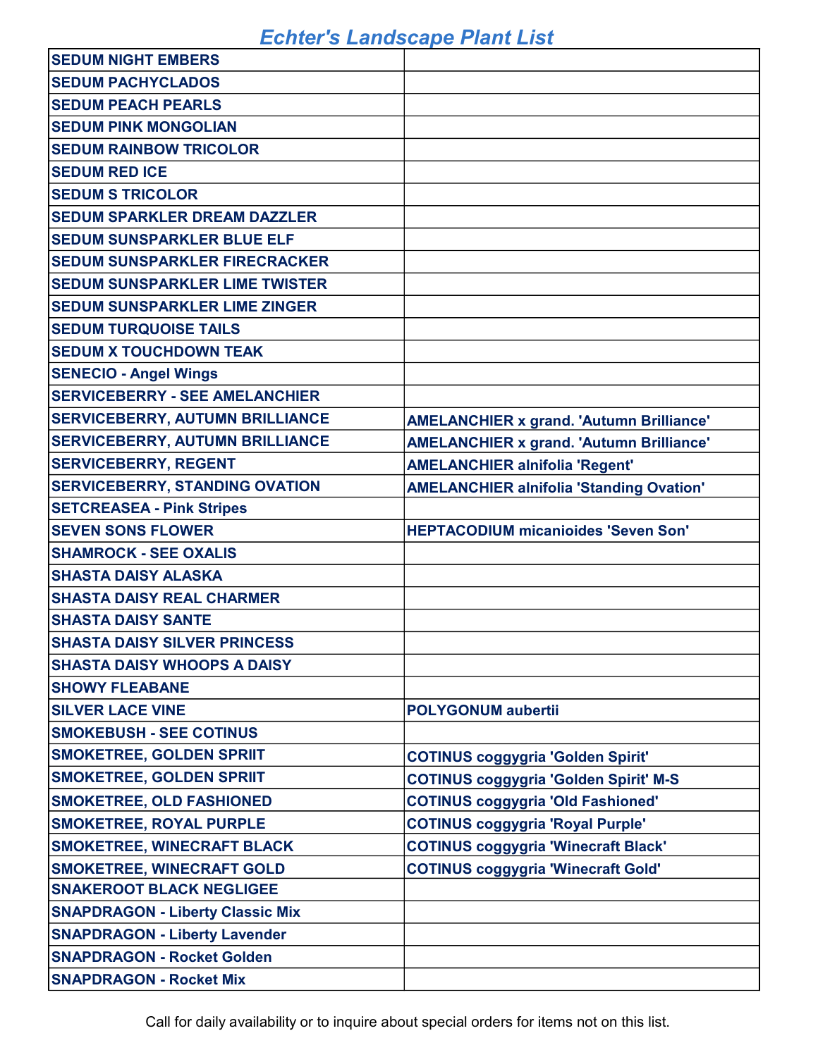# Echter's Landscape Plant List

| | |
|---|---|
| SEDUM NIGHT EMBERS | |
| SEDUM PACHYCLADOS | |
| SEDUM PEACH PEARLS | |
| SEDUM PINK MONGOLIAN | |
| SEDUM RAINBOW TRICOLOR | |
| SEDUM RED ICE | |
| SEDUM S TRICOLOR | |
| SEDUM SPARKLER DREAM DAZZLER | |
| SEDUM SUNSPARKLER BLUE ELF | |
| SEDUM SUNSPARKLER FIRECRACKER | |
| SEDUM SUNSPARKLER LIME TWISTER | |
| SEDUM SUNSPARKLER LIME ZINGER | |
| SEDUM TURQUOISE TAILS | |
| SEDUM X TOUCHDOWN TEAK | |
| SENECIO - Angel Wings | |
| SERVICEBERRY - SEE AMELANCHIER | |
| SERVICEBERRY, AUTUMN BRILLIANCE | AMELANCHIER x grand. 'Autumn Brilliance' |
| SERVICEBERRY, AUTUMN BRILLIANCE | AMELANCHIER x grand. 'Autumn Brilliance' |
| SERVICEBERRY, REGENT | AMELANCHIER alnifolia 'Regent' |
| SERVICEBERRY, STANDING OVATION | AMELANCHIER alnifolia 'Standing Ovation' |
| SETCREASEA - Pink Stripes | |
| SEVEN SONS FLOWER | HEPTACODIUM micanioides 'Seven Son' |
| SHAMROCK - SEE OXALIS | |
| SHASTA DAISY ALASKA | |
| SHASTA DAISY REAL CHARMER | |
| SHASTA DAISY SANTE | |
| SHASTA DAISY SILVER PRINCESS | |
| SHASTA DAISY WHOOPS A DAISY | |
| SHOWY FLEABANE | |
| SILVER LACE VINE | POLYGONUM aubertii |
| SMOKEBUSH - SEE COTINUS | |
| SMOKETREE, GOLDEN SPRIIT | COTINUS coggygria 'Golden Spirit' |
| SMOKETREE, GOLDEN SPRIIT | COTINUS coggygria 'Golden Spirit' M-S |
| SMOKETREE, OLD FASHIONED | COTINUS coggygria 'Old Fashioned' |
| SMOKETREE, ROYAL PURPLE | COTINUS coggygria 'Royal Purple' |
| SMOKETREE, WINECRAFT BLACK | COTINUS coggygria 'Winecraft Black' |
| SMOKETREE, WINECRAFT GOLD | COTINUS coggygria 'Winecraft Gold' |
| SNAKEROOT BLACK NEGLIGEE | |
| SNAPDRAGON - Liberty Classic Mix | |
| SNAPDRAGON - Liberty Lavender | |
| SNAPDRAGON - Rocket Golden | |
| SNAPDRAGON - Rocket Mix | |

Call for daily availability or to inquire about special orders for items not on this list.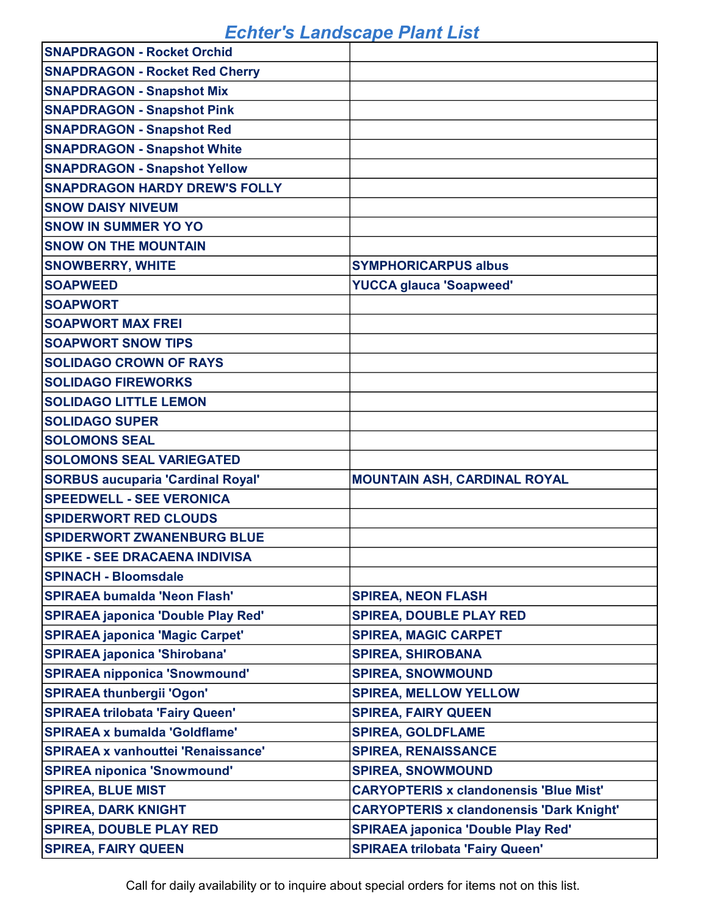# Echter's Landscape Plant List

| | |
|---|---|
| **SNAPDRAGON - Rocket Orchid** | |
| **SNAPDRAGON - Rocket Red Cherry** | |
| **SNAPDRAGON - Snapshot Mix** | |
| **SNAPDRAGON - Snapshot Pink** | |
| **SNAPDRAGON - Snapshot Red** | |
| **SNAPDRAGON - Snapshot White** | |
| **SNAPDRAGON - Snapshot Yellow** | |
| **SNAPDRAGON HARDY DREW'S FOLLY** | |
| **SNOW DAISY NIVEUM** | |
| **SNOW IN SUMMER YO YO** | |
| **SNOW ON THE MOUNTAIN** | |
| **SNOWBERRY, WHITE** | **SYMPHORICARPUS albus** |
| **SOAPWEED** | **YUCCA glauca 'Soapweed'** |
| **SOAPWORT** | |
| **SOAPWORT MAX FREI** | |
| **SOAPWORT SNOW TIPS** | |
| **SOLIDAGO CROWN OF RAYS** | |
| **SOLIDAGO FIREWORKS** | |
| **SOLIDAGO LITTLE LEMON** | |
| **SOLIDAGO SUPER** | |
| **SOLOMONS SEAL** | |
| **SOLOMONS SEAL VARIEGATED** | |
| **SORBUS aucuparia 'Cardinal Royal'** | **MOUNTAIN ASH, CARDINAL ROYAL** |
| **SPEEDWELL - SEE VERONICA** | |
| **SPIDERWORT RED CLOUDS** | |
| **SPIDERWORT ZWANENBURG BLUE** | |
| **SPIKE - SEE DRACAENA INDIVISA** | |
| **SPINACH - Bloomsdale** | |
| **SPIRAEA bumalda 'Neon Flash'** | **SPIREA, NEON FLASH** |
| **SPIRAEA japonica 'Double Play Red'** | **SPIREA, DOUBLE PLAY RED** |
| **SPIRAEA japonica 'Magic Carpet'** | **SPIREA, MAGIC CARPET** |
| **SPIRAEA japonica 'Shirobana'** | **SPIREA, SHIROBANA** |
| **SPIRAEA nipponica 'Snowmound'** | **SPIREA, SNOWMOUND** |
| **SPIRAEA thunbergii 'Ogon'** | **SPIREA, MELLOW YELLOW** |
| **SPIRAEA trilobata 'Fairy Queen'** | **SPIREA, FAIRY QUEEN** |
| **SPIRAEA x bumalda 'Goldflame'** | **SPIREA, GOLDFLAME** |
| **SPIRAEA x vanhouttei 'Renaissance'** | **SPIREA, RENAISSANCE** |
| **SPIREA niponica 'Snowmound'** | **SPIREA, SNOWMOUND** |
| **SPIREA, BLUE MIST** | **CARYOPTERIS x clandonensis 'Blue Mist'** |
| **SPIREA, DARK KNIGHT** | **CARYOPTERIS x clandonensis 'Dark Knight'** |
| **SPIREA, DOUBLE PLAY RED** | **SPIRAEA japonica 'Double Play Red'** |
| **SPIREA, FAIRY QUEEN** | **SPIRAEA trilobata 'Fairy Queen'** |

Call for daily availability or to inquire about special orders for items not on this list.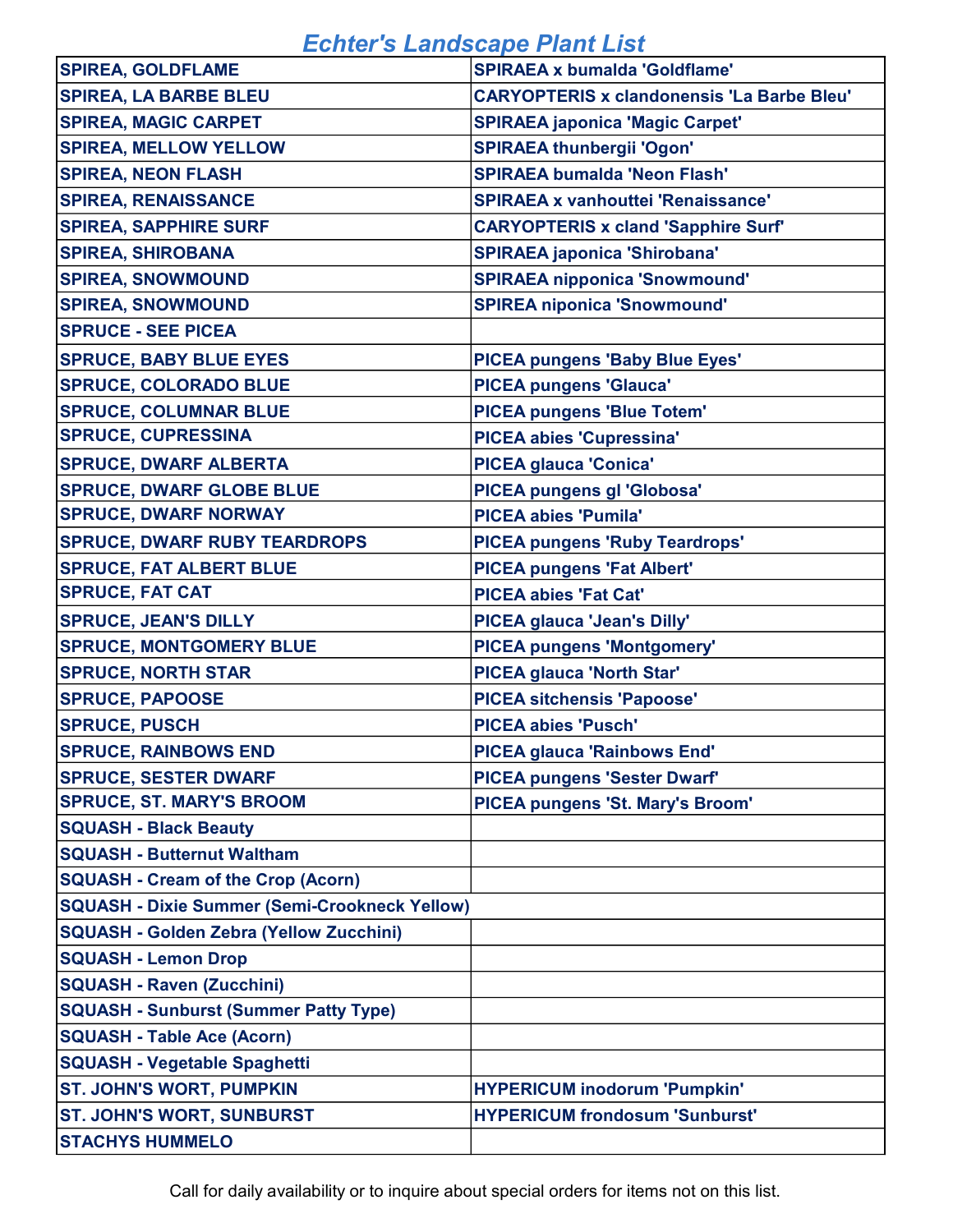# Echter's Landscape Plant List

| | |
|---|---|
| SPIREA, GOLDFLAME | SPIRAEA x bumalda 'Goldflame' |
| SPIREA, LA BARBE BLEU | CARYOPTERIS x clandonensis 'La Barbe Bleu' |
| SPIREA, MAGIC CARPET | SPIRAEA japonica 'Magic Carpet' |
| SPIREA, MELLOW YELLOW | SPIRAEA thunbergii 'Ogon' |
| SPIREA, NEON FLASH | SPIRAEA bumalda 'Neon Flash' |
| SPIREA, RENAISSANCE | SPIRAEA x vanhouttei 'Renaissance' |
| SPIREA, SAPPHIRE SURF | CARYOPTERIS x cland 'Sapphire Surf' |
| SPIREA, SHIROBANA | SPIRAEA japonica 'Shirobana' |
| SPIREA, SNOWMOUND | SPIRAEA nipponica 'Snowmound' |
| SPIREA, SNOWMOUND | SPIREA niponica 'Snowmound' |
| SPRUCE - SEE PICEA | |
| SPRUCE, BABY BLUE EYES | PICEA pungens 'Baby Blue Eyes' |
| SPRUCE, COLORADO BLUE | PICEA pungens 'Glauca' |
| SPRUCE, COLUMNAR BLUE | PICEA pungens 'Blue Totem' |
| SPRUCE, CUPRESSINA | PICEA abies 'Cupressina' |
| SPRUCE, DWARF ALBERTA | PICEA glauca 'Conica' |
| SPRUCE, DWARF GLOBE BLUE | PICEA pungens gl 'Globosa' |
| SPRUCE, DWARF NORWAY | PICEA abies 'Pumila' |
| SPRUCE, DWARF RUBY TEARDROPS | PICEA pungens 'Ruby Teardrops' |
| SPRUCE, FAT ALBERT BLUE | PICEA pungens 'Fat Albert' |
| SPRUCE, FAT CAT | PICEA abies 'Fat Cat' |
| SPRUCE, JEAN'S DILLY | PICEA glauca 'Jean's Dilly' |
| SPRUCE, MONTGOMERY BLUE | PICEA pungens 'Montgomery' |
| SPRUCE, NORTH STAR | PICEA glauca 'North Star' |
| SPRUCE, PAPOOSE | PICEA sitchensis 'Papoose' |
| SPRUCE, PUSCH | PICEA abies 'Pusch' |
| SPRUCE, RAINBOWS END | PICEA glauca 'Rainbows End' |
| SPRUCE, SESTER DWARF | PICEA pungens 'Sester Dwarf' |
| SPRUCE, ST. MARY'S BROOM | PICEA pungens 'St. Mary's Broom' |
| SQUASH - Black Beauty | |
| SQUASH - Butternut Waltham | |
| SQUASH - Cream of the Crop (Acorn) | |
| SQUASH - Dixie Summer (Semi-Crookneck Yellow) | |
| SQUASH - Golden Zebra (Yellow Zucchini) | |
| SQUASH - Lemon Drop | |
| SQUASH - Raven (Zucchini) | |
| SQUASH - Sunburst (Summer Patty Type) | |
| SQUASH - Table Ace (Acorn) | |
| SQUASH - Vegetable Spaghetti | |
| ST. JOHN'S WORT, PUMPKIN | HYPERICUM inodorum 'Pumpkin' |
| ST. JOHN'S WORT, SUNBURST | HYPERICUM frondosum 'Sunburst' |
| STACHYS HUMMELO | |

Call for daily availability or to inquire about special orders for items not on this list.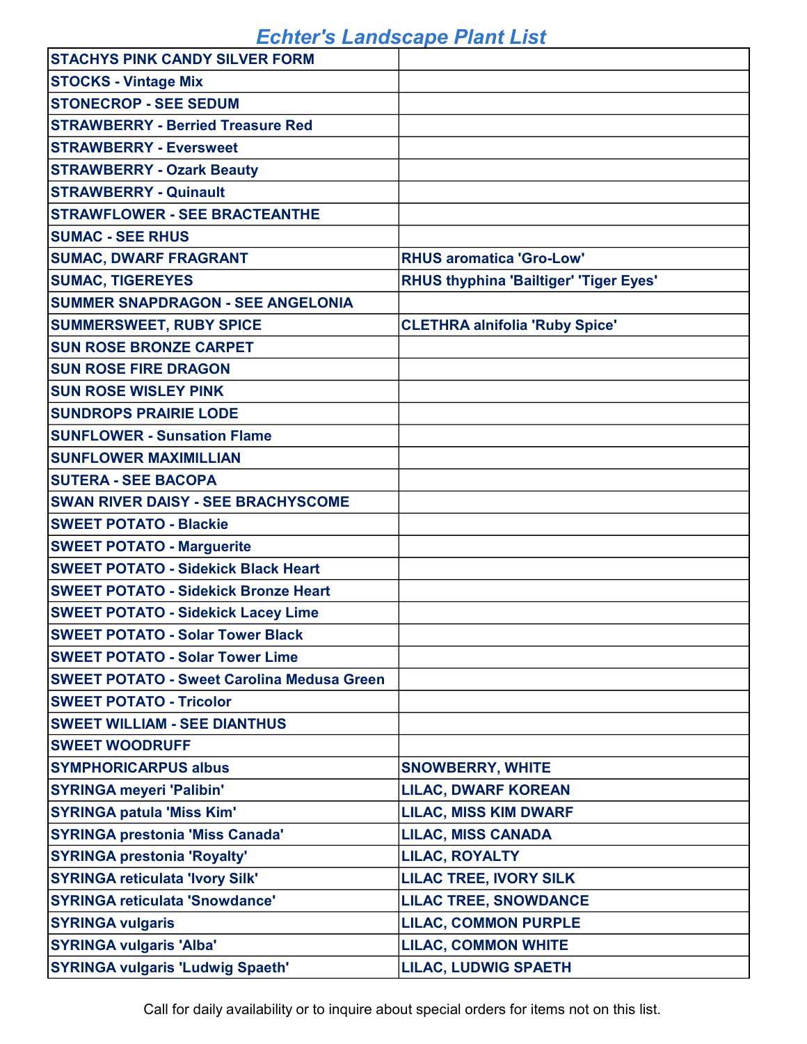# Echter's Landscape Plant List

| STACHYS PINK CANDY SILVER FORM | |
|---|---|
| STOCKS - Vintage Mix | |
| STONECROP - SEE SEDUM | |
| STRAWBERRY - Berried Treasure Red | |
| STRAWBERRY - Eversweet | |
| STRAWBERRY - Ozark Beauty | |
| STRAWBERRY - Quinault | |
| STRAWFLOWER - SEE BRACTEANTHE | |
| SUMAC - SEE RHUS | |
| SUMAC, DWARF FRAGRANT | RHUS aromatica 'Gro-Low' |
| SUMAC, TIGEREYES | RHUS thyphina 'Bailtiger' 'Tiger Eyes' |
| SUMMER SNAPDRAGON - SEE ANGELONIA | |
| SUMMERSWEET, RUBY SPICE | CLETHRA alnifolia 'Ruby Spice' |
| SUN ROSE BRONZE CARPET | |
| SUN ROSE FIRE DRAGON | |
| SUN ROSE WISLEY PINK | |
| SUNDROPS PRAIRIE LODE | |
| SUNFLOWER - Sunsation Flame | |
| SUNFLOWER MAXIMILLIAN | |
| SUTERA - SEE BACOPA | |
| SWAN RIVER DAISY - SEE BRACHYSCOME | |
| SWEET POTATO - Blackie | |
| SWEET POTATO - Marguerite | |
| SWEET POTATO - Sidekick Black Heart | |
| SWEET POTATO - Sidekick Bronze Heart | |
| SWEET POTATO - Sidekick Lacey Lime | |
| SWEET POTATO - Solar Tower Black | |
| SWEET POTATO - Solar Tower Lime | |
| SWEET POTATO - Sweet Carolina Medusa Green | |
| SWEET POTATO - Tricolor | |
| SWEET WILLIAM - SEE DIANTHUS | |
| SWEET WOODRUFF | |
| SYMPHORICARPUS albus | SNOWBERRY, WHITE |
| SYRINGA meyeri 'Palibin' | LILAC, DWARF KOREAN |
| SYRINGA patula 'Miss Kim' | LILAC, MISS KIM DWARF |
| SYRINGA prestonia 'Miss Canada' | LILAC, MISS CANADA |
| SYRINGA prestonia 'Royalty' | LILAC, ROYALTY |
| SYRINGA reticulata 'Ivory Silk' | LILAC TREE, IVORY SILK |
| SYRINGA reticulata 'Snowdance' | LILAC TREE, SNOWDANCE |
| SYRINGA vulgaris | LILAC, COMMON PURPLE |
| SYRINGA vulgaris 'Alba' | LILAC, COMMON WHITE |
| SYRINGA vulgaris 'Ludwig Spaeth' | LILAC, LUDWIG SPAETH |

Call for daily availability or to inquire about special orders for items not on this list.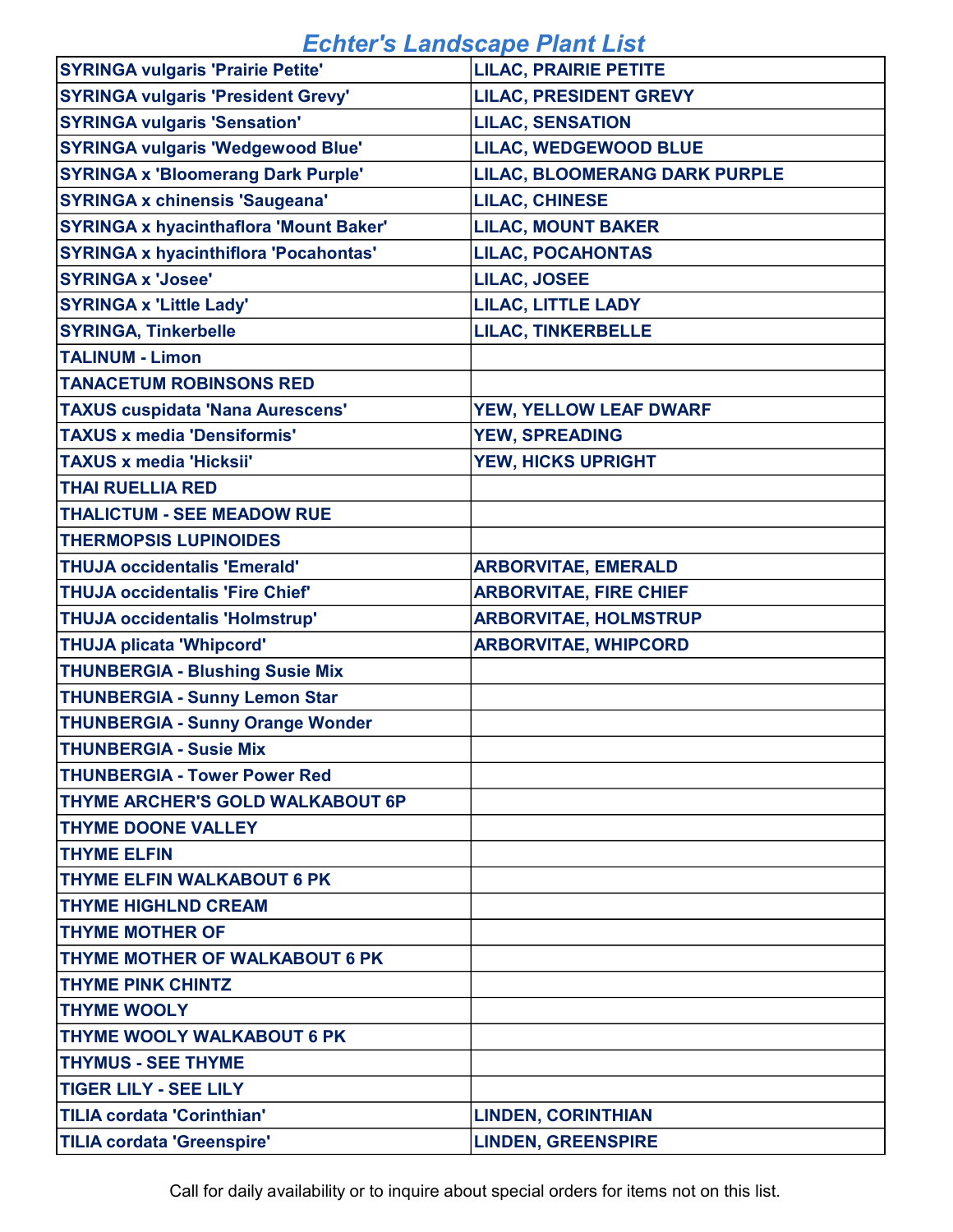# Echter's Landscape Plant List

| | |
|---|---|
| SYRINGA vulgaris 'Prairie Petite' | LILAC, PRAIRIE PETITE |
| SYRINGA vulgaris 'President Grevy' | LILAC, PRESIDENT GREVY |
| SYRINGA vulgaris 'Sensation' | LILAC, SENSATION |
| SYRINGA vulgaris 'Wedgewood Blue' | LILAC, WEDGEWOOD BLUE |
| SYRINGA x 'Bloomerang Dark Purple' | LILAC, BLOOMERANG DARK PURPLE |
| SYRINGA x chinensis 'Saugeana' | LILAC, CHINESE |
| SYRINGA x hyacinthaflora 'Mount Baker' | LILAC, MOUNT BAKER |
| SYRINGA x hyacinthiflora 'Pocahontas' | LILAC, POCAHONTAS |
| SYRINGA x 'Josee' | LILAC, JOSEE |
| SYRINGA x 'Little Lady' | LILAC, LITTLE LADY |
| SYRINGA, Tinkerbelle | LILAC, TINKERBELLE |
| TALINUM - Limon | |
| TANACETUM ROBINSONS RED | |
| TAXUS cuspidata 'Nana Aurescens' | YEW, YELLOW LEAF DWARF |
| TAXUS x media 'Densiformis' | YEW, SPREADING |
| TAXUS x media 'Hicksii' | YEW, HICKS UPRIGHT |
| THAI RUELLIA RED | |
| THALICTUM - SEE MEADOW RUE | |
| THERMOPSIS LUPINOIDES | |
| THUJA occidentalis 'Emerald' | ARBORVITAE, EMERALD |
| THUJA occidentalis 'Fire Chief' | ARBORVITAE, FIRE CHIEF |
| THUJA occidentalis 'Holmstrup' | ARBORVITAE, HOLMSTRUP |
| THUJA plicata 'Whipcord' | ARBORVITAE, WHIPCORD |
| THUNBERGIA - Blushing Susie Mix | |
| THUNBERGIA - Sunny Lemon Star | |
| THUNBERGIA - Sunny Orange Wonder | |
| THUNBERGIA - Susie Mix | |
| THUNBERGIA - Tower Power Red | |
| THYME ARCHER'S GOLD WALKABOUT 6P | |
| THYME DOONE VALLEY | |
| THYME ELFIN | |
| THYME ELFIN WALKABOUT 6 PK | |
| THYME HIGHLND CREAM | |
| THYME MOTHER OF | |
| THYME MOTHER OF WALKABOUT 6 PK | |
| THYME PINK CHINTZ | |
| THYME WOOLY | |
| THYME WOOLY WALKABOUT 6 PK | |
| THYMUS - SEE THYME | |
| TIGER LILY - SEE LILY | |
| TILIA cordata 'Corinthian' | LINDEN, CORINTHIAN |
| TILIA cordata 'Greenspire' | LINDEN, GREENSPIRE |

Call for daily availability or to inquire about special orders for items not on this list.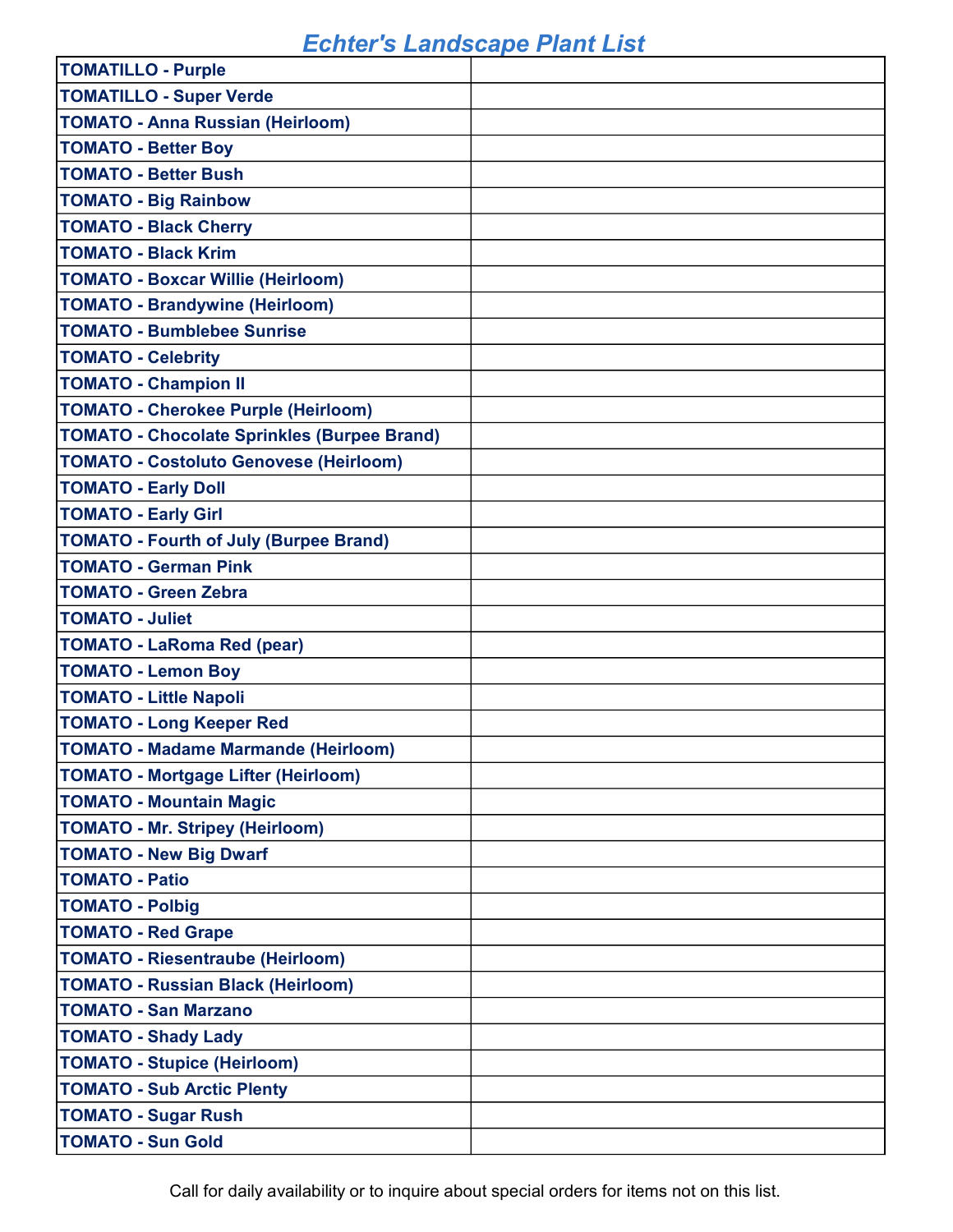# Echter's Landscape Plant List

| | |
|---|---|
| **TOMATILLO - Purple** | |
| **TOMATILLO - Super Verde** | |
| **TOMATO - Anna Russian (Heirloom)** | |
| **TOMATO - Better Boy** | |
| **TOMATO - Better Bush** | |
| **TOMATO - Big Rainbow** | |
| **TOMATO - Black Cherry** | |
| **TOMATO - Black Krim** | |
| **TOMATO - Boxcar Willie (Heirloom)** | |
| **TOMATO - Brandywine (Heirloom)** | |
| **TOMATO - Bumblebee Sunrise** | |
| **TOMATO - Celebrity** | |
| **TOMATO - Champion II** | |
| **TOMATO - Cherokee Purple (Heirloom)** | |
| **TOMATO - Chocolate Sprinkles (Burpee Brand)** | |
| **TOMATO - Costoluto Genovese (Heirloom)** | |
| **TOMATO - Early Doll** | |
| **TOMATO - Early Girl** | |
| **TOMATO - Fourth of July (Burpee Brand)** | |
| **TOMATO - German Pink** | |
| **TOMATO - Green Zebra** | |
| **TOMATO - Juliet** | |
| **TOMATO - LaRoma Red (pear)** | |
| **TOMATO - Lemon Boy** | |
| **TOMATO - Little Napoli** | |
| **TOMATO - Long Keeper Red** | |
| **TOMATO - Madame Marmande (Heirloom)** | |
| **TOMATO - Mortgage Lifter (Heirloom)** | |
| **TOMATO - Mountain Magic** | |
| **TOMATO - Mr. Stripey (Heirloom)** | |
| **TOMATO - New Big Dwarf** | |
| **TOMATO - Patio** | |
| **TOMATO - Polbig** | |
| **TOMATO - Red Grape** | |
| **TOMATO - Riesentraube (Heirloom)** | |
| **TOMATO - Russian Black (Heirloom)** | |
| **TOMATO - San Marzano** | |
| **TOMATO - Shady Lady** | |
| **TOMATO - Stupice (Heirloom)** | |
| **TOMATO - Sub Arctic Plenty** | |
| **TOMATO - Sugar Rush** | |
| **TOMATO - Sun Gold** | |

Call for daily availability or to inquire about special orders for items not on this list.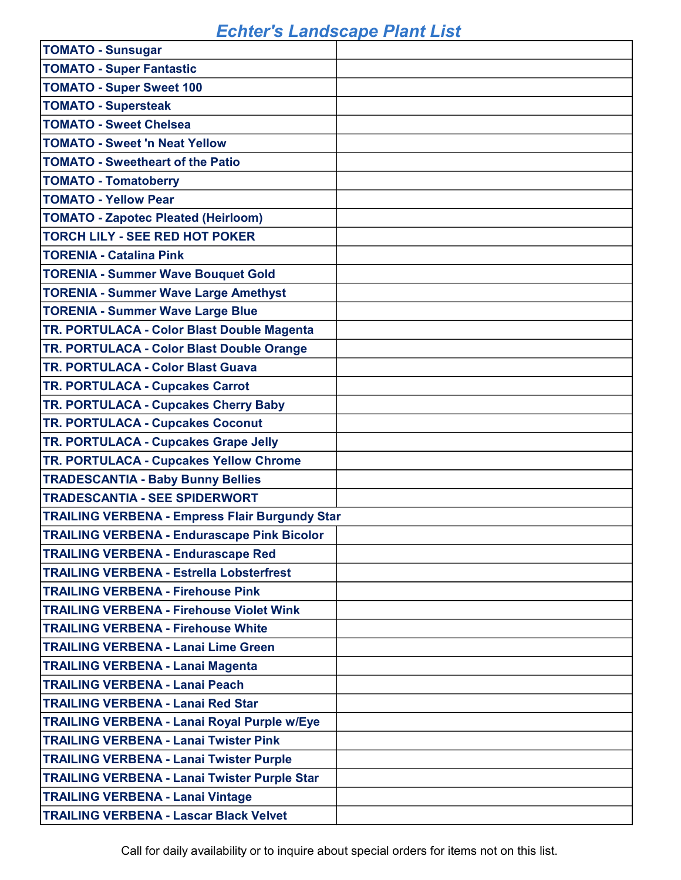# Echter's Landscape Plant List

| | |
|---|---|
| TOMATO - Sunsugar | |
| TOMATO - Super Fantastic | |
| TOMATO - Super Sweet 100 | |
| TOMATO - Supersteak | |
| TOMATO - Sweet Chelsea | |
| TOMATO - Sweet 'n Neat Yellow | |
| TOMATO - Sweetheart of the Patio | |
| TOMATO - Tomatoberry | |
| TOMATO - Yellow Pear | |
| TOMATO - Zapotec Pleated (Heirloom) | |
| TORCH LILY - SEE RED HOT POKER | |
| TORENIA - Catalina Pink | |
| TORENIA - Summer Wave Bouquet Gold | |
| TORENIA - Summer Wave Large Amethyst | |
| TORENIA - Summer Wave Large Blue | |
| TR. PORTULACA - Color Blast Double Magenta | |
| TR. PORTULACA - Color Blast Double Orange | |
| TR. PORTULACA - Color Blast Guava | |
| TR. PORTULACA - Cupcakes Carrot | |
| TR. PORTULACA - Cupcakes Cherry Baby | |
| TR. PORTULACA - Cupcakes Coconut | |
| TR. PORTULACA - Cupcakes Grape Jelly | |
| TR. PORTULACA - Cupcakes Yellow Chrome | |
| TRADESCANTIA - Baby Bunny Bellies | |
| TRADESCANTIA - SEE SPIDERWORT | |
| TRAILING VERBENA - Empress Flair Burgundy Star | |
| TRAILING VERBENA - Endurascape Pink Bicolor | |
| TRAILING VERBENA - Endurascape Red | |
| TRAILING VERBENA - Estrella Lobsterfrest | |
| TRAILING VERBENA - Firehouse Pink | |
| TRAILING VERBENA - Firehouse Violet Wink | |
| TRAILING VERBENA - Firehouse White | |
| TRAILING VERBENA - Lanai Lime Green | |
| TRAILING VERBENA - Lanai Magenta | |
| TRAILING VERBENA - Lanai Peach | |
| TRAILING VERBENA - Lanai Red Star | |
| TRAILING VERBENA - Lanai Royal Purple w/Eye | |
| TRAILING VERBENA - Lanai Twister Pink | |
| TRAILING VERBENA - Lanai Twister Purple | |
| TRAILING VERBENA - Lanai Twister Purple Star | |
| TRAILING VERBENA - Lanai Vintage | |
| TRAILING VERBENA - Lascar Black Velvet | |

Call for daily availability or to inquire about special orders for items not on this list.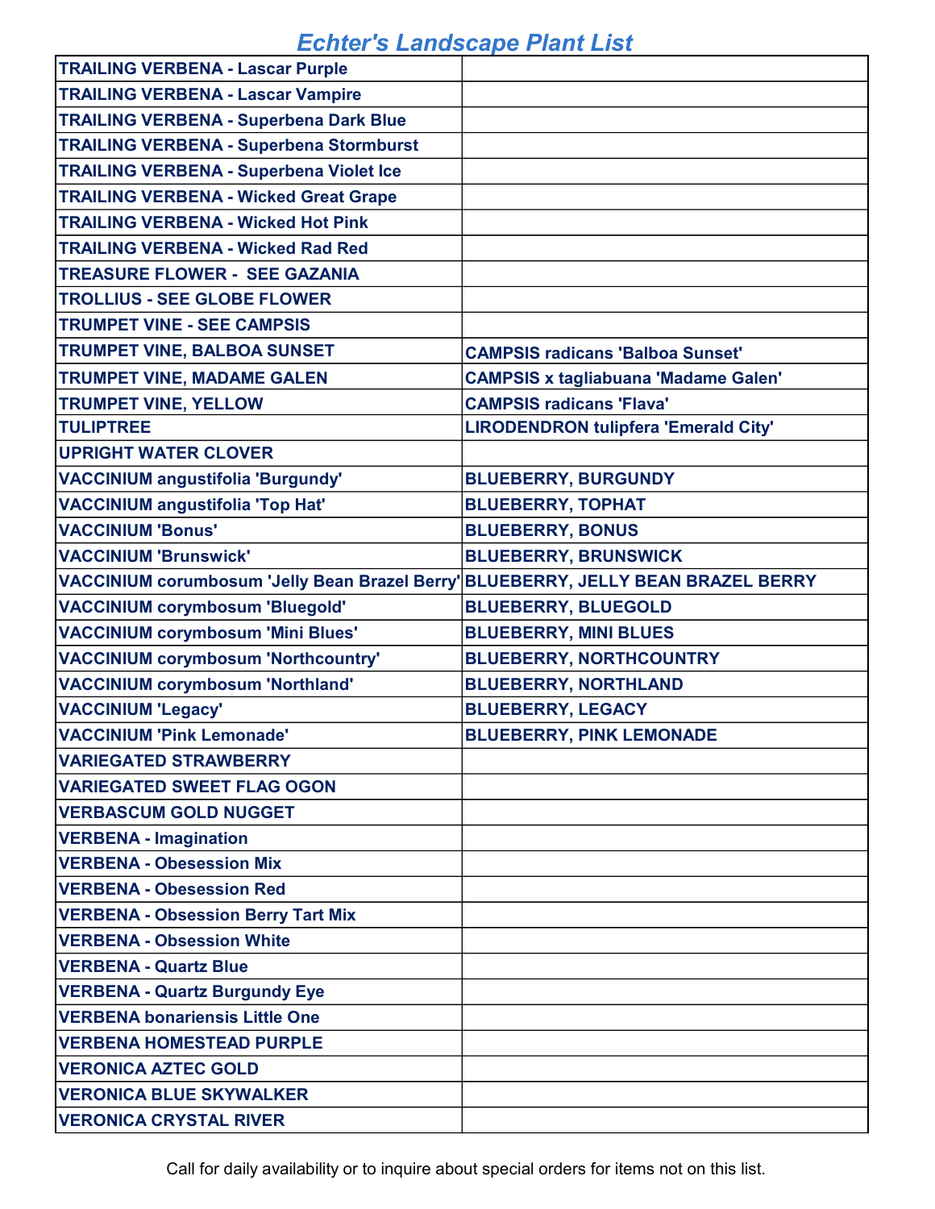# Echter's Landscape Plant List

| | |
|---|---|
| TRAILING VERBENA - Lascar Purple | |
| TRAILING VERBENA - Lascar Vampire | |
| TRAILING VERBENA - Superbena Dark Blue | |
| TRAILING VERBENA - Superbena Stormburst | |
| TRAILING VERBENA - Superbena Violet Ice | |
| TRAILING VERBENA - Wicked Great Grape | |
| TRAILING VERBENA - Wicked Hot Pink | |
| TRAILING VERBENA - Wicked Rad Red | |
| TREASURE FLOWER - SEE GAZANIA | |
| TROLLIUS - SEE GLOBE FLOWER | |
| TRUMPET VINE - SEE CAMPSIS | |
| TRUMPET VINE, BALBOA SUNSET | CAMPSIS radicans 'Balboa Sunset' |
| TRUMPET VINE, MADAME GALEN | CAMPSIS x tagliabuana 'Madame Galen' |
| TRUMPET VINE, YELLOW | CAMPSIS radicans 'Flava' |
| TULIPTREE | LIRODENDRON tulipfera 'Emerald City' |
| UPRIGHT WATER CLOVER | |
| VACCINIUM angustifolia 'Burgundy' | BLUEBERRY, BURGUNDY |
| VACCINIUM angustifolia 'Top Hat' | BLUEBERRY, TOPHAT |
| VACCINIUM 'Bonus' | BLUEBERRY, BONUS |
| VACCINIUM 'Brunswick' | BLUEBERRY, BRUNSWICK |
| VACCINIUM corumbosum 'Jelly Bean Brazel Berry' | BLUEBERRY, JELLY BEAN BRAZEL BERRY |
| VACCINIUM corymbosum 'Bluegold' | BLUEBERRY, BLUEGOLD |
| VACCINIUM corymbosum 'Mini Blues' | BLUEBERRY, MINI BLUES |
| VACCINIUM corymbosum 'Northcountry' | BLUEBERRY, NORTHCOUNTRY |
| VACCINIUM corymbosum 'Northland' | BLUEBERRY, NORTHLAND |
| VACCINIUM 'Legacy' | BLUEBERRY, LEGACY |
| VACCINIUM 'Pink Lemonade' | BLUEBERRY, PINK LEMONADE |
| VARIEGATED STRAWBERRY | |
| VARIEGATED SWEET FLAG OGON | |
| VERBASCUM GOLD NUGGET | |
| VERBENA - Imagination | |
| VERBENA - Obesession Mix | |
| VERBENA - Obesession Red | |
| VERBENA - Obsession Berry Tart Mix | |
| VERBENA - Obsession White | |
| VERBENA - Quartz Blue | |
| VERBENA - Quartz Burgundy Eye | |
| VERBENA bonariensis Little One | |
| VERBENA HOMESTEAD PURPLE | |
| VERONICA AZTEC GOLD | |
| VERONICA BLUE SKYWALKER | |
| VERONICA CRYSTAL RIVER | |

Call for daily availability or to inquire about special orders for items not on this list.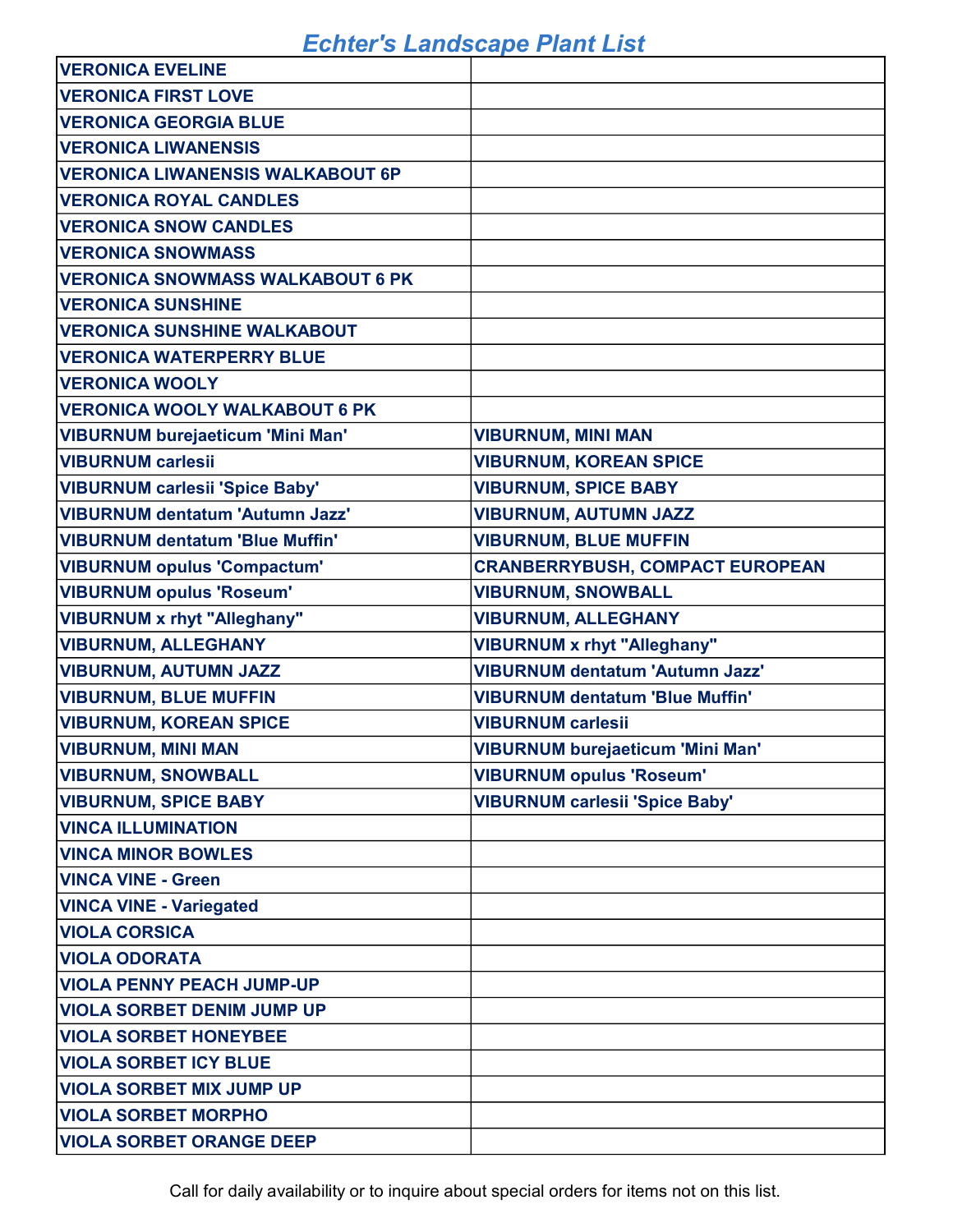# Echter's Landscape Plant List

| | |
|---|---|
| VERONICA EVELINE | |
| VERONICA FIRST LOVE | |
| VERONICA GEORGIA BLUE | |
| VERONICA LIWANENSIS | |
| VERONICA LIWANENSIS WALKABOUT 6P | |
| VERONICA ROYAL CANDLES | |
| VERONICA SNOW CANDLES | |
| VERONICA SNOWMASS | |
| VERONICA SNOWMASS WALKABOUT 6 PK | |
| VERONICA SUNSHINE | |
| VERONICA SUNSHINE WALKABOUT | |
| VERONICA WATERPERRY BLUE | |
| VERONICA WOOLY | |
| VERONICA WOOLY WALKABOUT 6 PK | |
| VIBURNUM burejaeticum 'Mini Man' | VIBURNUM, MINI MAN |
| VIBURNUM carlesii | VIBURNUM, KOREAN SPICE |
| VIBURNUM carlesii 'Spice Baby' | VIBURNUM, SPICE BABY |
| VIBURNUM dentatum 'Autumn Jazz' | VIBURNUM, AUTUMN JAZZ |
| VIBURNUM dentatum 'Blue Muffin' | VIBURNUM, BLUE MUFFIN |
| VIBURNUM opulus 'Compactum' | CRANBERRYBUSH, COMPACT EUROPEAN |
| VIBURNUM opulus 'Roseum' | VIBURNUM, SNOWBALL |
| VIBURNUM x rhyt "Alleghany" | VIBURNUM, ALLEGHANY |
| VIBURNUM, ALLEGHANY | VIBURNUM x rhyt "Alleghany" |
| VIBURNUM, AUTUMN JAZZ | VIBURNUM dentatum 'Autumn Jazz' |
| VIBURNUM, BLUE MUFFIN | VIBURNUM dentatum 'Blue Muffin' |
| VIBURNUM, KOREAN SPICE | VIBURNUM carlesii |
| VIBURNUM, MINI MAN | VIBURNUM burejaeticum 'Mini Man' |
| VIBURNUM, SNOWBALL | VIBURNUM opulus 'Roseum' |
| VIBURNUM, SPICE BABY | VIBURNUM carlesii 'Spice Baby' |
| VINCA ILLUMINATION | |
| VINCA MINOR BOWLES | |
| VINCA VINE - Green | |
| VINCA VINE - Variegated | |
| VIOLA CORSICA | |
| VIOLA ODORATA | |
| VIOLA PENNY PEACH JUMP-UP | |
| VIOLA SORBET DENIM JUMP UP | |
| VIOLA SORBET HONEYBEE | |
| VIOLA SORBET ICY BLUE | |
| VIOLA SORBET MIX JUMP UP | |
| VIOLA SORBET MORPHO | |
| VIOLA SORBET ORANGE DEEP | |

Call for daily availability or to inquire about special orders for items not on this list.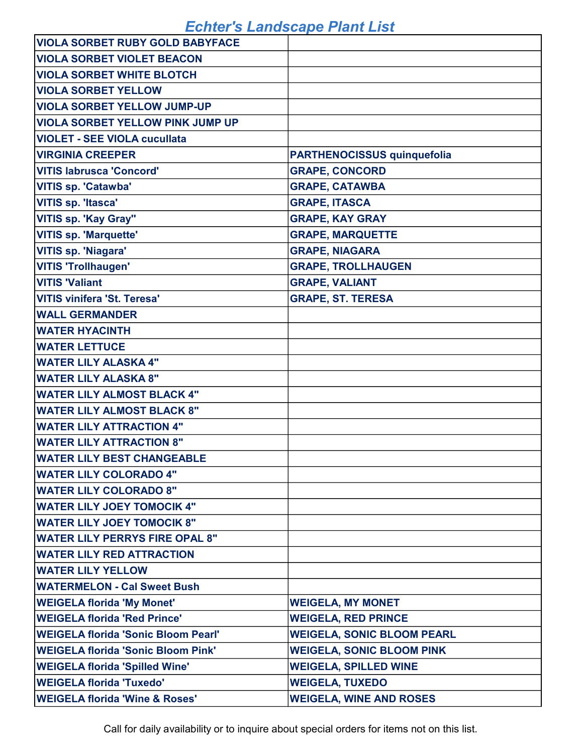# Echter's Landscape Plant List

| | |
|---|---|
| VIOLA SORBET RUBY GOLD BABYFACE | |
| VIOLA SORBET VIOLET BEACON | |
| VIOLA SORBET WHITE BLOTCH | |
| VIOLA SORBET YELLOW | |
| VIOLA SORBET YELLOW JUMP-UP | |
| VIOLA SORBET YELLOW PINK JUMP UP | |
| VIOLET - SEE VIOLA cucullata | |
| VIRGINIA CREEPER | PARTHENOCISSUS quinquefolia |
| VITIS labrusca 'Concord' | GRAPE, CONCORD |
| VITIS sp. 'Catawba' | GRAPE, CATAWBA |
| VITIS sp. 'Itasca' | GRAPE, ITASCA |
| VITIS sp. 'Kay Gray" | GRAPE, KAY GRAY |
| VITIS sp. 'Marquette' | GRAPE, MARQUETTE |
| VITIS sp. 'Niagara' | GRAPE, NIAGARA |
| VITIS 'Trollhaugen' | GRAPE, TROLLHAUGEN |
| VITIS 'Valiant | GRAPE, VALIANT |
| VITIS vinifera 'St. Teresa' | GRAPE, ST. TERESA |
| WALL GERMANDER | |
| WATER HYACINTH | |
| WATER LETTUCE | |
| WATER LILY ALASKA 4" | |
| WATER LILY ALASKA 8" | |
| WATER LILY ALMOST BLACK 4" | |
| WATER LILY ALMOST BLACK 8" | |
| WATER LILY ATTRACTION 4" | |
| WATER LILY ATTRACTION 8" | |
| WATER LILY BEST CHANGEABLE | |
| WATER LILY COLORADO 4" | |
| WATER LILY COLORADO 8" | |
| WATER LILY JOEY TOMOCIK 4" | |
| WATER LILY JOEY TOMOCIK 8" | |
| WATER LILY PERRYS FIRE OPAL 8" | |
| WATER LILY RED ATTRACTION | |
| WATER LILY YELLOW | |
| WATERMELON - Cal Sweet Bush | |
| WEIGELA florida 'My Monet' | WEIGELA, MY MONET |
| WEIGELA florida 'Red Prince' | WEIGELA, RED PRINCE |
| WEIGELA florida 'Sonic Bloom Pearl' | WEIGELA, SONIC BLOOM PEARL |
| WEIGELA florida 'Sonic Bloom Pink' | WEIGELA, SONIC BLOOM PINK |
| WEIGELA florida 'Spilled Wine' | WEIGELA, SPILLED WINE |
| WEIGELA florida 'Tuxedo' | WEIGELA, TUXEDO |
| WEIGELA florida 'Wine & Roses' | WEIGELA, WINE AND ROSES |

Call for daily availability or to inquire about special orders for items not on this list.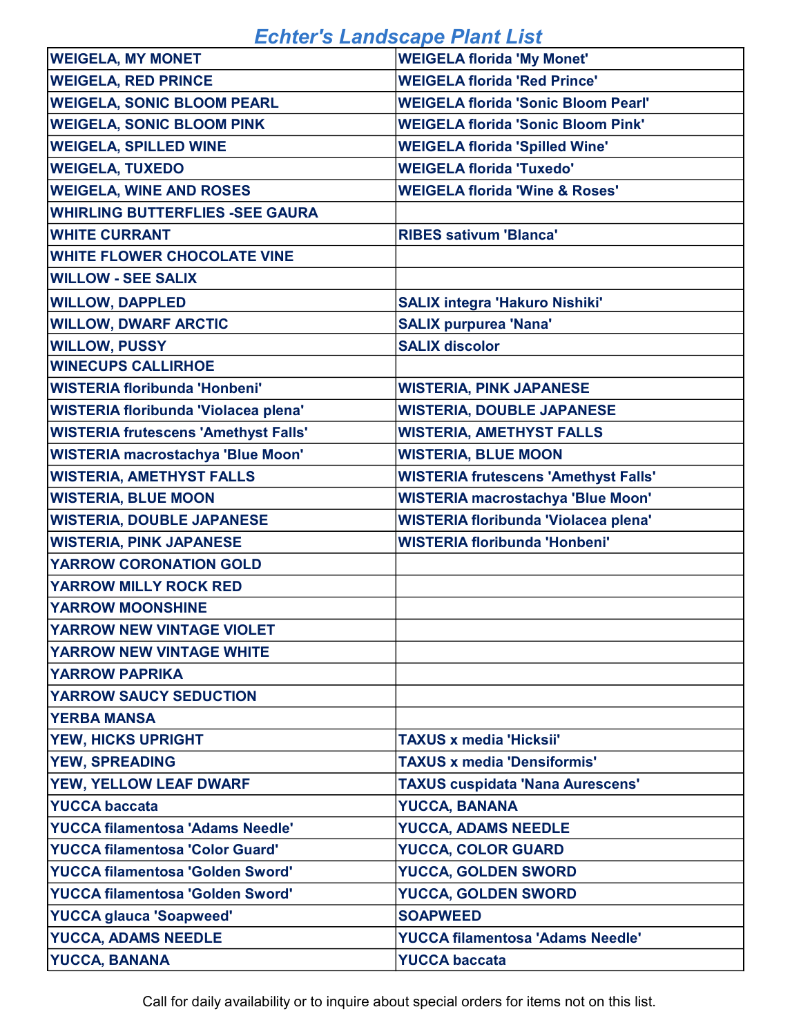# Echter's Landscape Plant List

| | |
|---|---|
| **WEIGELA, MY MONET** | **WEIGELA florida 'My Monet'** |
| **WEIGELA, RED PRINCE** | **WEIGELA florida 'Red Prince'** |
| **WEIGELA, SONIC BLOOM PEARL** | **WEIGELA florida 'Sonic Bloom Pearl'** |
| **WEIGELA, SONIC BLOOM PINK** | **WEIGELA florida 'Sonic Bloom Pink'** |
| **WEIGELA, SPILLED WINE** | **WEIGELA florida 'Spilled Wine'** |
| **WEIGELA, TUXEDO** | **WEIGELA florida 'Tuxedo'** |
| **WEIGELA, WINE AND ROSES** | **WEIGELA florida 'Wine & Roses'** |
| **WHIRLING BUTTERFLIES -SEE GAURA** | |
| **WHITE CURRANT** | **RIBES sativum 'Blanca'** |
| **WHITE FLOWER CHOCOLATE VINE** | |
| **WILLOW - SEE SALIX** | |
| **WILLOW, DAPPLED** | **SALIX integra 'Hakuro Nishiki'** |
| **WILLOW, DWARF ARCTIC** | **SALIX purpurea 'Nana'** |
| **WILLOW, PUSSY** | **SALIX discolor** |
| **WINECUPS CALLIRHOE** | |
| **WISTERIA floribunda 'Honbeni'** | **WISTERIA, PINK JAPANESE** |
| **WISTERIA floribunda 'Violacea plena'** | **WISTERIA, DOUBLE JAPANESE** |
| **WISTERIA frutescens 'Amethyst Falls'** | **WISTERIA, AMETHYST FALLS** |
| **WISTERIA macrostachya 'Blue Moon'** | **WISTERIA, BLUE MOON** |
| **WISTERIA, AMETHYST FALLS** | **WISTERIA frutescens 'Amethyst Falls'** |
| **WISTERIA, BLUE MOON** | **WISTERIA macrostachya 'Blue Moon'** |
| **WISTERIA, DOUBLE JAPANESE** | **WISTERIA floribunda 'Violacea plena'** |
| **WISTERIA, PINK JAPANESE** | **WISTERIA floribunda 'Honbeni'** |
| **YARROW CORONATION GOLD** | |
| **YARROW MILLY ROCK RED** | |
| **YARROW MOONSHINE** | |
| **YARROW NEW VINTAGE VIOLET** | |
| **YARROW NEW VINTAGE WHITE** | |
| **YARROW PAPRIKA** | |
| **YARROW SAUCY SEDUCTION** | |
| **YERBA MANSA** | |
| **YEW, HICKS UPRIGHT** | **TAXUS x media 'Hicksii'** |
| **YEW, SPREADING** | **TAXUS x media 'Densiformis'** |
| **YEW, YELLOW LEAF DWARF** | **TAXUS cuspidata 'Nana Aurescens'** |
| **YUCCA baccata** | **YUCCA, BANANA** |
| **YUCCA filamentosa 'Adams Needle'** | **YUCCA, ADAMS NEEDLE** |
| **YUCCA filamentosa 'Color Guard'** | **YUCCA, COLOR GUARD** |
| **YUCCA filamentosa 'Golden Sword'** | **YUCCA, GOLDEN SWORD** |
| **YUCCA filamentosa 'Golden Sword'** | **YUCCA, GOLDEN SWORD** |
| **YUCCA glauca 'Soapweed'** | **SOAPWEED** |
| **YUCCA, ADAMS NEEDLE** | **YUCCA filamentosa 'Adams Needle'** |
| **YUCCA, BANANA** | **YUCCA baccata** |

Call for daily availability or to inquire about special orders for items not on this list.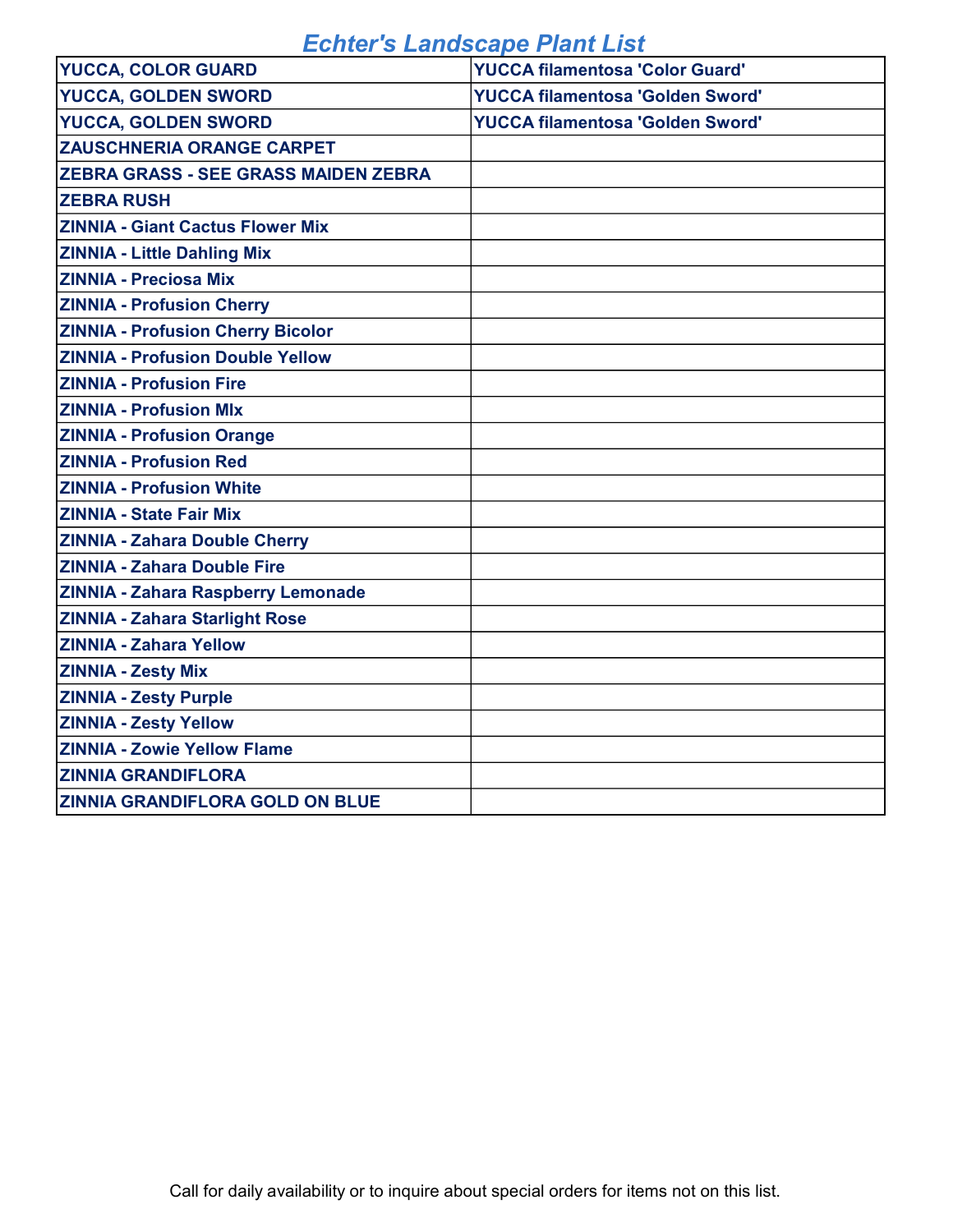# Echter's Landscape Plant List

| | |
|---|---|
| YUCCA, COLOR GUARD | YUCCA filamentosa 'Color Guard' |
| YUCCA, GOLDEN SWORD | YUCCA filamentosa 'Golden Sword' |
| YUCCA, GOLDEN SWORD | YUCCA filamentosa 'Golden Sword' |
| ZAUSCHNERIA ORANGE CARPET | |
| ZEBRA GRASS - SEE GRASS MAIDEN ZEBRA | |
| ZEBRA RUSH | |
| ZINNIA - Giant Cactus Flower Mix | |
| ZINNIA - Little Dahling Mix | |
| ZINNIA - Preciosa Mix | |
| ZINNIA - Profusion Cherry | |
| ZINNIA - Profusion Cherry Bicolor | |
| ZINNIA - Profusion Double Yellow | |
| ZINNIA - Profusion Fire | |
| ZINNIA - Profusion MIx | |
| ZINNIA - Profusion Orange | |
| ZINNIA - Profusion Red | |
| ZINNIA - Profusion White | |
| ZINNIA - State Fair Mix | |
| ZINNIA - Zahara Double Cherry | |
| ZINNIA - Zahara Double Fire | |
| ZINNIA - Zahara Raspberry Lemonade | |
| ZINNIA - Zahara Starlight Rose | |
| ZINNIA - Zahara Yellow | |
| ZINNIA - Zesty Mix | |
| ZINNIA - Zesty Purple | |
| ZINNIA - Zesty Yellow | |
| ZINNIA - Zowie Yellow Flame | |
| ZINNIA GRANDIFLORA | |
| ZINNIA GRANDIFLORA GOLD ON BLUE | |

Call for daily availability or to inquire about special orders for items not on this list.